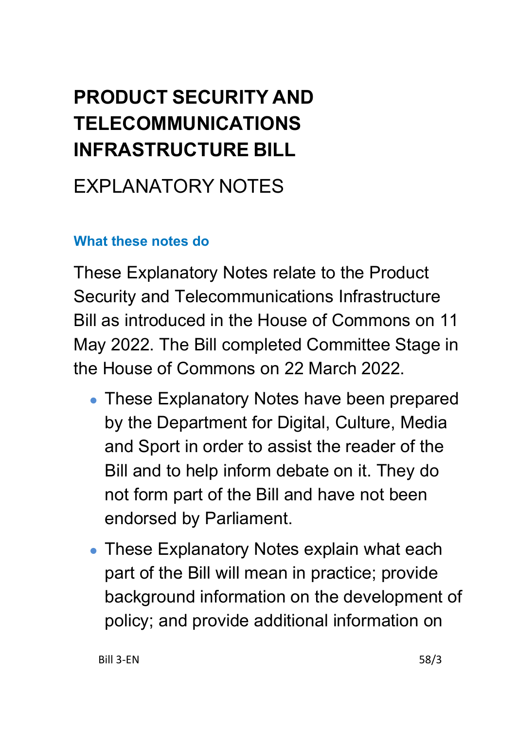# PRODUCT SECURITY AND TELECOMMUNICATIONS INFRASTRUCTURE BILL

## EXPLANATORY NOTES

### What these notes do

These Explanatory Notes relate to the Product Security and Telecommunications Infrastructure Bill as introduced in the House of Commons on 11 May 2022. The Bill completed Committee Stage in the House of Commons on 22 March 2022.

- These Explanatory Notes have been prepared by the Department for Digital, Culture, Media and Sport in order to assist the reader of the Bill and to help inform debate on it. They do not form part of the Bill and have not been endorsed by Parliament.
- These Explanatory Notes explain what each part of the Bill will mean in practice; provide background information on the development of policy; and provide additional information on

Bill 3-EN 58/3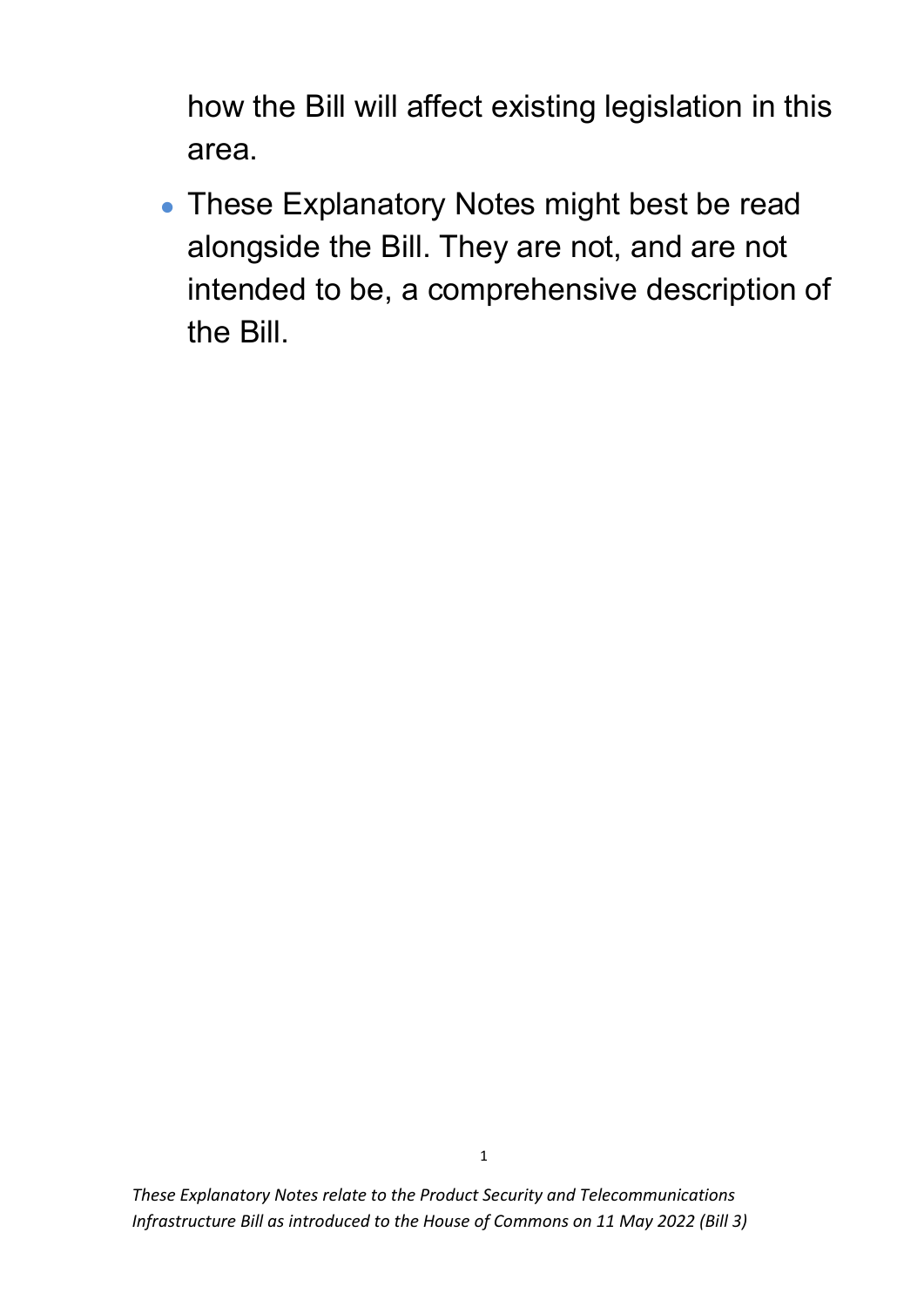how the Bill will affect existing legislation in this area.

- These Explanatory Notes might best be read alongside the Bill. They are not, and are not intended to be, a comprehensive description of the Bill.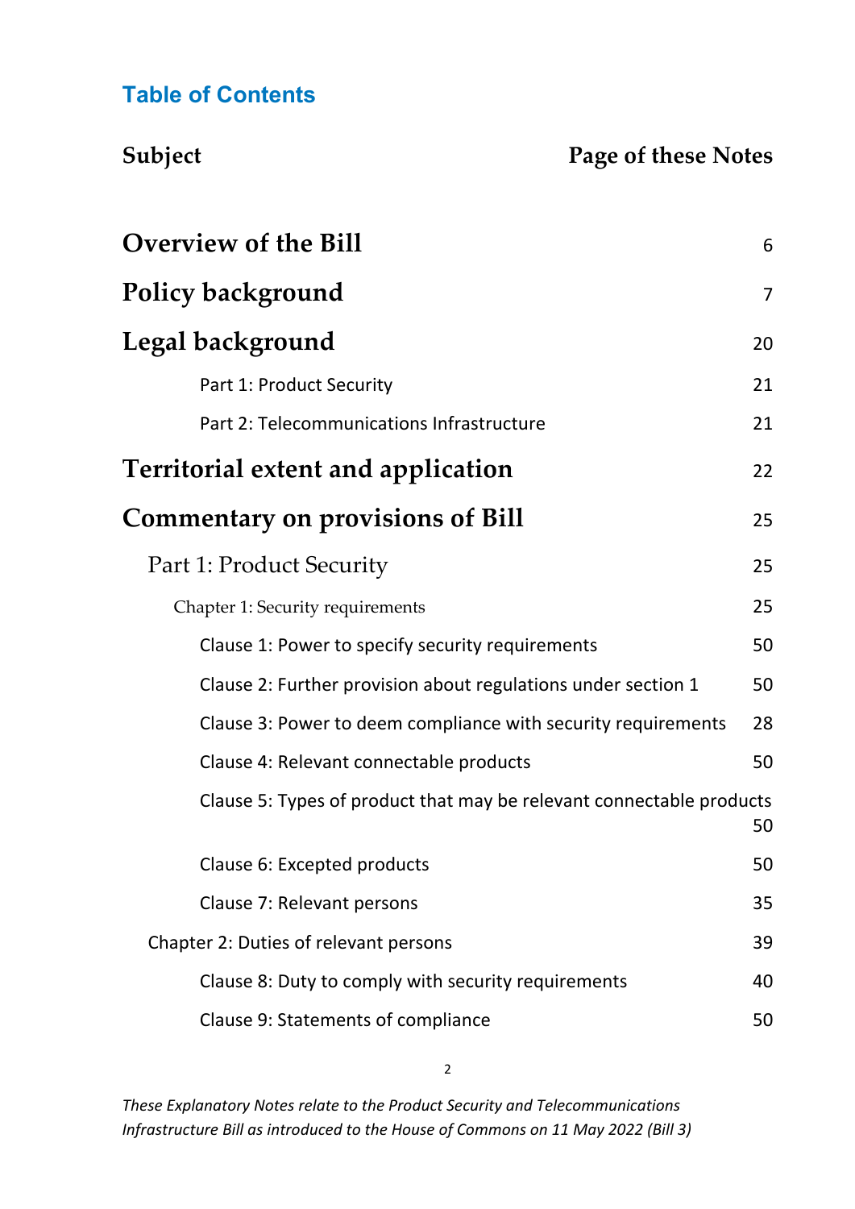## Table of Contents

| Subject | Page of these Notes |
|---|---|
| **Overview of the Bill** | 6 |
| **Policy background** | 7 |
| **Legal background** | 20 |
| Part 1: Product Security | 21 |
| Part 2: Telecommunications Infrastructure | 21 |
| **Territorial extent and application** | 22 |
| **Commentary on provisions of Bill** | 25 |
| Part 1: Product Security | 25 |
| Chapter 1: Security requirements | 25 |
| Clause 1: Power to specify security requirements | 50 |
| Clause 2: Further provision about regulations under section 1 | 50 |
| Clause 3: Power to deem compliance with security requirements | 28 |
| Clause 4: Relevant connectable products | 50 |
| Clause 5: Types of product that may be relevant connectable products | 50 |
| Clause 6: Excepted products | 50 |
| Clause 7: Relevant persons | 35 |
| Chapter 2: Duties of relevant persons | 39 |
| Clause 8: Duty to comply with security requirements | 40 |
| Clause 9: Statements of compliance | 50 |

*These Explanatory Notes relate to the Product Security and Telecommunications Infrastructure Bill as introduced to the House of Commons on 11 May 2022 (Bill 3)*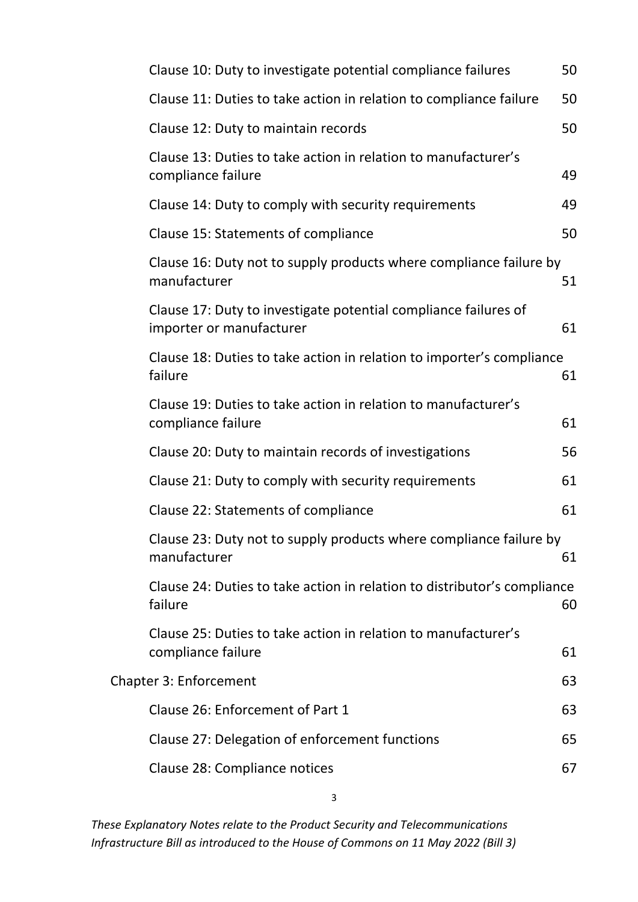| | |
|---|---|
| Clause 10: Duty to investigate potential compliance failures | 50 |
| Clause 11: Duties to take action in relation to compliance failure | 50 |
| Clause 12: Duty to maintain records | 50 |
| Clause 13: Duties to take action in relation to manufacturer's compliance failure | 49 |
| Clause 14: Duty to comply with security requirements | 49 |
| Clause 15: Statements of compliance | 50 |
| Clause 16: Duty not to supply products where compliance failure by manufacturer | 51 |
| Clause 17: Duty to investigate potential compliance failures of importer or manufacturer | 61 |
| Clause 18: Duties to take action in relation to importer's compliance failure | 61 |
| Clause 19: Duties to take action in relation to manufacturer's compliance failure | 61 |
| Clause 20: Duty to maintain records of investigations | 56 |
| Clause 21: Duty to comply with security requirements | 61 |
| Clause 22: Statements of compliance | 61 |
| Clause 23: Duty not to supply products where compliance failure by manufacturer | 61 |
| Clause 24: Duties to take action in relation to distributor's compliance failure | 60 |
| Clause 25: Duties to take action in relation to manufacturer's compliance failure | 61 |
| Chapter 3: Enforcement | 63 |
| Clause 26: Enforcement of Part 1 | 63 |
| Clause 27: Delegation of enforcement functions | 65 |
| Clause 28: Compliance notices | 67 |

*These Explanatory Notes relate to the Product Security and Telecommunications Infrastructure Bill as introduced to the House of Commons on 11 May 2022 (Bill 3)*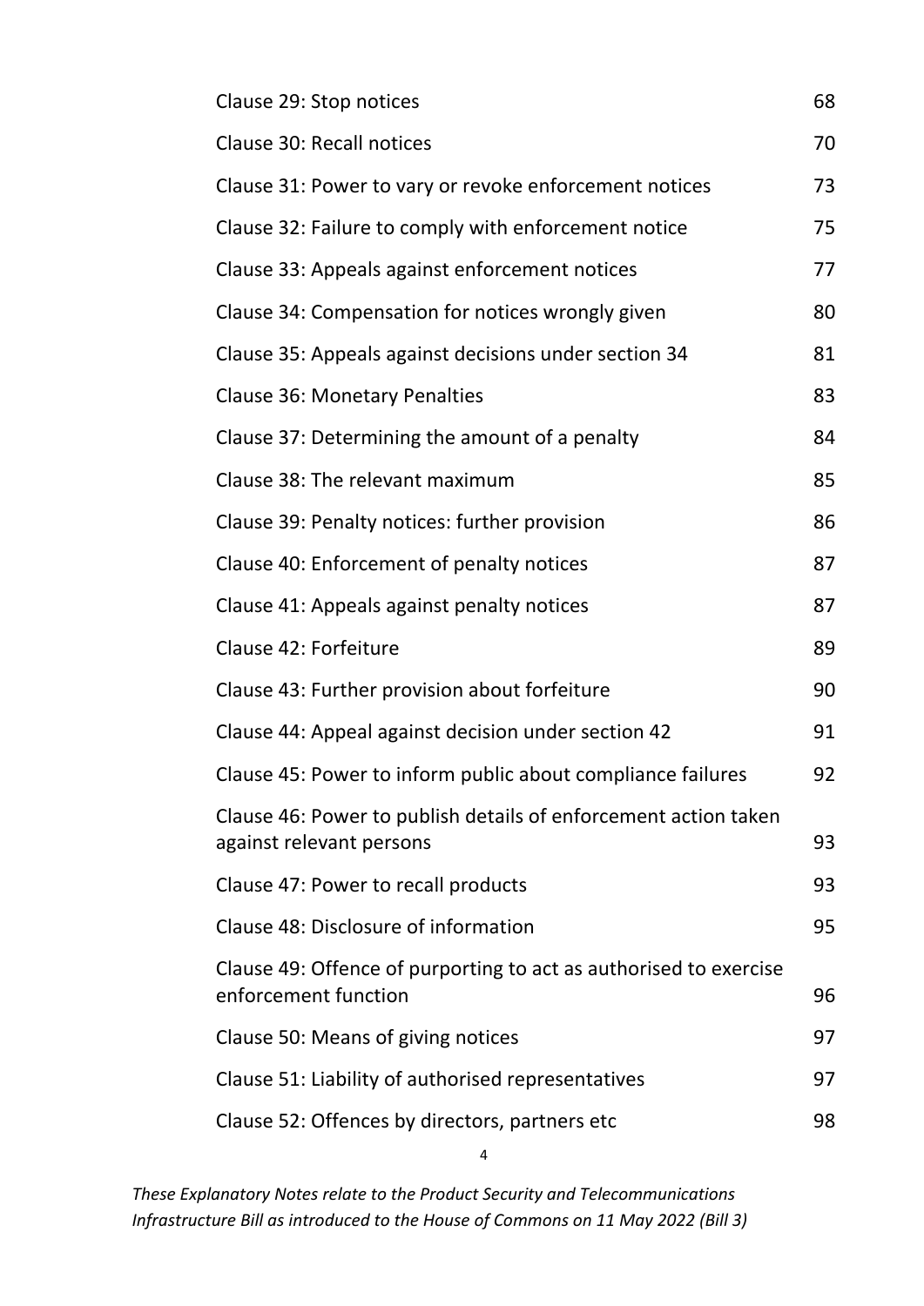| | |
|---|---|
| Clause 29: Stop notices | 68 |
| Clause 30: Recall notices | 70 |
| Clause 31: Power to vary or revoke enforcement notices | 73 |
| Clause 32: Failure to comply with enforcement notice | 75 |
| Clause 33: Appeals against enforcement notices | 77 |
| Clause 34: Compensation for notices wrongly given | 80 |
| Clause 35: Appeals against decisions under section 34 | 81 |
| Clause 36: Monetary Penalties | 83 |
| Clause 37: Determining the amount of a penalty | 84 |
| Clause 38: The relevant maximum | 85 |
| Clause 39: Penalty notices: further provision | 86 |
| Clause 40: Enforcement of penalty notices | 87 |
| Clause 41: Appeals against penalty notices | 87 |
| Clause 42: Forfeiture | 89 |
| Clause 43: Further provision about forfeiture | 90 |
| Clause 44: Appeal against decision under section 42 | 91 |
| Clause 45: Power to inform public about compliance failures | 92 |
| Clause 46: Power to publish details of enforcement action taken against relevant persons | 93 |
| Clause 47: Power to recall products | 93 |
| Clause 48: Disclosure of information | 95 |
| Clause 49: Offence of purporting to act as authorised to exercise enforcement function | 96 |
| Clause 50: Means of giving notices | 97 |
| Clause 51: Liability of authorised representatives | 97 |
| Clause 52: Offences by directors, partners etc | 98 |

*These Explanatory Notes relate to the Product Security and Telecommunications Infrastructure Bill as introduced to the House of Commons on 11 May 2022 (Bill 3)*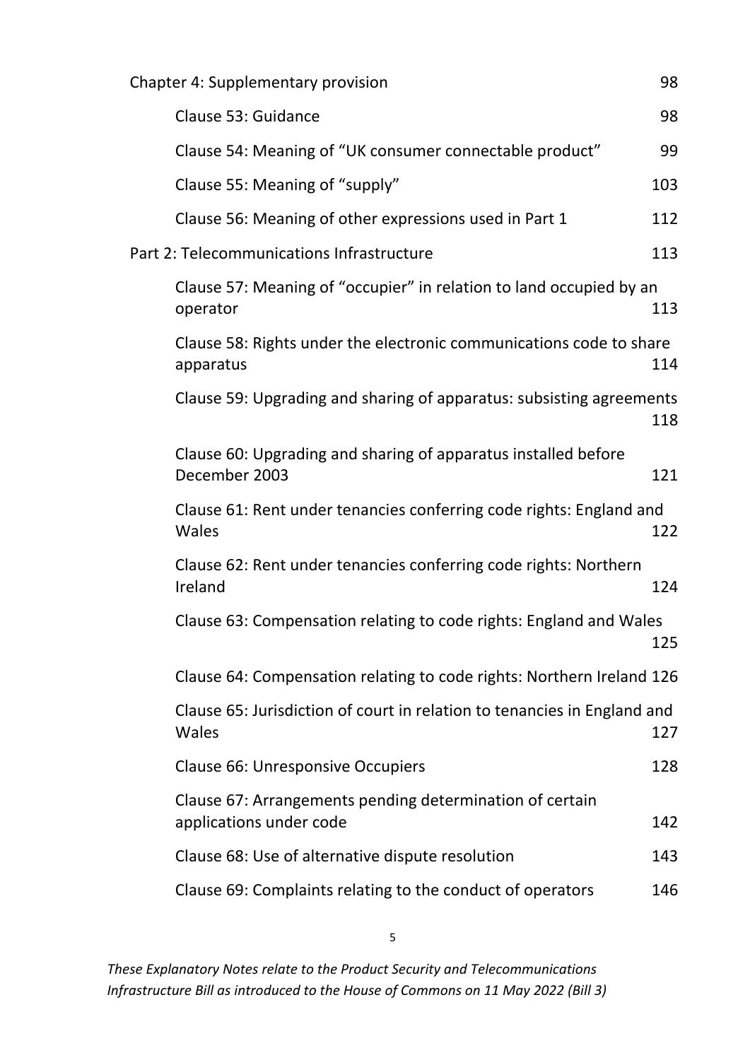Chapter 4: Supplementary provision 98

Clause 53: Guidance 98

Clause 54: Meaning of "UK consumer connectable product" 99

Clause 55: Meaning of "supply" 103

Clause 56: Meaning of other expressions used in Part 1 112

Part 2: Telecommunications Infrastructure 113

Clause 57: Meaning of "occupier" in relation to land occupied by an operator 113

Clause 58: Rights under the electronic communications code to share apparatus 114

Clause 59: Upgrading and sharing of apparatus: subsisting agreements 118

Clause 60: Upgrading and sharing of apparatus installed before December 2003 121

Clause 61: Rent under tenancies conferring code rights: England and Wales 122

Clause 62: Rent under tenancies conferring code rights: Northern Ireland 124

Clause 63: Compensation relating to code rights: England and Wales 125

Clause 64: Compensation relating to code rights: Northern Ireland 126

Clause 65: Jurisdiction of court in relation to tenancies in England and Wales 127

Clause 66: Unresponsive Occupiers 128

Clause 67: Arrangements pending determination of certain applications under code 142

Clause 68: Use of alternative dispute resolution 143

Clause 69: Complaints relating to the conduct of operators 146

*These Explanatory Notes relate to the Product Security and Telecommunications Infrastructure Bill as introduced to the House of Commons on 11 May 2022 (Bill 3)*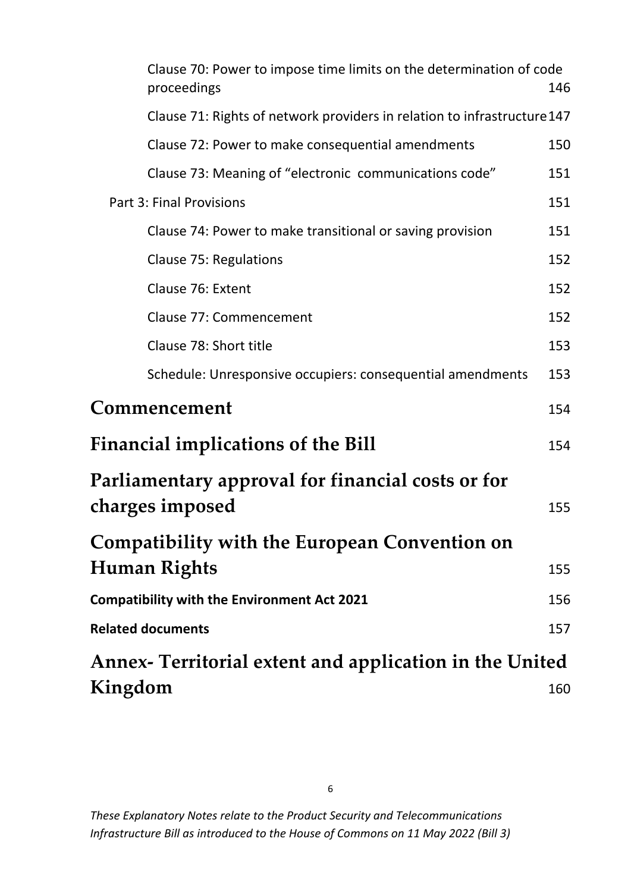Clause 70: Power to impose time limits on the determination of code proceedings 146

Clause 71: Rights of network providers in relation to infrastructure 147

Clause 72: Power to make consequential amendments 150

Clause 73: Meaning of "electronic communications code" 151

Part 3: Final Provisions 151

Clause 74: Power to make transitional or saving provision 151

Clause 75: Regulations 152

Clause 76: Extent 152

Clause 77: Commencement 152

Clause 78: Short title 153

Schedule: Unresponsive occupiers: consequential amendments 153

**Commencement** 154

**Financial implications of the Bill** 154

**Parliamentary approval for financial costs or for charges imposed** 155

**Compatibility with the European Convention on Human Rights** 155

**Compatibility with the Environment Act 2021** 156

**Related documents** 157

**Annex- Territorial extent and application in the United Kingdom** 160

*These Explanatory Notes relate to the Product Security and Telecommunications Infrastructure Bill as introduced to the House of Commons on 11 May 2022 (Bill 3)*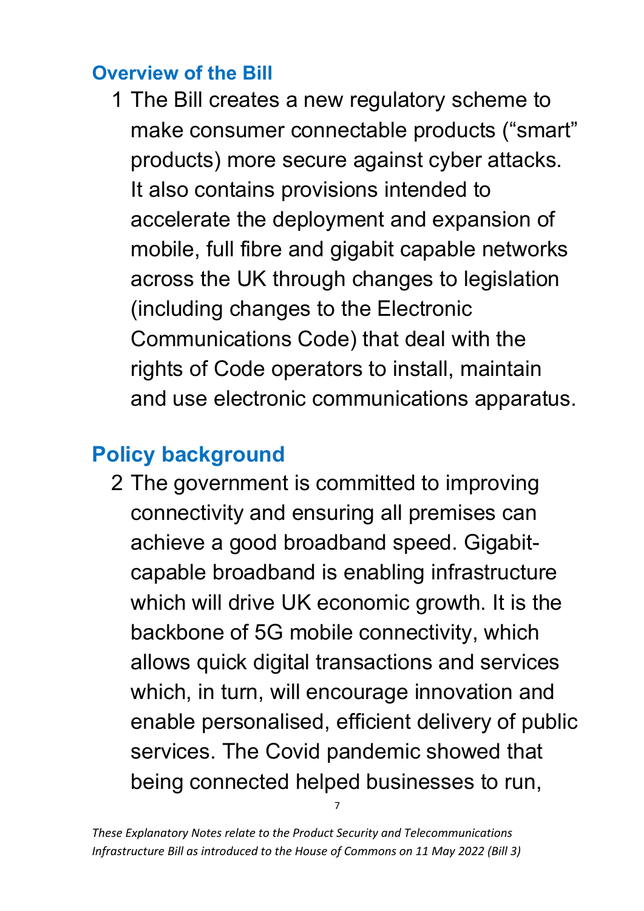## Overview of the Bill

1 The Bill creates a new regulatory scheme to make consumer connectable products (“smart” products) more secure against cyber attacks. It also contains provisions intended to accelerate the deployment and expansion of mobile, full fibre and gigabit capable networks across the UK through changes to legislation (including changes to the Electronic Communications Code) that deal with the rights of Code operators to install, maintain and use electronic communications apparatus.

## Policy background

2 The government is committed to improving connectivity and ensuring all premises can achieve a good broadband speed. Gigabit-capable broadband is enabling infrastructure which will drive UK economic growth. It is the backbone of 5G mobile connectivity, which allows quick digital transactions and services which, in turn, will encourage innovation and enable personalised, efficient delivery of public services. The Covid pandemic showed that being connected helped businesses to run,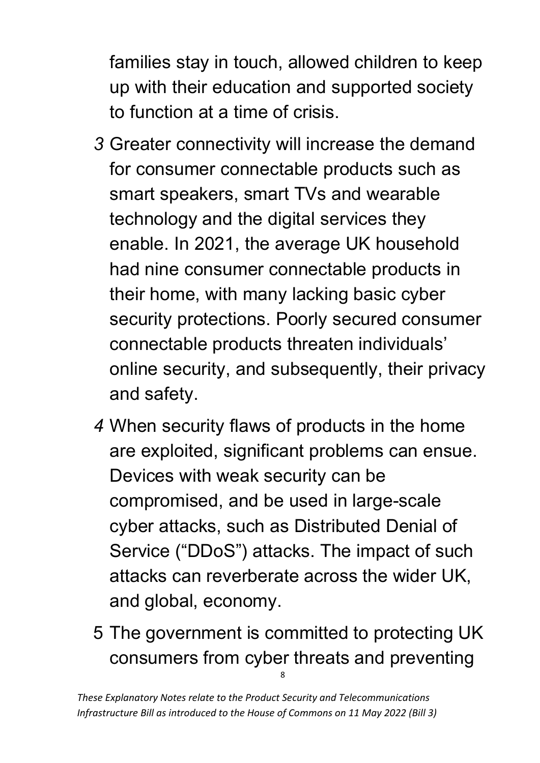families stay in touch, allowed children to keep up with their education and supported society to function at a time of crisis.

*3* Greater connectivity will increase the demand for consumer connectable products such as smart speakers, smart TVs and wearable technology and the digital services they enable. In 2021, the average UK household had nine consumer connectable products in their home, with many lacking basic cyber security protections. Poorly secured consumer connectable products threaten individuals' online security, and subsequently, their privacy and safety.

*4* When security flaws of products in the home are exploited, significant problems can ensue. Devices with weak security can be compromised, and be used in large-scale cyber attacks, such as Distributed Denial of Service ("DDoS") attacks. The impact of such attacks can reverberate across the wider UK, and global, economy.

5 The government is committed to protecting UK consumers from cyber threats and preventing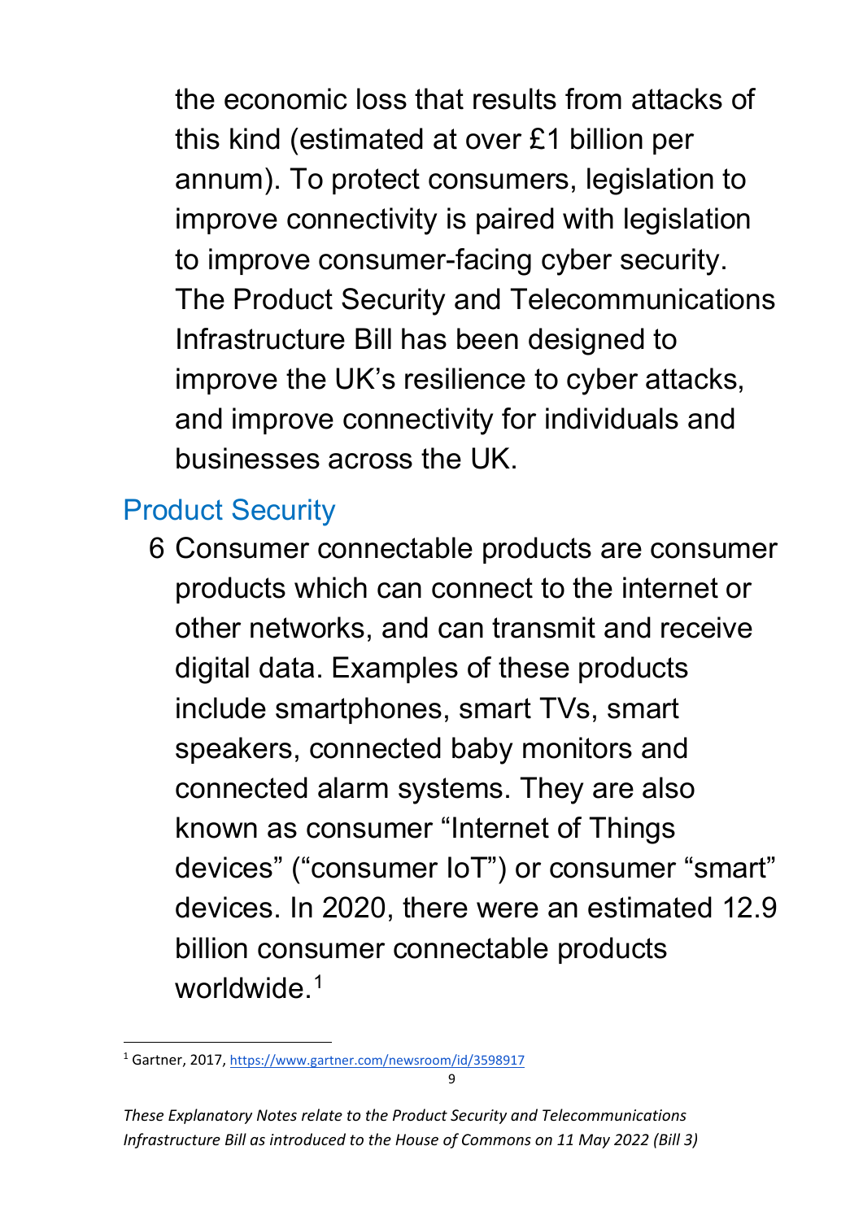the economic loss that results from attacks of this kind (estimated at over £1 billion per annum). To protect consumers, legislation to improve connectivity is paired with legislation to improve consumer-facing cyber security. The Product Security and Telecommunications Infrastructure Bill has been designed to improve the UK's resilience to cyber attacks, and improve connectivity for individuals and businesses across the UK.

## Product Security

6 Consumer connectable products are consumer products which can connect to the internet or other networks, and can transmit and receive digital data. Examples of these products include smartphones, smart TVs, smart speakers, connected baby monitors and connected alarm systems. They are also known as consumer "Internet of Things devices" ("consumer IoT") or consumer "smart" devices. In 2020, there were an estimated 12.9 billion consumer connectable products worldwide.[1]

[1] Gartner, 2017, https://www.gartner.com/newsroom/id/3598917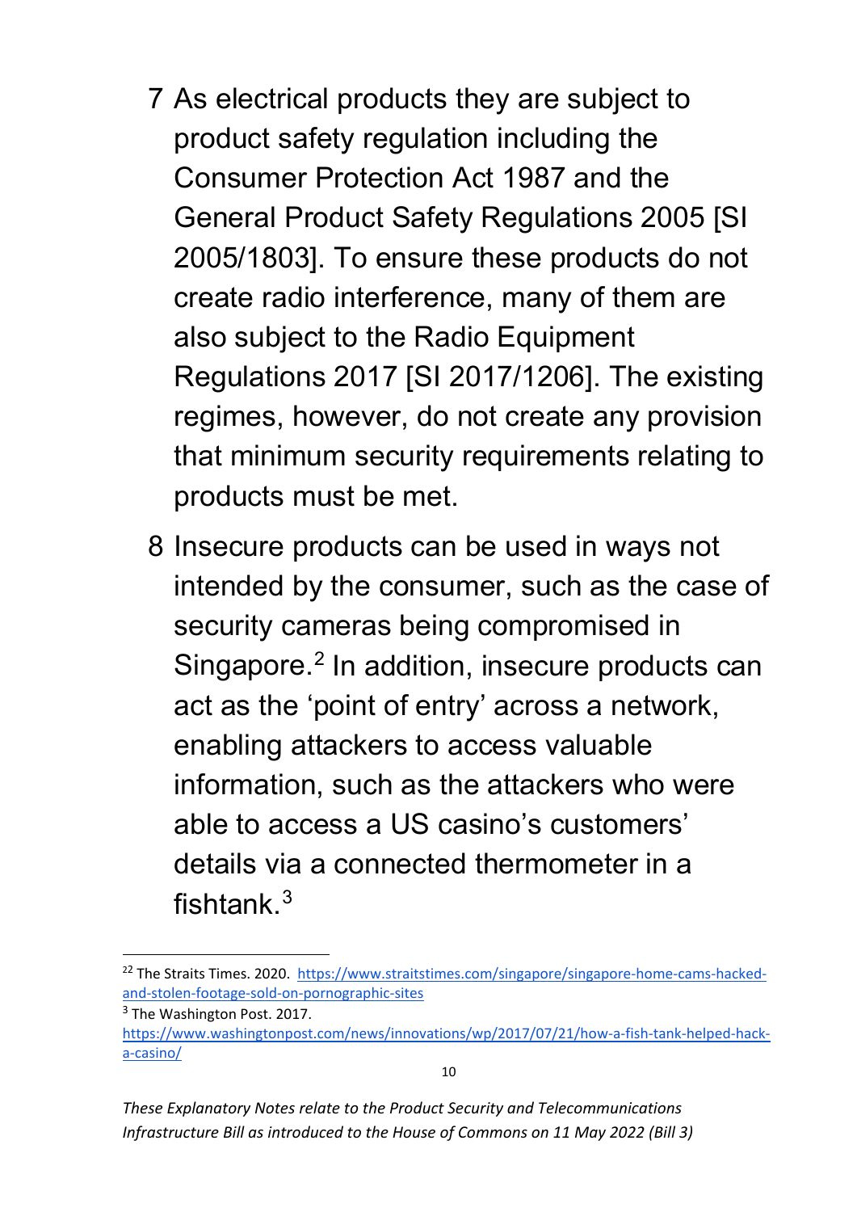7 As electrical products they are subject to product safety regulation including the Consumer Protection Act 1987 and the General Product Safety Regulations 2005 [SI 2005/1803]. To ensure these products do not create radio interference, many of them are also subject to the Radio Equipment Regulations 2017 [SI 2017/1206]. The existing regimes, however, do not create any provision that minimum security requirements relating to products must be met.

8 Insecure products can be used in ways not intended by the consumer, such as the case of security cameras being compromised in Singapore.[2] In addition, insecure products can act as the 'point of entry' across a network, enabling attackers to access valuable information, such as the attackers who were able to access a US casino's customers' details via a connected thermometer in a fishtank.[3]

---

[22] The Straits Times. 2020. https://www.straitstimes.com/singapore/singapore-home-cams-hacked-and-stolen-footage-sold-on-pornographic-sites

[3] The Washington Post. 2017. https://www.washingtonpost.com/news/innovations/wp/2017/07/21/how-a-fish-tank-helped-hack-a-casino/

*These Explanatory Notes relate to the Product Security and Telecommunications Infrastructure Bill as introduced to the House of Commons on 11 May 2022 (Bill 3)*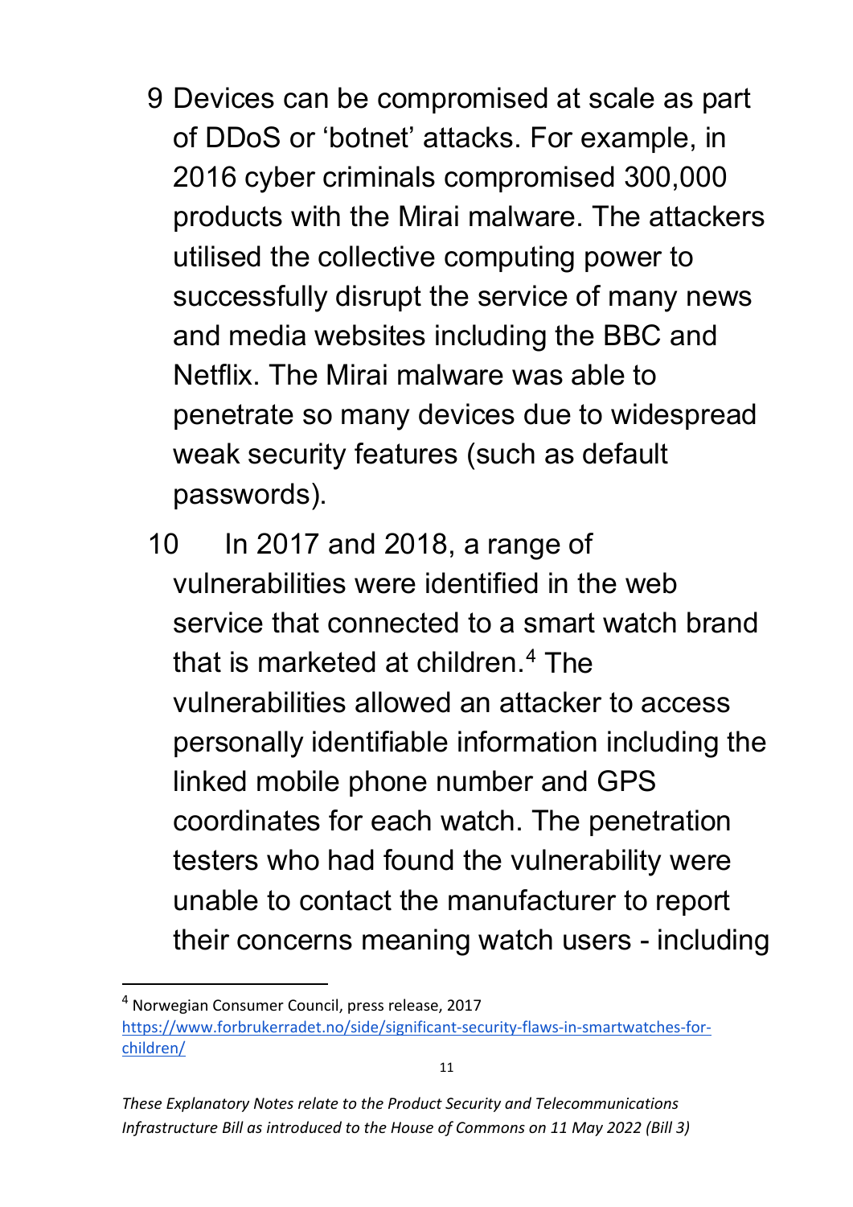9 Devices can be compromised at scale as part of DDoS or 'botnet' attacks. For example, in 2016 cyber criminals compromised 300,000 products with the Mirai malware. The attackers utilised the collective computing power to successfully disrupt the service of many news and media websites including the BBC and Netflix. The Mirai malware was able to penetrate so many devices due to widespread weak security features (such as default passwords).

10 In 2017 and 2018, a range of vulnerabilities were identified in the web service that connected to a smart watch brand that is marketed at children.[4] The vulnerabilities allowed an attacker to access personally identifiable information including the linked mobile phone number and GPS coordinates for each watch. The penetration testers who had found the vulnerability were unable to contact the manufacturer to report their concerns meaning watch users - including

---

[4] Norwegian Consumer Council, press release, 2017 https://www.forbrukerradet.no/side/significant-security-flaws-in-smartwatches-for-children/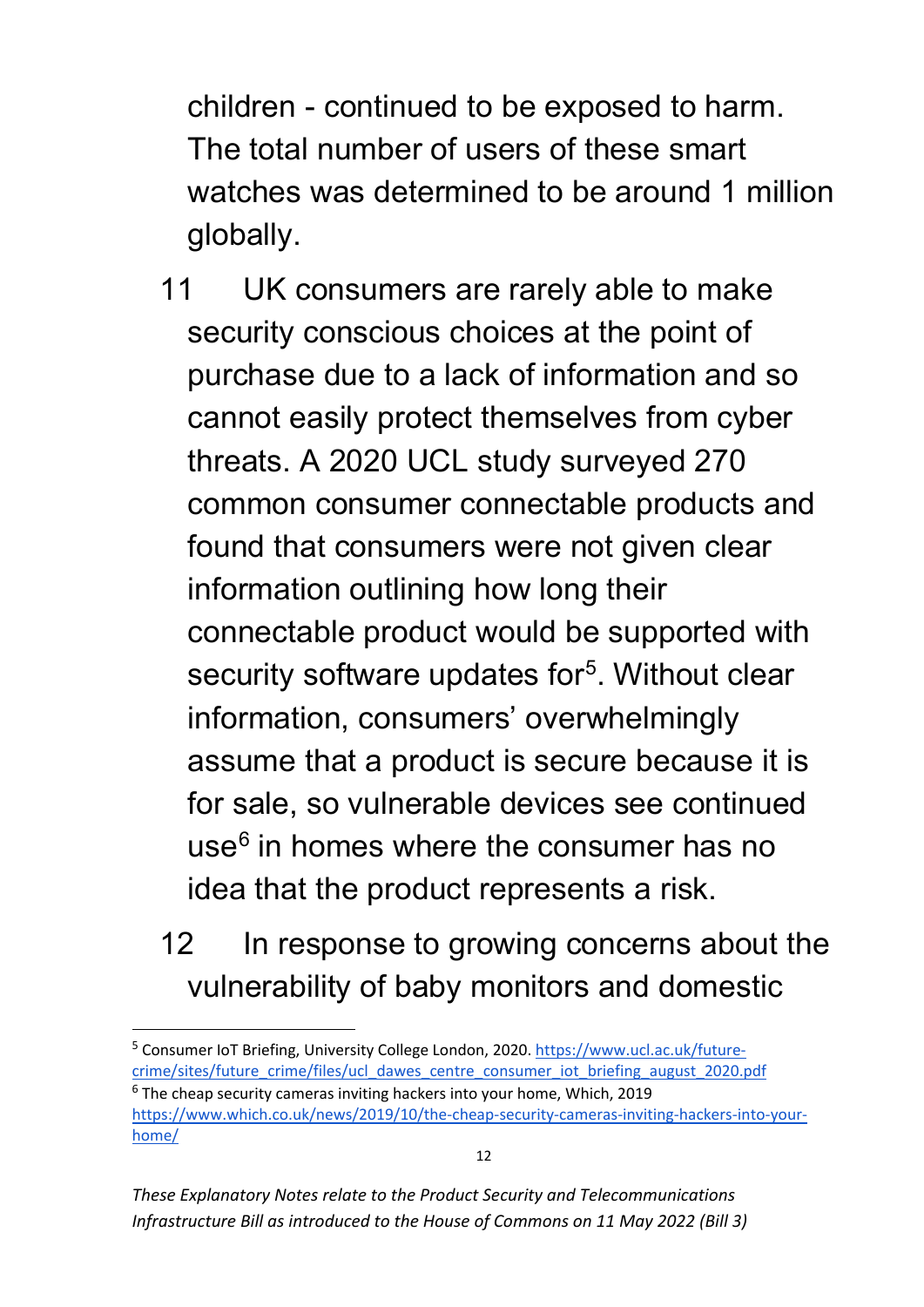children - continued to be exposed to harm. The total number of users of these smart watches was determined to be around 1 million globally.

11 UK consumers are rarely able to make security conscious choices at the point of purchase due to a lack of information and so cannot easily protect themselves from cyber threats. A 2020 UCL study surveyed 270 common consumer connectable products and found that consumers were not given clear information outlining how long their connectable product would be supported with security software updates for[5]. Without clear information, consumers' overwhelmingly assume that a product is secure because it is for sale, so vulnerable devices see continued use[6] in homes where the consumer has no idea that the product represents a risk.

12 In response to growing concerns about the vulnerability of baby monitors and domestic

---

[5] Consumer IoT Briefing, University College London, 2020. https://www.ucl.ac.uk/future-crime/sites/future_crime/files/ucl_dawes_centre_consumer_iot_briefing_august_2020.pdf

[6] The cheap security cameras inviting hackers into your home, Which, 2019 https://www.which.co.uk/news/2019/10/the-cheap-security-cameras-inviting-hackers-into-your-home/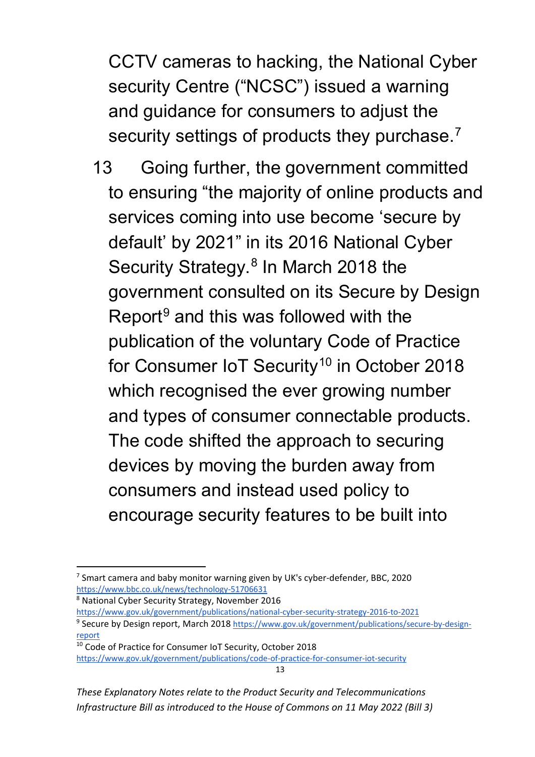CCTV cameras to hacking, the National Cyber security Centre ("NCSC") issued a warning and guidance for consumers to adjust the security settings of products they purchase.[7]

13 Going further, the government committed to ensuring "the majority of online products and services coming into use become 'secure by default' by 2021" in its 2016 National Cyber Security Strategy.[8] In March 2018 the government consulted on its Secure by Design Report[9] and this was followed with the publication of the voluntary Code of Practice for Consumer IoT Security[10] in October 2018 which recognised the ever growing number and types of consumer connectable products. The code shifted the approach to securing devices by moving the burden away from consumers and instead used policy to encourage security features to be built into

---

[7] Smart camera and baby monitor warning given by UK's cyber-defender, BBC, 2020 https://www.bbc.co.uk/news/technology-51706631

[8] National Cyber Security Strategy, November 2016 https://www.gov.uk/government/publications/national-cyber-security-strategy-2016-to-2021

[9] Secure by Design report, March 2018 https://www.gov.uk/government/publications/secure-by-design-report

[10] Code of Practice for Consumer IoT Security, October 2018 https://www.gov.uk/government/publications/code-of-practice-for-consumer-iot-security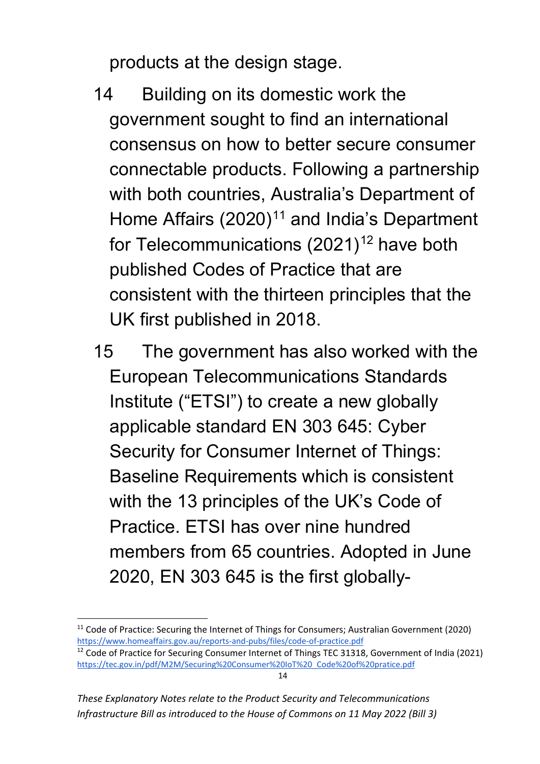products at the design stage.

14 Building on its domestic work the government sought to find an international consensus on how to better secure consumer connectable products. Following a partnership with both countries, Australia's Department of Home Affairs (2020)[11] and India's Department for Telecommunications (2021)[12] have both published Codes of Practice that are consistent with the thirteen principles that the UK first published in 2018.

15 The government has also worked with the European Telecommunications Standards Institute ("ETSI") to create a new globally applicable standard EN 303 645: Cyber Security for Consumer Internet of Things: Baseline Requirements which is consistent with the 13 principles of the UK's Code of Practice. ETSI has over nine hundred members from 65 countries. Adopted in June 2020, EN 303 645 is the first globally-

---

[11] Code of Practice: Securing the Internet of Things for Consumers; Australian Government (2020) https://www.homeaffairs.gov.au/reports-and-pubs/files/code-of-practice.pdf

[12] Code of Practice for Securing Consumer Internet of Things TEC 31318, Government of India (2021) https://tec.gov.in/pdf/M2M/Securing%20Consumer%20IoT%20_Code%20of%20pratice.pdf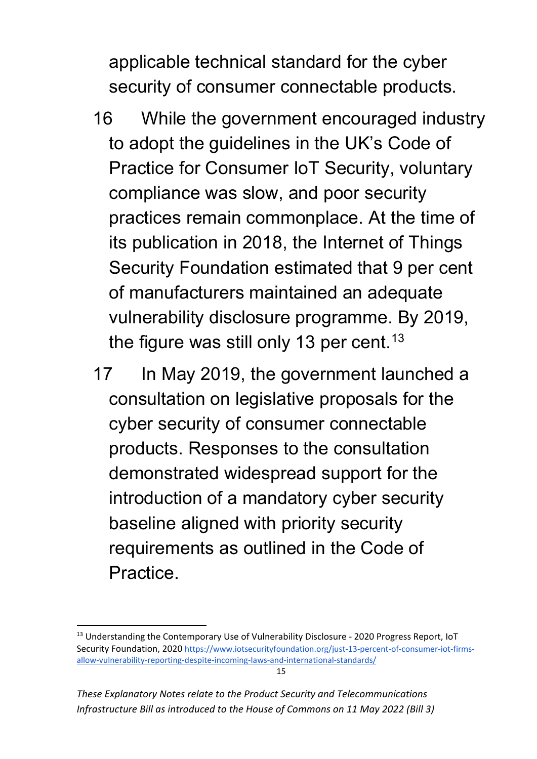applicable technical standard for the cyber security of consumer connectable products.

16 While the government encouraged industry to adopt the guidelines in the UK's Code of Practice for Consumer IoT Security, voluntary compliance was slow, and poor security practices remain commonplace. At the time of its publication in 2018, the Internet of Things Security Foundation estimated that 9 per cent of manufacturers maintained an adequate vulnerability disclosure programme. By 2019, the figure was still only 13 per cent.[13]

17 In May 2019, the government launched a consultation on legislative proposals for the cyber security of consumer connectable products. Responses to the consultation demonstrated widespread support for the introduction of a mandatory cyber security baseline aligned with priority security requirements as outlined in the Code of Practice.

---

[13] Understanding the Contemporary Use of Vulnerability Disclosure - 2020 Progress Report, IoT Security Foundation, 2020 https://www.iotsecurityfoundation.org/just-13-percent-of-consumer-iot-firms-allow-vulnerability-reporting-despite-incoming-laws-and-international-standards/

*These Explanatory Notes relate to the Product Security and Telecommunications Infrastructure Bill as introduced to the House of Commons on 11 May 2022 (Bill 3)*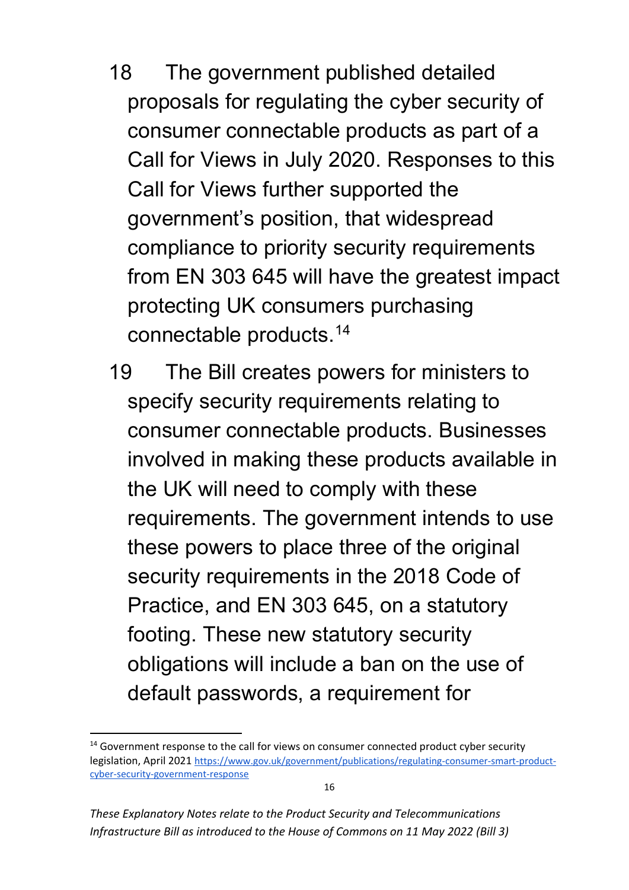18 The government published detailed proposals for regulating the cyber security of consumer connectable products as part of a Call for Views in July 2020. Responses to this Call for Views further supported the government's position, that widespread compliance to priority security requirements from EN 303 645 will have the greatest impact protecting UK consumers purchasing connectable products.[14]

19 The Bill creates powers for ministers to specify security requirements relating to consumer connectable products. Businesses involved in making these products available in the UK will need to comply with these requirements. The government intends to use these powers to place three of the original security requirements in the 2018 Code of Practice, and EN 303 645, on a statutory footing. These new statutory security obligations will include a ban on the use of default passwords, a requirement for

[14] Government response to the call for views on consumer connected product cyber security legislation, April 2021 https://www.gov.uk/government/publications/regulating-consumer-smart-product-cyber-security-government-response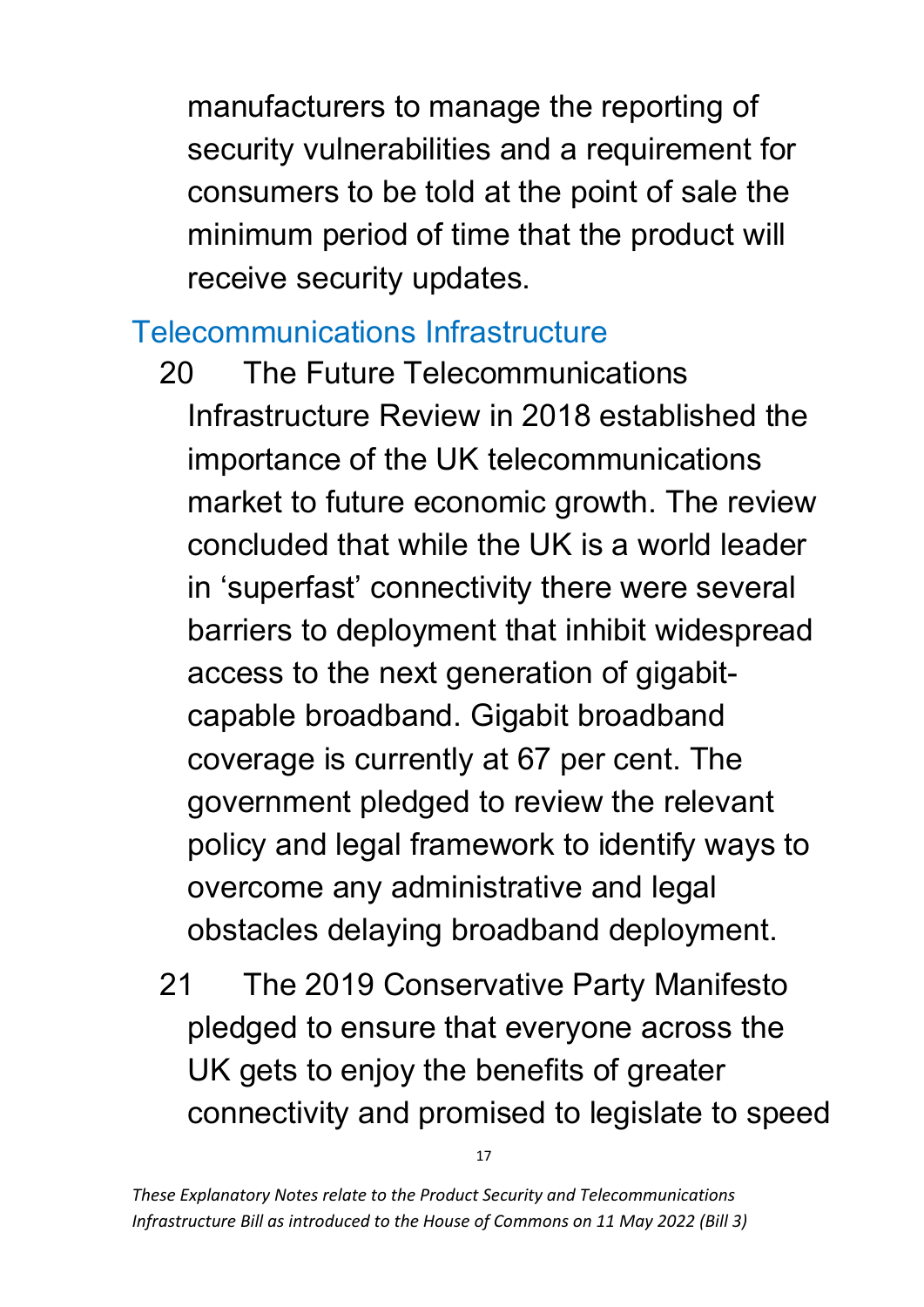manufacturers to manage the reporting of security vulnerabilities and a requirement for consumers to be told at the point of sale the minimum period of time that the product will receive security updates.

## Telecommunications Infrastructure

20 The Future Telecommunications Infrastructure Review in 2018 established the importance of the UK telecommunications market to future economic growth. The review concluded that while the UK is a world leader in 'superfast' connectivity there were several barriers to deployment that inhibit widespread access to the next generation of gigabit-capable broadband. Gigabit broadband coverage is currently at 67 per cent. The government pledged to review the relevant policy and legal framework to identify ways to overcome any administrative and legal obstacles delaying broadband deployment.

21 The 2019 Conservative Party Manifesto pledged to ensure that everyone across the UK gets to enjoy the benefits of greater connectivity and promised to legislate to speed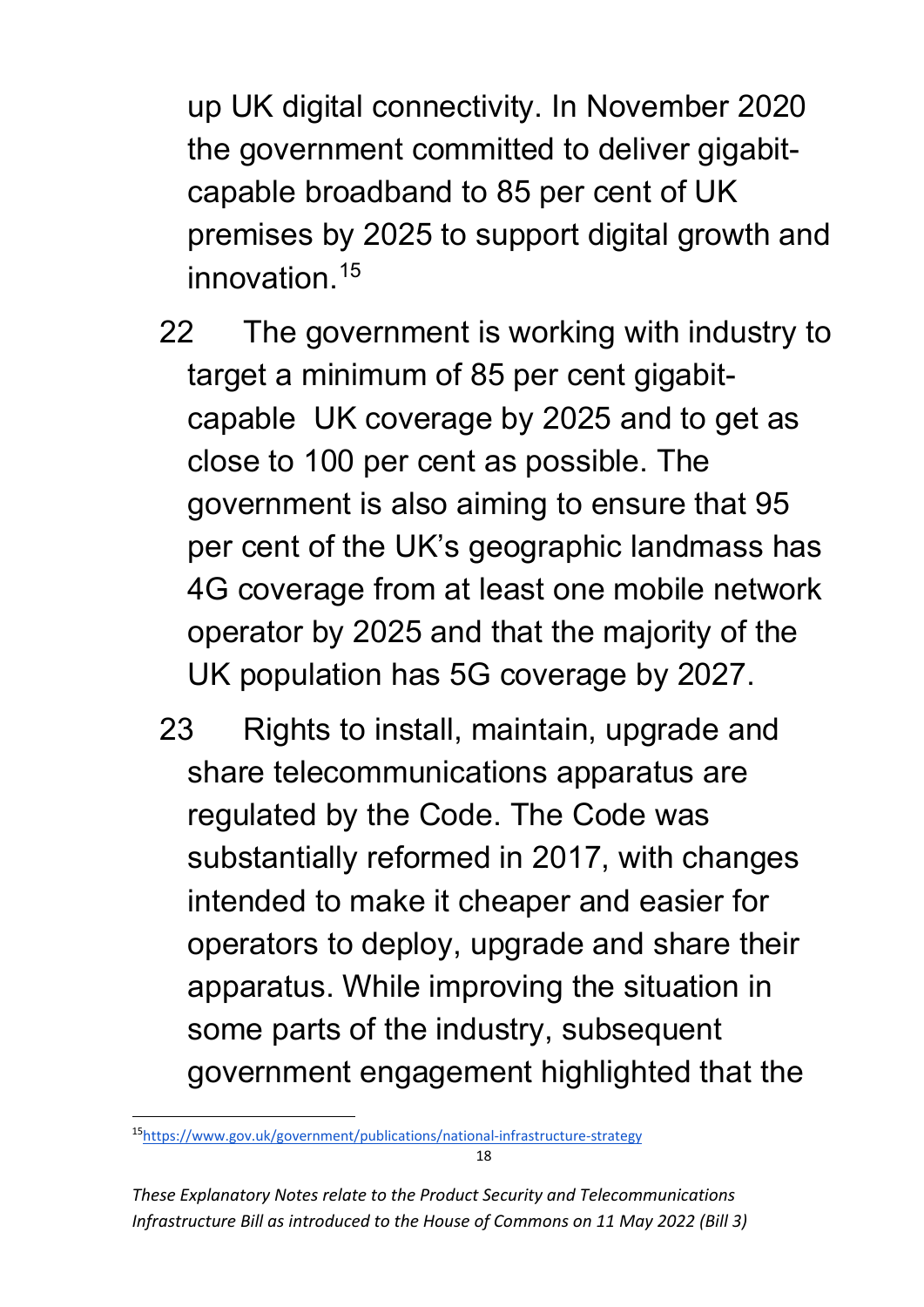up UK digital connectivity. In November 2020 the government committed to deliver gigabit-capable broadband to 85 per cent of UK premises by 2025 to support digital growth and innovation.[15]

22 The government is working with industry to target a minimum of 85 per cent gigabit-capable UK coverage by 2025 and to get as close to 100 per cent as possible. The government is also aiming to ensure that 95 per cent of the UK's geographic landmass has 4G coverage from at least one mobile network operator by 2025 and that the majority of the UK population has 5G coverage by 2027.

23 Rights to install, maintain, upgrade and share telecommunications apparatus are regulated by the Code. The Code was substantially reformed in 2017, with changes intended to make it cheaper and easier for operators to deploy, upgrade and share their apparatus. While improving the situation in some parts of the industry, subsequent government engagement highlighted that the

[15] https://www.gov.uk/government/publications/national-infrastructure-strategy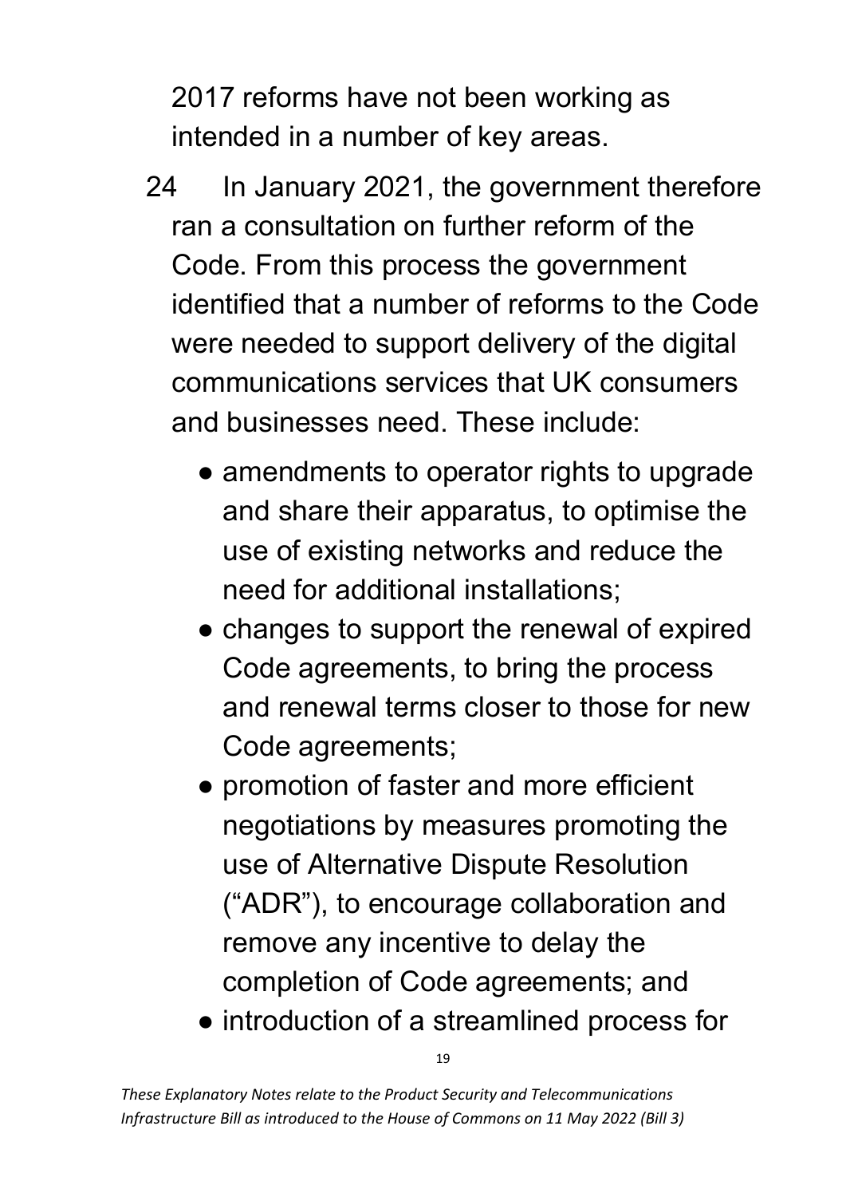2017 reforms have not been working as intended in a number of key areas.

24 In January 2021, the government therefore ran a consultation on further reform of the Code. From this process the government identified that a number of reforms to the Code were needed to support delivery of the digital communications services that UK consumers and businesses need. These include:

- amendments to operator rights to upgrade and share their apparatus, to optimise the use of existing networks and reduce the need for additional installations;
- changes to support the renewal of expired Code agreements, to bring the process and renewal terms closer to those for new Code agreements;
- promotion of faster and more efficient negotiations by measures promoting the use of Alternative Dispute Resolution ("ADR"), to encourage collaboration and remove any incentive to delay the completion of Code agreements; and
- introduction of a streamlined process for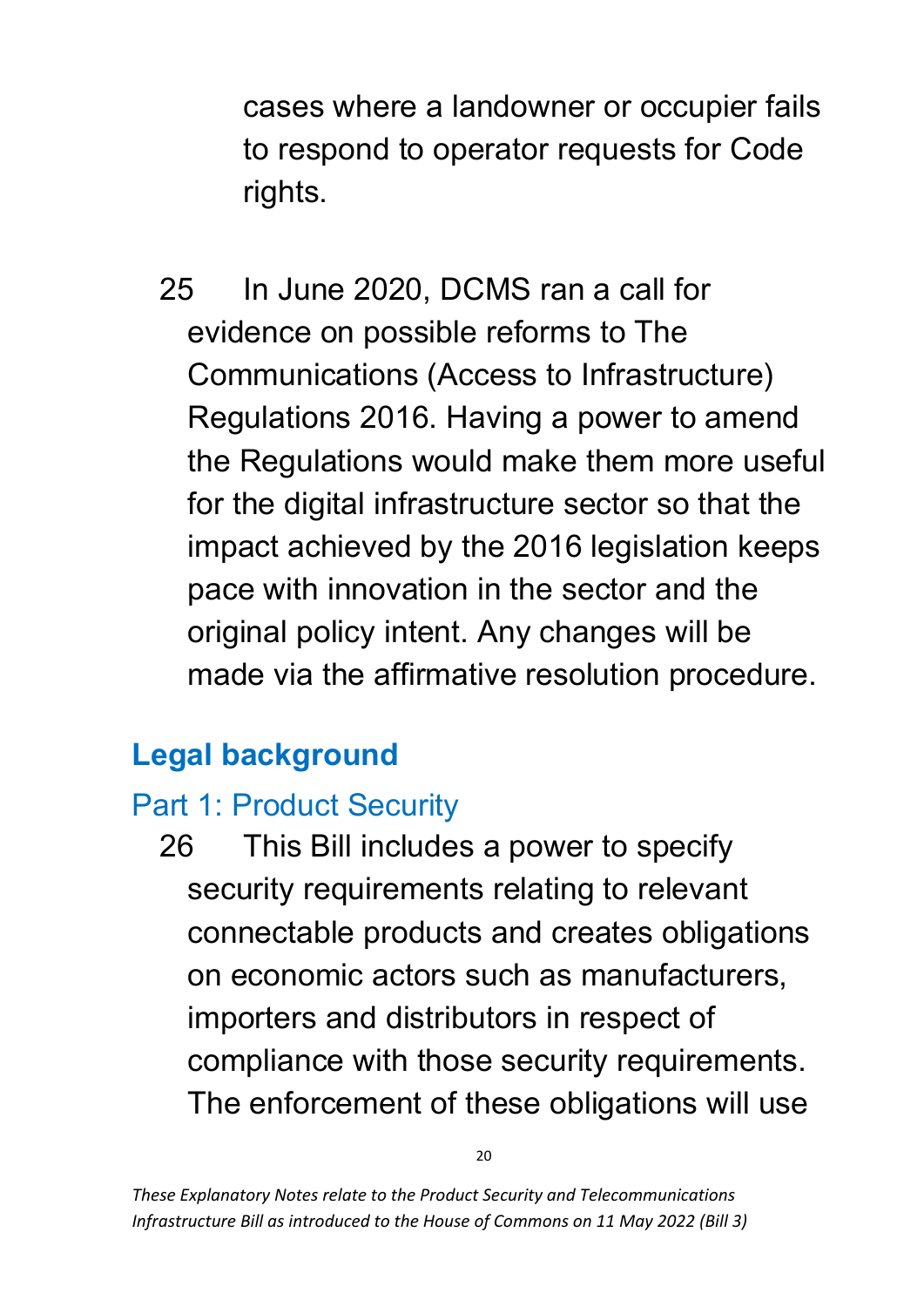cases where a landowner or occupier fails to respond to operator requests for Code rights.

25 In June 2020, DCMS ran a call for evidence on possible reforms to The Communications (Access to Infrastructure) Regulations 2016. Having a power to amend the Regulations would make them more useful for the digital infrastructure sector so that the impact achieved by the 2016 legislation keeps pace with innovation in the sector and the original policy intent. Any changes will be made via the affirmative resolution procedure.

## Legal background

### Part 1: Product Security

26 This Bill includes a power to specify security requirements relating to relevant connectable products and creates obligations on economic actors such as manufacturers, importers and distributors in respect of compliance with those security requirements. The enforcement of these obligations will use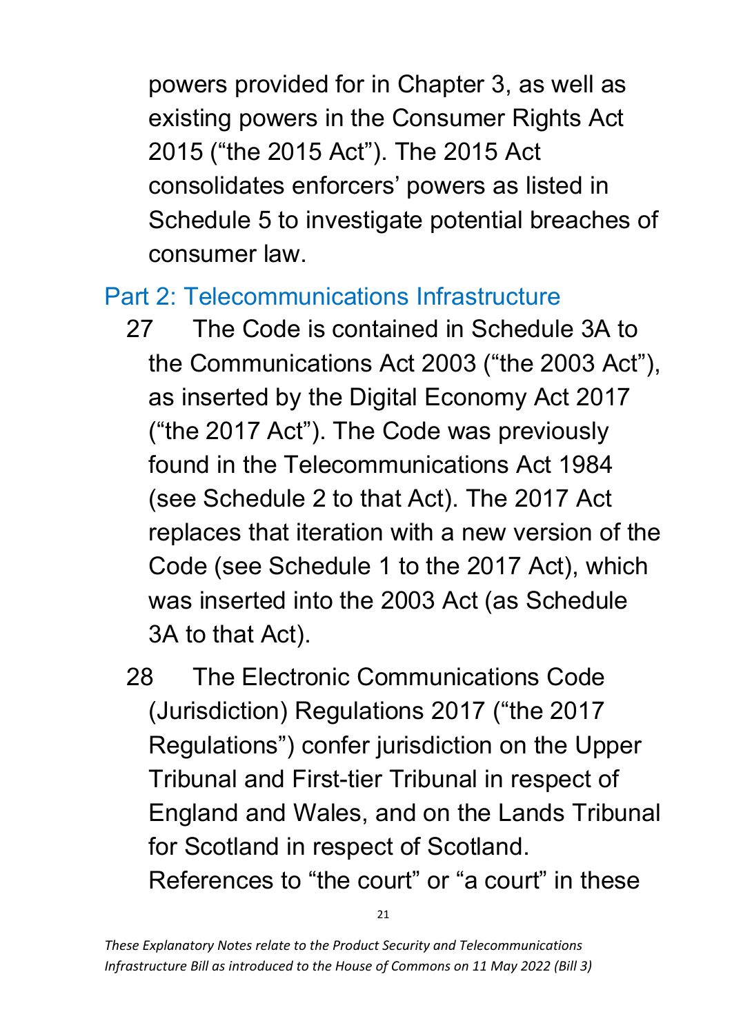powers provided for in Chapter 3, as well as existing powers in the Consumer Rights Act 2015 ("the 2015 Act"). The 2015 Act consolidates enforcers' powers as listed in Schedule 5 to investigate potential breaches of consumer law.

## Part 2: Telecommunications Infrastructure

27 The Code is contained in Schedule 3A to the Communications Act 2003 ("the 2003 Act"), as inserted by the Digital Economy Act 2017 ("the 2017 Act"). The Code was previously found in the Telecommunications Act 1984 (see Schedule 2 to that Act). The 2017 Act replaces that iteration with a new version of the Code (see Schedule 1 to the 2017 Act), which was inserted into the 2003 Act (as Schedule 3A to that Act).

28 The Electronic Communications Code (Jurisdiction) Regulations 2017 ("the 2017 Regulations") confer jurisdiction on the Upper Tribunal and First-tier Tribunal in respect of England and Wales, and on the Lands Tribunal for Scotland in respect of Scotland. References to "the court" or "a court" in these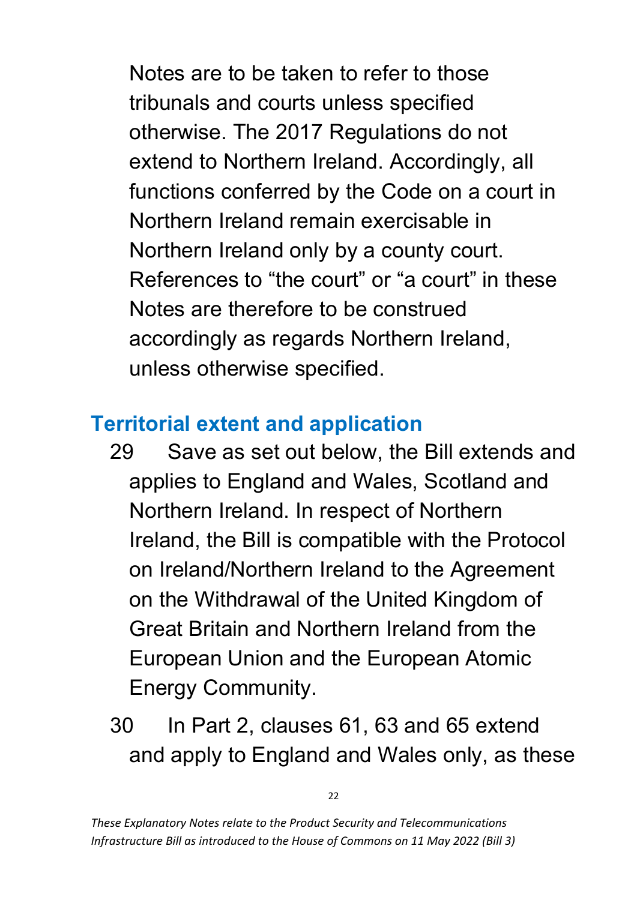Notes are to be taken to refer to those tribunals and courts unless specified otherwise. The 2017 Regulations do not extend to Northern Ireland. Accordingly, all functions conferred by the Code on a court in Northern Ireland remain exercisable in Northern Ireland only by a county court. References to "the court" or "a court" in these Notes are therefore to be construed accordingly as regards Northern Ireland, unless otherwise specified.

## Territorial extent and application

29 Save as set out below, the Bill extends and applies to England and Wales, Scotland and Northern Ireland. In respect of Northern Ireland, the Bill is compatible with the Protocol on Ireland/Northern Ireland to the Agreement on the Withdrawal of the United Kingdom of Great Britain and Northern Ireland from the European Union and the European Atomic Energy Community.

30 In Part 2, clauses 61, 63 and 65 extend and apply to England and Wales only, as these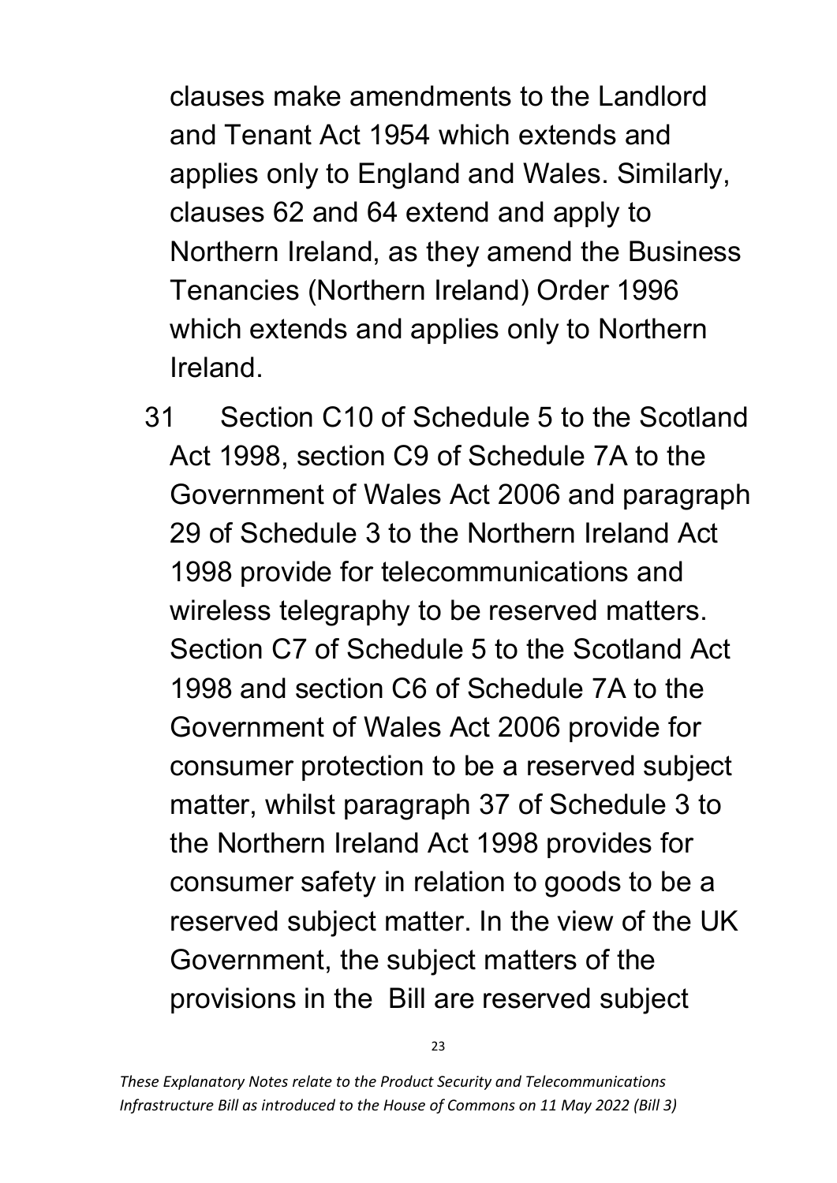clauses make amendments to the Landlord and Tenant Act 1954 which extends and applies only to England and Wales. Similarly, clauses 62 and 64 extend and apply to Northern Ireland, as they amend the Business Tenancies (Northern Ireland) Order 1996 which extends and applies only to Northern Ireland.

31 Section C10 of Schedule 5 to the Scotland Act 1998, section C9 of Schedule 7A to the Government of Wales Act 2006 and paragraph 29 of Schedule 3 to the Northern Ireland Act 1998 provide for telecommunications and wireless telegraphy to be reserved matters. Section C7 of Schedule 5 to the Scotland Act 1998 and section C6 of Schedule 7A to the Government of Wales Act 2006 provide for consumer protection to be a reserved subject matter, whilst paragraph 37 of Schedule 3 to the Northern Ireland Act 1998 provides for consumer safety in relation to goods to be a reserved subject matter. In the view of the UK Government, the subject matters of the provisions in the Bill are reserved subject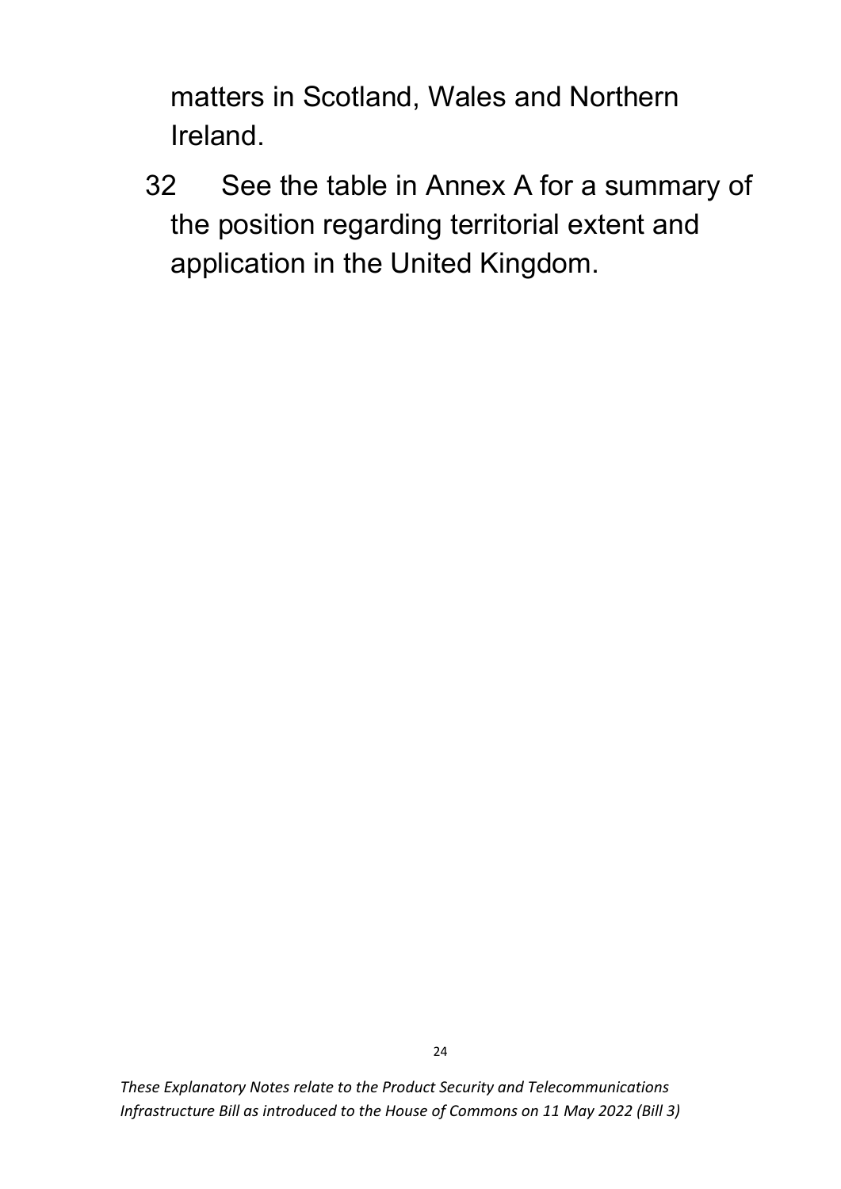matters in Scotland, Wales and Northern Ireland.

32 See the table in Annex A for a summary of the position regarding territorial extent and application in the United Kingdom.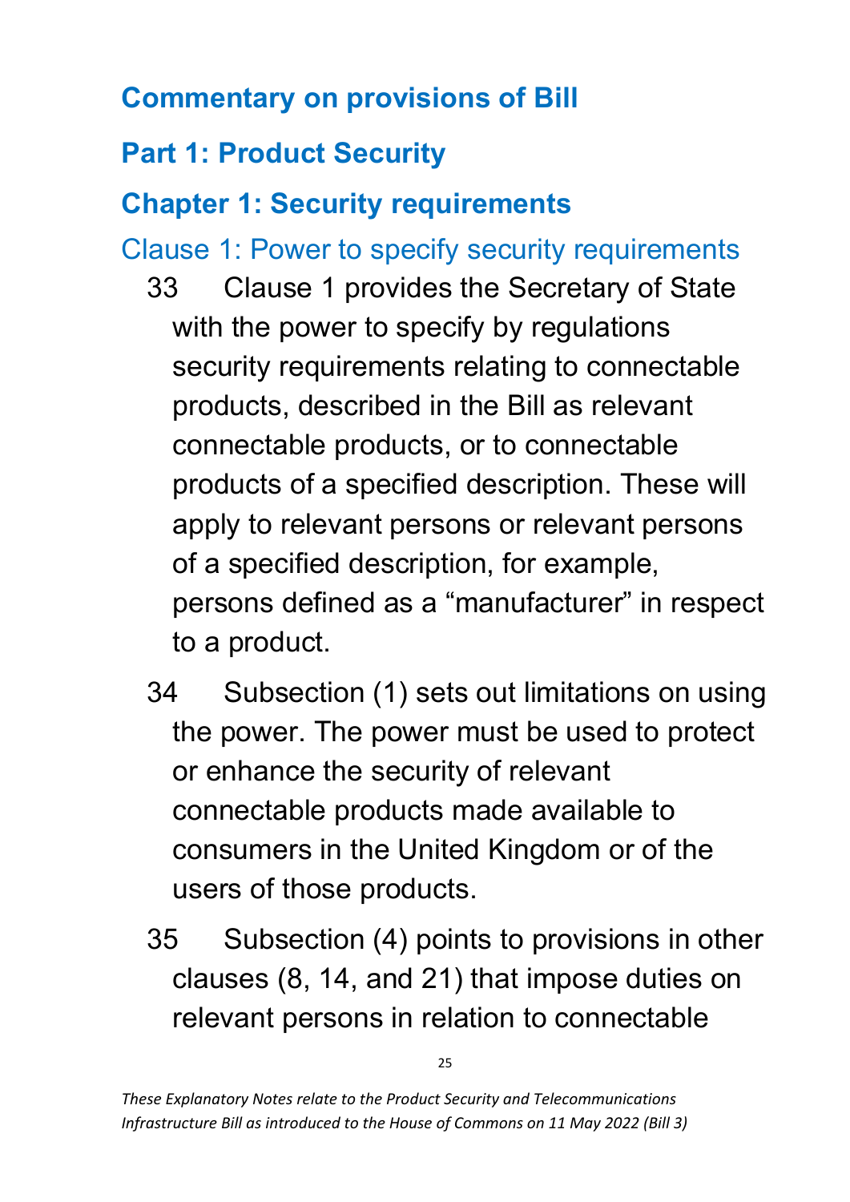# Commentary on provisions of Bill

## Part 1: Product Security

## Chapter 1: Security requirements

### Clause 1: Power to specify security requirements

33 Clause 1 provides the Secretary of State with the power to specify by regulations security requirements relating to connectable products, described in the Bill as relevant connectable products, or to connectable products of a specified description. These will apply to relevant persons or relevant persons of a specified description, for example, persons defined as a "manufacturer" in respect to a product.

34 Subsection (1) sets out limitations on using the power. The power must be used to protect or enhance the security of relevant connectable products made available to consumers in the United Kingdom or of the users of those products.

35 Subsection (4) points to provisions in other clauses (8, 14, and 21) that impose duties on relevant persons in relation to connectable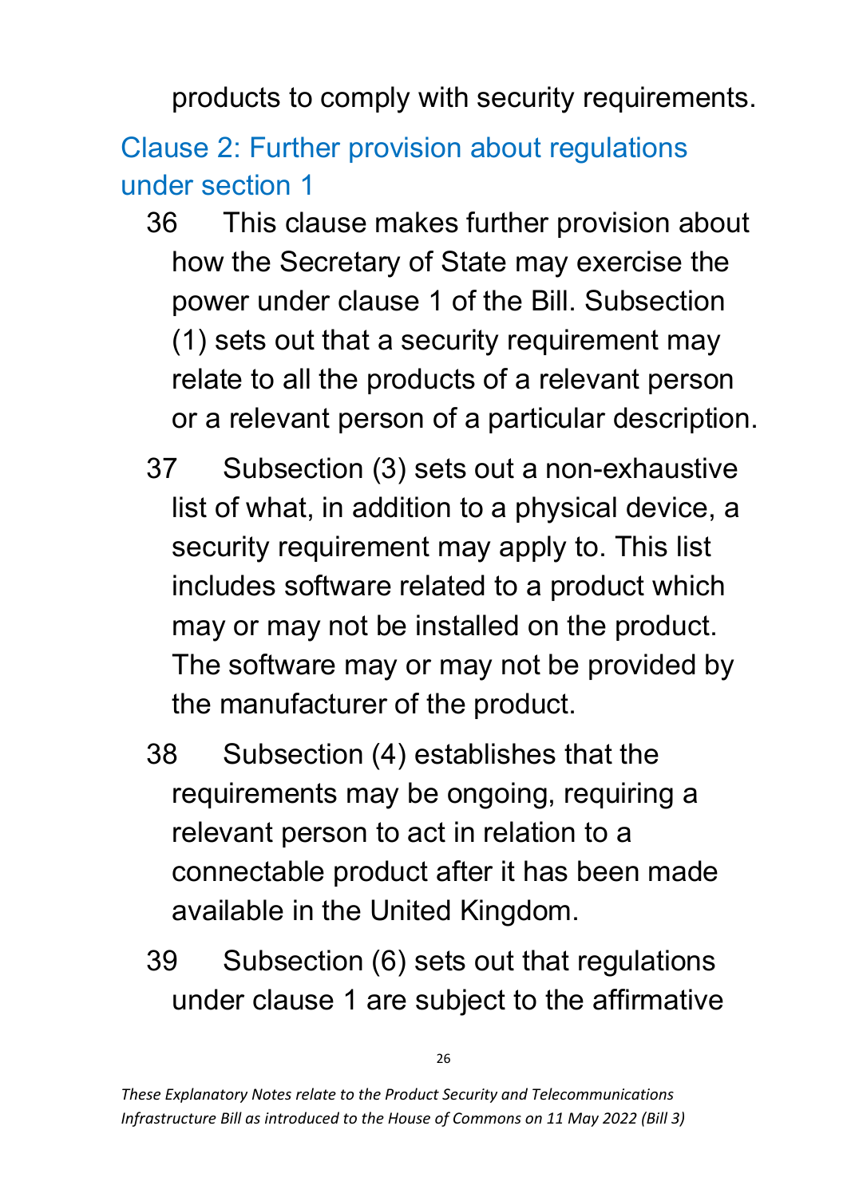products to comply with security requirements.

## Clause 2: Further provision about regulations under section 1

36 This clause makes further provision about how the Secretary of State may exercise the power under clause 1 of the Bill. Subsection (1) sets out that a security requirement may relate to all the products of a relevant person or a relevant person of a particular description.

37 Subsection (3) sets out a non-exhaustive list of what, in addition to a physical device, a security requirement may apply to. This list includes software related to a product which may or may not be installed on the product. The software may or may not be provided by the manufacturer of the product.

38 Subsection (4) establishes that the requirements may be ongoing, requiring a relevant person to act in relation to a connectable product after it has been made available in the United Kingdom.

39 Subsection (6) sets out that regulations under clause 1 are subject to the affirmative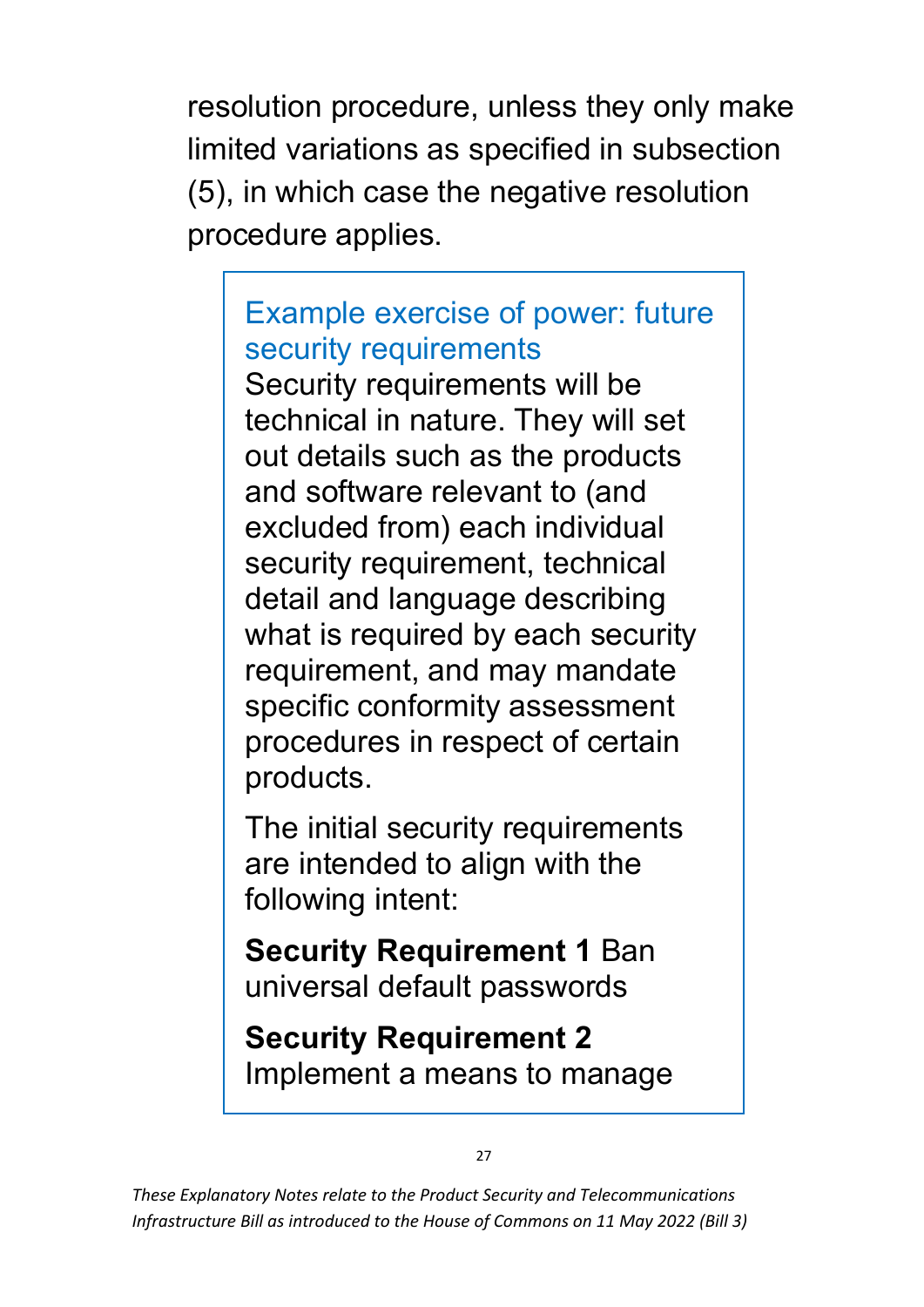resolution procedure, unless they only make limited variations as specified in subsection (5), in which case the negative resolution procedure applies.

> ### Example exercise of power: future security requirements
>
> Security requirements will be technical in nature. They will set out details such as the products and software relevant to (and excluded from) each individual security requirement, technical detail and language describing what is required by each security requirement, and may mandate specific conformity assessment procedures in respect of certain products.
>
> The initial security requirements are intended to align with the following intent:
>
> **Security Requirement 1** Ban universal default passwords
>
> **Security Requirement 2** Implement a means to manage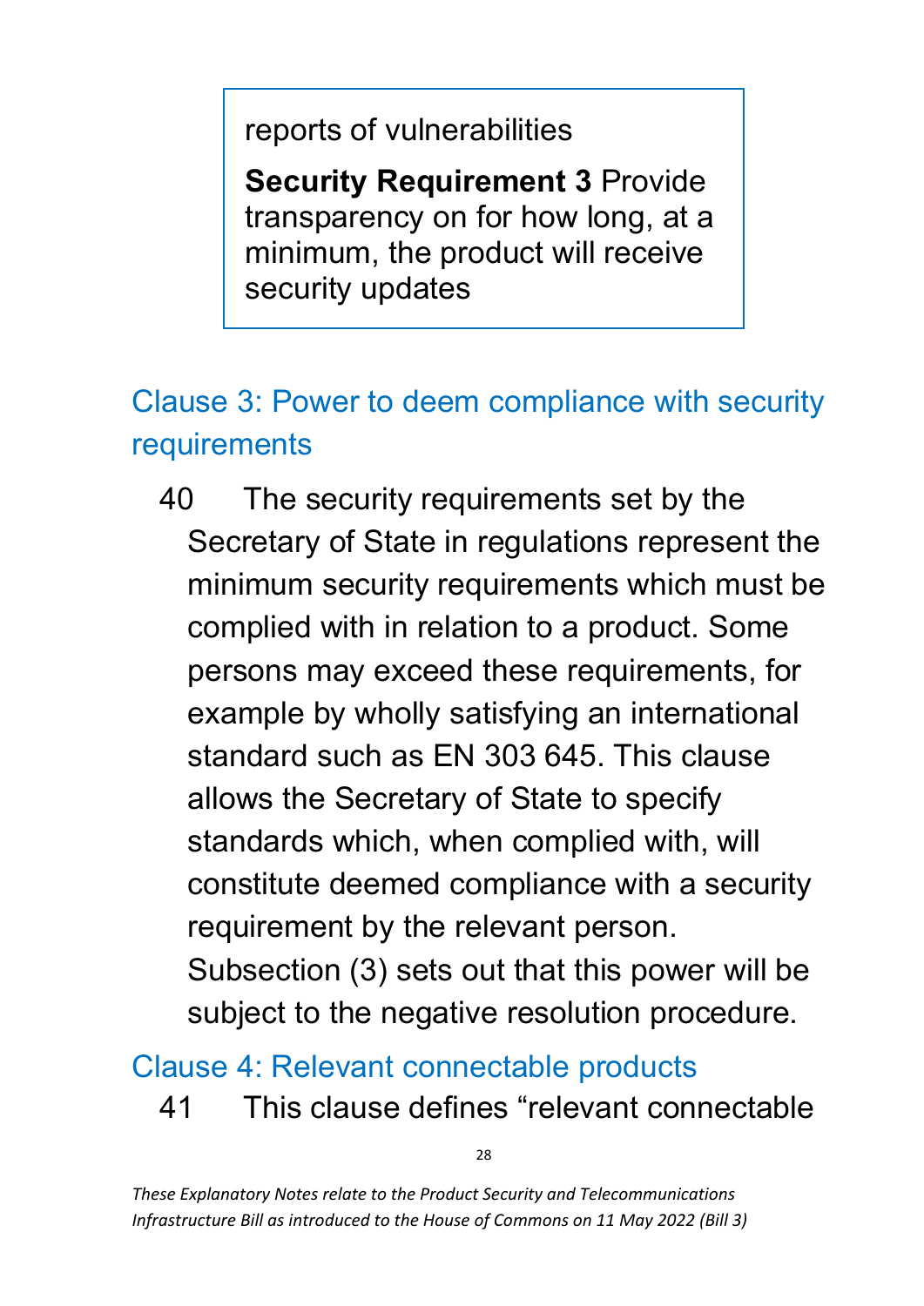reports of vulnerabilities

**Security Requirement 3** Provide transparency on for how long, at a minimum, the product will receive security updates

## Clause 3: Power to deem compliance with security requirements

40 The security requirements set by the Secretary of State in regulations represent the minimum security requirements which must be complied with in relation to a product. Some persons may exceed these requirements, for example by wholly satisfying an international standard such as EN 303 645. This clause allows the Secretary of State to specify standards which, when complied with, will constitute deemed compliance with a security requirement by the relevant person. Subsection (3) sets out that this power will be subject to the negative resolution procedure.

## Clause 4: Relevant connectable products

41 This clause defines “relevant connectable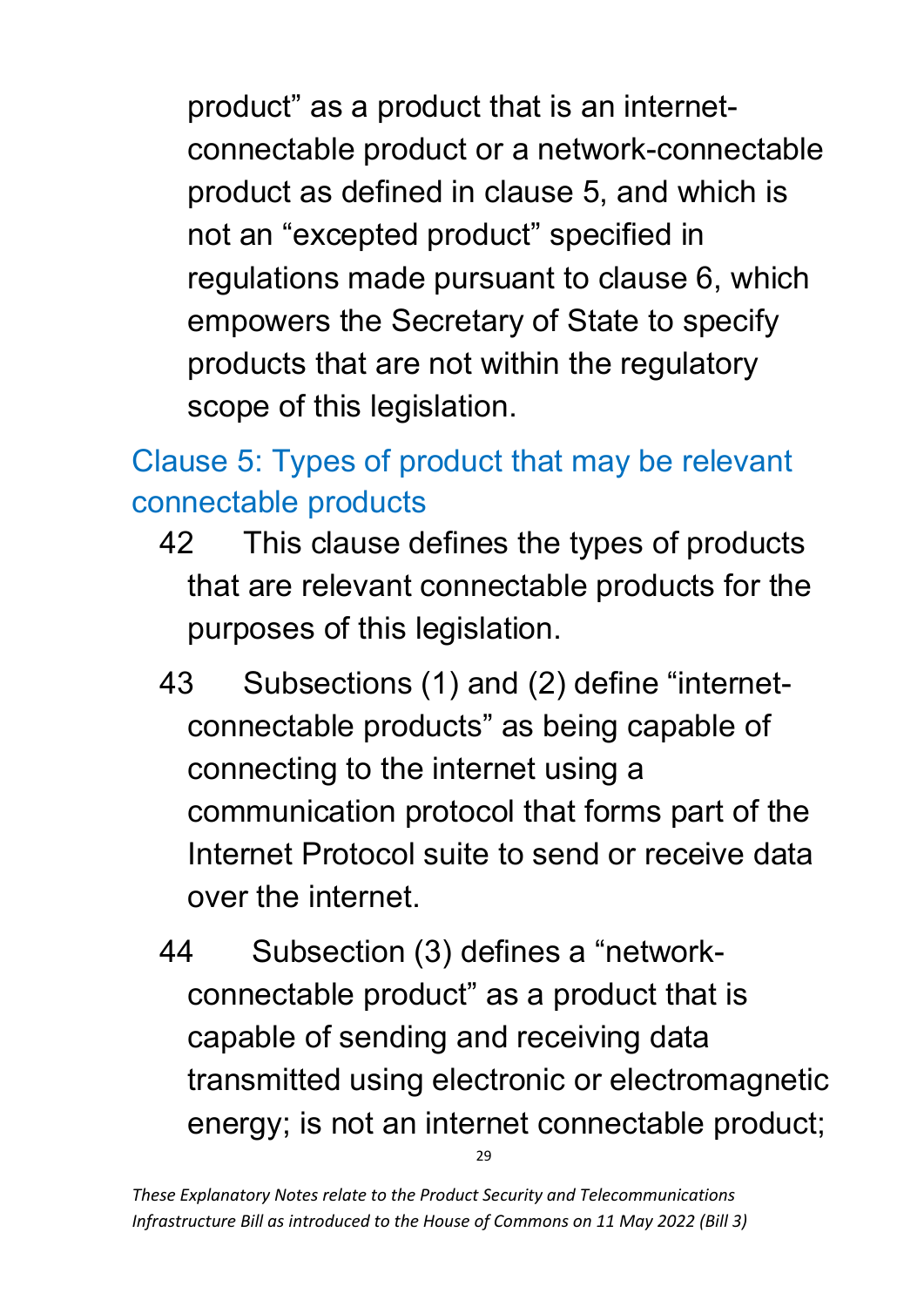product" as a product that is an internet-connectable product or a network-connectable product as defined in clause 5, and which is not an "excepted product" specified in regulations made pursuant to clause 6, which empowers the Secretary of State to specify products that are not within the regulatory scope of this legislation.

## Clause 5: Types of product that may be relevant connectable products

42 This clause defines the types of products that are relevant connectable products for the purposes of this legislation.

43 Subsections (1) and (2) define "internet-connectable products" as being capable of connecting to the internet using a communication protocol that forms part of the Internet Protocol suite to send or receive data over the internet.

44 Subsection (3) defines a "network-connectable product" as a product that is capable of sending and receiving data transmitted using electronic or electromagnetic energy; is not an internet connectable product;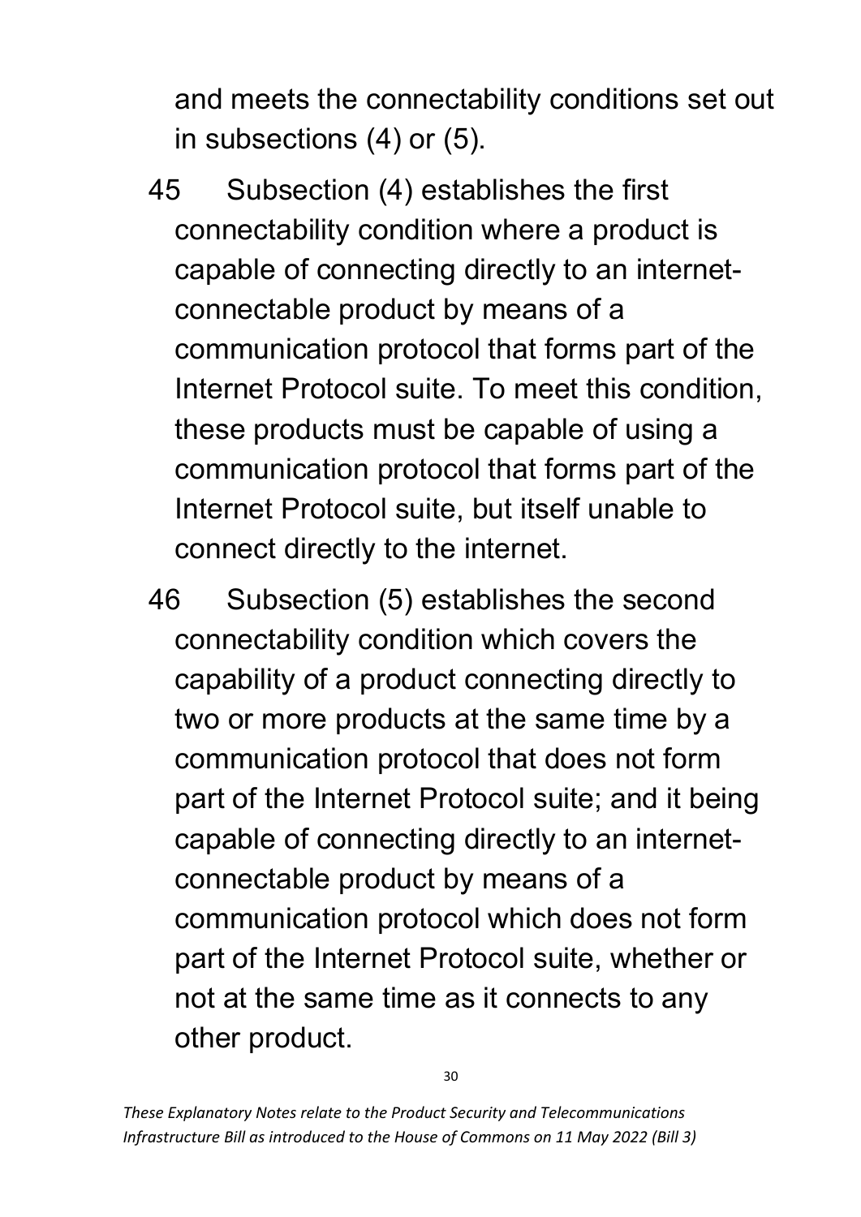and meets the connectability conditions set out in subsections (4) or (5).

45 Subsection (4) establishes the first connectability condition where a product is capable of connecting directly to an internet-connectable product by means of a communication protocol that forms part of the Internet Protocol suite. To meet this condition, these products must be capable of using a communication protocol that forms part of the Internet Protocol suite, but itself unable to connect directly to the internet.

46 Subsection (5) establishes the second connectability condition which covers the capability of a product connecting directly to two or more products at the same time by a communication protocol that does not form part of the Internet Protocol suite; and it being capable of connecting directly to an internet-connectable product by means of a communication protocol which does not form part of the Internet Protocol suite, whether or not at the same time as it connects to any other product.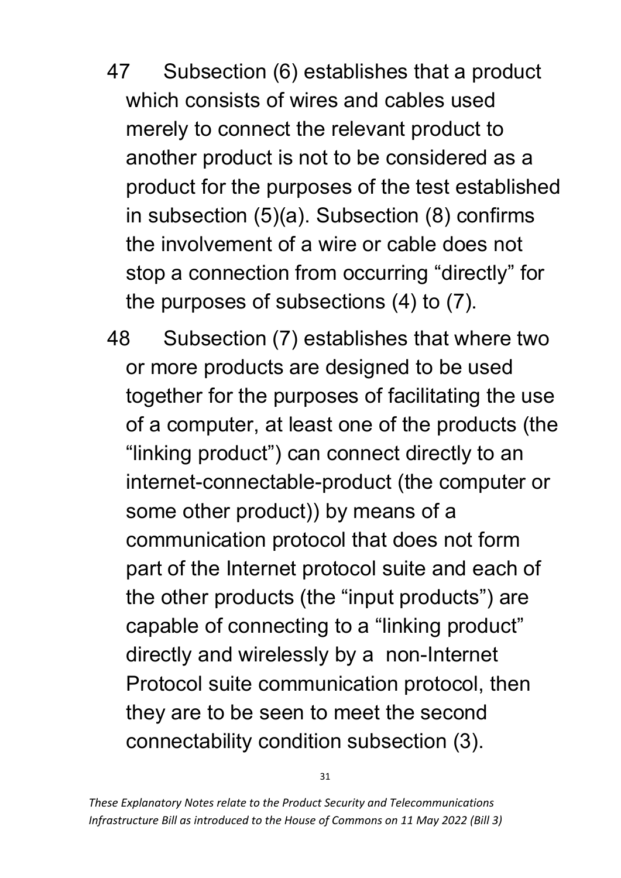47 Subsection (6) establishes that a product which consists of wires and cables used merely to connect the relevant product to another product is not to be considered as a product for the purposes of the test established in subsection (5)(a). Subsection (8) confirms the involvement of a wire or cable does not stop a connection from occurring "directly" for the purposes of subsections (4) to (7).

48 Subsection (7) establishes that where two or more products are designed to be used together for the purposes of facilitating the use of a computer, at least one of the products (the "linking product") can connect directly to an internet-connectable-product (the computer or some other product)) by means of a communication protocol that does not form part of the Internet protocol suite and each of the other products (the "input products") are capable of connecting to a "linking product" directly and wirelessly by a non-Internet Protocol suite communication protocol, then they are to be seen to meet the second connectability condition subsection (3).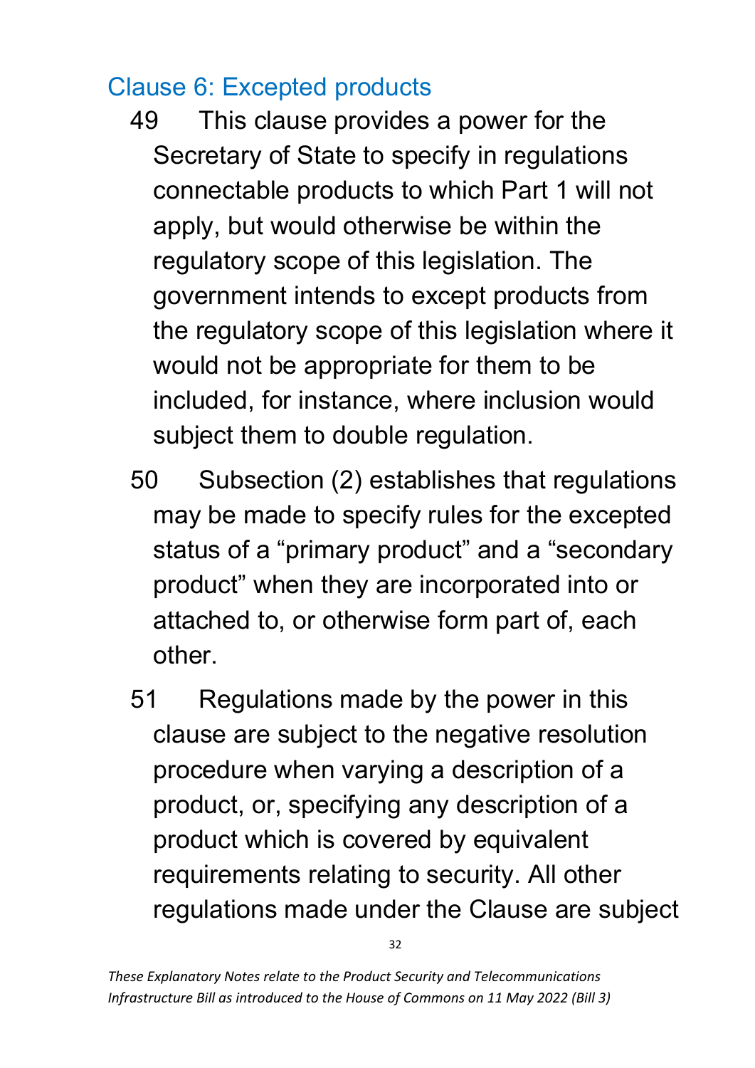## Clause 6: Excepted products

49 This clause provides a power for the Secretary of State to specify in regulations connectable products to which Part 1 will not apply, but would otherwise be within the regulatory scope of this legislation. The government intends to except products from the regulatory scope of this legislation where it would not be appropriate for them to be included, for instance, where inclusion would subject them to double regulation.

50 Subsection (2) establishes that regulations may be made to specify rules for the excepted status of a "primary product" and a "secondary product" when they are incorporated into or attached to, or otherwise form part of, each other.

51 Regulations made by the power in this clause are subject to the negative resolution procedure when varying a description of a product, or, specifying any description of a product which is covered by equivalent requirements relating to security. All other regulations made under the Clause are subject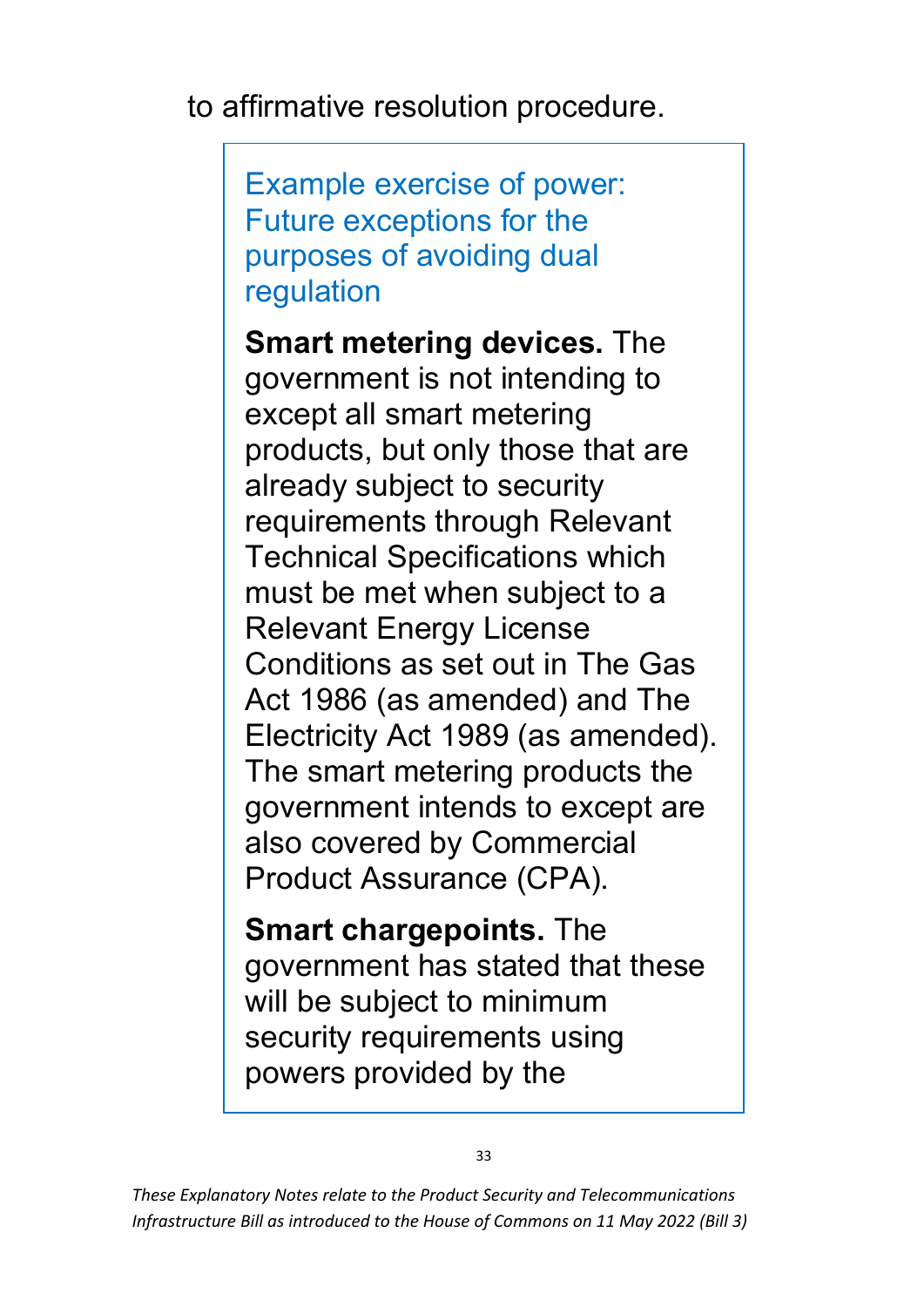to affirmative resolution procedure.

### Example exercise of power: Future exceptions for the purposes of avoiding dual regulation

**Smart metering devices.** The government is not intending to except all smart metering products, but only those that are already subject to security requirements through Relevant Technical Specifications which must be met when subject to a Relevant Energy License Conditions as set out in The Gas Act 1986 (as amended) and The Electricity Act 1989 (as amended). The smart metering products the government intends to except are also covered by Commercial Product Assurance (CPA).

**Smart chargepoints.** The government has stated that these will be subject to minimum security requirements using powers provided by the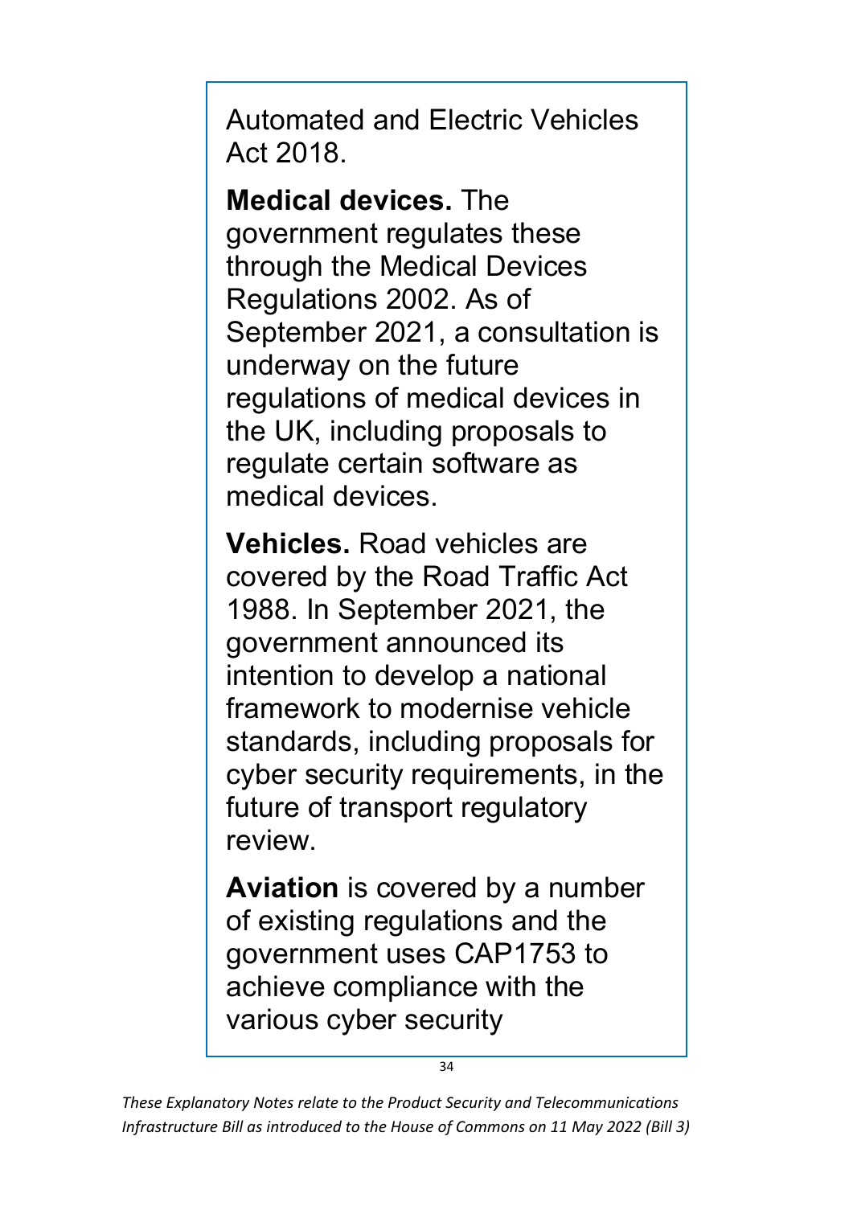Automated and Electric Vehicles Act 2018.

**Medical devices.** The government regulates these through the Medical Devices Regulations 2002. As of September 2021, a consultation is underway on the future regulations of medical devices in the UK, including proposals to regulate certain software as medical devices.

**Vehicles.** Road vehicles are covered by the Road Traffic Act 1988. In September 2021, the government announced its intention to develop a national framework to modernise vehicle standards, including proposals for cyber security requirements, in the future of transport regulatory review.

**Aviation** is covered by a number of existing regulations and the government uses CAP1753 to achieve compliance with the various cyber security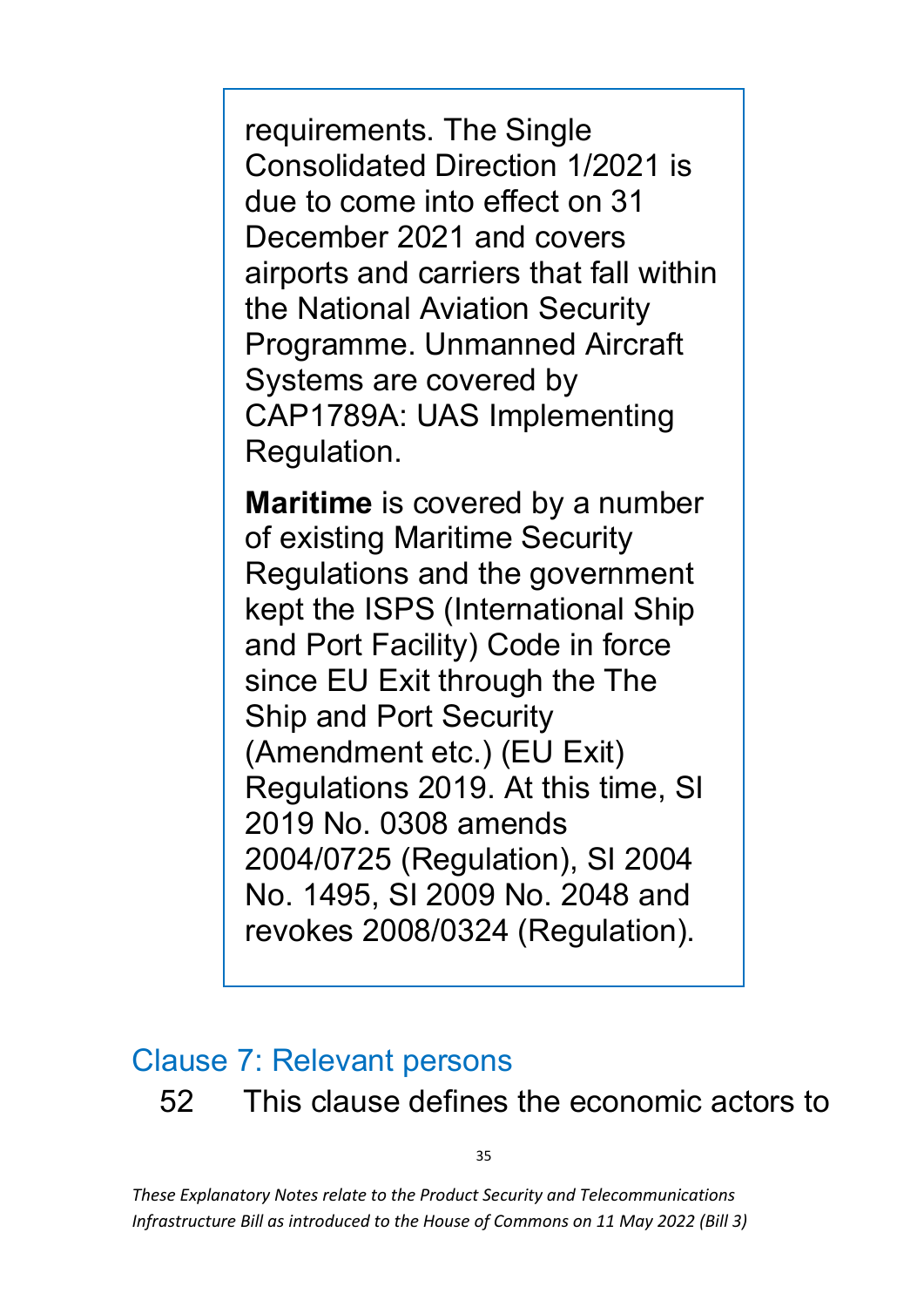requirements. The Single Consolidated Direction 1/2021 is due to come into effect on 31 December 2021 and covers airports and carriers that fall within the National Aviation Security Programme. Unmanned Aircraft Systems are covered by CAP1789A: UAS Implementing Regulation.

**Maritime** is covered by a number of existing Maritime Security Regulations and the government kept the ISPS (International Ship and Port Facility) Code in force since EU Exit through the The Ship and Port Security (Amendment etc.) (EU Exit) Regulations 2019. At this time, SI 2019 No. 0308 amends 2004/0725 (Regulation), SI 2004 No. 1495, SI 2009 No. 2048 and revokes 2008/0324 (Regulation).

## Clause 7: Relevant persons

52 This clause defines the economic actors to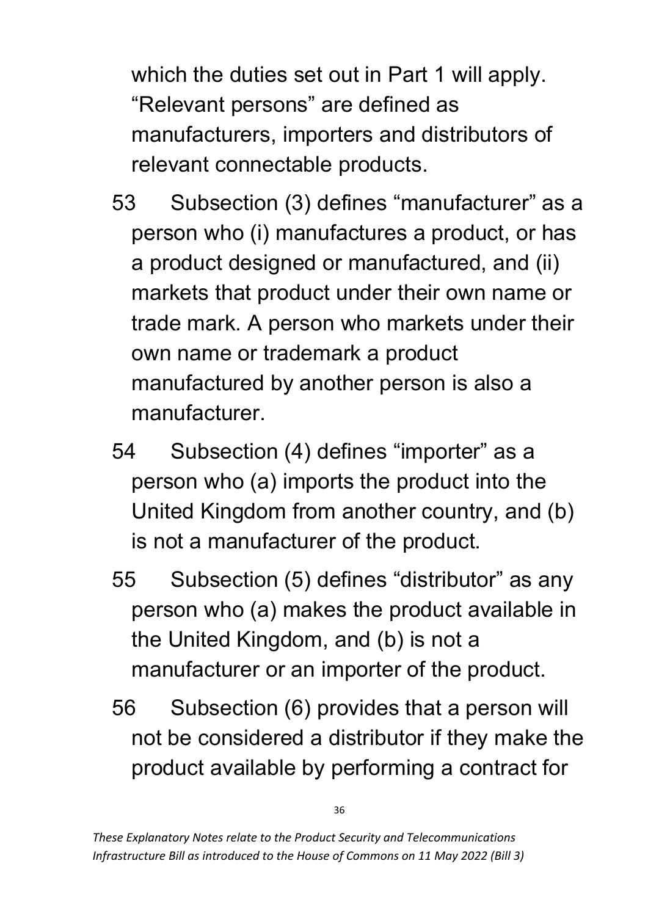which the duties set out in Part 1 will apply. "Relevant persons" are defined as manufacturers, importers and distributors of relevant connectable products.

53 Subsection (3) defines "manufacturer" as a person who (i) manufactures a product, or has a product designed or manufactured, and (ii) markets that product under their own name or trade mark. A person who markets under their own name or trademark a product manufactured by another person is also a manufacturer.

54 Subsection (4) defines "importer" as a person who (a) imports the product into the United Kingdom from another country, and (b) is not a manufacturer of the product.

55 Subsection (5) defines "distributor" as any person who (a) makes the product available in the United Kingdom, and (b) is not a manufacturer or an importer of the product.

56 Subsection (6) provides that a person will not be considered a distributor if they make the product available by performing a contract for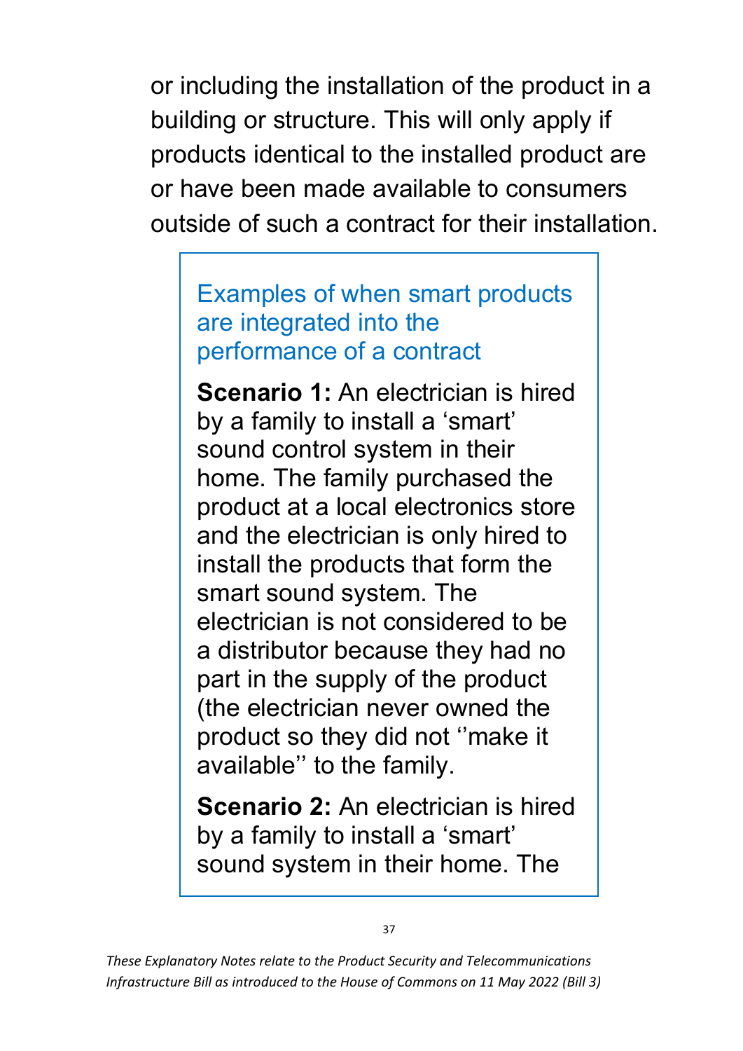or including the installation of the product in a building or structure. This will only apply if products identical to the installed product are or have been made available to consumers outside of such a contract for their installation.

> ### Examples of when smart products are integrated into the performance of a contract
>
> **Scenario 1:** An electrician is hired by a family to install a 'smart' sound control system in their home. The family purchased the product at a local electronics store and the electrician is only hired to install the products that form the smart sound system. The electrician is not considered to be a distributor because they had no part in the supply of the product (the electrician never owned the product so they did not ''make it available'' to the family.
>
> **Scenario 2:** An electrician is hired by a family to install a 'smart' sound system in their home. The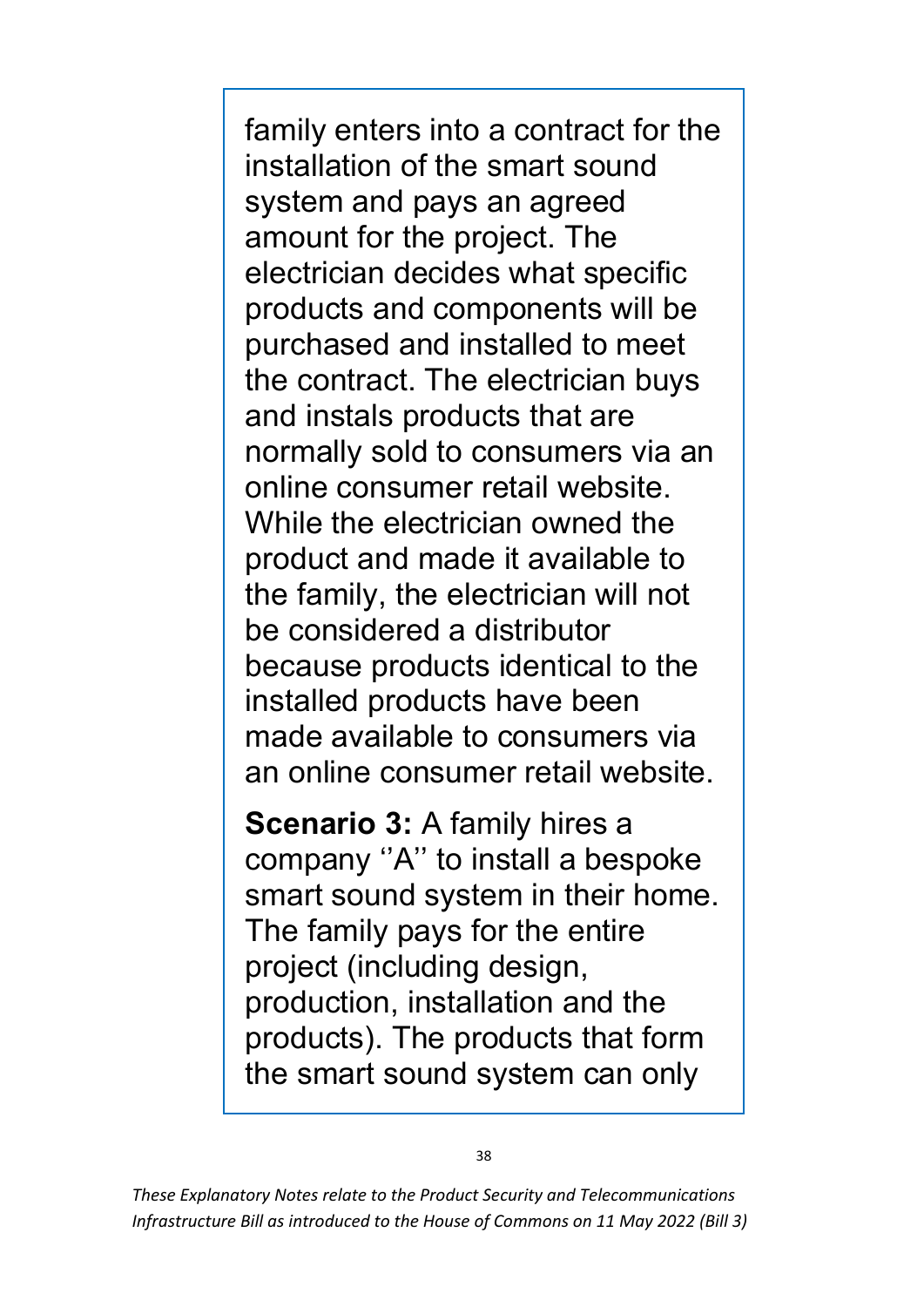family enters into a contract for the installation of the smart sound system and pays an agreed amount for the project. The electrician decides what specific products and components will be purchased and installed to meet the contract. The electrician buys and instals products that are normally sold to consumers via an online consumer retail website. While the electrician owned the product and made it available to the family, the electrician will not be considered a distributor because products identical to the installed products have been made available to consumers via an online consumer retail website.

**Scenario 3:** A family hires a company ‘’A’’ to install a bespoke smart sound system in their home. The family pays for the entire project (including design, production, installation and the products). The products that form the smart sound system can only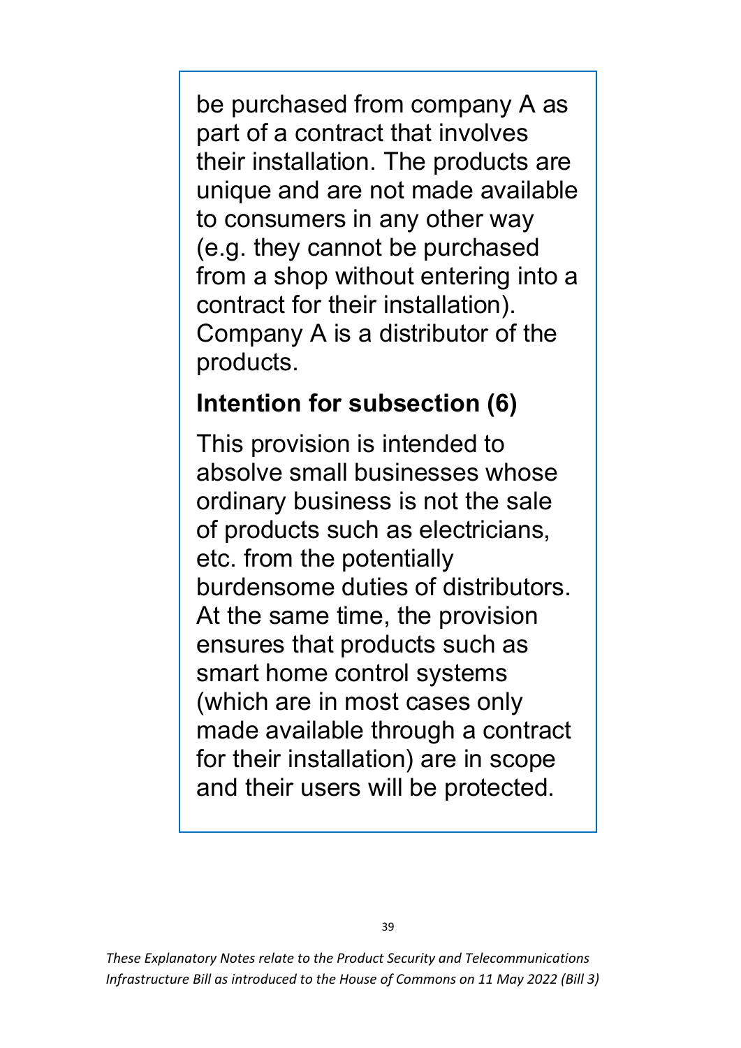be purchased from company A as part of a contract that involves their installation. The products are unique and are not made available to consumers in any other way (e.g. they cannot be purchased from a shop without entering into a contract for their installation). Company A is a distributor of the products.

### Intention for subsection (6)

This provision is intended to absolve small businesses whose ordinary business is not the sale of products such as electricians, etc. from the potentially burdensome duties of distributors. At the same time, the provision ensures that products such as smart home control systems (which are in most cases only made available through a contract for their installation) are in scope and their users will be protected.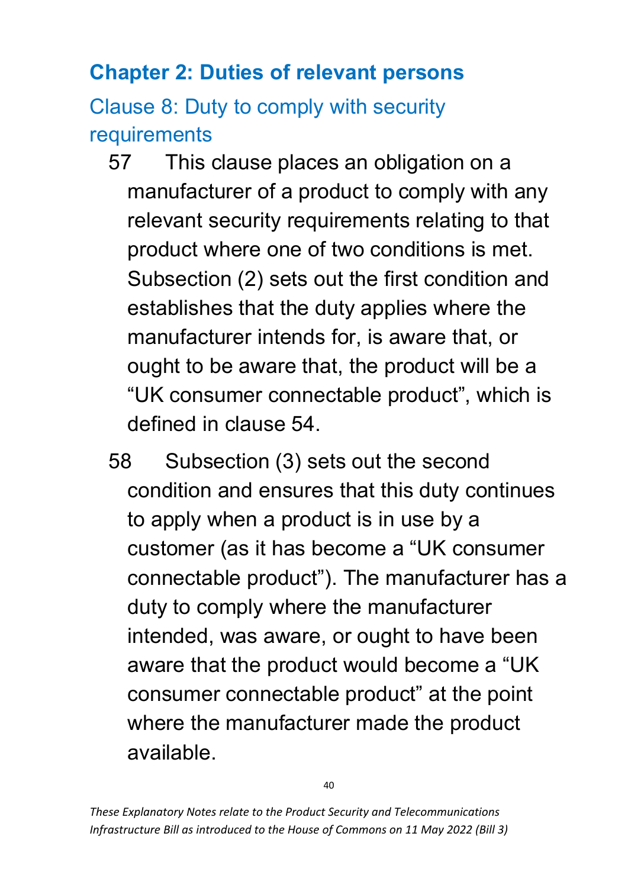## Chapter 2: Duties of relevant persons

### Clause 8: Duty to comply with security requirements

57 This clause places an obligation on a manufacturer of a product to comply with any relevant security requirements relating to that product where one of two conditions is met. Subsection (2) sets out the first condition and establishes that the duty applies where the manufacturer intends for, is aware that, or ought to be aware that, the product will be a "UK consumer connectable product", which is defined in clause 54.

58 Subsection (3) sets out the second condition and ensures that this duty continues to apply when a product is in use by a customer (as it has become a "UK consumer connectable product"). The manufacturer has a duty to comply where the manufacturer intended, was aware, or ought to have been aware that the product would become a "UK consumer connectable product" at the point where the manufacturer made the product available.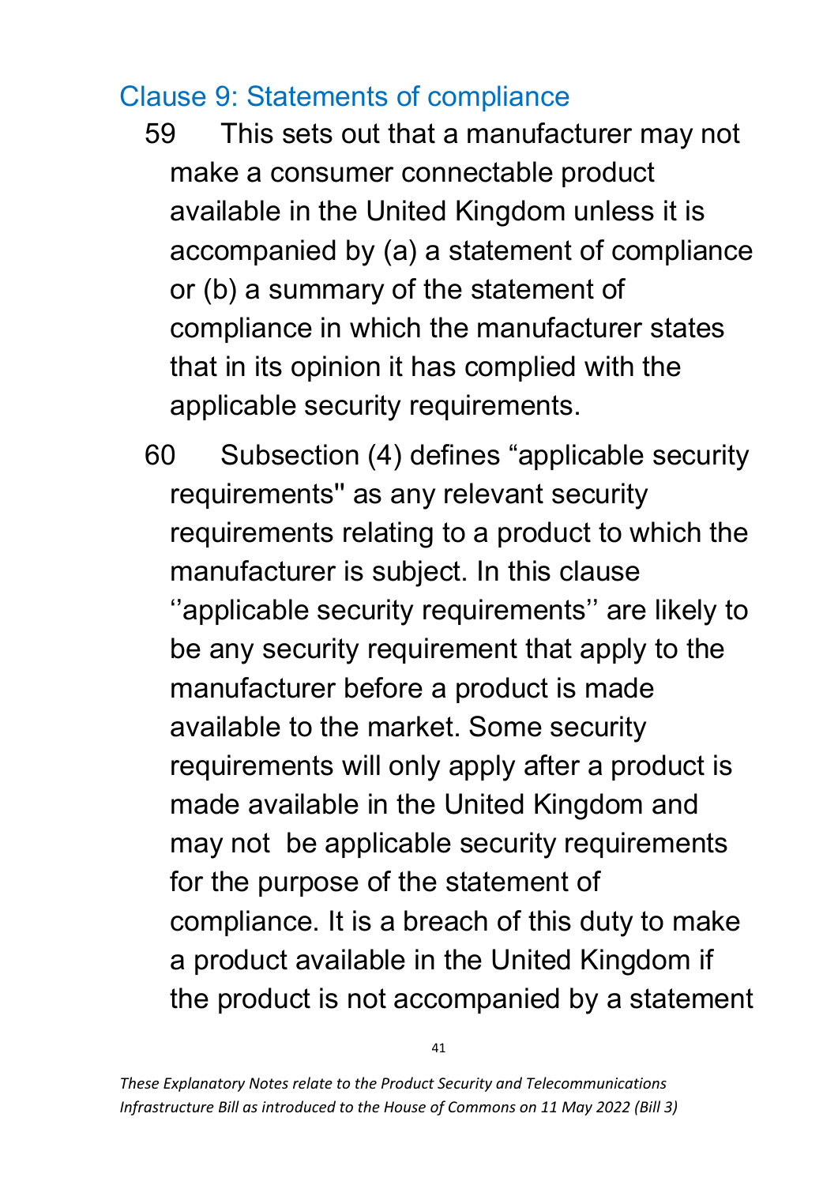## Clause 9: Statements of compliance

59 This sets out that a manufacturer may not make a consumer connectable product available in the United Kingdom unless it is accompanied by (a) a statement of compliance or (b) a summary of the statement of compliance in which the manufacturer states that in its opinion it has complied with the applicable security requirements.

60 Subsection (4) defines "applicable security requirements" as any relevant security requirements relating to a product to which the manufacturer is subject. In this clause ''applicable security requirements'' are likely to be any security requirement that apply to the manufacturer before a product is made available to the market. Some security requirements will only apply after a product is made available in the United Kingdom and may not be applicable security requirements for the purpose of the statement of compliance. It is a breach of this duty to make a product available in the United Kingdom if the product is not accompanied by a statement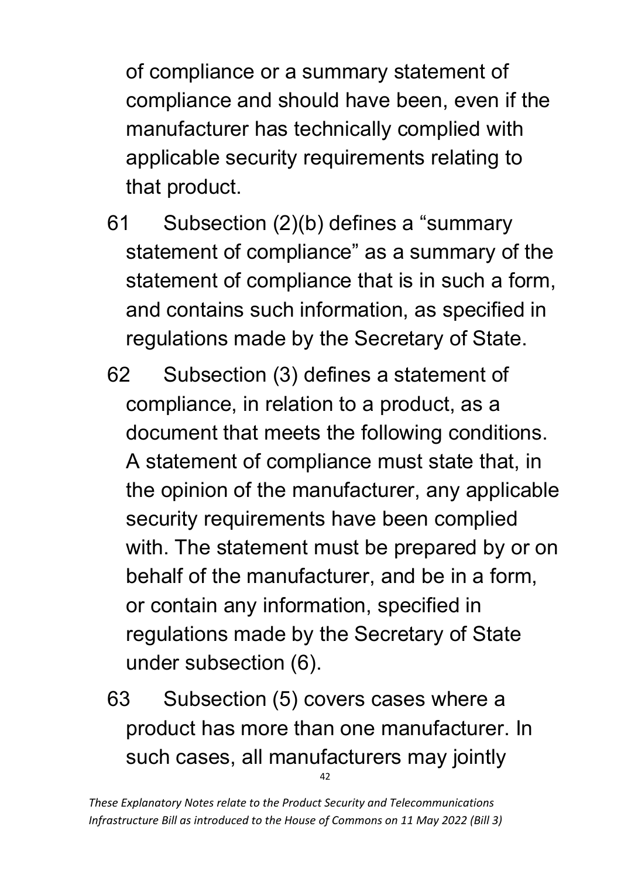of compliance or a summary statement of compliance and should have been, even if the manufacturer has technically complied with applicable security requirements relating to that product.

61 Subsection (2)(b) defines a "summary statement of compliance" as a summary of the statement of compliance that is in such a form, and contains such information, as specified in regulations made by the Secretary of State.

62 Subsection (3) defines a statement of compliance, in relation to a product, as a document that meets the following conditions. A statement of compliance must state that, in the opinion of the manufacturer, any applicable security requirements have been complied with. The statement must be prepared by or on behalf of the manufacturer, and be in a form, or contain any information, specified in regulations made by the Secretary of State under subsection (6).

63 Subsection (5) covers cases where a product has more than one manufacturer. In such cases, all manufacturers may jointly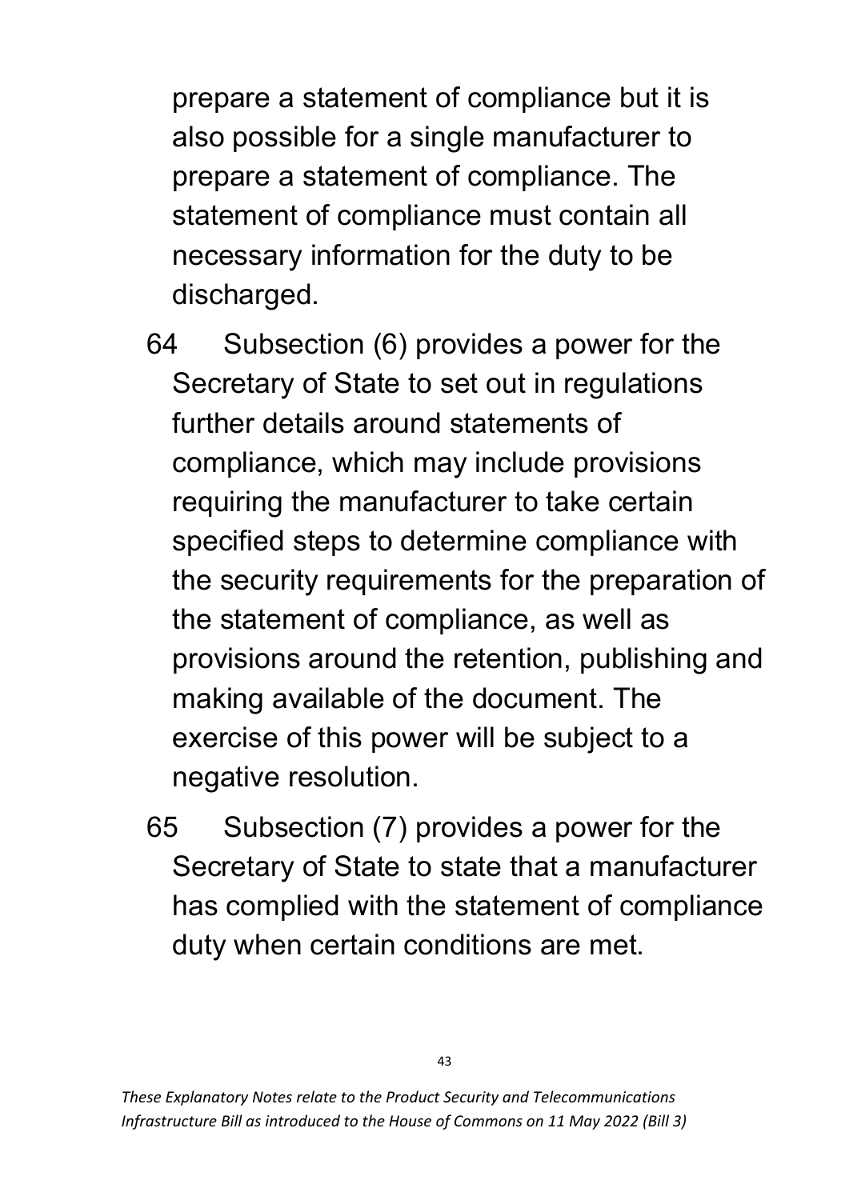prepare a statement of compliance but it is also possible for a single manufacturer to prepare a statement of compliance. The statement of compliance must contain all necessary information for the duty to be discharged.

64 Subsection (6) provides a power for the Secretary of State to set out in regulations further details around statements of compliance, which may include provisions requiring the manufacturer to take certain specified steps to determine compliance with the security requirements for the preparation of the statement of compliance, as well as provisions around the retention, publishing and making available of the document. The exercise of this power will be subject to a negative resolution.

65 Subsection (7) provides a power for the Secretary of State to state that a manufacturer has complied with the statement of compliance duty when certain conditions are met.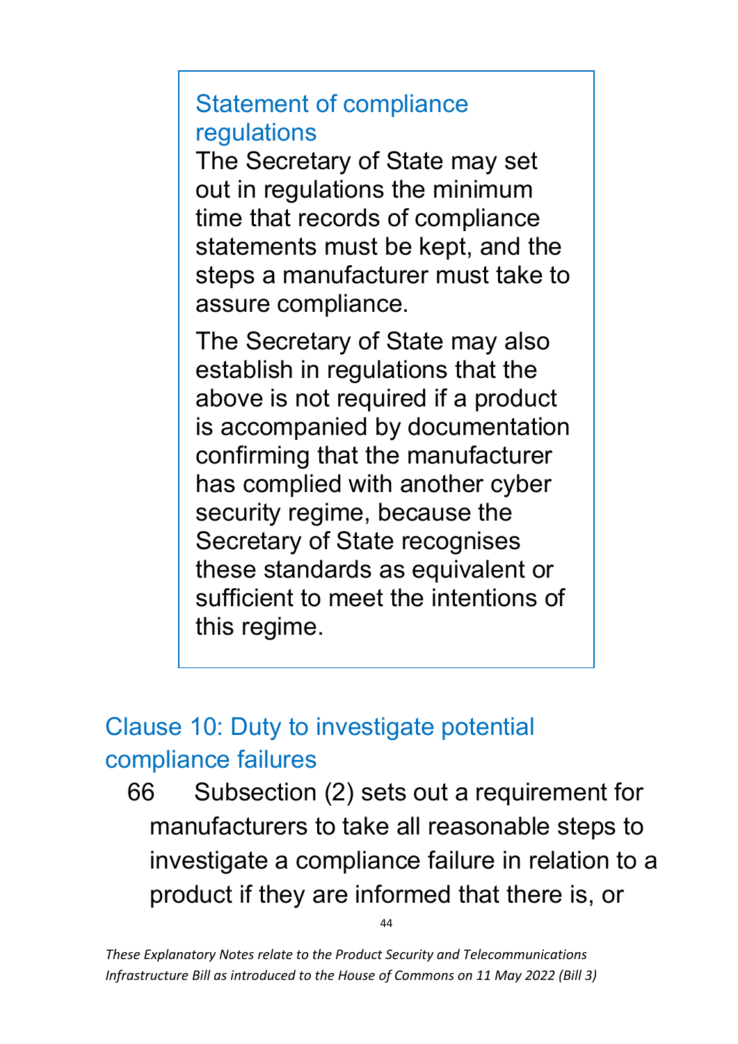### Statement of compliance regulations

The Secretary of State may set out in regulations the minimum time that records of compliance statements must be kept, and the steps a manufacturer must take to assure compliance.

The Secretary of State may also establish in regulations that the above is not required if a product is accompanied by documentation confirming that the manufacturer has complied with another cyber security regime, because the Secretary of State recognises these standards as equivalent or sufficient to meet the intentions of this regime.

## Clause 10: Duty to investigate potential compliance failures

66 Subsection (2) sets out a requirement for manufacturers to take all reasonable steps to investigate a compliance failure in relation to a product if they are informed that there is, or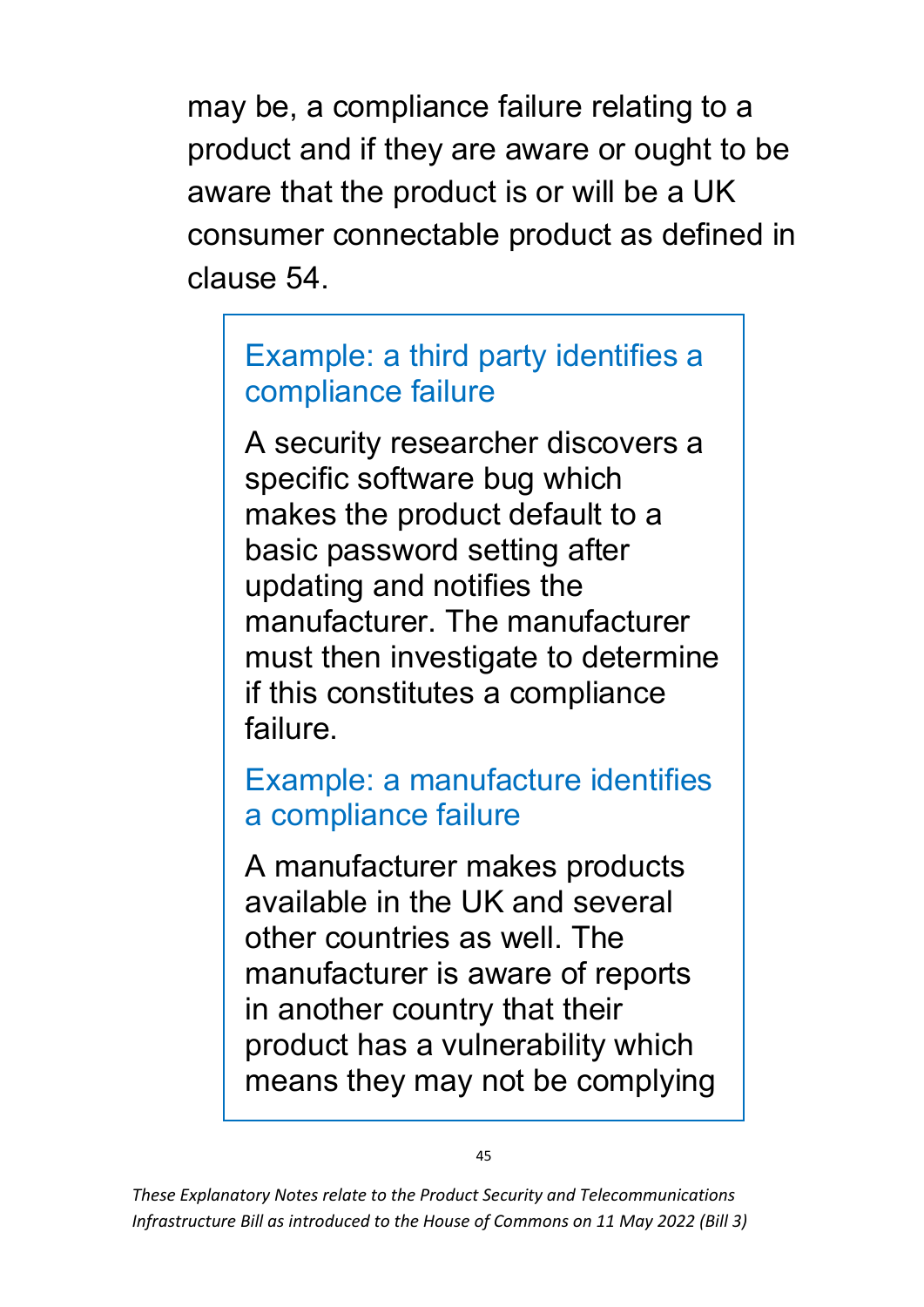may be, a compliance failure relating to a product and if they are aware or ought to be aware that the product is or will be a UK consumer connectable product as defined in clause 54.

> ### Example: a third party identifies a compliance failure
>
> A security researcher discovers a specific software bug which makes the product default to a basic password setting after updating and notifies the manufacturer. The manufacturer must then investigate to determine if this constitutes a compliance failure.
>
> ### Example: a manufacture identifies a compliance failure
>
> A manufacturer makes products available in the UK and several other countries as well. The manufacturer is aware of reports in another country that their product has a vulnerability which means they may not be complying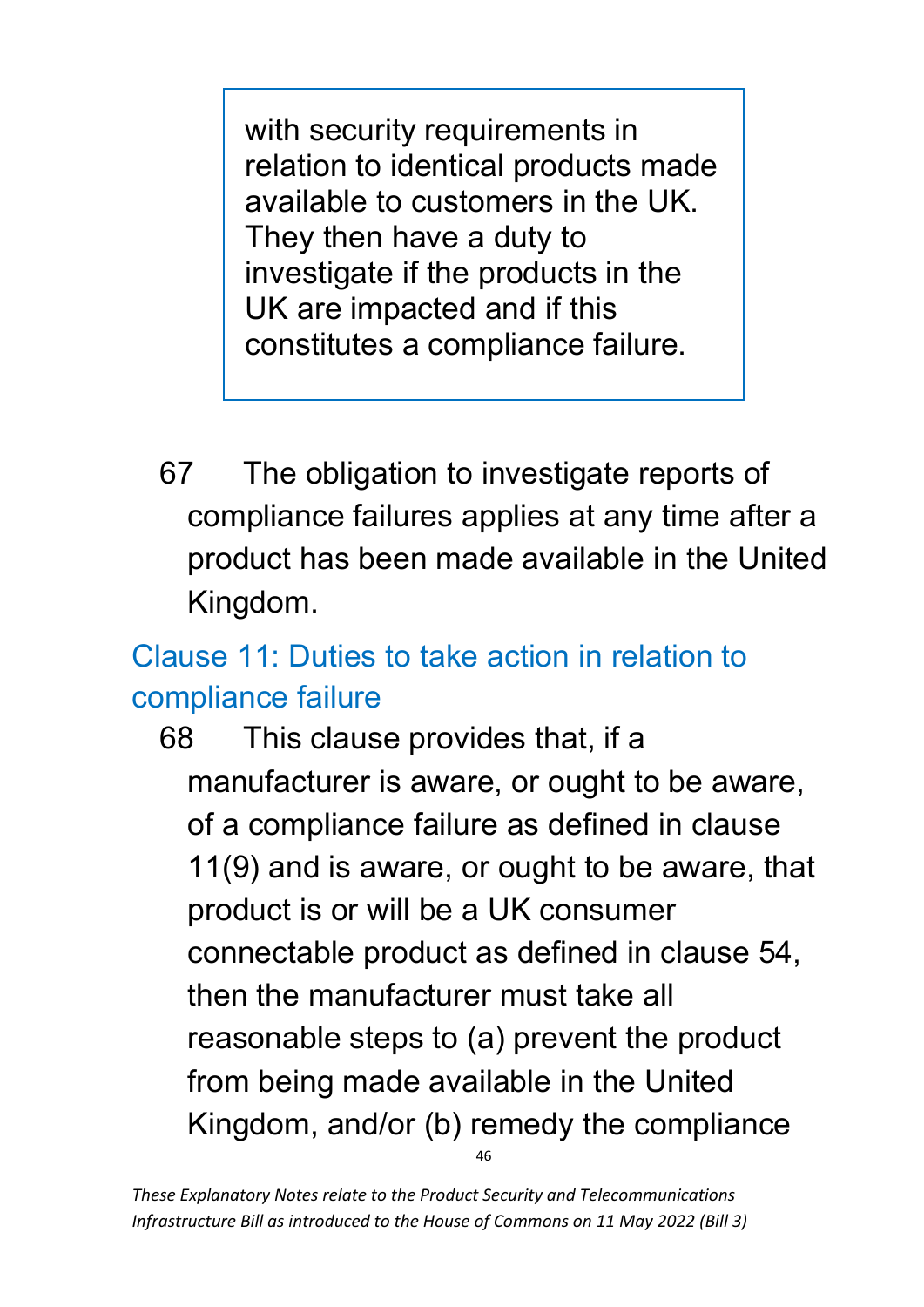> with security requirements in relation to identical products made available to customers in the UK. They then have a duty to investigate if the products in the UK are impacted and if this constitutes a compliance failure.

67 The obligation to investigate reports of compliance failures applies at any time after a product has been made available in the United Kingdom.

## Clause 11: Duties to take action in relation to compliance failure

68 This clause provides that, if a manufacturer is aware, or ought to be aware, of a compliance failure as defined in clause 11(9) and is aware, or ought to be aware, that product is or will be a UK consumer connectable product as defined in clause 54, then the manufacturer must take all reasonable steps to (a) prevent the product from being made available in the United Kingdom, and/or (b) remedy the compliance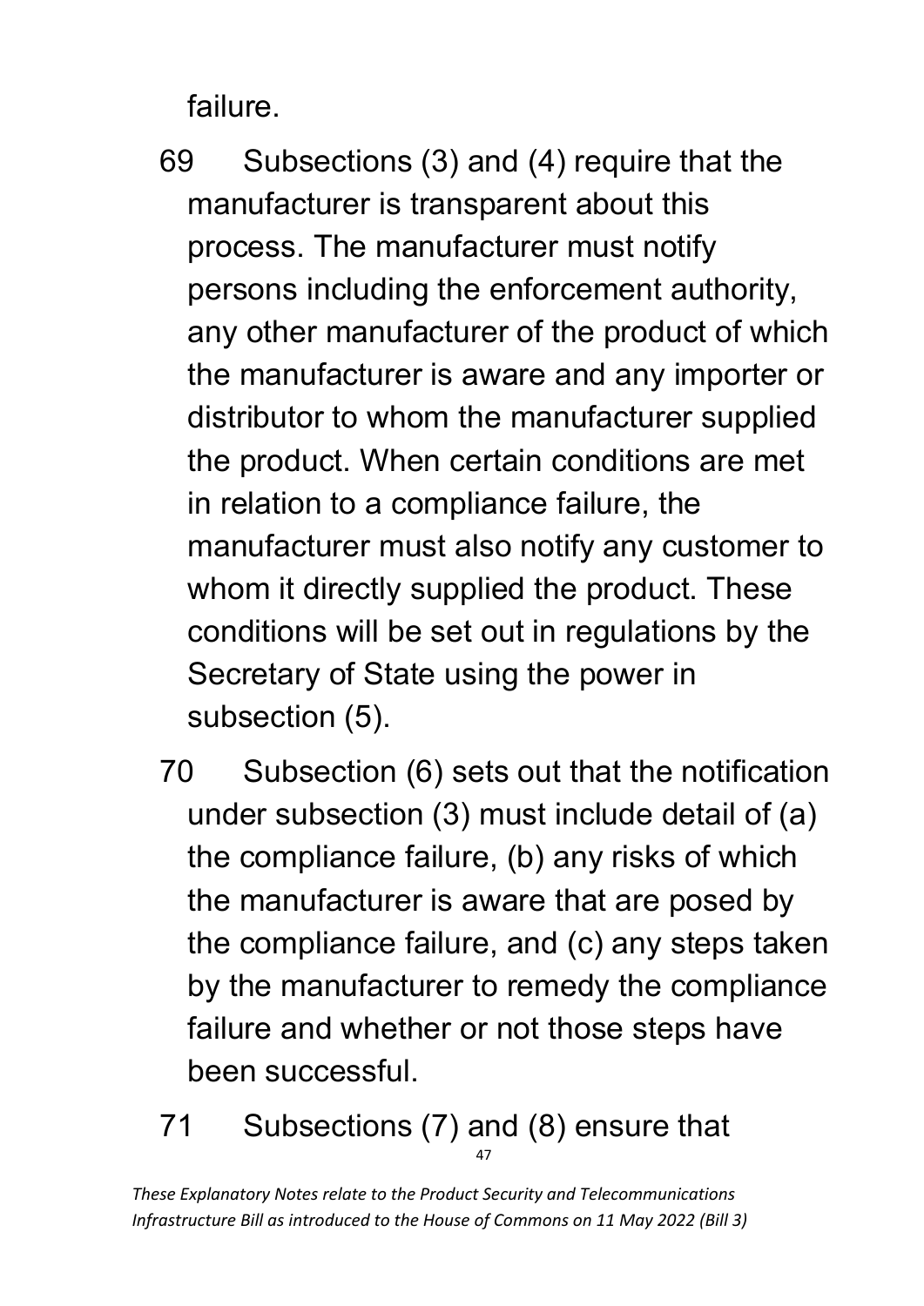failure.

69 Subsections (3) and (4) require that the manufacturer is transparent about this process. The manufacturer must notify persons including the enforcement authority, any other manufacturer of the product of which the manufacturer is aware and any importer or distributor to whom the manufacturer supplied the product. When certain conditions are met in relation to a compliance failure, the manufacturer must also notify any customer to whom it directly supplied the product. These conditions will be set out in regulations by the Secretary of State using the power in subsection (5).

70 Subsection (6) sets out that the notification under subsection (3) must include detail of (a) the compliance failure, (b) any risks of which the manufacturer is aware that are posed by the compliance failure, and (c) any steps taken by the manufacturer to remedy the compliance failure and whether or not those steps have been successful.

71 Subsections (7) and (8) ensure that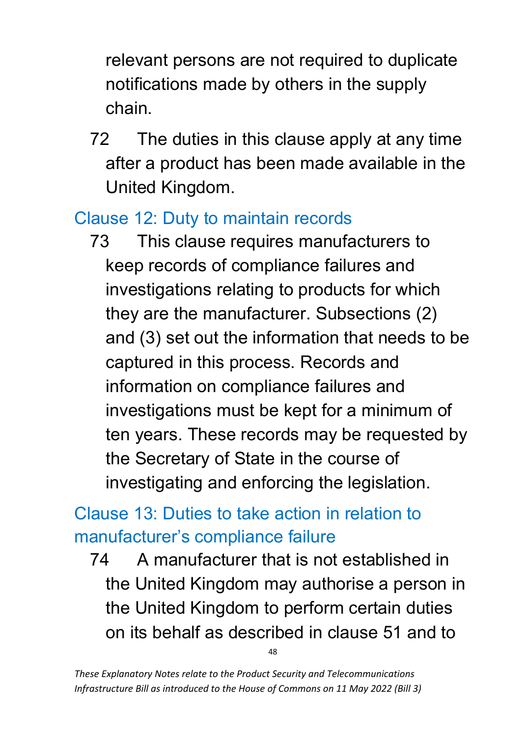relevant persons are not required to duplicate notifications made by others in the supply chain.

72 The duties in this clause apply at any time after a product has been made available in the United Kingdom.

## Clause 12: Duty to maintain records

73 This clause requires manufacturers to keep records of compliance failures and investigations relating to products for which they are the manufacturer. Subsections (2) and (3) set out the information that needs to be captured in this process. Records and information on compliance failures and investigations must be kept for a minimum of ten years. These records may be requested by the Secretary of State in the course of investigating and enforcing the legislation.

## Clause 13: Duties to take action in relation to manufacturer's compliance failure

74 A manufacturer that is not established in the United Kingdom may authorise a person in the United Kingdom to perform certain duties on its behalf as described in clause 51 and to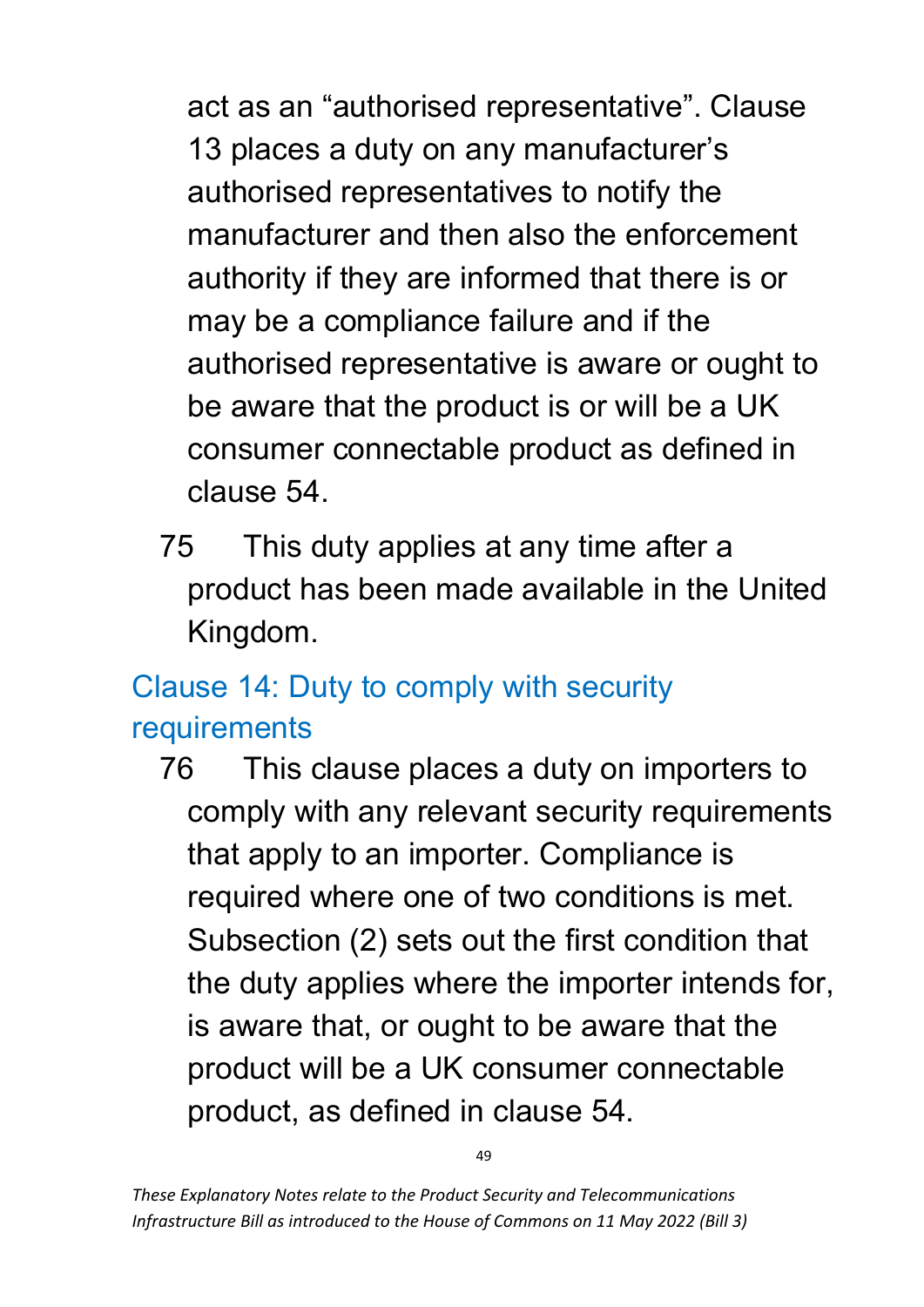act as an “authorised representative”. Clause 13 places a duty on any manufacturer’s authorised representatives to notify the manufacturer and then also the enforcement authority if they are informed that there is or may be a compliance failure and if the authorised representative is aware or ought to be aware that the product is or will be a UK consumer connectable product as defined in clause 54.

75 This duty applies at any time after a product has been made available in the United Kingdom.

## Clause 14: Duty to comply with security requirements

76 This clause places a duty on importers to comply with any relevant security requirements that apply to an importer. Compliance is required where one of two conditions is met. Subsection (2) sets out the first condition that the duty applies where the importer intends for, is aware that, or ought to be aware that the product will be a UK consumer connectable product, as defined in clause 54.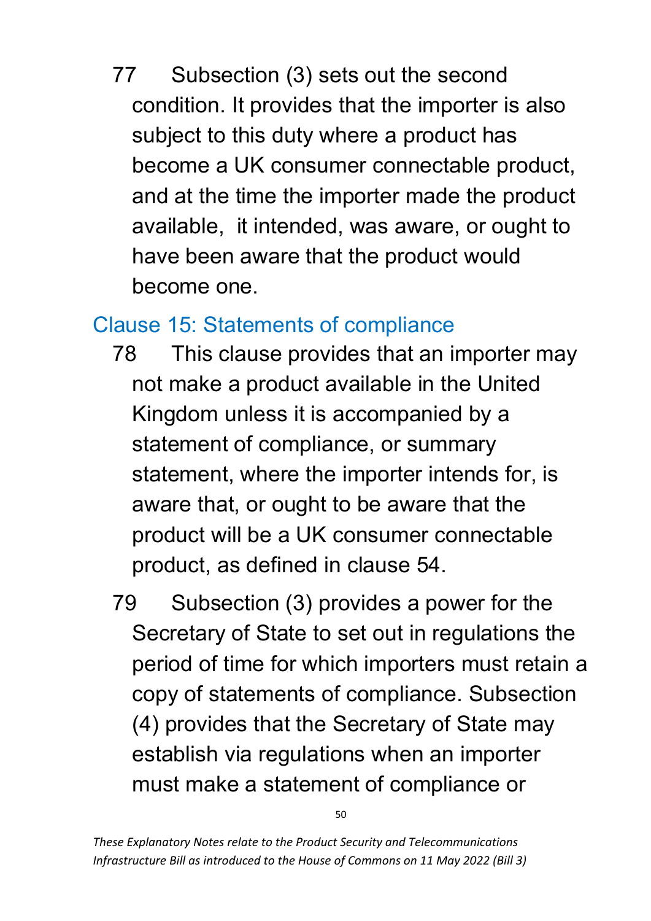77 Subsection (3) sets out the second condition. It provides that the importer is also subject to this duty where a product has become a UK consumer connectable product, and at the time the importer made the product available,  it intended, was aware, or ought to have been aware that the product would become one.

## Clause 15: Statements of compliance

78 This clause provides that an importer may not make a product available in the United Kingdom unless it is accompanied by a statement of compliance, or summary statement, where the importer intends for, is aware that, or ought to be aware that the product will be a UK consumer connectable product, as defined in clause 54.

79 Subsection (3) provides a power for the Secretary of State to set out in regulations the period of time for which importers must retain a copy of statements of compliance. Subsection (4) provides that the Secretary of State may establish via regulations when an importer must make a statement of compliance or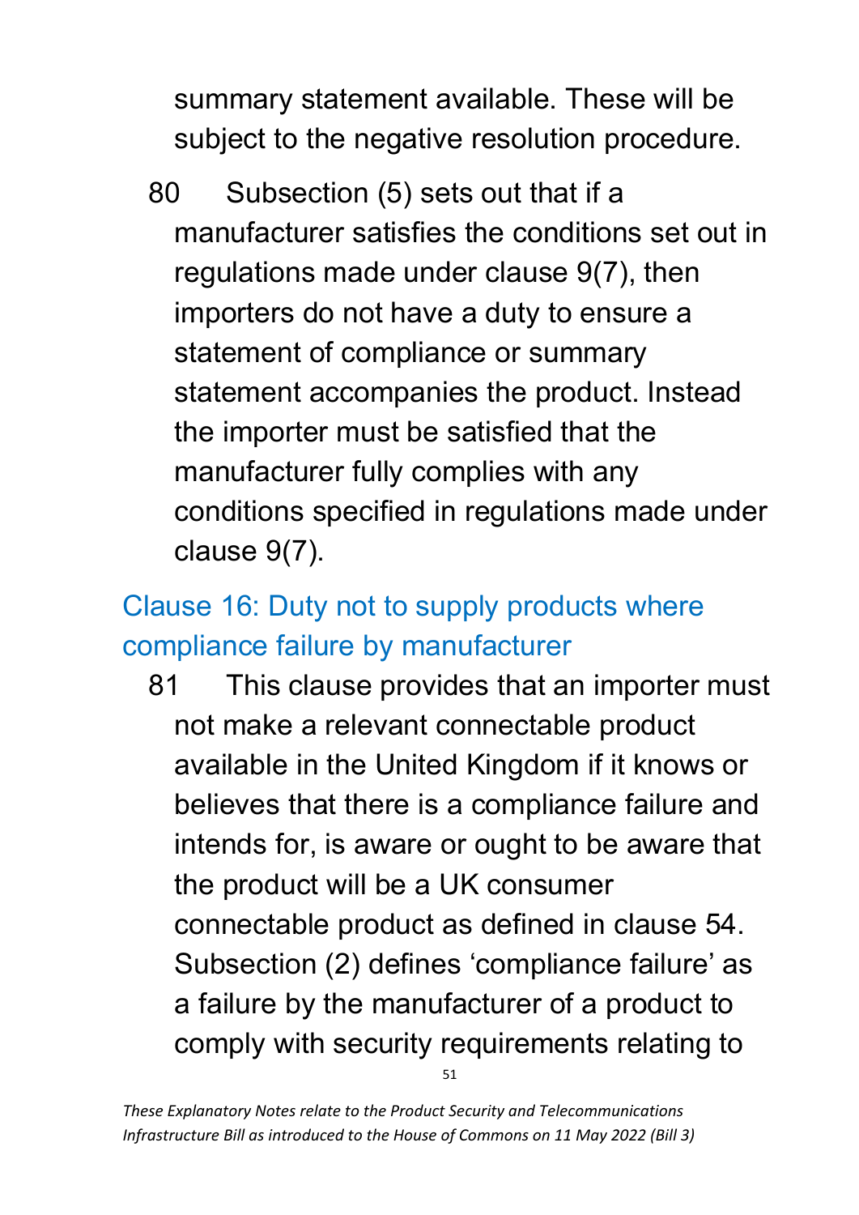summary statement available. These will be subject to the negative resolution procedure.

80 Subsection (5) sets out that if a manufacturer satisfies the conditions set out in regulations made under clause 9(7), then importers do not have a duty to ensure a statement of compliance or summary statement accompanies the product. Instead the importer must be satisfied that the manufacturer fully complies with any conditions specified in regulations made under clause 9(7).

## Clause 16: Duty not to supply products where compliance failure by manufacturer

81 This clause provides that an importer must not make a relevant connectable product available in the United Kingdom if it knows or believes that there is a compliance failure and intends for, is aware or ought to be aware that the product will be a UK consumer connectable product as defined in clause 54. Subsection (2) defines 'compliance failure' as a failure by the manufacturer of a product to comply with security requirements relating to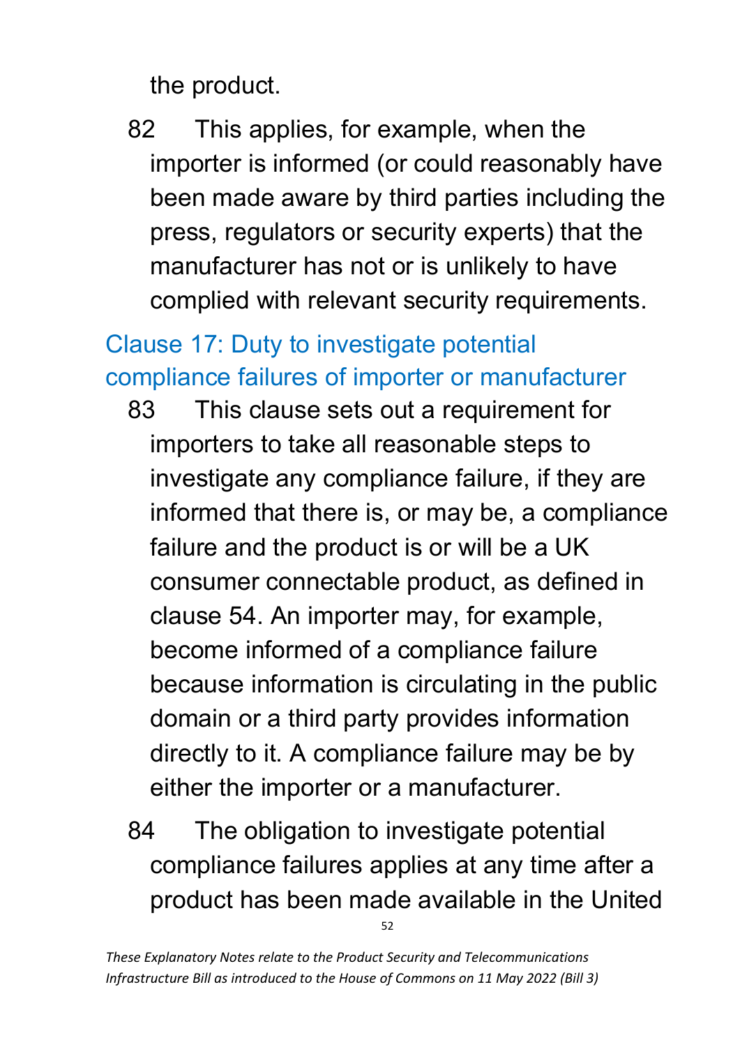the product.

82 This applies, for example, when the importer is informed (or could reasonably have been made aware by third parties including the press, regulators or security experts) that the manufacturer has not or is unlikely to have complied with relevant security requirements.

## Clause 17: Duty to investigate potential compliance failures of importer or manufacturer

83 This clause sets out a requirement for importers to take all reasonable steps to investigate any compliance failure, if they are informed that there is, or may be, a compliance failure and the product is or will be a UK consumer connectable product, as defined in clause 54. An importer may, for example, become informed of a compliance failure because information is circulating in the public domain or a third party provides information directly to it. A compliance failure may be by either the importer or a manufacturer.

84 The obligation to investigate potential compliance failures applies at any time after a product has been made available in the United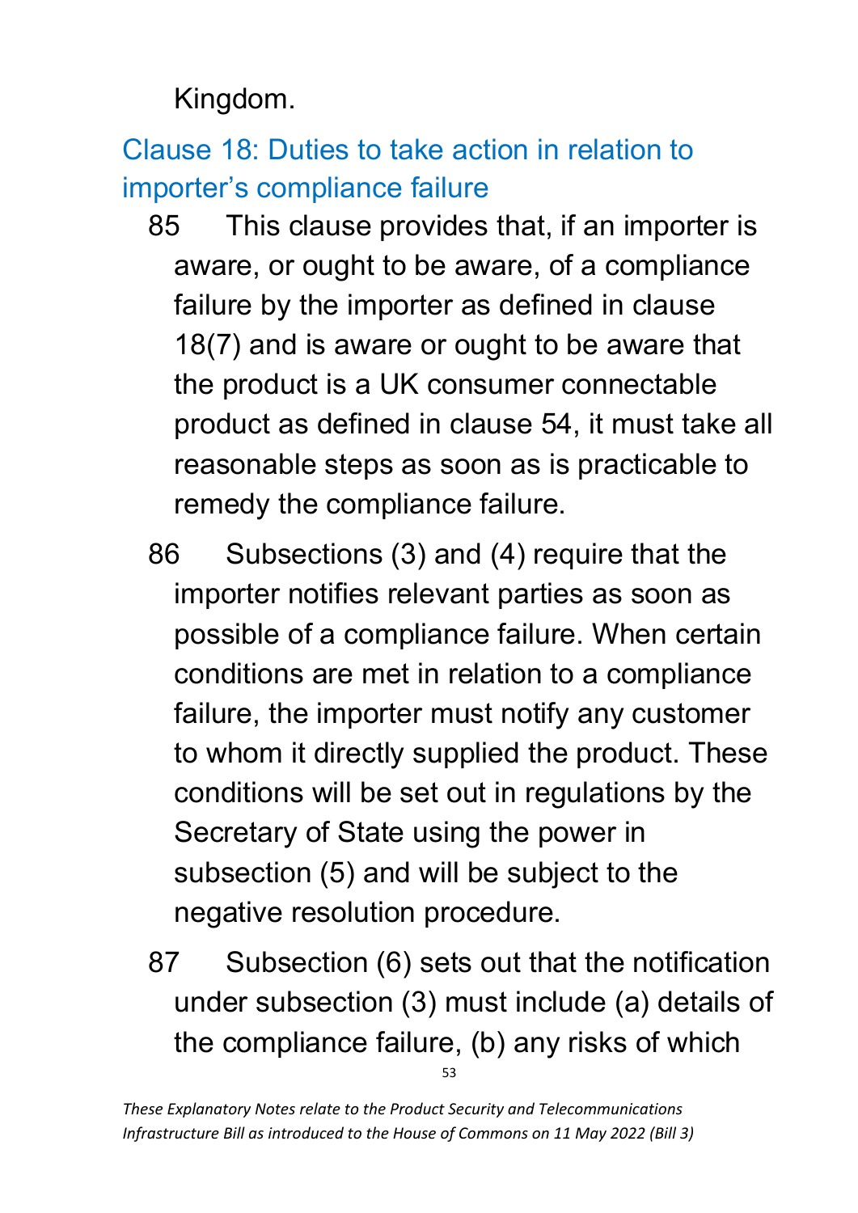Kingdom.

## Clause 18: Duties to take action in relation to importer's compliance failure

85 This clause provides that, if an importer is aware, or ought to be aware, of a compliance failure by the importer as defined in clause 18(7) and is aware or ought to be aware that the product is a UK consumer connectable product as defined in clause 54, it must take all reasonable steps as soon as is practicable to remedy the compliance failure.

86 Subsections (3) and (4) require that the importer notifies relevant parties as soon as possible of a compliance failure. When certain conditions are met in relation to a compliance failure, the importer must notify any customer to whom it directly supplied the product. These conditions will be set out in regulations by the Secretary of State using the power in subsection (5) and will be subject to the negative resolution procedure.

87 Subsection (6) sets out that the notification under subsection (3) must include (a) details of the compliance failure, (b) any risks of which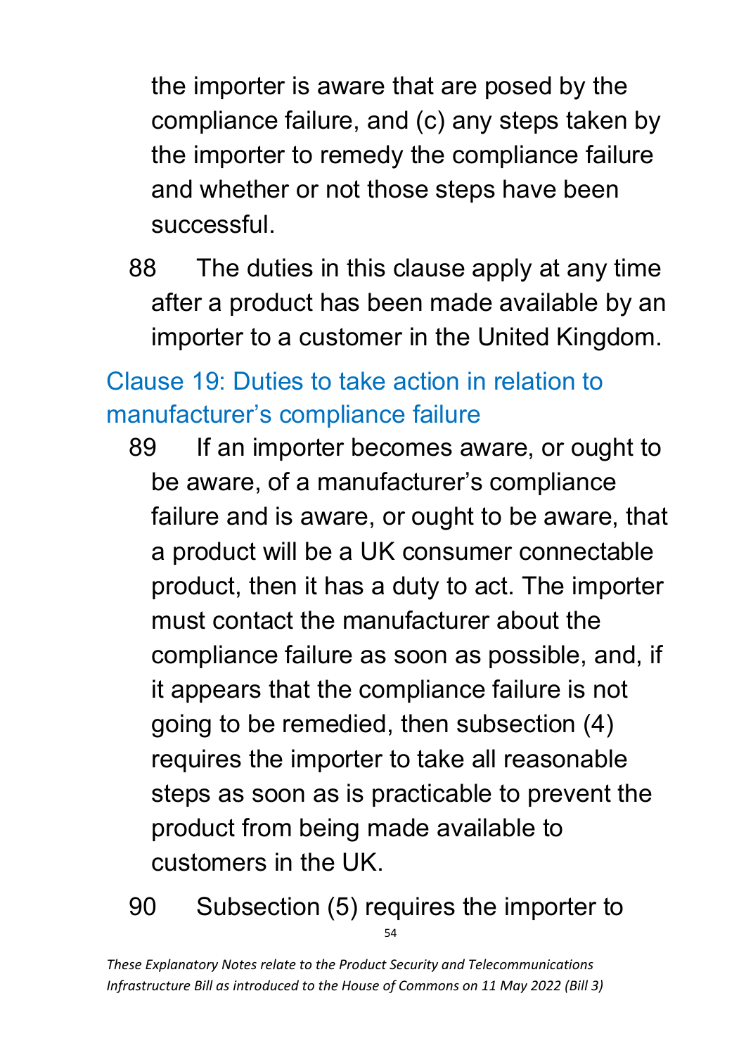the importer is aware that are posed by the compliance failure, and (c) any steps taken by the importer to remedy the compliance failure and whether or not those steps have been successful.

88 The duties in this clause apply at any time after a product has been made available by an importer to a customer in the United Kingdom.

## Clause 19: Duties to take action in relation to manufacturer's compliance failure

89 If an importer becomes aware, or ought to be aware, of a manufacturer's compliance failure and is aware, or ought to be aware, that a product will be a UK consumer connectable product, then it has a duty to act. The importer must contact the manufacturer about the compliance failure as soon as possible, and, if it appears that the compliance failure is not going to be remedied, then subsection (4) requires the importer to take all reasonable steps as soon as is practicable to prevent the product from being made available to customers in the UK.

90 Subsection (5) requires the importer to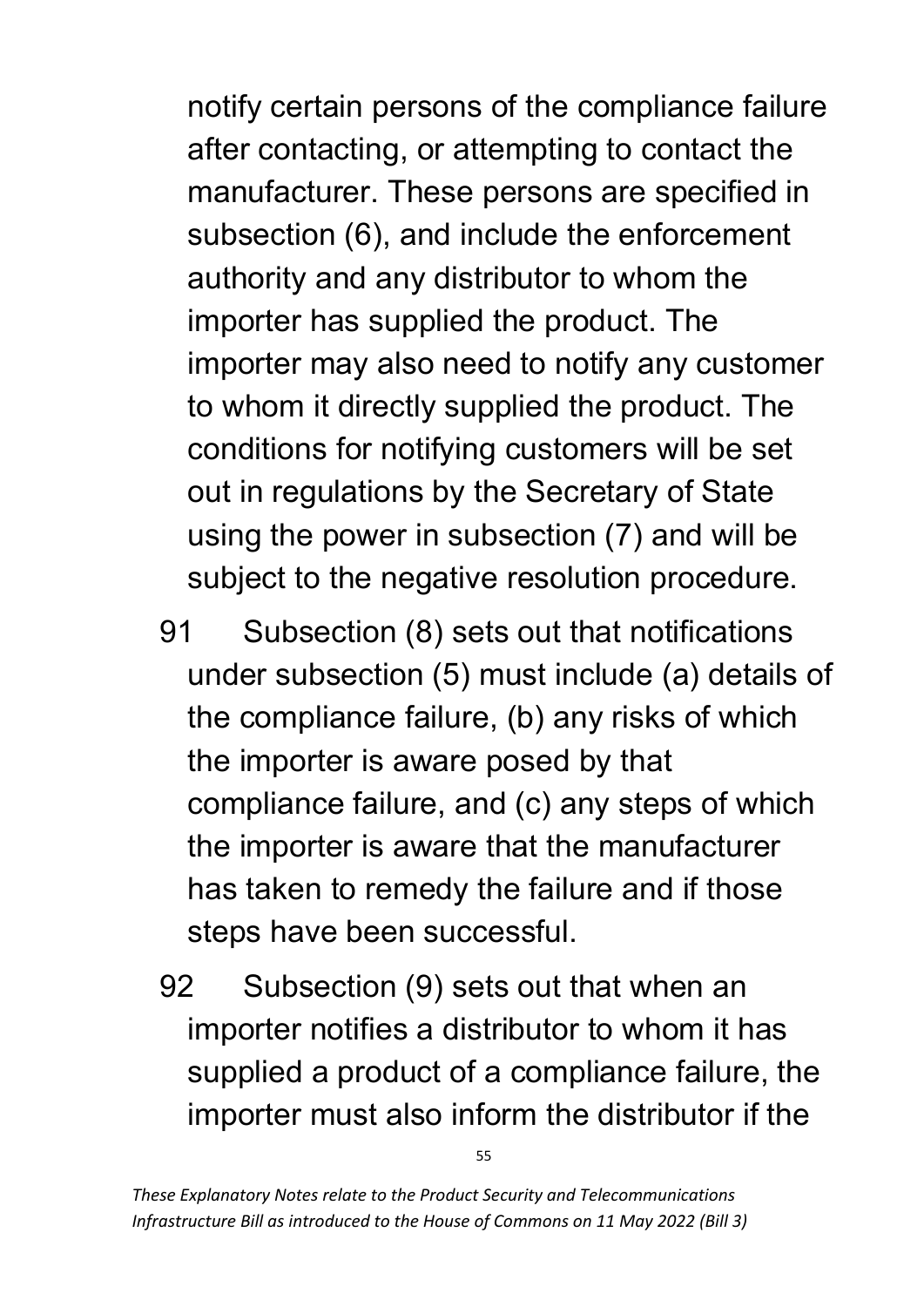notify certain persons of the compliance failure after contacting, or attempting to contact the manufacturer. These persons are specified in subsection (6), and include the enforcement authority and any distributor to whom the importer has supplied the product. The importer may also need to notify any customer to whom it directly supplied the product. The conditions for notifying customers will be set out in regulations by the Secretary of State using the power in subsection (7) and will be subject to the negative resolution procedure.

91 Subsection (8) sets out that notifications under subsection (5) must include (a) details of the compliance failure, (b) any risks of which the importer is aware posed by that compliance failure, and (c) any steps of which the importer is aware that the manufacturer has taken to remedy the failure and if those steps have been successful.

92 Subsection (9) sets out that when an importer notifies a distributor to whom it has supplied a product of a compliance failure, the importer must also inform the distributor if the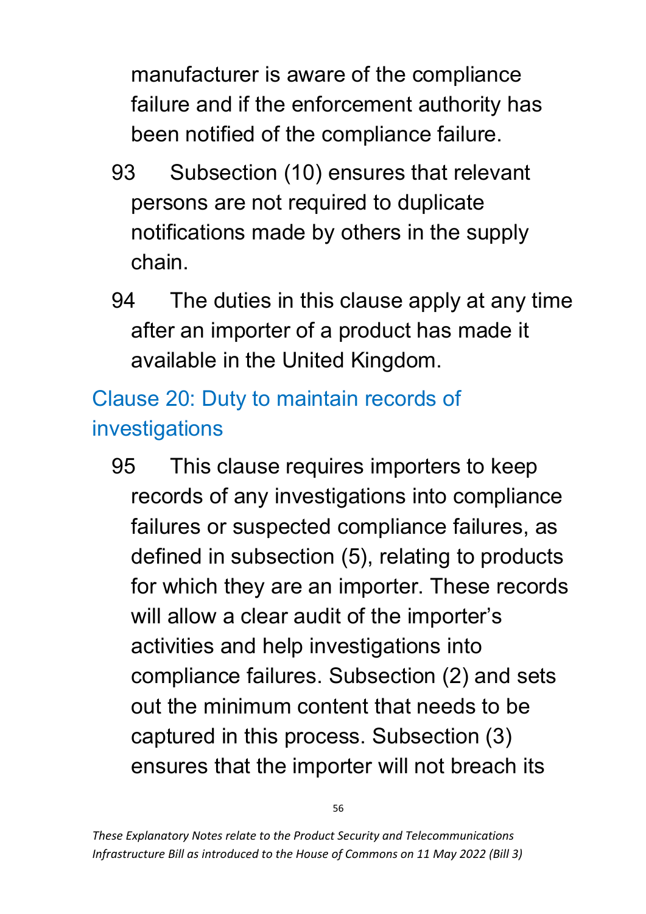manufacturer is aware of the compliance failure and if the enforcement authority has been notified of the compliance failure.

93 Subsection (10) ensures that relevant persons are not required to duplicate notifications made by others in the supply chain.

94 The duties in this clause apply at any time after an importer of a product has made it available in the United Kingdom.

## Clause 20: Duty to maintain records of investigations

95 This clause requires importers to keep records of any investigations into compliance failures or suspected compliance failures, as defined in subsection (5), relating to products for which they are an importer. These records will allow a clear audit of the importer's activities and help investigations into compliance failures. Subsection (2) and sets out the minimum content that needs to be captured in this process. Subsection (3) ensures that the importer will not breach its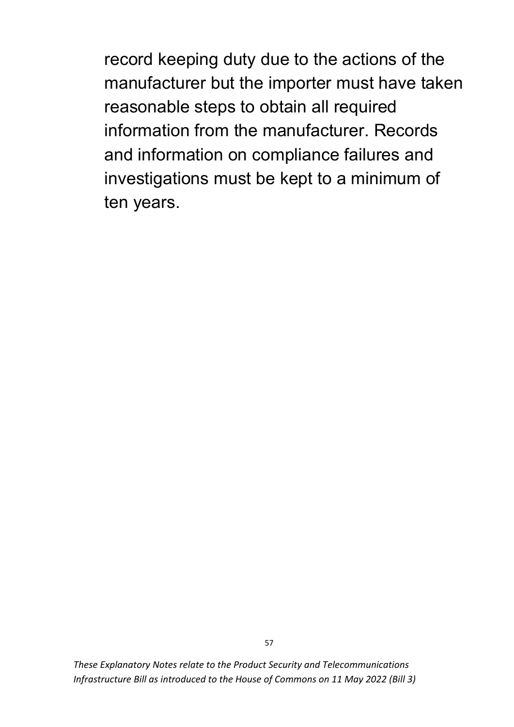record keeping duty due to the actions of the manufacturer but the importer must have taken reasonable steps to obtain all required information from the manufacturer. Records and information on compliance failures and investigations must be kept to a minimum of ten years.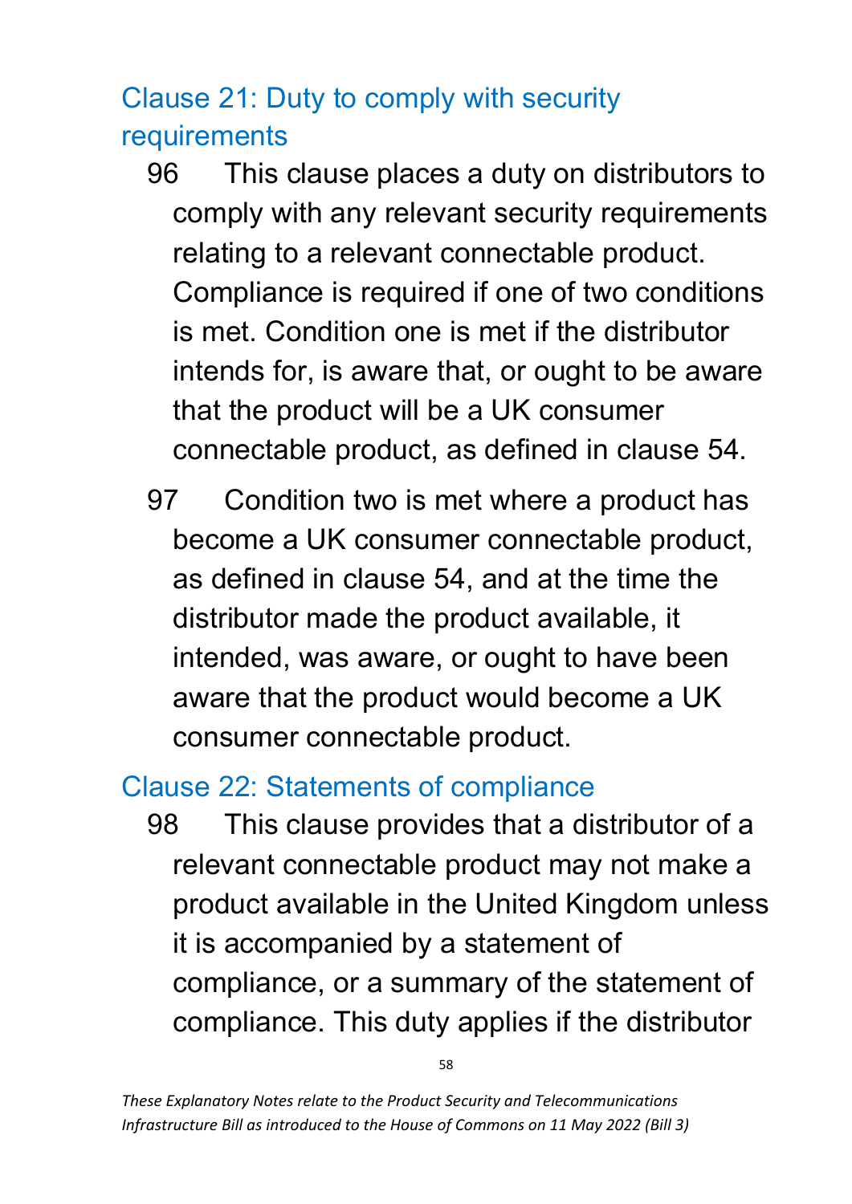## Clause 21: Duty to comply with security requirements

96 This clause places a duty on distributors to comply with any relevant security requirements relating to a relevant connectable product. Compliance is required if one of two conditions is met. Condition one is met if the distributor intends for, is aware that, or ought to be aware that the product will be a UK consumer connectable product, as defined in clause 54.

97 Condition two is met where a product has become a UK consumer connectable product, as defined in clause 54, and at the time the distributor made the product available, it intended, was aware, or ought to have been aware that the product would become a UK consumer connectable product.

## Clause 22: Statements of compliance

98 This clause provides that a distributor of a relevant connectable product may not make a product available in the United Kingdom unless it is accompanied by a statement of compliance, or a summary of the statement of compliance. This duty applies if the distributor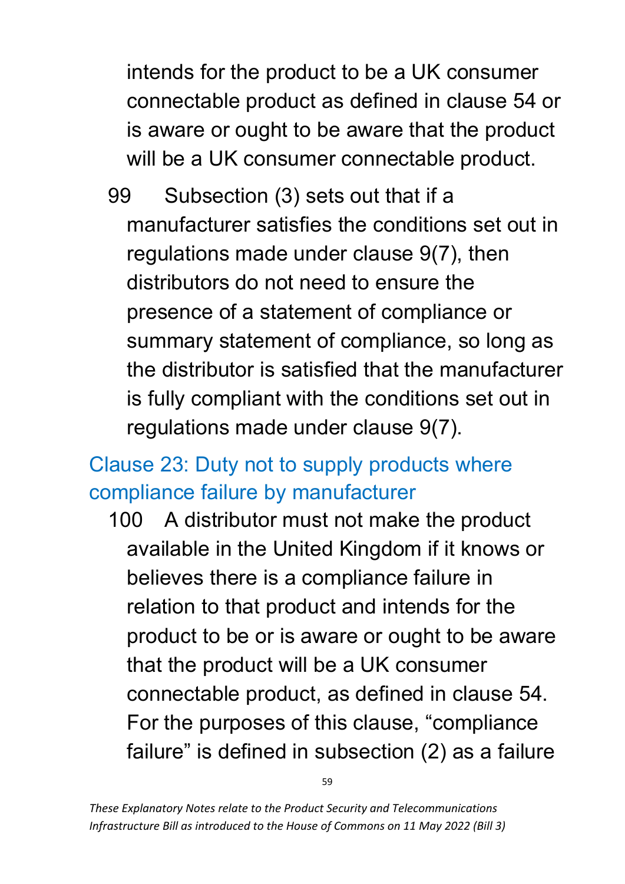intends for the product to be a UK consumer connectable product as defined in clause 54 or is aware or ought to be aware that the product will be a UK consumer connectable product.

99 Subsection (3) sets out that if a manufacturer satisfies the conditions set out in regulations made under clause 9(7), then distributors do not need to ensure the presence of a statement of compliance or summary statement of compliance, so long as the distributor is satisfied that the manufacturer is fully compliant with the conditions set out in regulations made under clause 9(7).

## Clause 23: Duty not to supply products where compliance failure by manufacturer

100 A distributor must not make the product available in the United Kingdom if it knows or believes there is a compliance failure in relation to that product and intends for the product to be or is aware or ought to be aware that the product will be a UK consumer connectable product, as defined in clause 54. For the purposes of this clause, "compliance failure" is defined in subsection (2) as a failure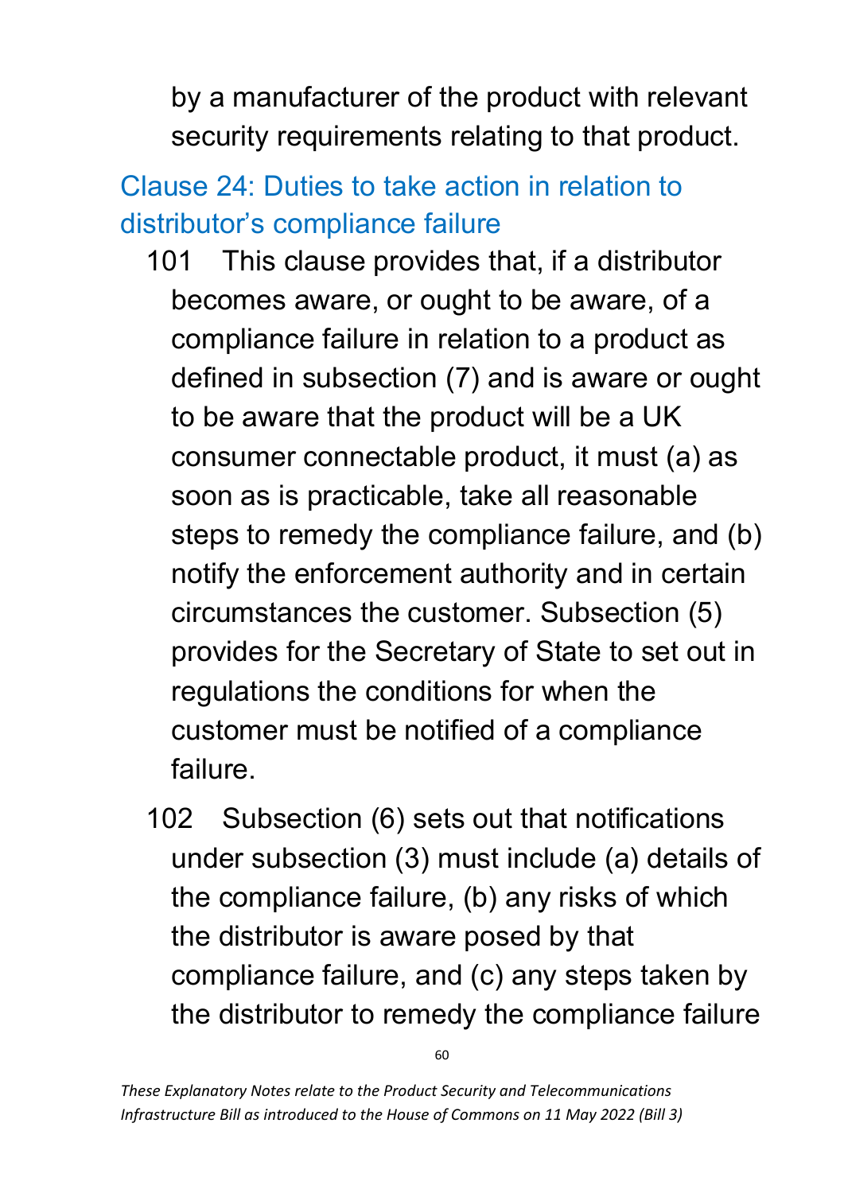by a manufacturer of the product with relevant security requirements relating to that product.

## Clause 24: Duties to take action in relation to distributor's compliance failure

101 This clause provides that, if a distributor becomes aware, or ought to be aware, of a compliance failure in relation to a product as defined in subsection (7) and is aware or ought to be aware that the product will be a UK consumer connectable product, it must (a) as soon as is practicable, take all reasonable steps to remedy the compliance failure, and (b) notify the enforcement authority and in certain circumstances the customer. Subsection (5) provides for the Secretary of State to set out in regulations the conditions for when the customer must be notified of a compliance failure.

102 Subsection (6) sets out that notifications under subsection (3) must include (a) details of the compliance failure, (b) any risks of which the distributor is aware posed by that compliance failure, and (c) any steps taken by the distributor to remedy the compliance failure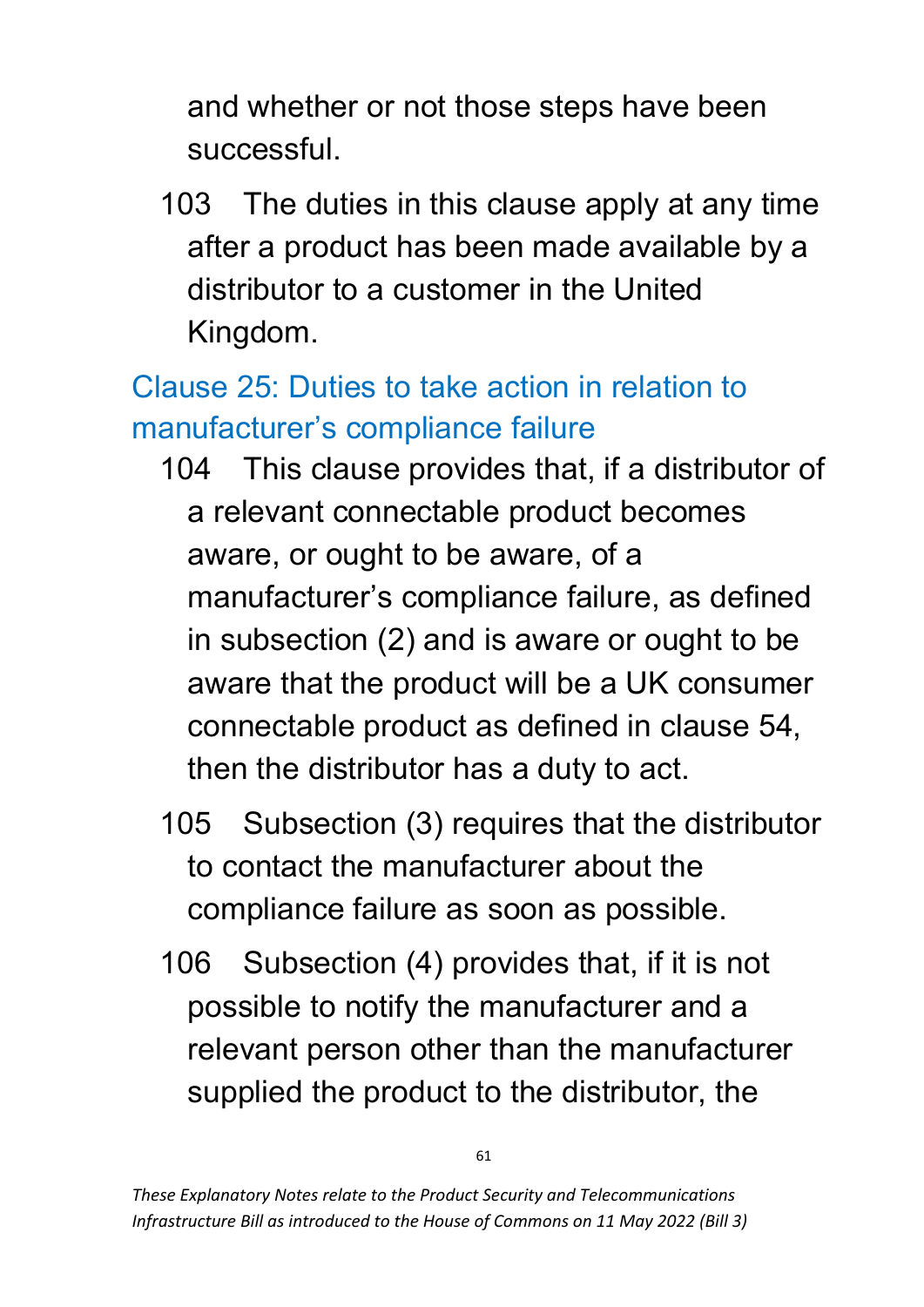and whether or not those steps have been successful.

103 The duties in this clause apply at any time after a product has been made available by a distributor to a customer in the United Kingdom.

## Clause 25: Duties to take action in relation to manufacturer's compliance failure

104 This clause provides that, if a distributor of a relevant connectable product becomes aware, or ought to be aware, of a manufacturer's compliance failure, as defined in subsection (2) and is aware or ought to be aware that the product will be a UK consumer connectable product as defined in clause 54, then the distributor has a duty to act.

105 Subsection (3) requires that the distributor to contact the manufacturer about the compliance failure as soon as possible.

106 Subsection (4) provides that, if it is not possible to notify the manufacturer and a relevant person other than the manufacturer supplied the product to the distributor, the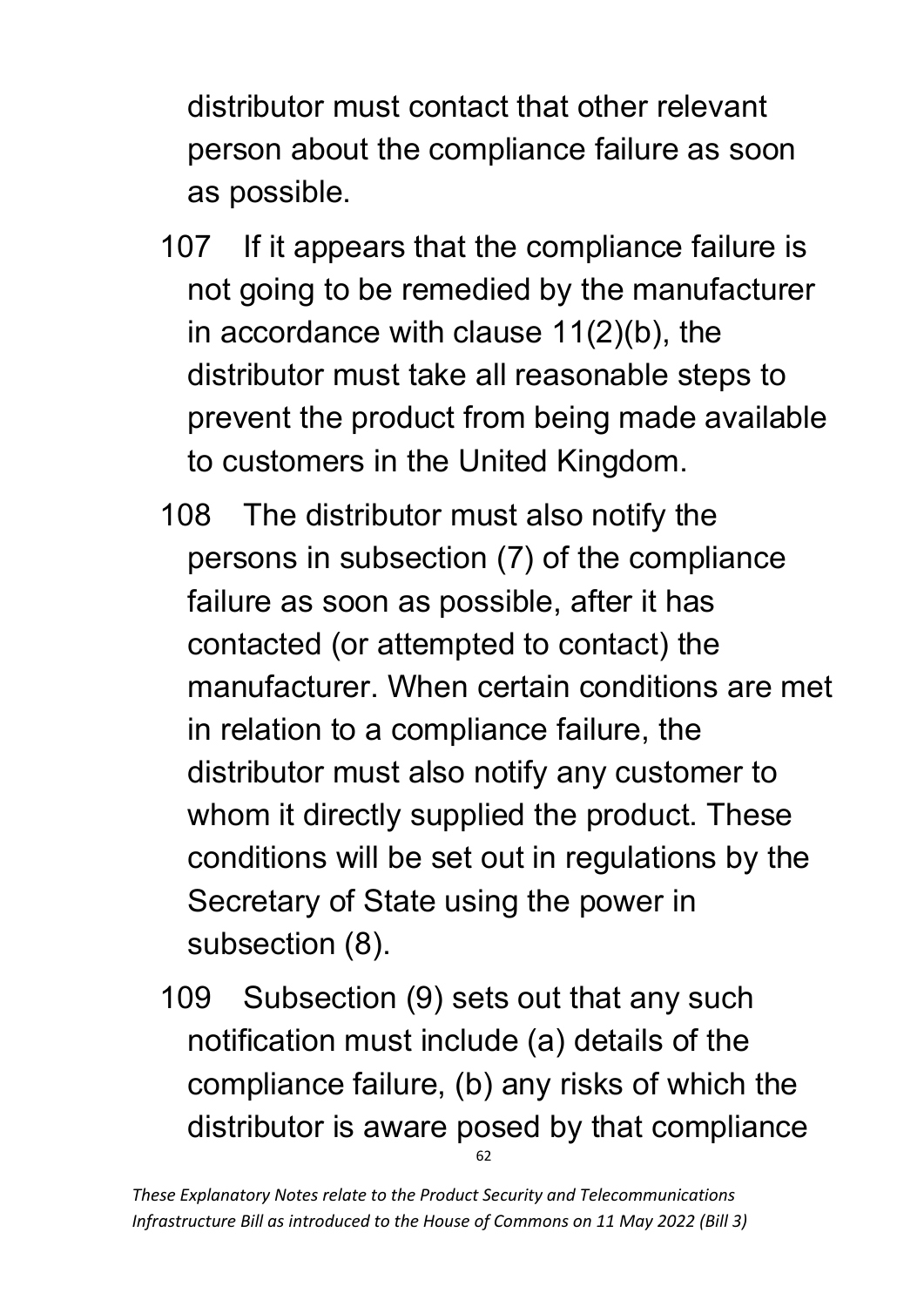distributor must contact that other relevant person about the compliance failure as soon as possible.

107 If it appears that the compliance failure is not going to be remedied by the manufacturer in accordance with clause 11(2)(b), the distributor must take all reasonable steps to prevent the product from being made available to customers in the United Kingdom.

108 The distributor must also notify the persons in subsection (7) of the compliance failure as soon as possible, after it has contacted (or attempted to contact) the manufacturer. When certain conditions are met in relation to a compliance failure, the distributor must also notify any customer to whom it directly supplied the product. These conditions will be set out in regulations by the Secretary of State using the power in subsection (8).

109 Subsection (9) sets out that any such notification must include (a) details of the compliance failure, (b) any risks of which the distributor is aware posed by that compliance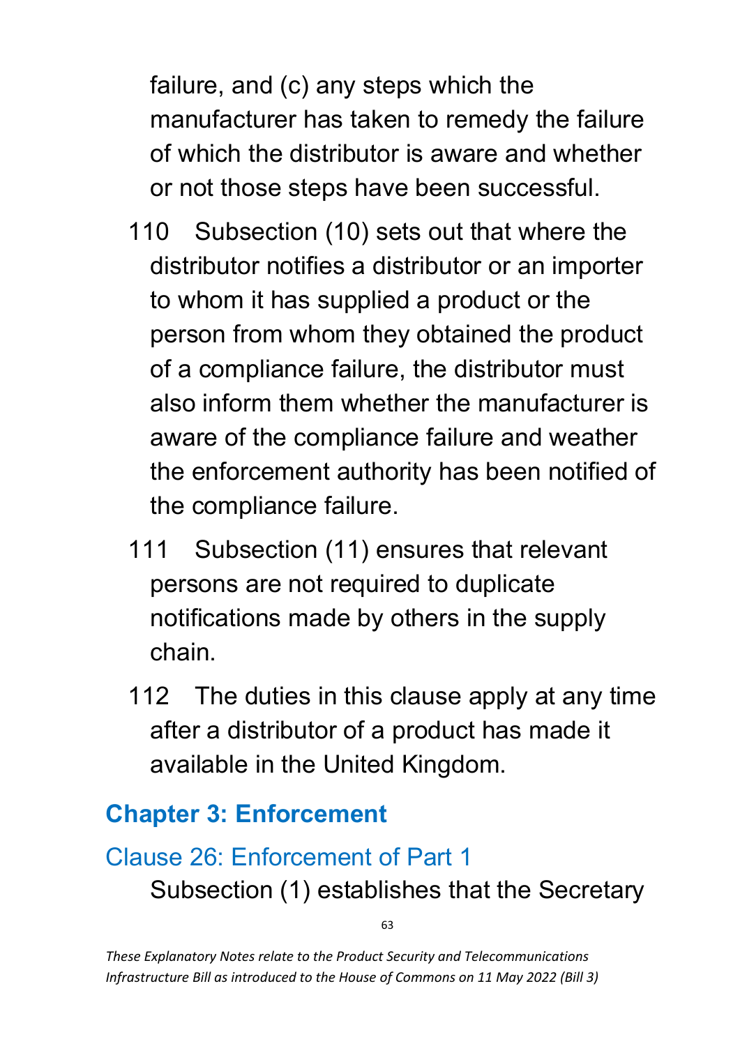failure, and (c) any steps which the manufacturer has taken to remedy the failure of which the distributor is aware and whether or not those steps have been successful.

110 Subsection (10) sets out that where the distributor notifies a distributor or an importer to whom it has supplied a product or the person from whom they obtained the product of a compliance failure, the distributor must also inform them whether the manufacturer is aware of the compliance failure and weather the enforcement authority has been notified of the compliance failure.

111 Subsection (11) ensures that relevant persons are not required to duplicate notifications made by others in the supply chain.

112 The duties in this clause apply at any time after a distributor of a product has made it available in the United Kingdom.

## Chapter 3: Enforcement

### Clause 26: Enforcement of Part 1

Subsection (1) establishes that the Secretary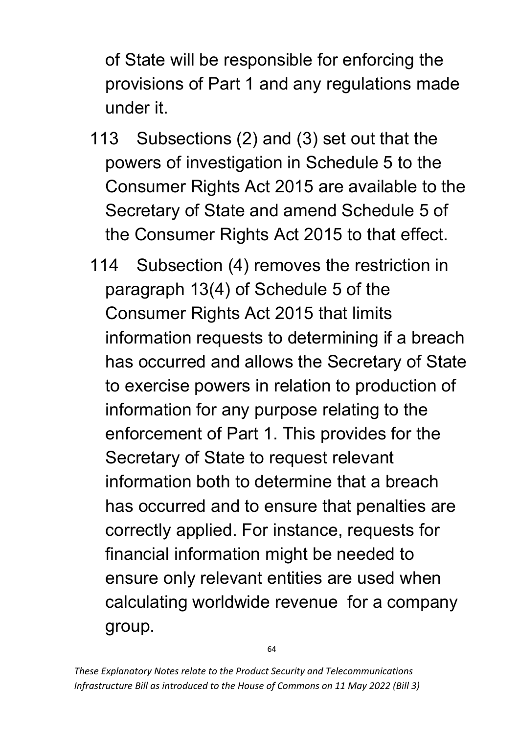of State will be responsible for enforcing the provisions of Part 1 and any regulations made under it.

113 Subsections (2) and (3) set out that the powers of investigation in Schedule 5 to the Consumer Rights Act 2015 are available to the Secretary of State and amend Schedule 5 of the Consumer Rights Act 2015 to that effect.

114 Subsection (4) removes the restriction in paragraph 13(4) of Schedule 5 of the Consumer Rights Act 2015 that limits information requests to determining if a breach has occurred and allows the Secretary of State to exercise powers in relation to production of information for any purpose relating to the enforcement of Part 1. This provides for the Secretary of State to request relevant information both to determine that a breach has occurred and to ensure that penalties are correctly applied. For instance, requests for financial information might be needed to ensure only relevant entities are used when calculating worldwide revenue for a company group.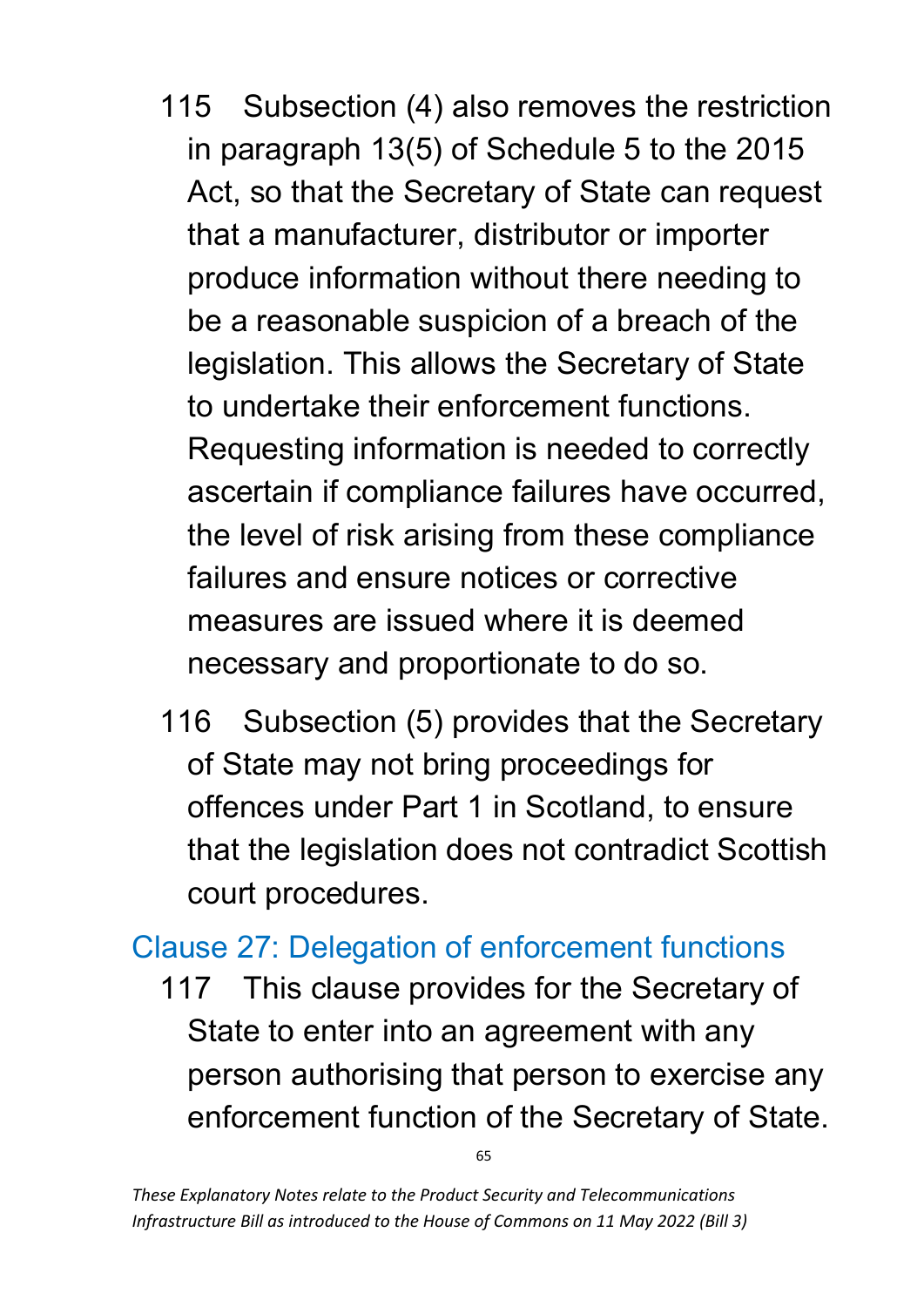115 Subsection (4) also removes the restriction in paragraph 13(5) of Schedule 5 to the 2015 Act, so that the Secretary of State can request that a manufacturer, distributor or importer produce information without there needing to be a reasonable suspicion of a breach of the legislation. This allows the Secretary of State to undertake their enforcement functions. Requesting information is needed to correctly ascertain if compliance failures have occurred, the level of risk arising from these compliance failures and ensure notices or corrective measures are issued where it is deemed necessary and proportionate to do so.

116 Subsection (5) provides that the Secretary of State may not bring proceedings for offences under Part 1 in Scotland, to ensure that the legislation does not contradict Scottish court procedures.

## Clause 27: Delegation of enforcement functions

117 This clause provides for the Secretary of State to enter into an agreement with any person authorising that person to exercise any enforcement function of the Secretary of State.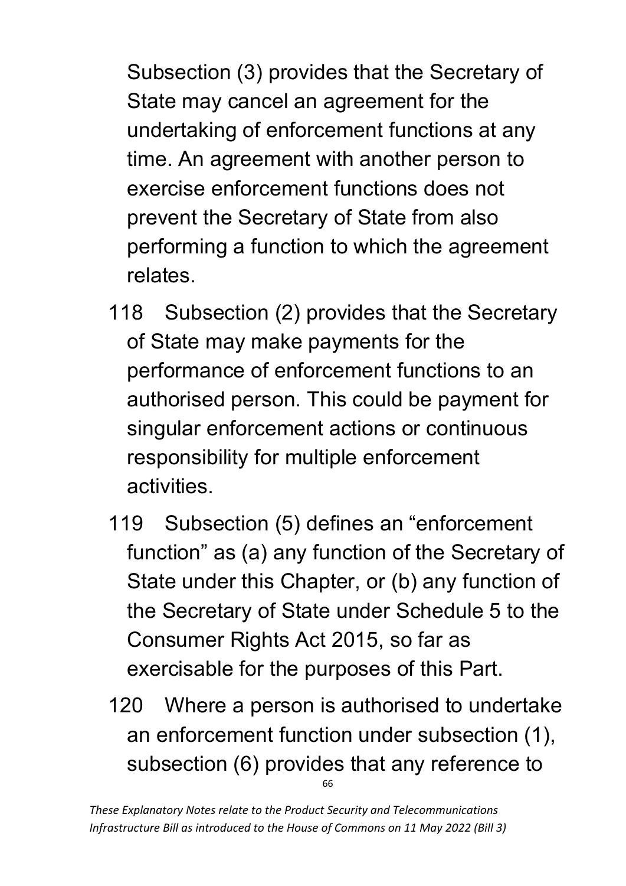Subsection (3) provides that the Secretary of State may cancel an agreement for the undertaking of enforcement functions at any time. An agreement with another person to exercise enforcement functions does not prevent the Secretary of State from also performing a function to which the agreement relates.

118 Subsection (2) provides that the Secretary of State may make payments for the performance of enforcement functions to an authorised person. This could be payment for singular enforcement actions or continuous responsibility for multiple enforcement activities.

119 Subsection (5) defines an "enforcement function" as (a) any function of the Secretary of State under this Chapter, or (b) any function of the Secretary of State under Schedule 5 to the Consumer Rights Act 2015, so far as exercisable for the purposes of this Part.

120 Where a person is authorised to undertake an enforcement function under subsection (1), subsection (6) provides that any reference to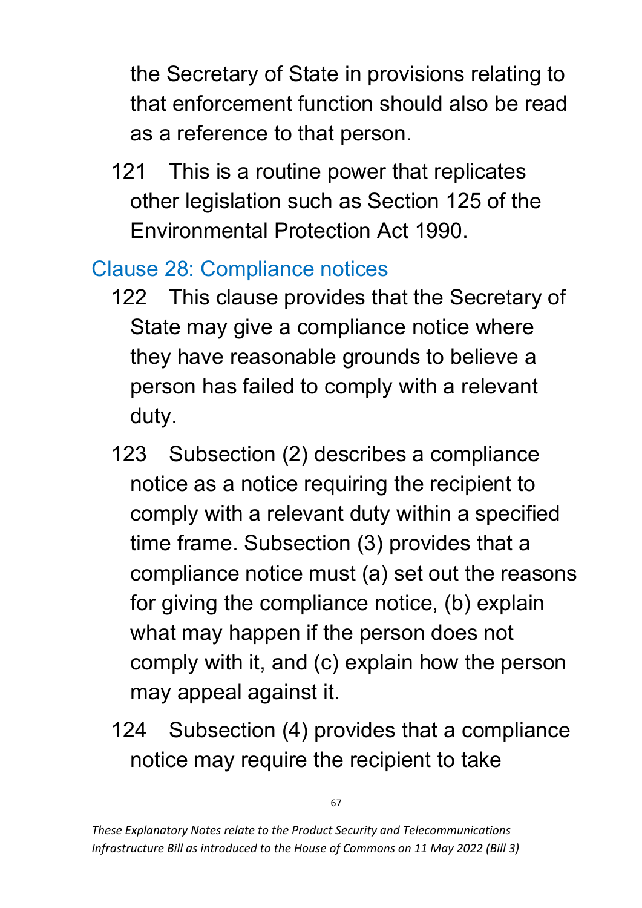the Secretary of State in provisions relating to that enforcement function should also be read as a reference to that person.

121 This is a routine power that replicates other legislation such as Section 125 of the Environmental Protection Act 1990.

## Clause 28: Compliance notices

122 This clause provides that the Secretary of State may give a compliance notice where they have reasonable grounds to believe a person has failed to comply with a relevant duty.

123 Subsection (2) describes a compliance notice as a notice requiring the recipient to comply with a relevant duty within a specified time frame. Subsection (3) provides that a compliance notice must (a) set out the reasons for giving the compliance notice, (b) explain what may happen if the person does not comply with it, and (c) explain how the person may appeal against it.

124 Subsection (4) provides that a compliance notice may require the recipient to take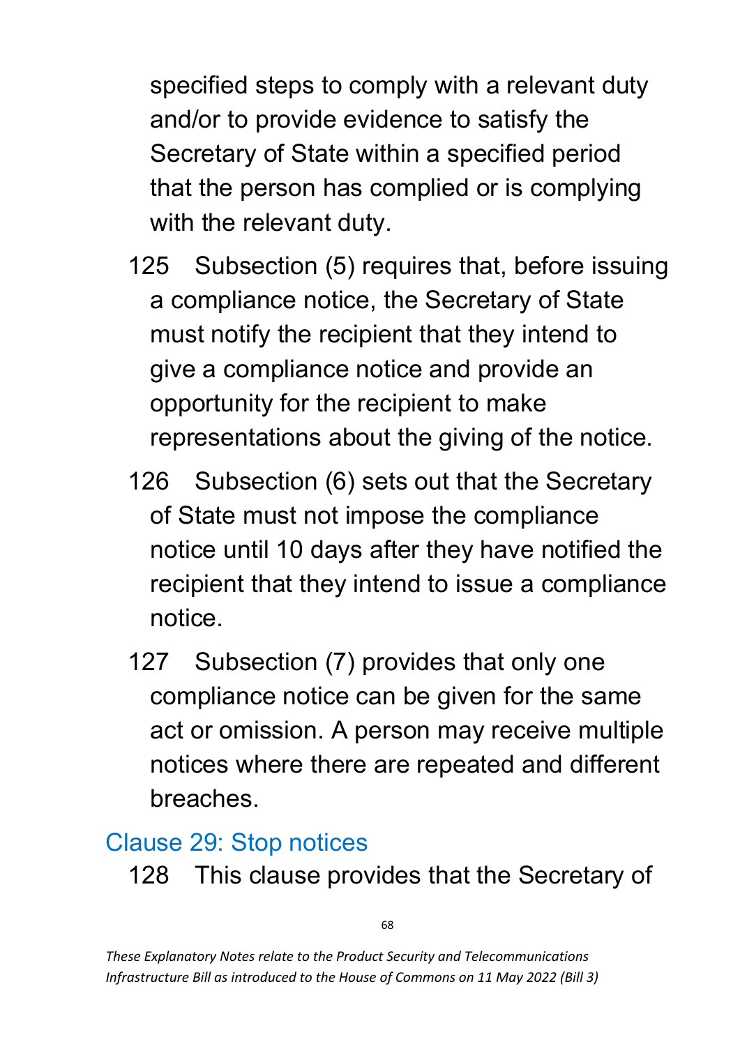specified steps to comply with a relevant duty and/or to provide evidence to satisfy the Secretary of State within a specified period that the person has complied or is complying with the relevant duty.

125 Subsection (5) requires that, before issuing a compliance notice, the Secretary of State must notify the recipient that they intend to give a compliance notice and provide an opportunity for the recipient to make representations about the giving of the notice.

126 Subsection (6) sets out that the Secretary of State must not impose the compliance notice until 10 days after they have notified the recipient that they intend to issue a compliance notice.

127 Subsection (7) provides that only one compliance notice can be given for the same act or omission. A person may receive multiple notices where there are repeated and different breaches.

## Clause 29: Stop notices

128 This clause provides that the Secretary of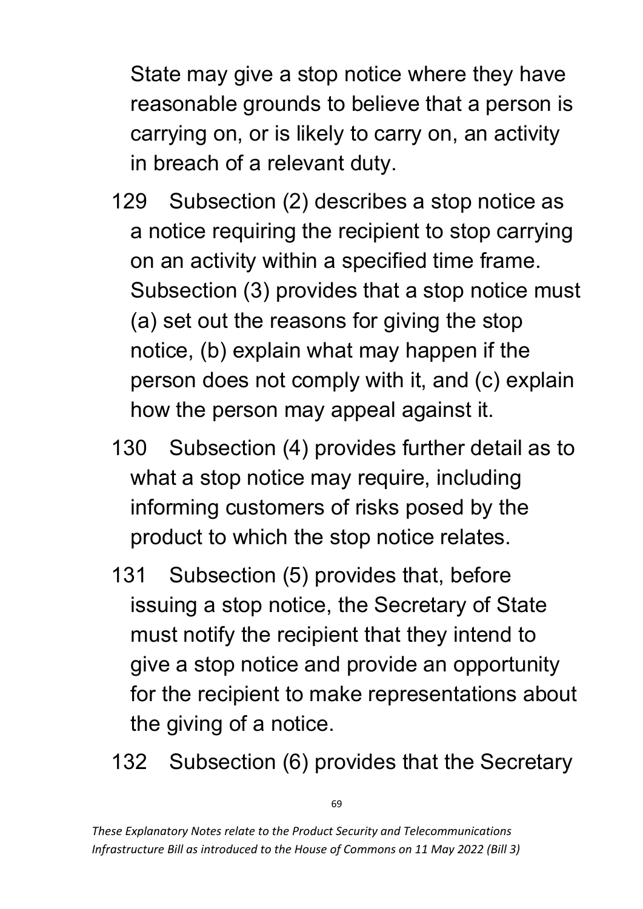State may give a stop notice where they have reasonable grounds to believe that a person is carrying on, or is likely to carry on, an activity in breach of a relevant duty.

129 Subsection (2) describes a stop notice as a notice requiring the recipient to stop carrying on an activity within a specified time frame. Subsection (3) provides that a stop notice must (a) set out the reasons for giving the stop notice, (b) explain what may happen if the person does not comply with it, and (c) explain how the person may appeal against it.

130 Subsection (4) provides further detail as to what a stop notice may require, including informing customers of risks posed by the product to which the stop notice relates.

131 Subsection (5) provides that, before issuing a stop notice, the Secretary of State must notify the recipient that they intend to give a stop notice and provide an opportunity for the recipient to make representations about the giving of a notice.

132 Subsection (6) provides that the Secretary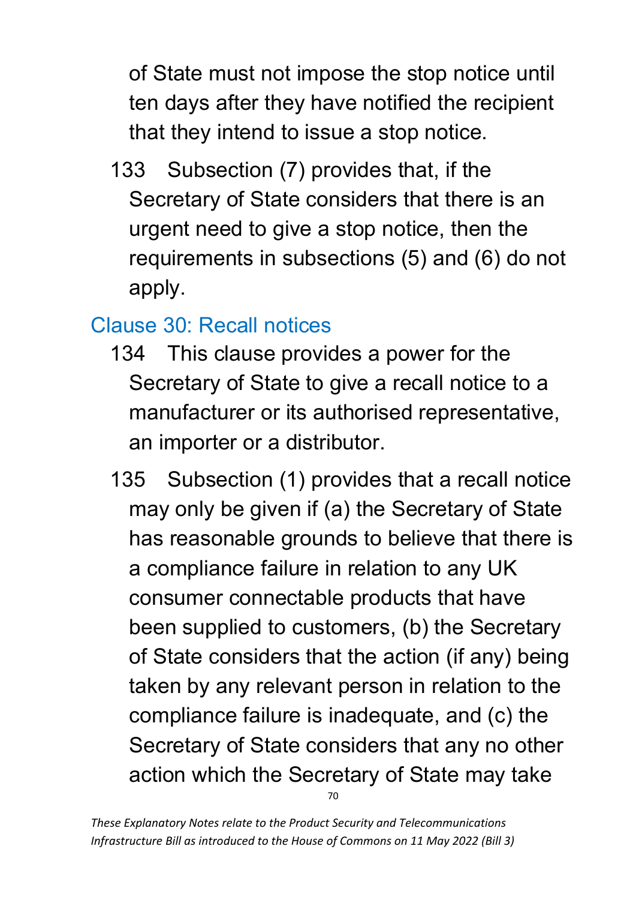of State must not impose the stop notice until ten days after they have notified the recipient that they intend to issue a stop notice.

133 Subsection (7) provides that, if the Secretary of State considers that there is an urgent need to give a stop notice, then the requirements in subsections (5) and (6) do not apply.

## Clause 30: Recall notices

134 This clause provides a power for the Secretary of State to give a recall notice to a manufacturer or its authorised representative, an importer or a distributor.

135 Subsection (1) provides that a recall notice may only be given if (a) the Secretary of State has reasonable grounds to believe that there is a compliance failure in relation to any UK consumer connectable products that have been supplied to customers, (b) the Secretary of State considers that the action (if any) being taken by any relevant person in relation to the compliance failure is inadequate, and (c) the Secretary of State considers that any no other action which the Secretary of State may take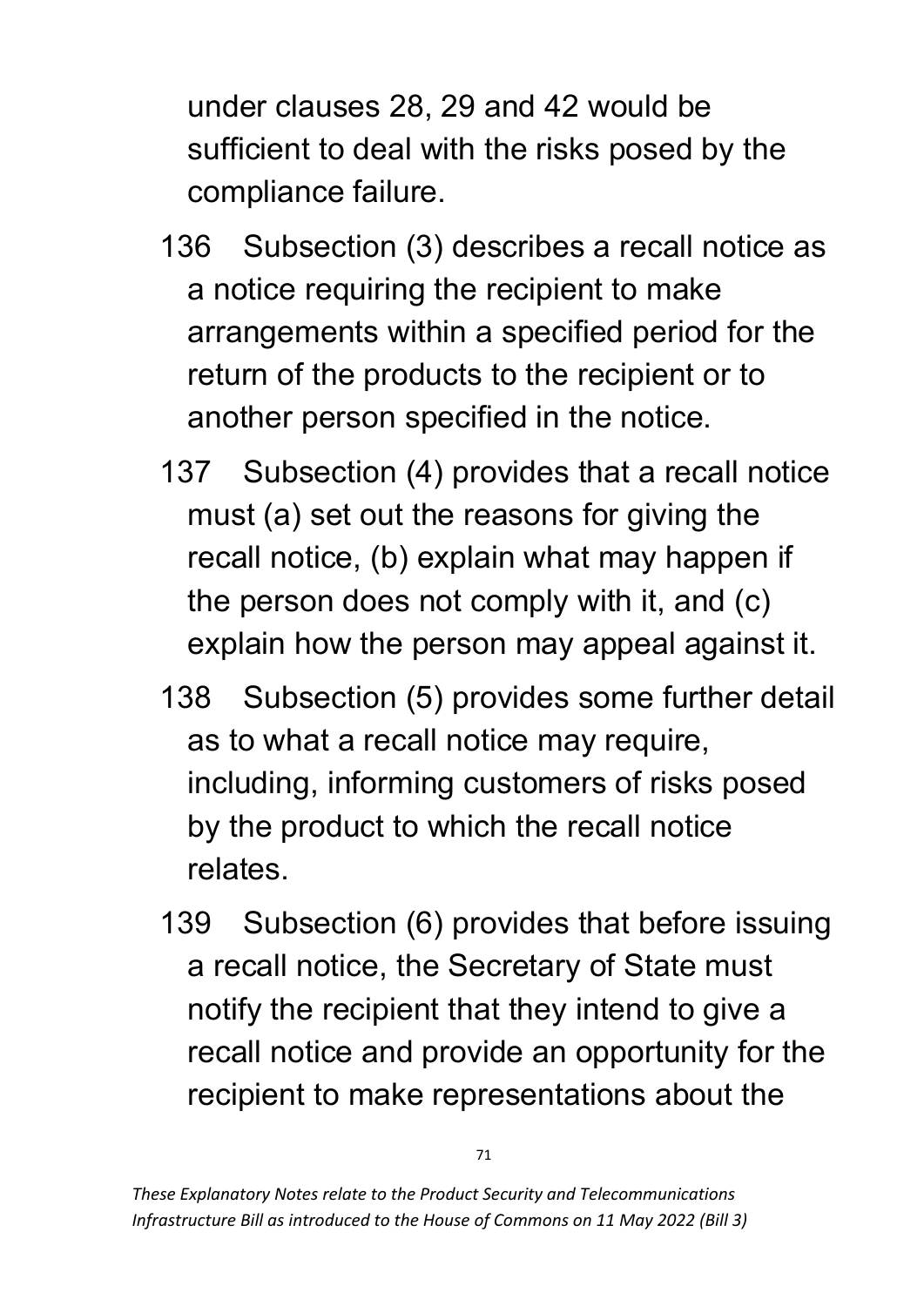under clauses 28, 29 and 42 would be sufficient to deal with the risks posed by the compliance failure.

136 Subsection (3) describes a recall notice as a notice requiring the recipient to make arrangements within a specified period for the return of the products to the recipient or to another person specified in the notice.

137 Subsection (4) provides that a recall notice must (a) set out the reasons for giving the recall notice, (b) explain what may happen if the person does not comply with it, and (c) explain how the person may appeal against it.

138 Subsection (5) provides some further detail as to what a recall notice may require, including, informing customers of risks posed by the product to which the recall notice relates.

139 Subsection (6) provides that before issuing a recall notice, the Secretary of State must notify the recipient that they intend to give a recall notice and provide an opportunity for the recipient to make representations about the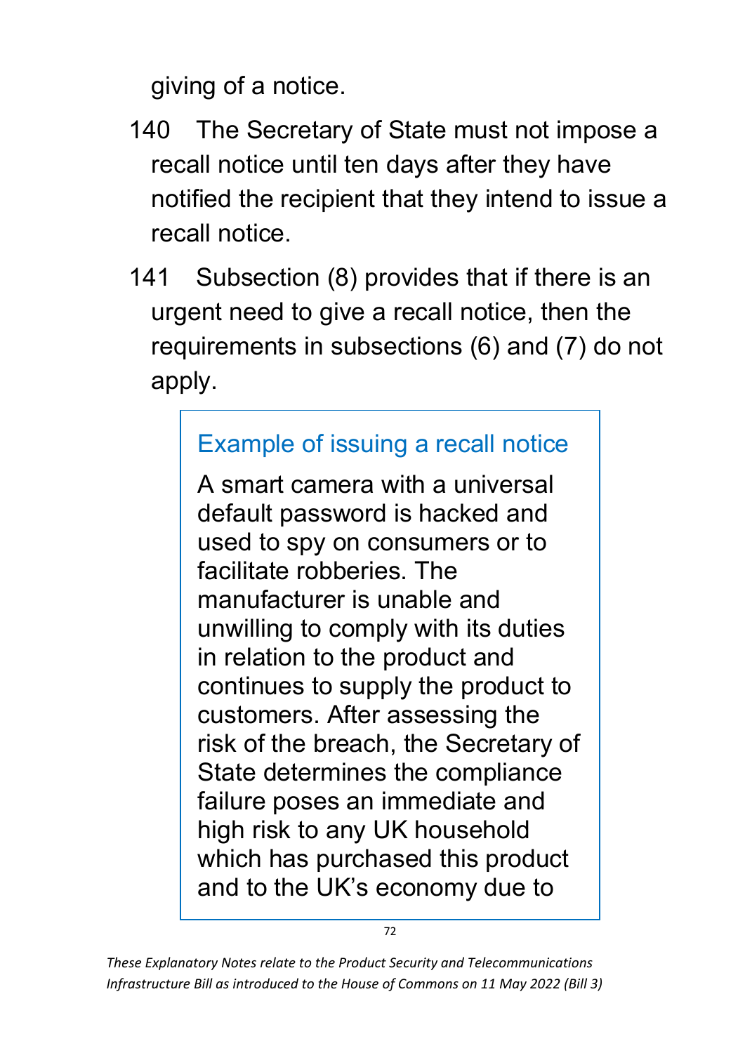giving of a notice.

140 The Secretary of State must not impose a recall notice until ten days after they have notified the recipient that they intend to issue a recall notice.

141 Subsection (8) provides that if there is an urgent need to give a recall notice, then the requirements in subsections (6) and (7) do not apply.

> ### Example of issuing a recall notice
>
> A smart camera with a universal default password is hacked and used to spy on consumers or to facilitate robberies. The manufacturer is unable and unwilling to comply with its duties in relation to the product and continues to supply the product to customers. After assessing the risk of the breach, the Secretary of State determines the compliance failure poses an immediate and high risk to any UK household which has purchased this product and to the UK's economy due to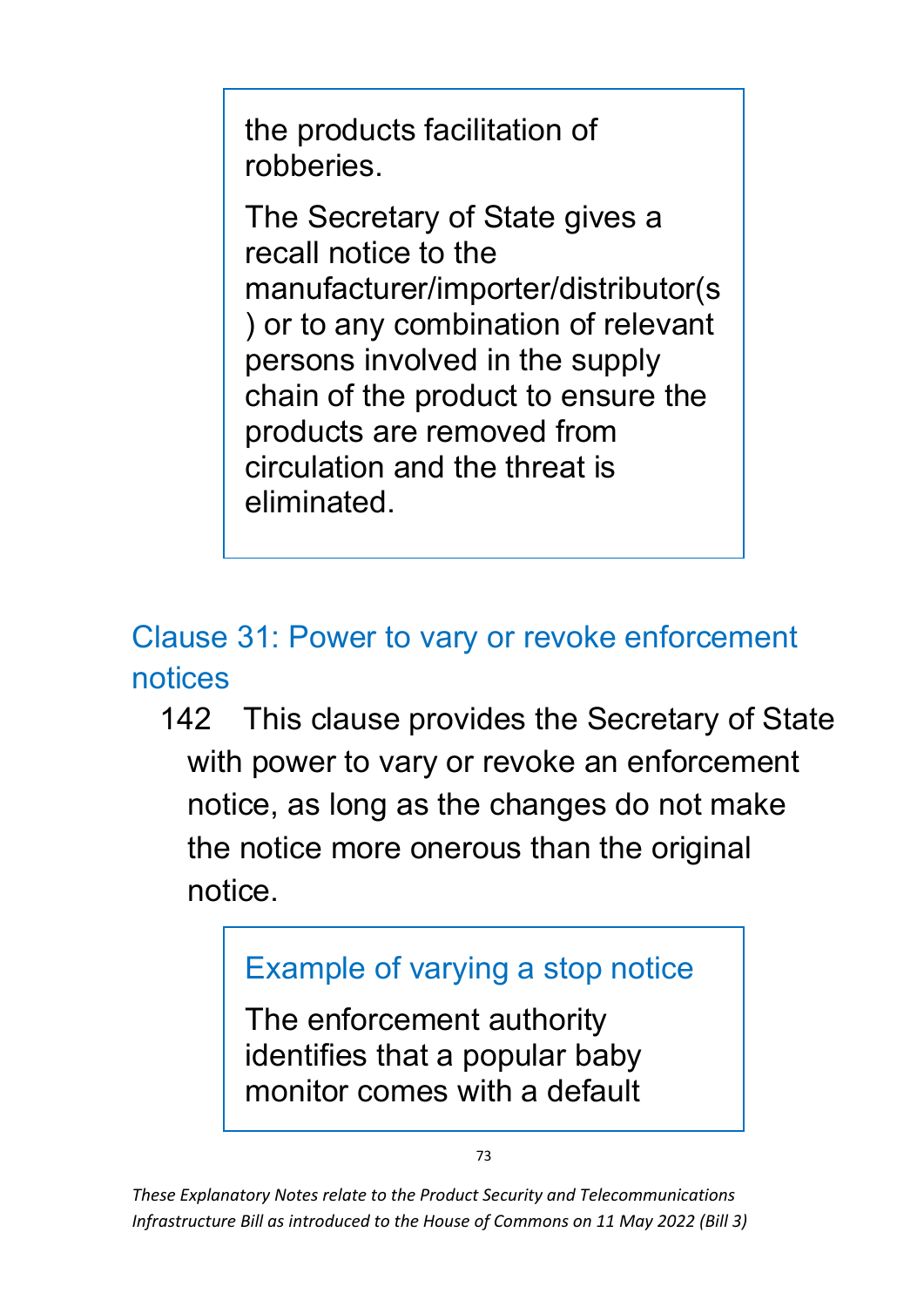the products facilitation of robberies.

The Secretary of State gives a recall notice to the manufacturer/importer/distributor(s) or to any combination of relevant persons involved in the supply chain of the product to ensure the products are removed from circulation and the threat is eliminated.

## Clause 31: Power to vary or revoke enforcement notices

142 This clause provides the Secretary of State with power to vary or revoke an enforcement notice, as long as the changes do not make the notice more onerous than the original notice.

### Example of varying a stop notice

The enforcement authority identifies that a popular baby monitor comes with a default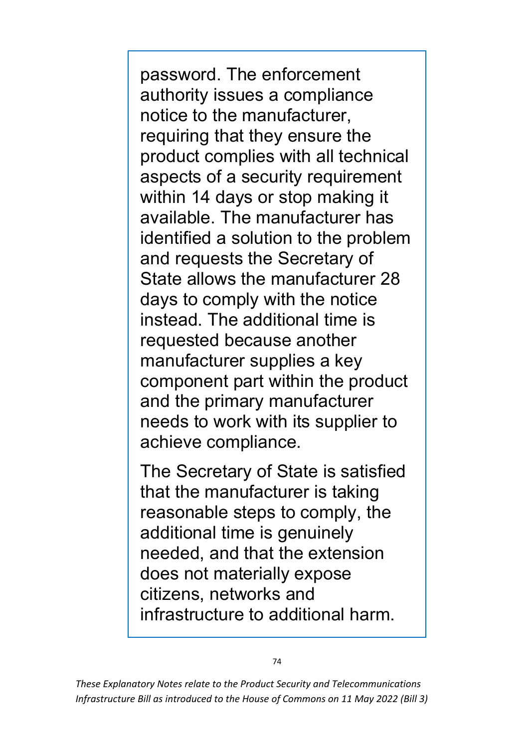password. The enforcement authority issues a compliance notice to the manufacturer, requiring that they ensure the product complies with all technical aspects of a security requirement within 14 days or stop making it available. The manufacturer has identified a solution to the problem and requests the Secretary of State allows the manufacturer 28 days to comply with the notice instead. The additional time is requested because another manufacturer supplies a key component part within the product and the primary manufacturer needs to work with its supplier to achieve compliance.

The Secretary of State is satisfied that the manufacturer is taking reasonable steps to comply, the additional time is genuinely needed, and that the extension does not materially expose citizens, networks and infrastructure to additional harm.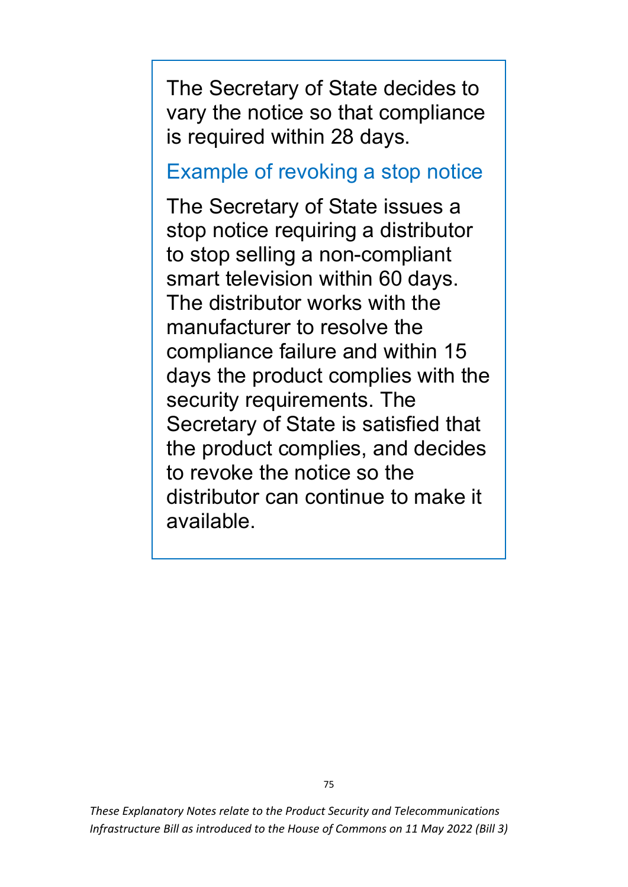The Secretary of State decides to vary the notice so that compliance is required within 28 days.

### Example of revoking a stop notice

The Secretary of State issues a stop notice requiring a distributor to stop selling a non-compliant smart television within 60 days. The distributor works with the manufacturer to resolve the compliance failure and within 15 days the product complies with the security requirements. The Secretary of State is satisfied that the product complies, and decides to revoke the notice so the distributor can continue to make it available.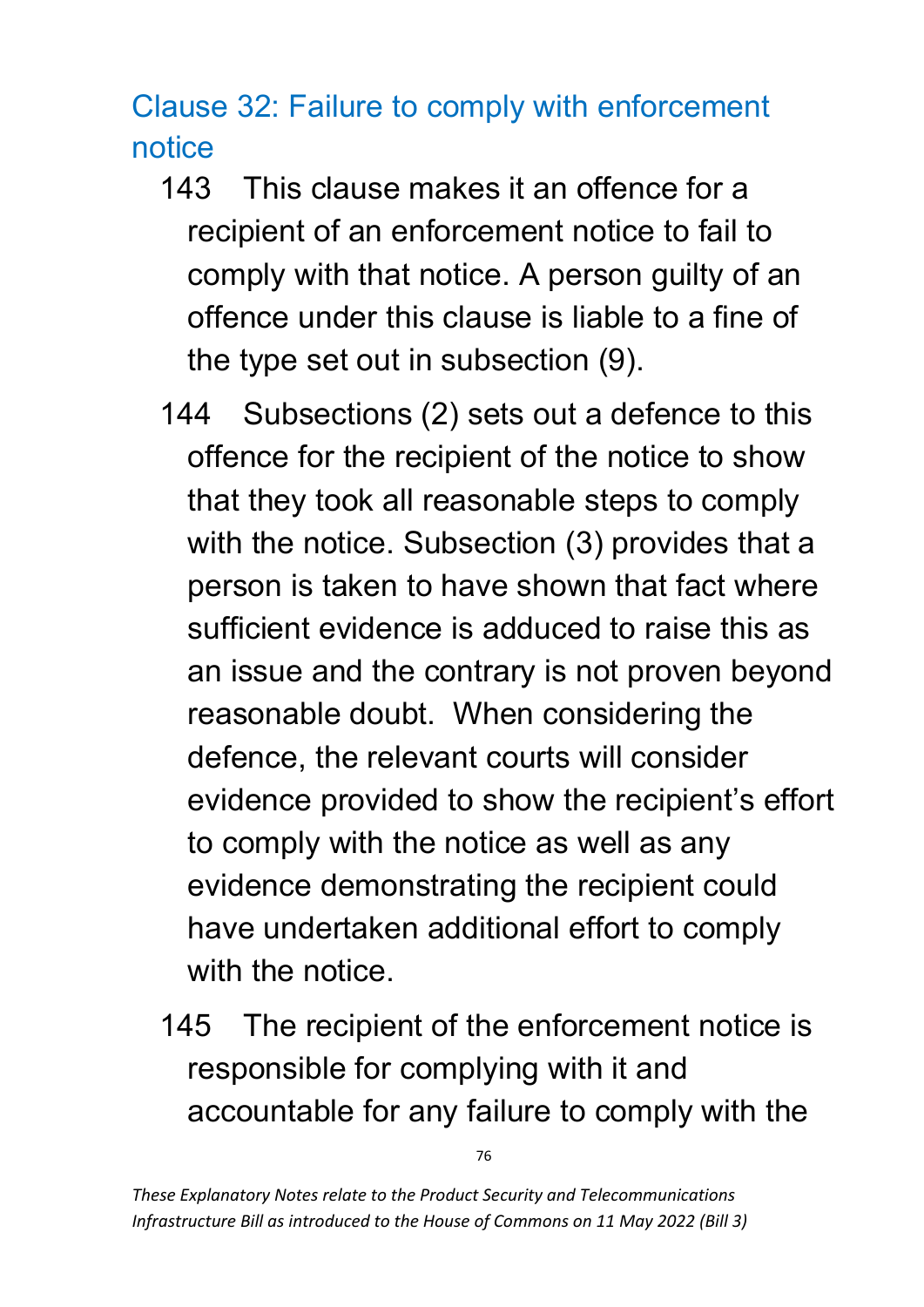## Clause 32: Failure to comply with enforcement notice

143 This clause makes it an offence for a recipient of an enforcement notice to fail to comply with that notice. A person guilty of an offence under this clause is liable to a fine of the type set out in subsection (9).

144 Subsections (2) sets out a defence to this offence for the recipient of the notice to show that they took all reasonable steps to comply with the notice. Subsection (3) provides that a person is taken to have shown that fact where sufficient evidence is adduced to raise this as an issue and the contrary is not proven beyond reasonable doubt. When considering the defence, the relevant courts will consider evidence provided to show the recipient's effort to comply with the notice as well as any evidence demonstrating the recipient could have undertaken additional effort to comply with the notice.

145 The recipient of the enforcement notice is responsible for complying with it and accountable for any failure to comply with the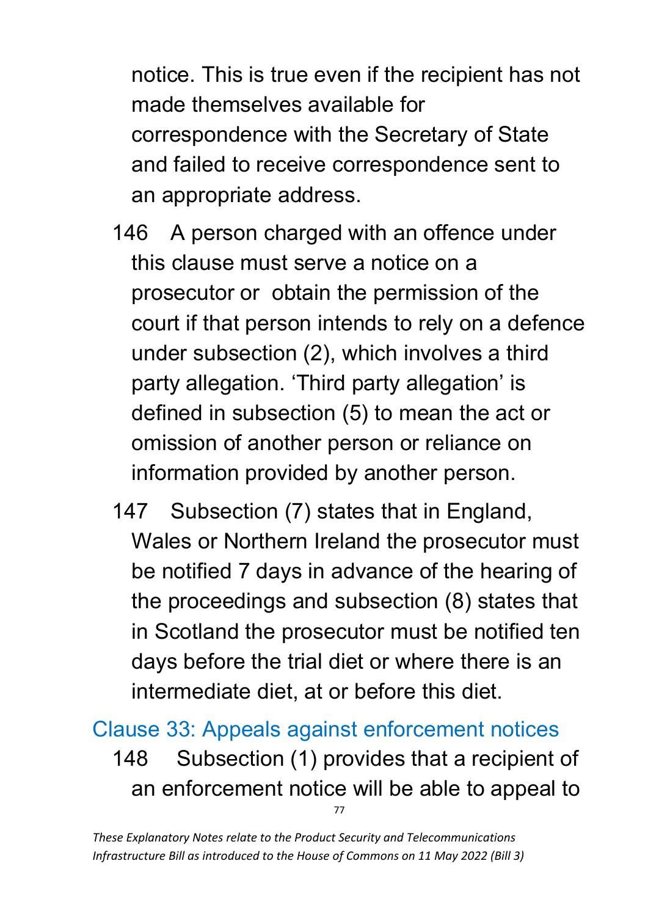notice. This is true even if the recipient has not made themselves available for correspondence with the Secretary of State and failed to receive correspondence sent to an appropriate address.

146 A person charged with an offence under this clause must serve a notice on a prosecutor or obtain the permission of the court if that person intends to rely on a defence under subsection (2), which involves a third party allegation. 'Third party allegation' is defined in subsection (5) to mean the act or omission of another person or reliance on information provided by another person.

147 Subsection (7) states that in England, Wales or Northern Ireland the prosecutor must be notified 7 days in advance of the hearing of the proceedings and subsection (8) states that in Scotland the prosecutor must be notified ten days before the trial diet or where there is an intermediate diet, at or before this diet.

## Clause 33: Appeals against enforcement notices

148 Subsection (1) provides that a recipient of an enforcement notice will be able to appeal to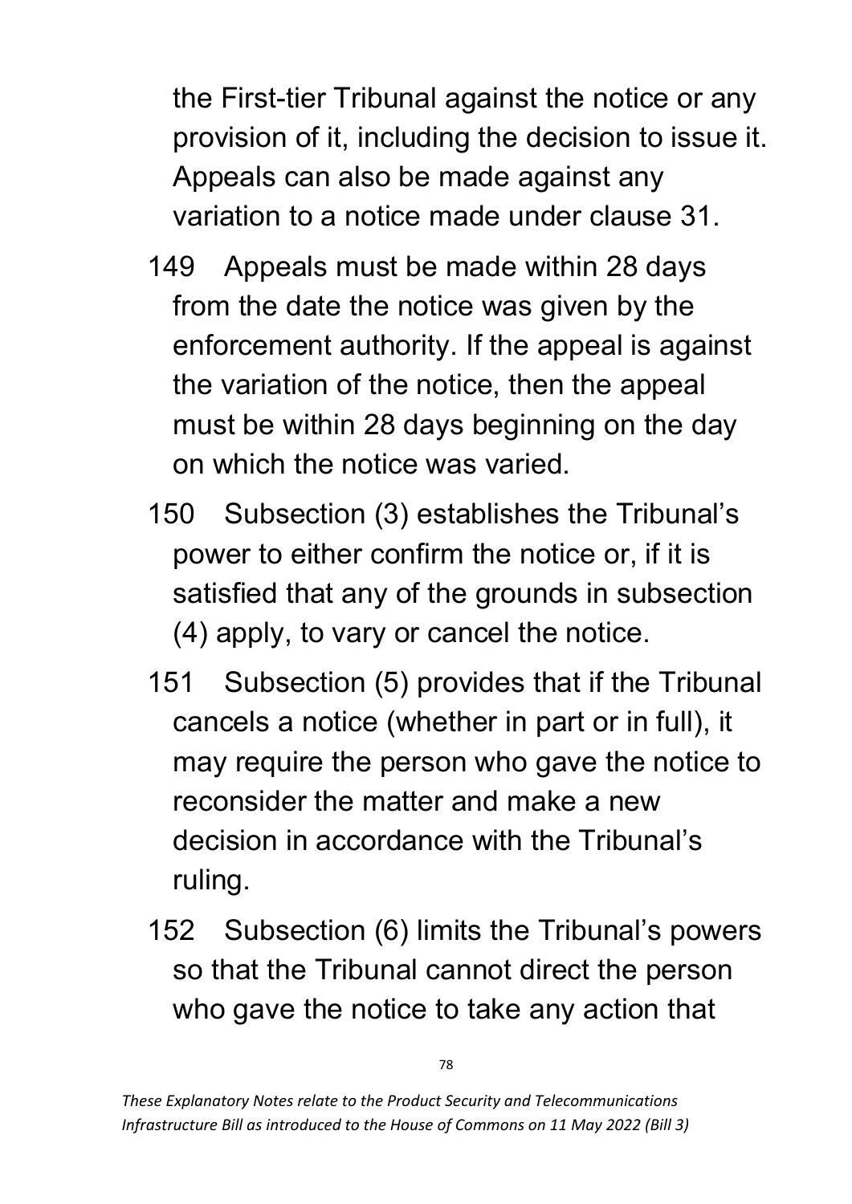the First-tier Tribunal against the notice or any provision of it, including the decision to issue it. Appeals can also be made against any variation to a notice made under clause 31.

149 Appeals must be made within 28 days from the date the notice was given by the enforcement authority. If the appeal is against the variation of the notice, then the appeal must be within 28 days beginning on the day on which the notice was varied.

150 Subsection (3) establishes the Tribunal's power to either confirm the notice or, if it is satisfied that any of the grounds in subsection (4) apply, to vary or cancel the notice.

151 Subsection (5) provides that if the Tribunal cancels a notice (whether in part or in full), it may require the person who gave the notice to reconsider the matter and make a new decision in accordance with the Tribunal's ruling.

152 Subsection (6) limits the Tribunal's powers so that the Tribunal cannot direct the person who gave the notice to take any action that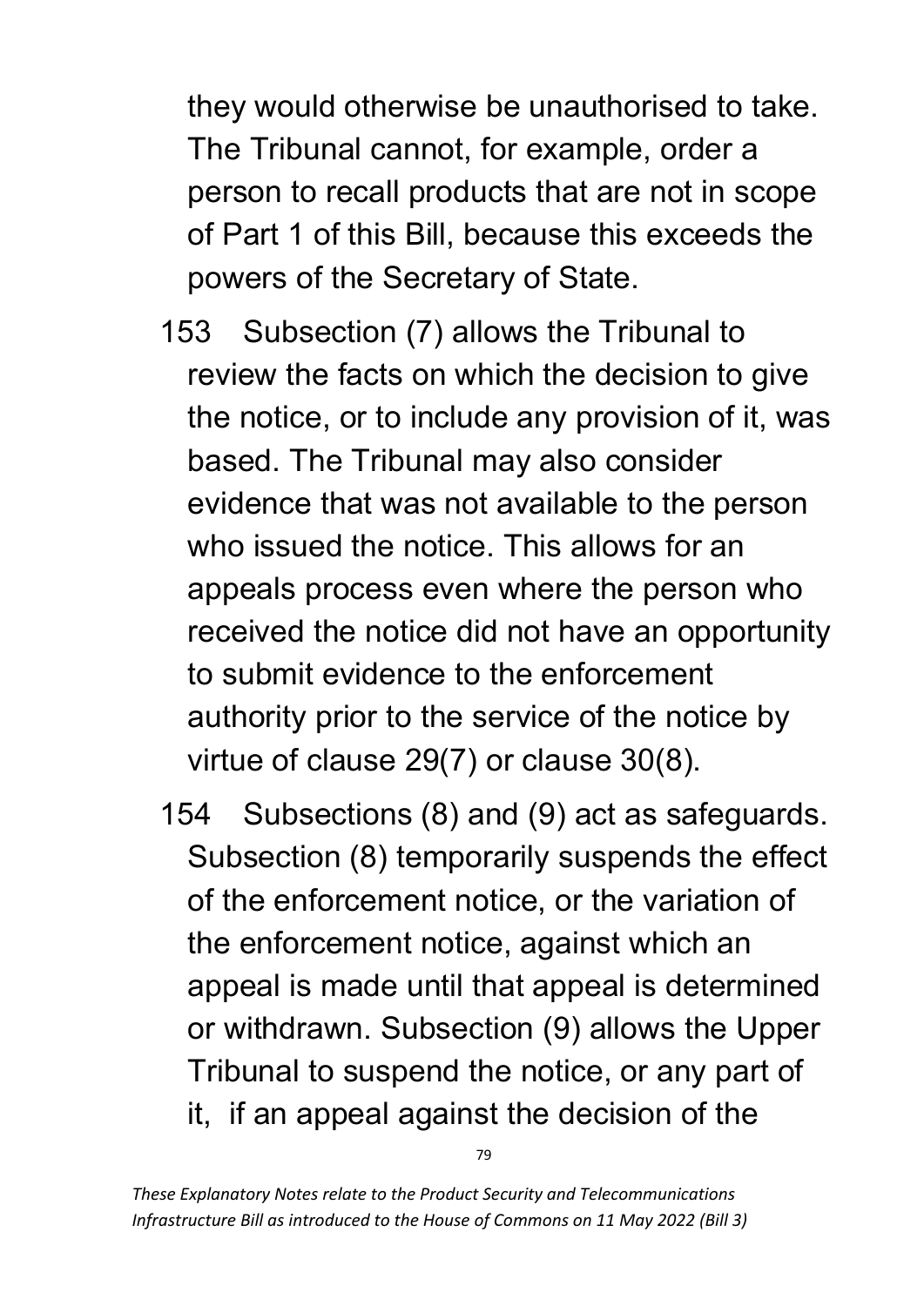they would otherwise be unauthorised to take. The Tribunal cannot, for example, order a person to recall products that are not in scope of Part 1 of this Bill, because this exceeds the powers of the Secretary of State.

153 Subsection (7) allows the Tribunal to review the facts on which the decision to give the notice, or to include any provision of it, was based. The Tribunal may also consider evidence that was not available to the person who issued the notice. This allows for an appeals process even where the person who received the notice did not have an opportunity to submit evidence to the enforcement authority prior to the service of the notice by virtue of clause 29(7) or clause 30(8).

154 Subsections (8) and (9) act as safeguards. Subsection (8) temporarily suspends the effect of the enforcement notice, or the variation of the enforcement notice, against which an appeal is made until that appeal is determined or withdrawn. Subsection (9) allows the Upper Tribunal to suspend the notice, or any part of it, if an appeal against the decision of the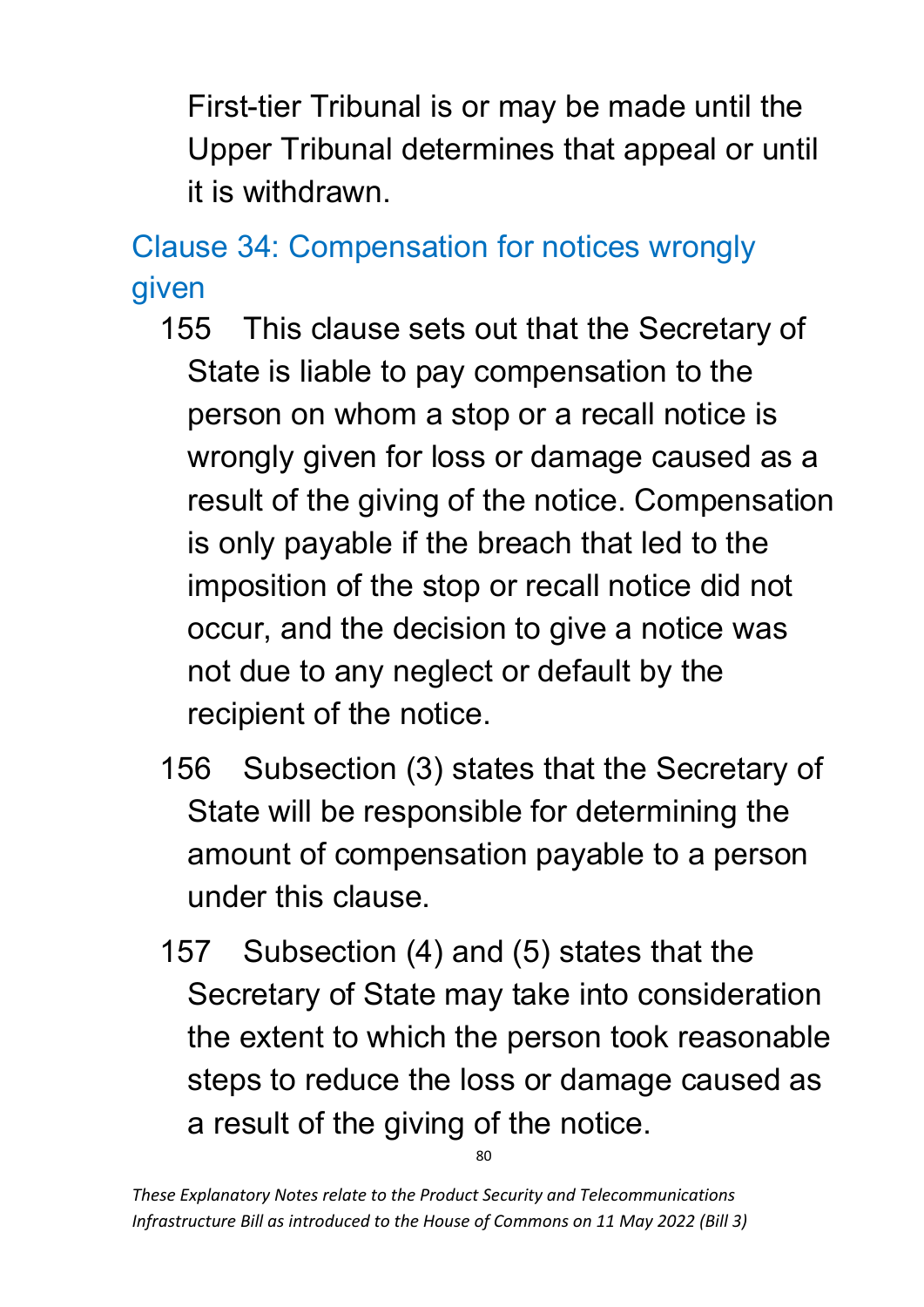First-tier Tribunal is or may be made until the Upper Tribunal determines that appeal or until it is withdrawn.

## Clause 34: Compensation for notices wrongly given

155 This clause sets out that the Secretary of State is liable to pay compensation to the person on whom a stop or a recall notice is wrongly given for loss or damage caused as a result of the giving of the notice. Compensation is only payable if the breach that led to the imposition of the stop or recall notice did not occur, and the decision to give a notice was not due to any neglect or default by the recipient of the notice.

156 Subsection (3) states that the Secretary of State will be responsible for determining the amount of compensation payable to a person under this clause.

157 Subsection (4) and (5) states that the Secretary of State may take into consideration the extent to which the person took reasonable steps to reduce the loss or damage caused as a result of the giving of the notice.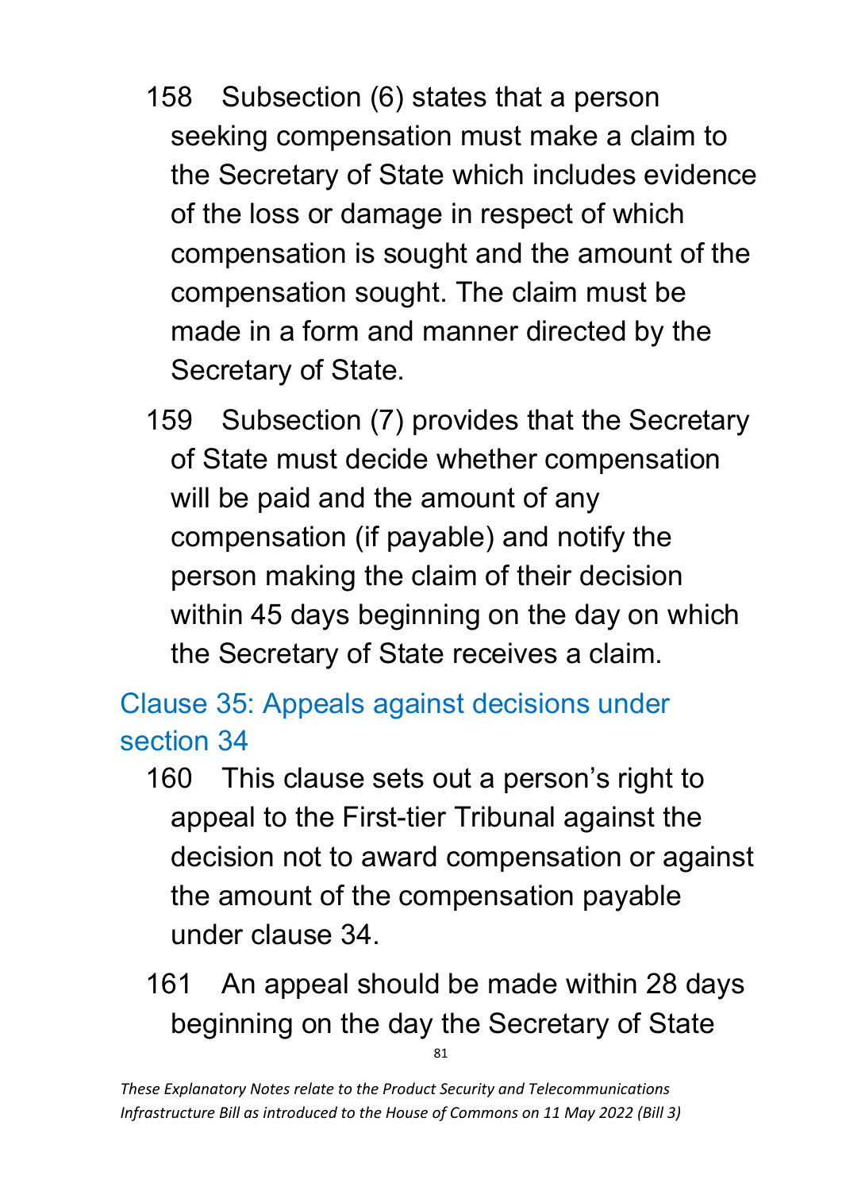158 Subsection (6) states that a person seeking compensation must make a claim to the Secretary of State which includes evidence of the loss or damage in respect of which compensation is sought and the amount of the compensation sought. The claim must be made in a form and manner directed by the Secretary of State.

159 Subsection (7) provides that the Secretary of State must decide whether compensation will be paid and the amount of any compensation (if payable) and notify the person making the claim of their decision within 45 days beginning on the day on which the Secretary of State receives a claim.

## Clause 35: Appeals against decisions under section 34

160 This clause sets out a person's right to appeal to the First-tier Tribunal against the decision not to award compensation or against the amount of the compensation payable under clause 34.

161 An appeal should be made within 28 days beginning on the day the Secretary of State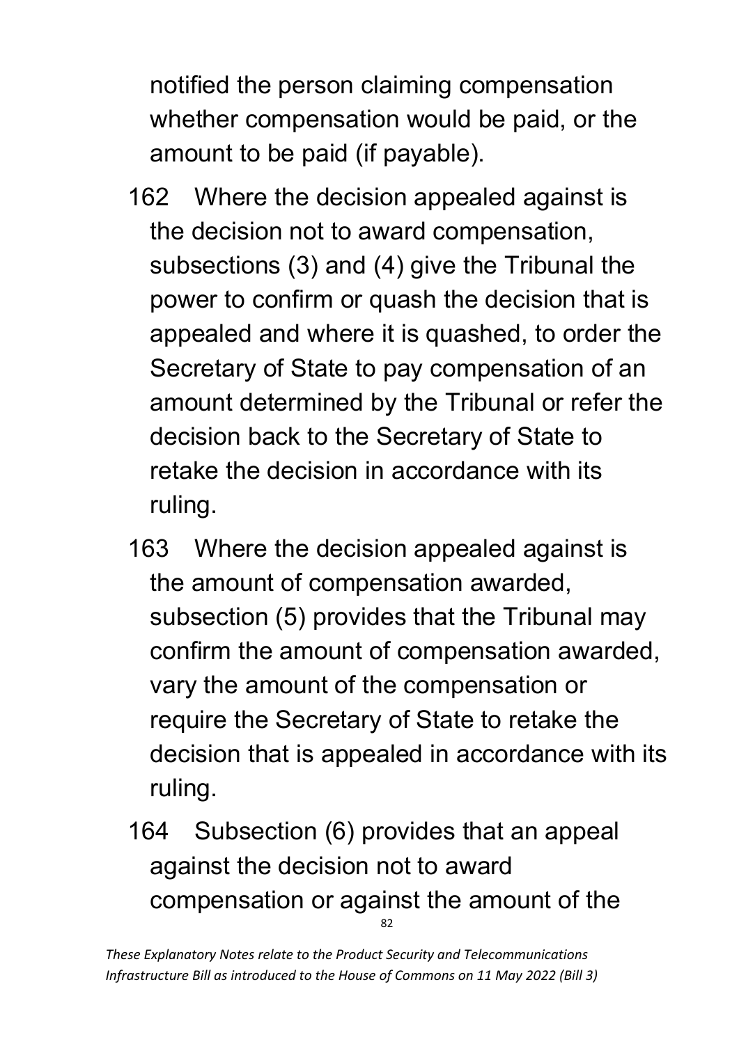notified the person claiming compensation whether compensation would be paid, or the amount to be paid (if payable).

162 Where the decision appealed against is the decision not to award compensation, subsections (3) and (4) give the Tribunal the power to confirm or quash the decision that is appealed and where it is quashed, to order the Secretary of State to pay compensation of an amount determined by the Tribunal or refer the decision back to the Secretary of State to retake the decision in accordance with its ruling.

163 Where the decision appealed against is the amount of compensation awarded, subsection (5) provides that the Tribunal may confirm the amount of compensation awarded, vary the amount of the compensation or require the Secretary of State to retake the decision that is appealed in accordance with its ruling.

164 Subsection (6) provides that an appeal against the decision not to award compensation or against the amount of the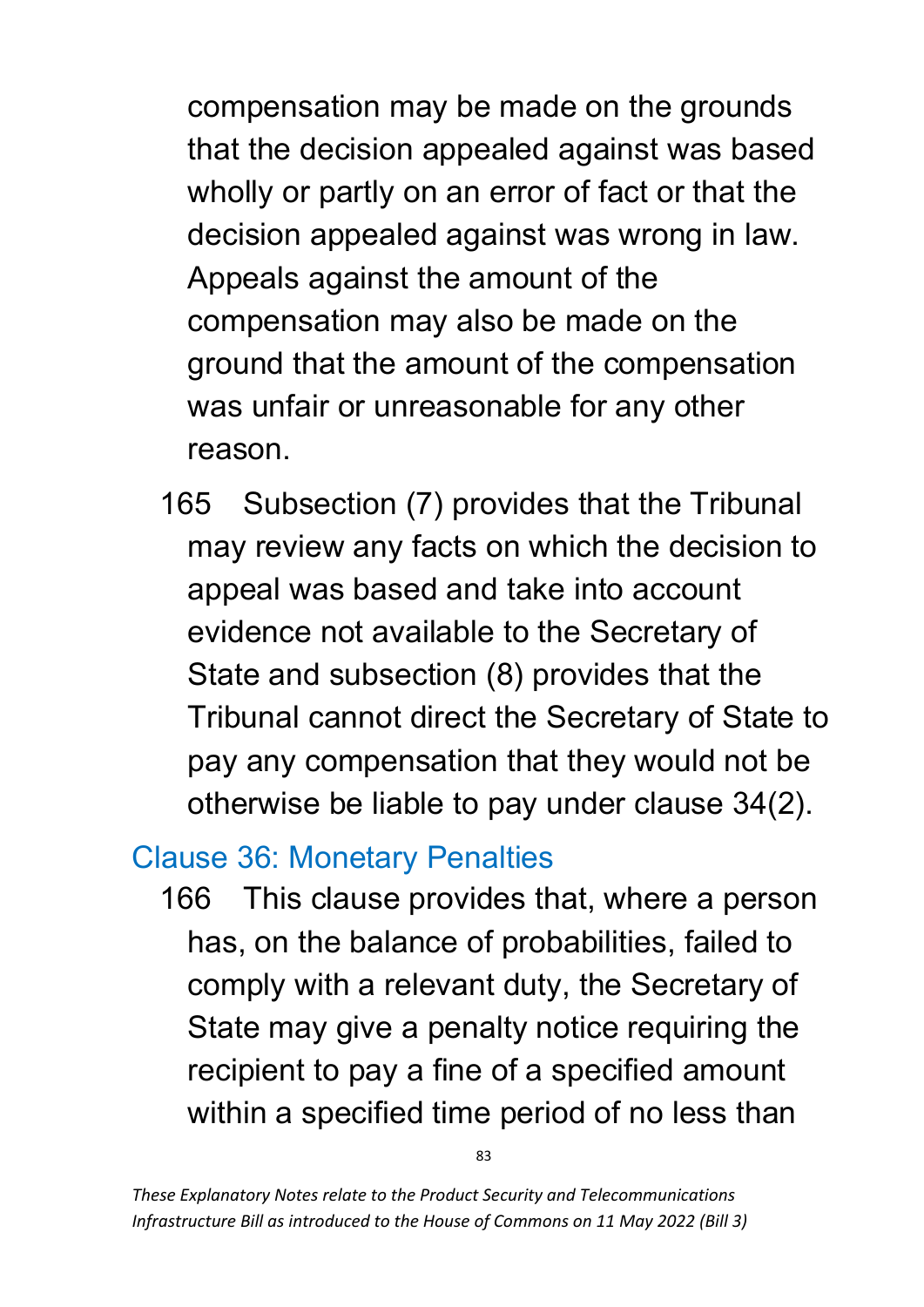compensation may be made on the grounds that the decision appealed against was based wholly or partly on an error of fact or that the decision appealed against was wrong in law. Appeals against the amount of the compensation may also be made on the ground that the amount of the compensation was unfair or unreasonable for any other reason.

165 Subsection (7) provides that the Tribunal may review any facts on which the decision to appeal was based and take into account evidence not available to the Secretary of State and subsection (8) provides that the Tribunal cannot direct the Secretary of State to pay any compensation that they would not be otherwise be liable to pay under clause 34(2).

## Clause 36: Monetary Penalties

166 This clause provides that, where a person has, on the balance of probabilities, failed to comply with a relevant duty, the Secretary of State may give a penalty notice requiring the recipient to pay a fine of a specified amount within a specified time period of no less than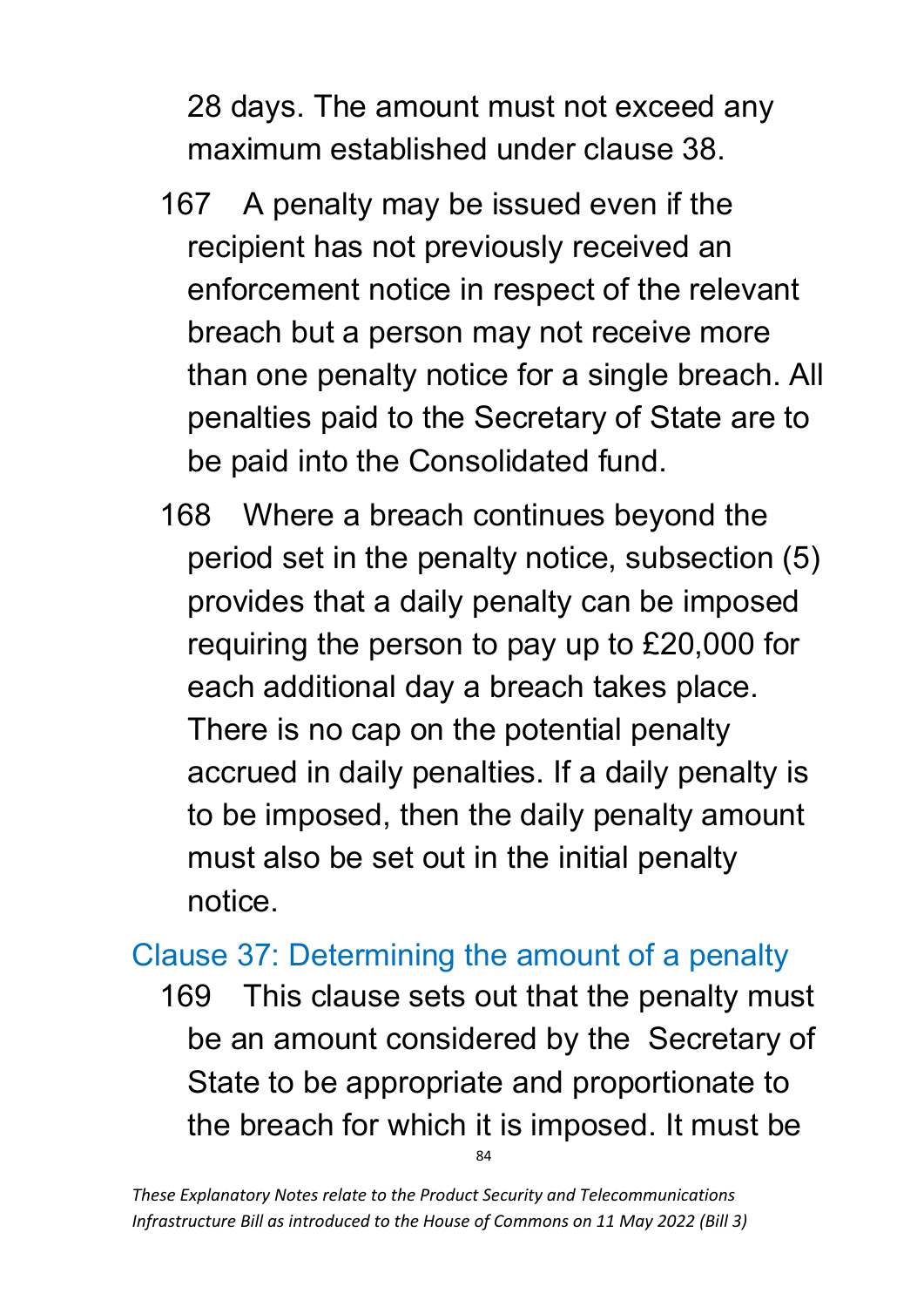28 days. The amount must not exceed any maximum established under clause 38.

167 A penalty may be issued even if the recipient has not previously received an enforcement notice in respect of the relevant breach but a person may not receive more than one penalty notice for a single breach. All penalties paid to the Secretary of State are to be paid into the Consolidated fund.

168 Where a breach continues beyond the period set in the penalty notice, subsection (5) provides that a daily penalty can be imposed requiring the person to pay up to £20,000 for each additional day a breach takes place. There is no cap on the potential penalty accrued in daily penalties. If a daily penalty is to be imposed, then the daily penalty amount must also be set out in the initial penalty notice.

## Clause 37: Determining the amount of a penalty

169 This clause sets out that the penalty must be an amount considered by the Secretary of State to be appropriate and proportionate to the breach for which it is imposed. It must be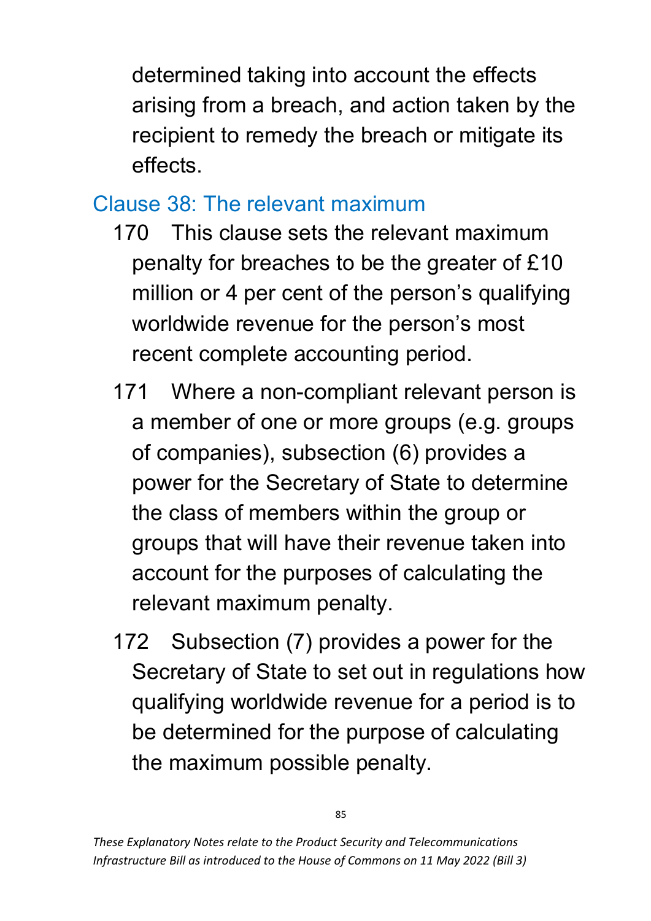determined taking into account the effects arising from a breach, and action taken by the recipient to remedy the breach or mitigate its effects.

## Clause 38: The relevant maximum

170 This clause sets the relevant maximum penalty for breaches to be the greater of £10 million or 4 per cent of the person's qualifying worldwide revenue for the person's most recent complete accounting period.

171 Where a non-compliant relevant person is a member of one or more groups (e.g. groups of companies), subsection (6) provides a power for the Secretary of State to determine the class of members within the group or groups that will have their revenue taken into account for the purposes of calculating the relevant maximum penalty.

172 Subsection (7) provides a power for the Secretary of State to set out in regulations how qualifying worldwide revenue for a period is to be determined for the purpose of calculating the maximum possible penalty.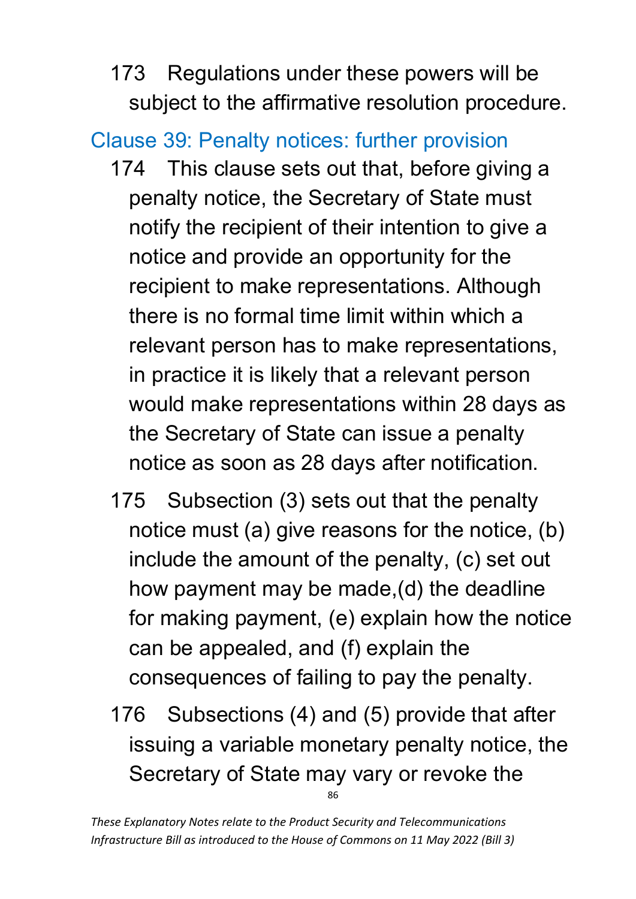173 Regulations under these powers will be subject to the affirmative resolution procedure.

## Clause 39: Penalty notices: further provision

174 This clause sets out that, before giving a penalty notice, the Secretary of State must notify the recipient of their intention to give a notice and provide an opportunity for the recipient to make representations. Although there is no formal time limit within which a relevant person has to make representations, in practice it is likely that a relevant person would make representations within 28 days as the Secretary of State can issue a penalty notice as soon as 28 days after notification.

175 Subsection (3) sets out that the penalty notice must (a) give reasons for the notice, (b) include the amount of the penalty, (c) set out how payment may be made,(d) the deadline for making payment, (e) explain how the notice can be appealed, and (f) explain the consequences of failing to pay the penalty.

176 Subsections (4) and (5) provide that after issuing a variable monetary penalty notice, the Secretary of State may vary or revoke the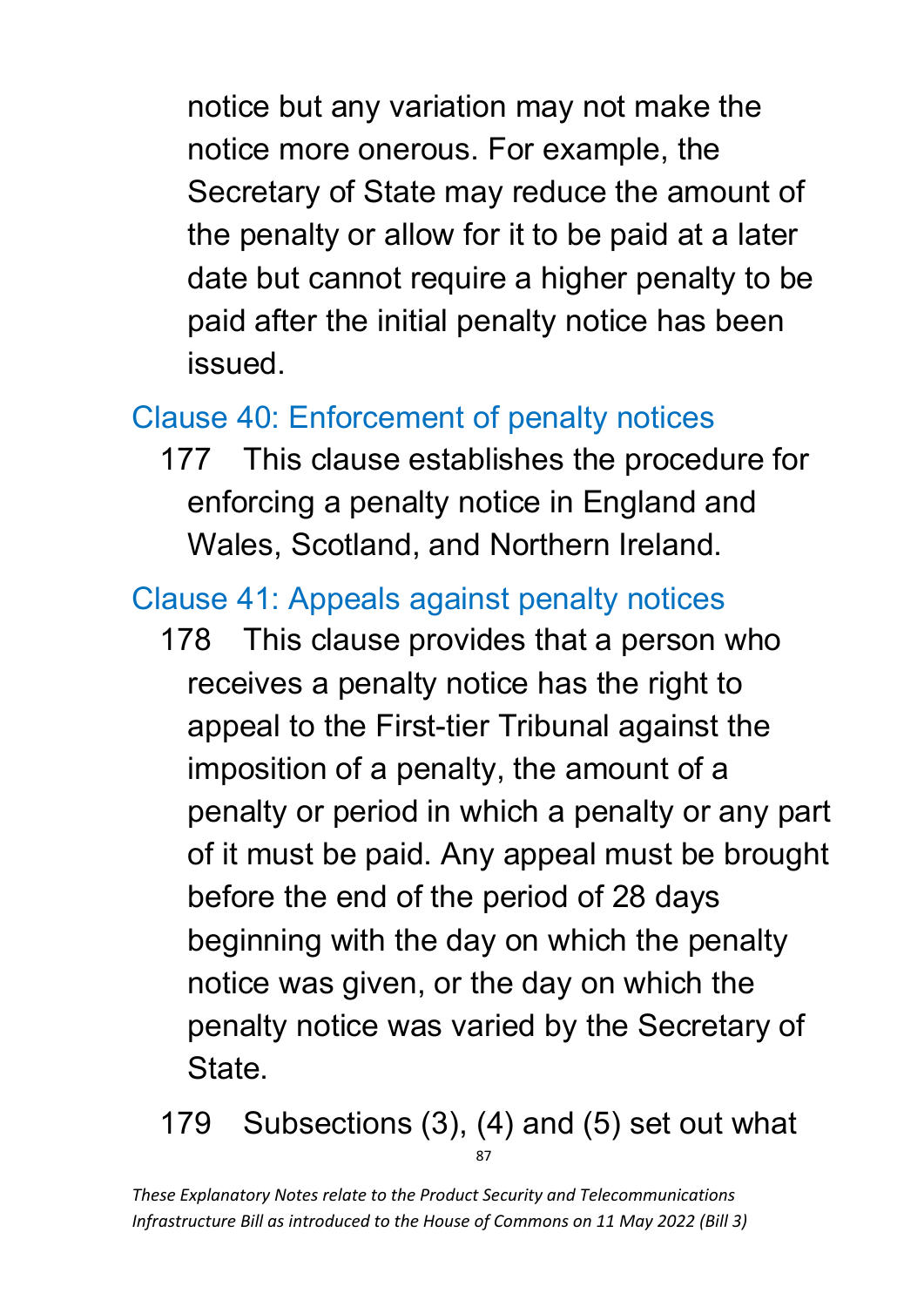notice but any variation may not make the notice more onerous. For example, the Secretary of State may reduce the amount of the penalty or allow for it to be paid at a later date but cannot require a higher penalty to be paid after the initial penalty notice has been issued.

## Clause 40: Enforcement of penalty notices

177 This clause establishes the procedure for enforcing a penalty notice in England and Wales, Scotland, and Northern Ireland.

## Clause 41: Appeals against penalty notices

178 This clause provides that a person who receives a penalty notice has the right to appeal to the First-tier Tribunal against the imposition of a penalty, the amount of a penalty or period in which a penalty or any part of it must be paid. Any appeal must be brought before the end of the period of 28 days beginning with the day on which the penalty notice was given, or the day on which the penalty notice was varied by the Secretary of State.

179 Subsections (3), (4) and (5) set out what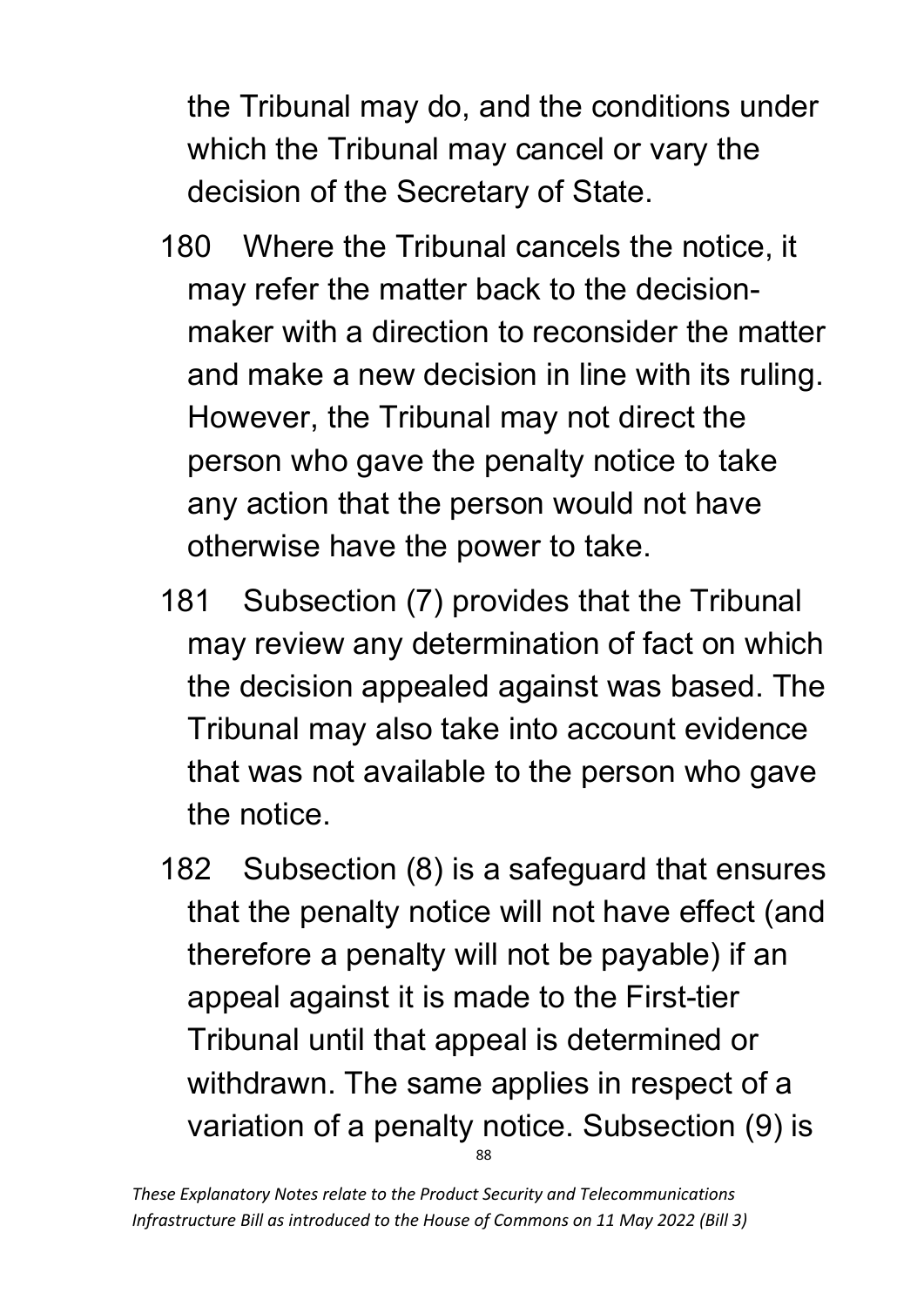the Tribunal may do, and the conditions under which the Tribunal may cancel or vary the decision of the Secretary of State.

180 Where the Tribunal cancels the notice, it may refer the matter back to the decision-maker with a direction to reconsider the matter and make a new decision in line with its ruling. However, the Tribunal may not direct the person who gave the penalty notice to take any action that the person would not have otherwise have the power to take.

181 Subsection (7) provides that the Tribunal may review any determination of fact on which the decision appealed against was based. The Tribunal may also take into account evidence that was not available to the person who gave the notice.

182 Subsection (8) is a safeguard that ensures that the penalty notice will not have effect (and therefore a penalty will not be payable) if an appeal against it is made to the First-tier Tribunal until that appeal is determined or withdrawn. The same applies in respect of a variation of a penalty notice. Subsection (9) is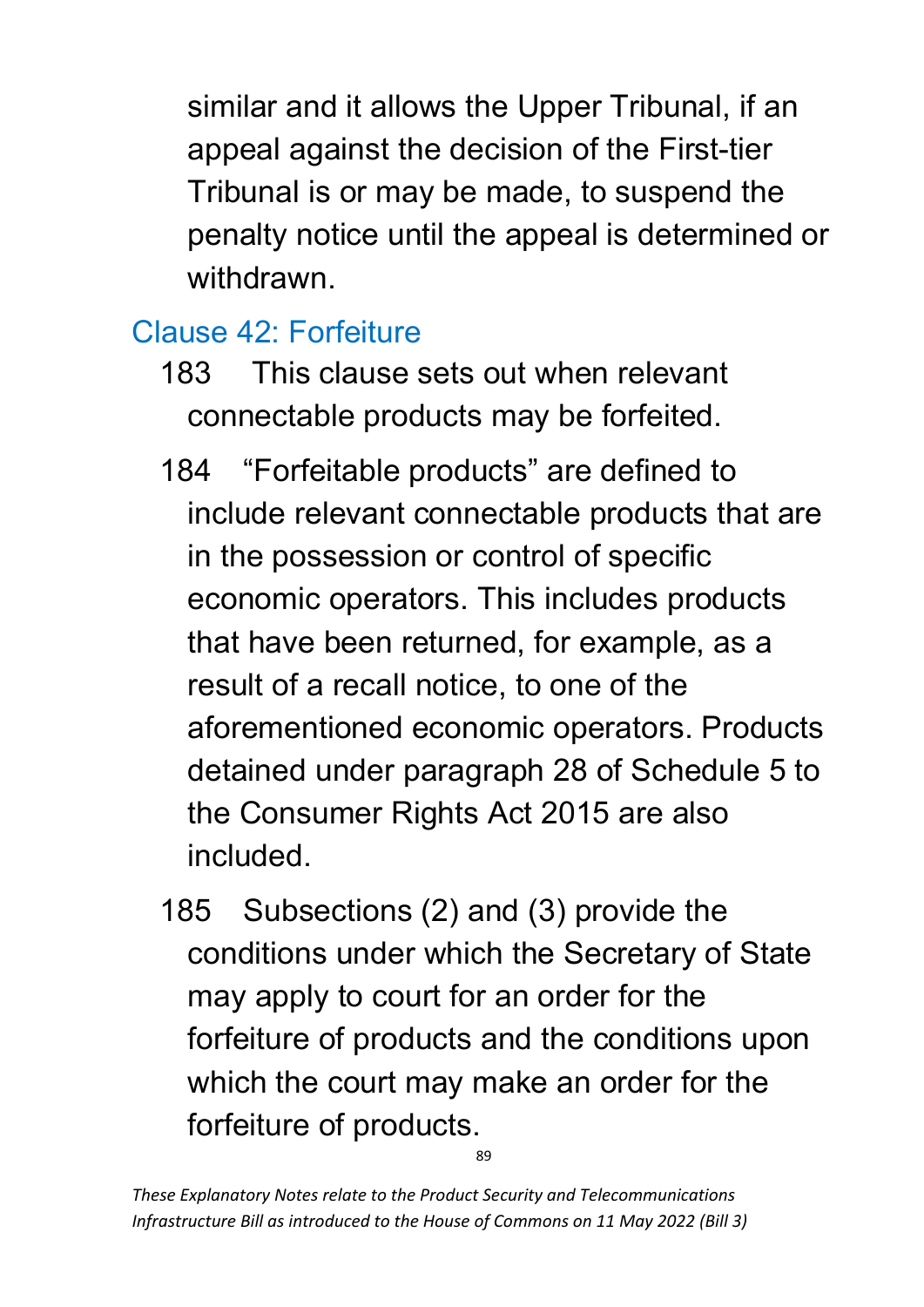similar and it allows the Upper Tribunal, if an appeal against the decision of the First-tier Tribunal is or may be made, to suspend the penalty notice until the appeal is determined or withdrawn.

## Clause 42: Forfeiture

183 This clause sets out when relevant connectable products may be forfeited.

184 "Forfeitable products" are defined to include relevant connectable products that are in the possession or control of specific economic operators. This includes products that have been returned, for example, as a result of a recall notice, to one of the aforementioned economic operators. Products detained under paragraph 28 of Schedule 5 to the Consumer Rights Act 2015 are also included.

185 Subsections (2) and (3) provide the conditions under which the Secretary of State may apply to court for an order for the forfeiture of products and the conditions upon which the court may make an order for the forfeiture of products.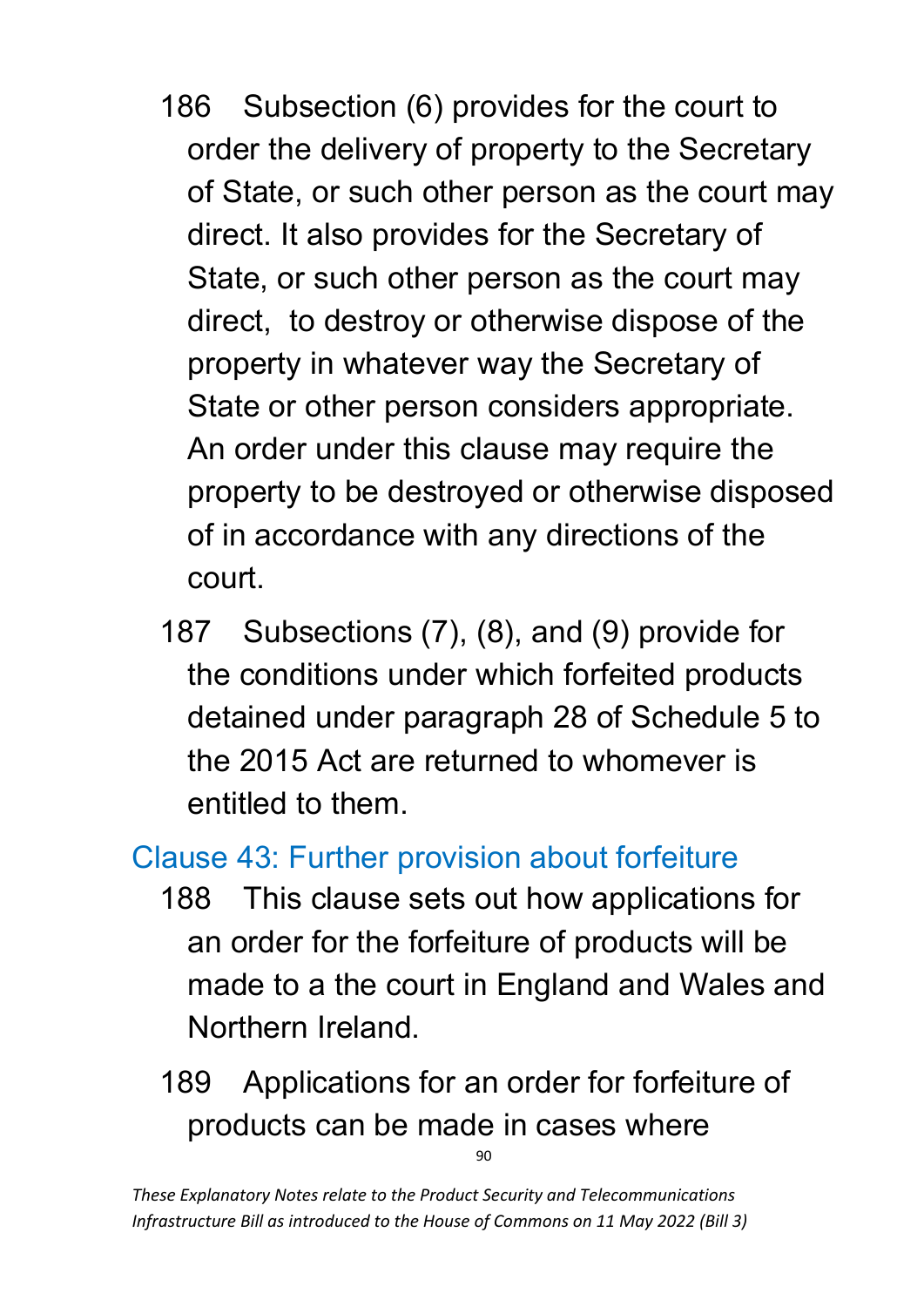186 Subsection (6) provides for the court to order the delivery of property to the Secretary of State, or such other person as the court may direct. It also provides for the Secretary of State, or such other person as the court may direct, to destroy or otherwise dispose of the property in whatever way the Secretary of State or other person considers appropriate. An order under this clause may require the property to be destroyed or otherwise disposed of in accordance with any directions of the court.

187 Subsections (7), (8), and (9) provide for the conditions under which forfeited products detained under paragraph 28 of Schedule 5 to the 2015 Act are returned to whomever is entitled to them.

## Clause 43: Further provision about forfeiture

188 This clause sets out how applications for an order for the forfeiture of products will be made to a the court in England and Wales and Northern Ireland.

189 Applications for an order for forfeiture of products can be made in cases where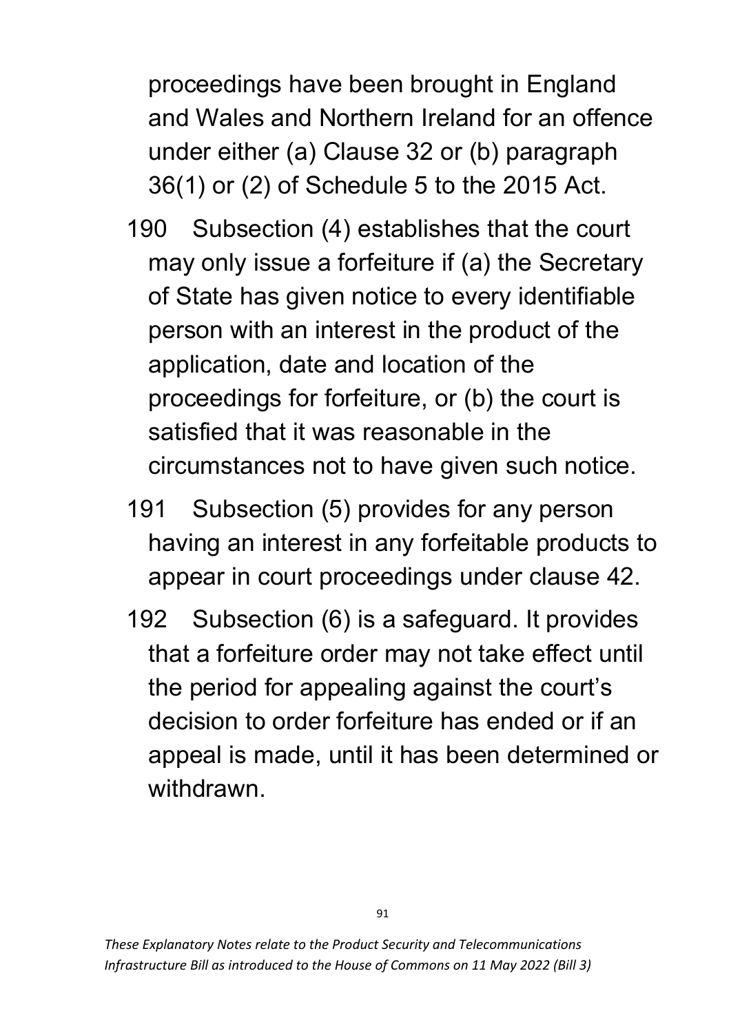proceedings have been brought in England and Wales and Northern Ireland for an offence under either (a) Clause 32 or (b) paragraph 36(1) or (2) of Schedule 5 to the 2015 Act.

190 Subsection (4) establishes that the court may only issue a forfeiture if (a) the Secretary of State has given notice to every identifiable person with an interest in the product of the application, date and location of the proceedings for forfeiture, or (b) the court is satisfied that it was reasonable in the circumstances not to have given such notice.

191 Subsection (5) provides for any person having an interest in any forfeitable products to appear in court proceedings under clause 42.

192 Subsection (6) is a safeguard. It provides that a forfeiture order may not take effect until the period for appealing against the court's decision to order forfeiture has ended or if an appeal is made, until it has been determined or withdrawn.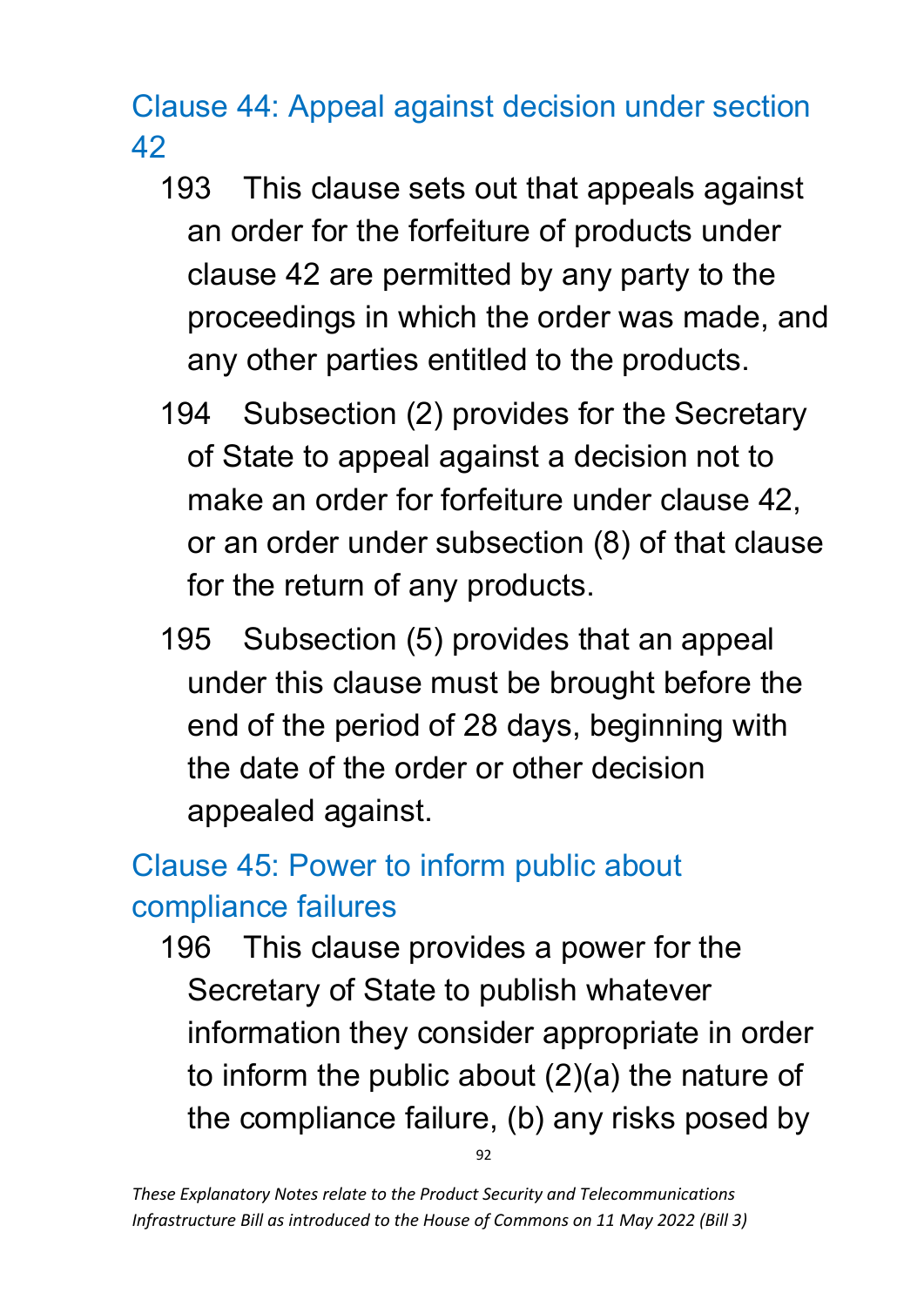## Clause 44: Appeal against decision under section 42

193 This clause sets out that appeals against an order for the forfeiture of products under clause 42 are permitted by any party to the proceedings in which the order was made, and any other parties entitled to the products.

194 Subsection (2) provides for the Secretary of State to appeal against a decision not to make an order for forfeiture under clause 42, or an order under subsection (8) of that clause for the return of any products.

195 Subsection (5) provides that an appeal under this clause must be brought before the end of the period of 28 days, beginning with the date of the order or other decision appealed against.

## Clause 45: Power to inform public about compliance failures

196 This clause provides a power for the Secretary of State to publish whatever information they consider appropriate in order to inform the public about (2)(a) the nature of the compliance failure, (b) any risks posed by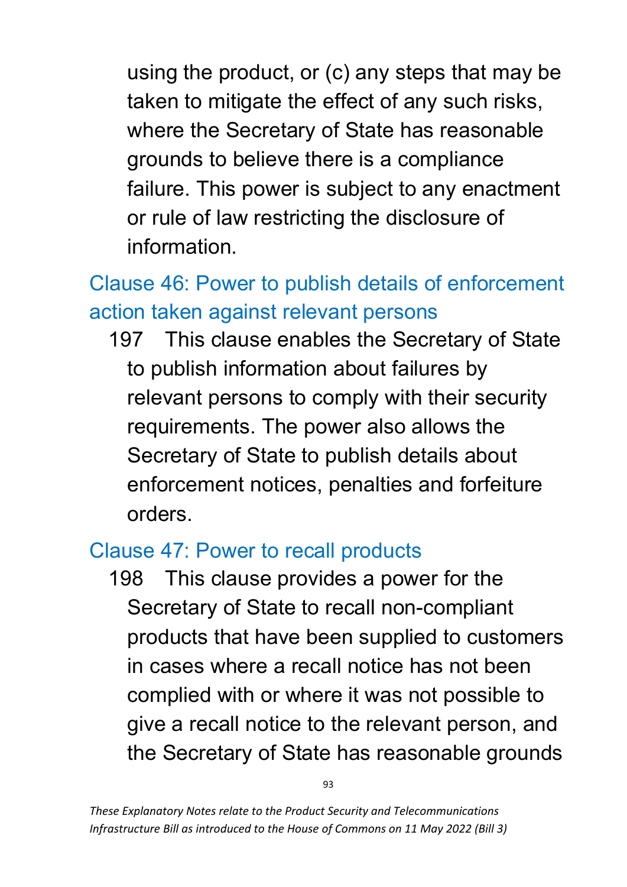using the product, or (c) any steps that may be taken to mitigate the effect of any such risks, where the Secretary of State has reasonable grounds to believe there is a compliance failure. This power is subject to any enactment or rule of law restricting the disclosure of information.

## Clause 46: Power to publish details of enforcement action taken against relevant persons

197 This clause enables the Secretary of State to publish information about failures by relevant persons to comply with their security requirements. The power also allows the Secretary of State to publish details about enforcement notices, penalties and forfeiture orders.

## Clause 47: Power to recall products

198 This clause provides a power for the Secretary of State to recall non-compliant products that have been supplied to customers in cases where a recall notice has not been complied with or where it was not possible to give a recall notice to the relevant person, and the Secretary of State has reasonable grounds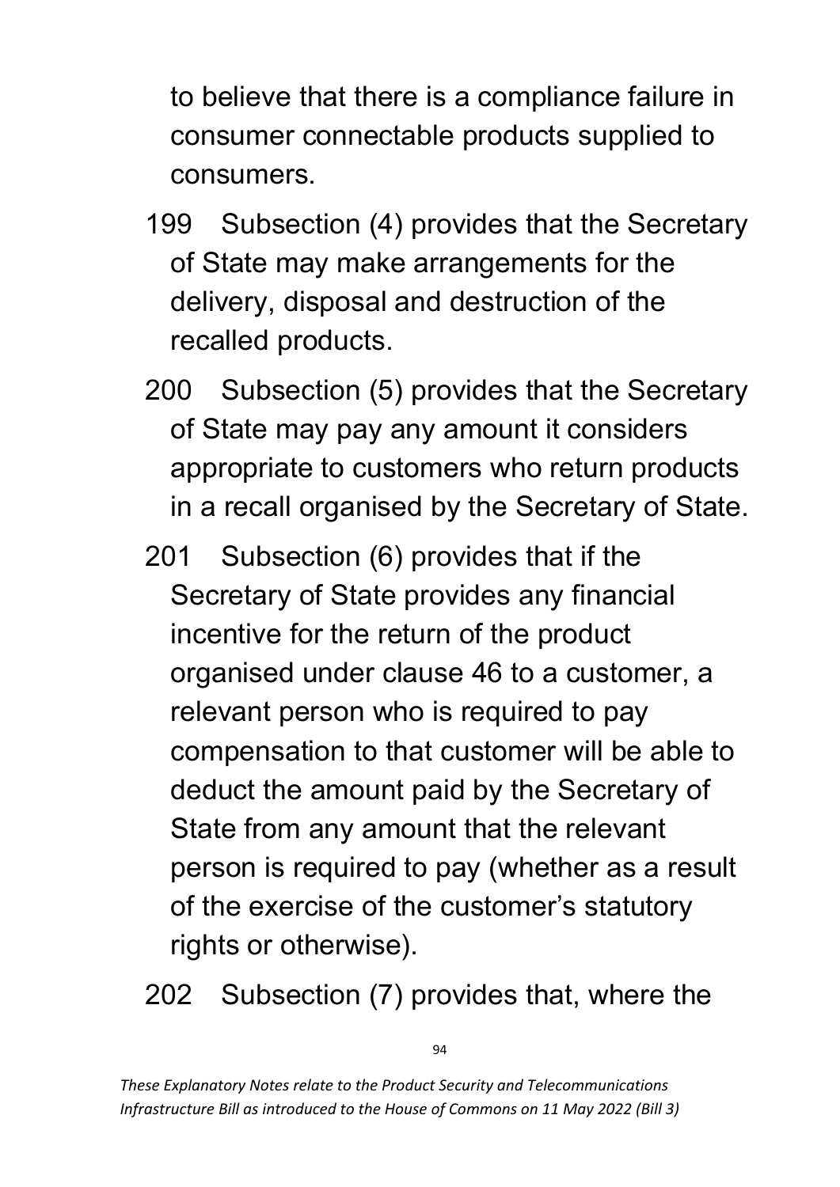to believe that there is a compliance failure in consumer connectable products supplied to consumers.

199 Subsection (4) provides that the Secretary of State may make arrangements for the delivery, disposal and destruction of the recalled products.

200 Subsection (5) provides that the Secretary of State may pay any amount it considers appropriate to customers who return products in a recall organised by the Secretary of State.

201 Subsection (6) provides that if the Secretary of State provides any financial incentive for the return of the product organised under clause 46 to a customer, a relevant person who is required to pay compensation to that customer will be able to deduct the amount paid by the Secretary of State from any amount that the relevant person is required to pay (whether as a result of the exercise of the customer's statutory rights or otherwise).

202 Subsection (7) provides that, where the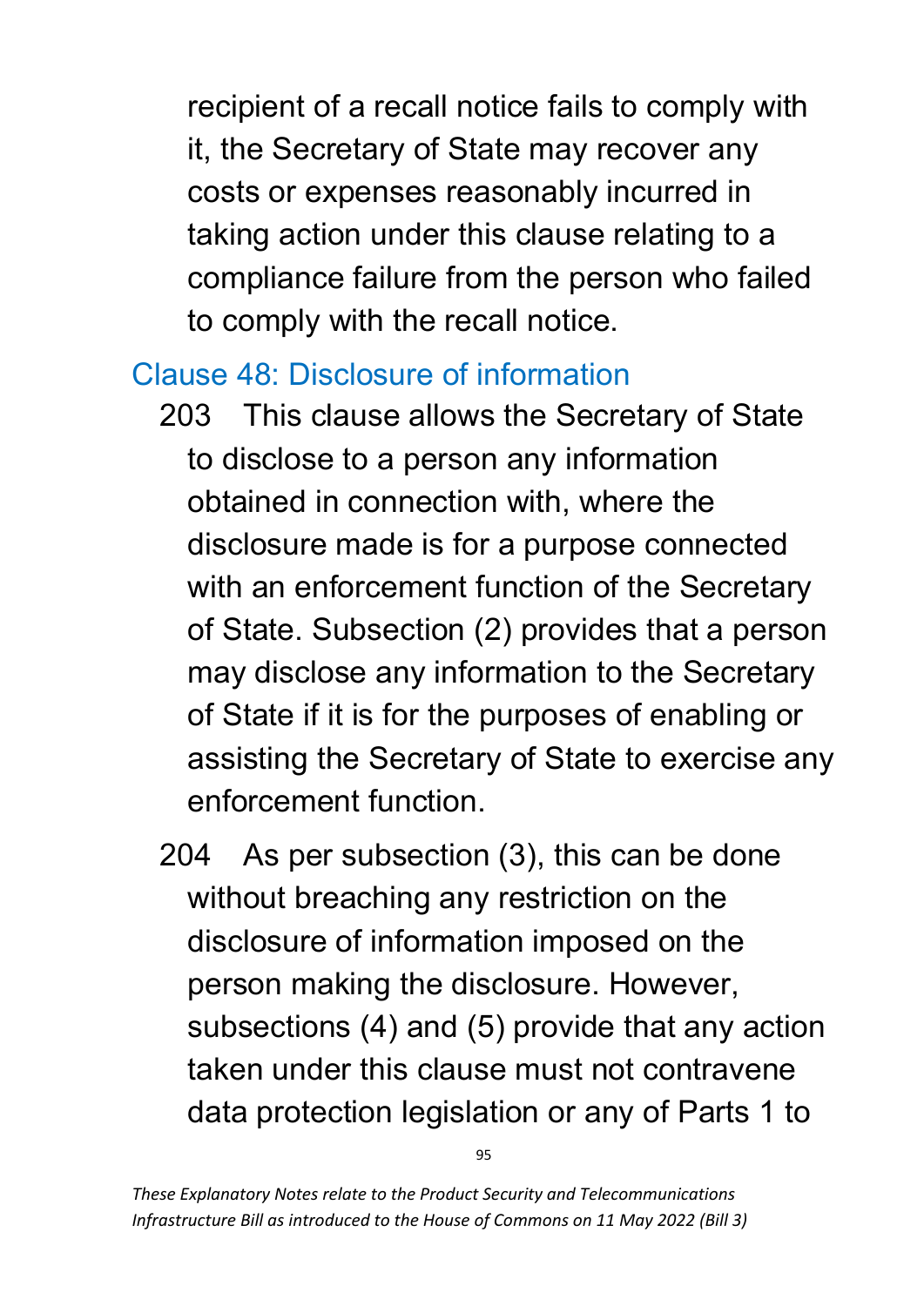recipient of a recall notice fails to comply with it, the Secretary of State may recover any costs or expenses reasonably incurred in taking action under this clause relating to a compliance failure from the person who failed to comply with the recall notice.

## Clause 48: Disclosure of information

203 This clause allows the Secretary of State to disclose to a person any information obtained in connection with, where the disclosure made is for a purpose connected with an enforcement function of the Secretary of State. Subsection (2) provides that a person may disclose any information to the Secretary of State if it is for the purposes of enabling or assisting the Secretary of State to exercise any enforcement function.

204 As per subsection (3), this can be done without breaching any restriction on the disclosure of information imposed on the person making the disclosure. However, subsections (4) and (5) provide that any action taken under this clause must not contravene data protection legislation or any of Parts 1 to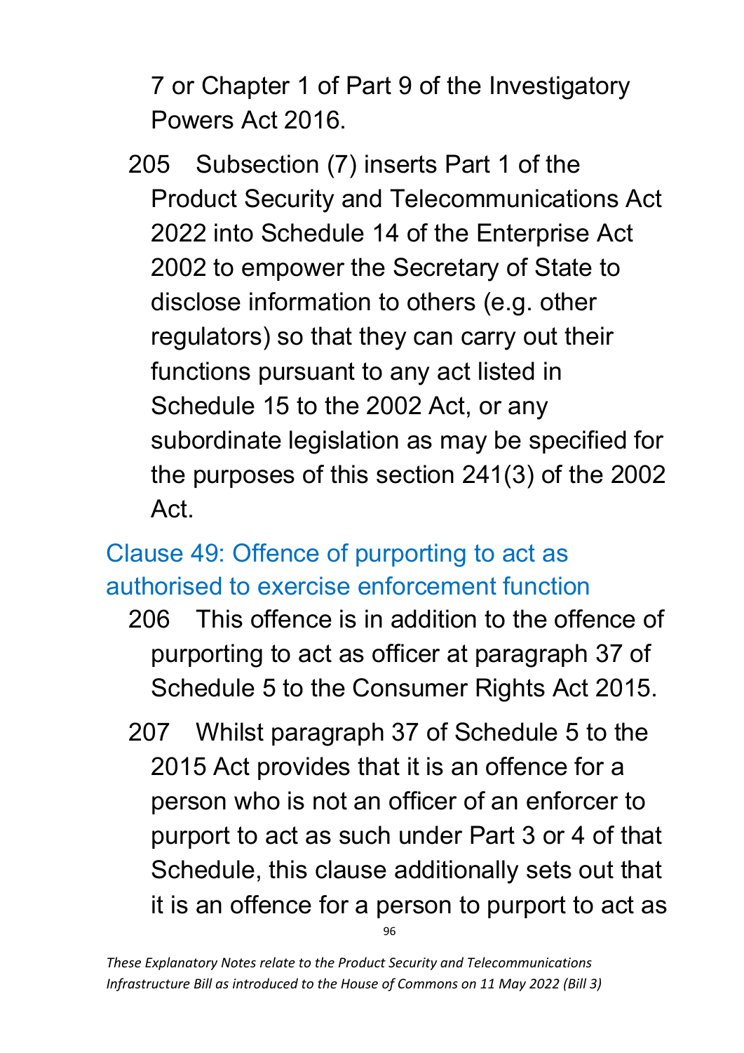7 or Chapter 1 of Part 9 of the Investigatory Powers Act 2016.

205 Subsection (7) inserts Part 1 of the Product Security and Telecommunications Act 2022 into Schedule 14 of the Enterprise Act 2002 to empower the Secretary of State to disclose information to others (e.g. other regulators) so that they can carry out their functions pursuant to any act listed in Schedule 15 to the 2002 Act, or any subordinate legislation as may be specified for the purposes of this section 241(3) of the 2002 Act.

## Clause 49: Offence of purporting to act as authorised to exercise enforcement function

206 This offence is in addition to the offence of purporting to act as officer at paragraph 37 of Schedule 5 to the Consumer Rights Act 2015.

207 Whilst paragraph 37 of Schedule 5 to the 2015 Act provides that it is an offence for a person who is not an officer of an enforcer to purport to act as such under Part 3 or 4 of that Schedule, this clause additionally sets out that it is an offence for a person to purport to act as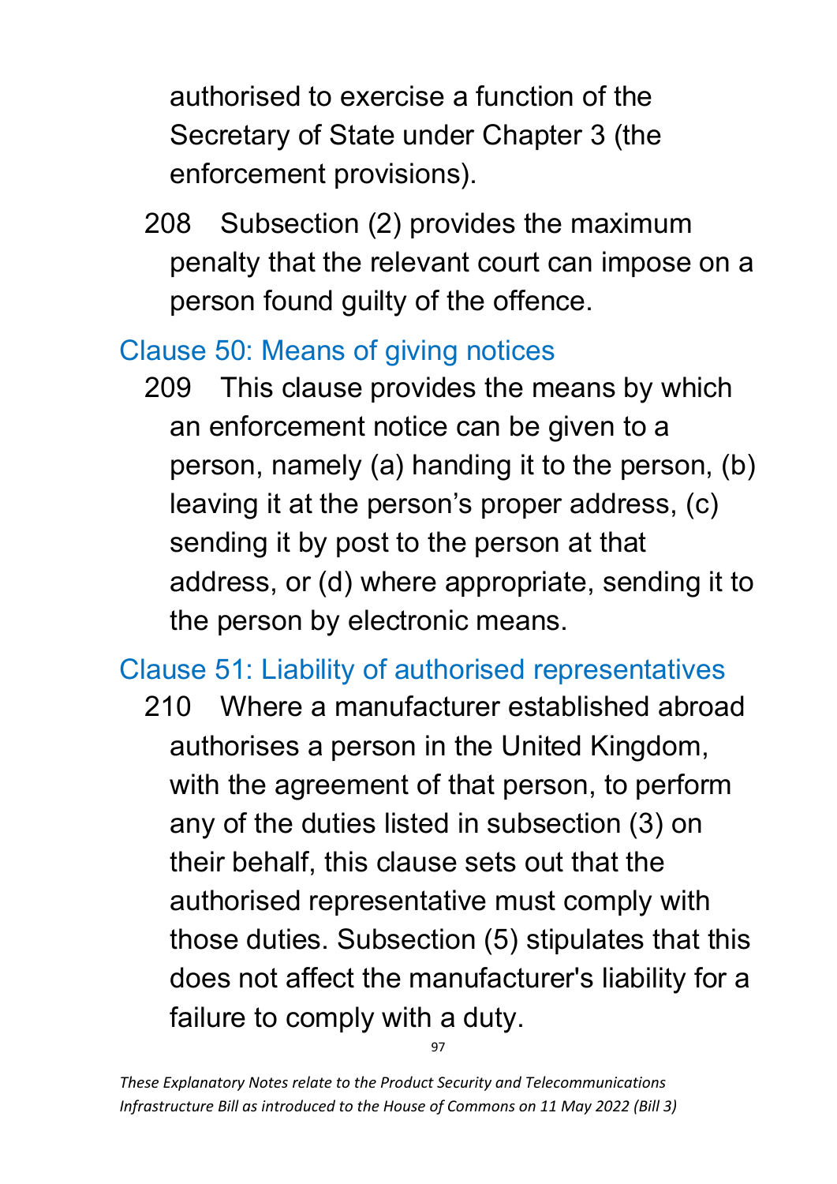authorised to exercise a function of the Secretary of State under Chapter 3 (the enforcement provisions).

208 Subsection (2) provides the maximum penalty that the relevant court can impose on a person found guilty of the offence.

## Clause 50: Means of giving notices

209 This clause provides the means by which an enforcement notice can be given to a person, namely (a) handing it to the person, (b) leaving it at the person's proper address, (c) sending it by post to the person at that address, or (d) where appropriate, sending it to the person by electronic means.

## Clause 51: Liability of authorised representatives

210 Where a manufacturer established abroad authorises a person in the United Kingdom, with the agreement of that person, to perform any of the duties listed in subsection (3) on their behalf, this clause sets out that the authorised representative must comply with those duties. Subsection (5) stipulates that this does not affect the manufacturer's liability for a failure to comply with a duty.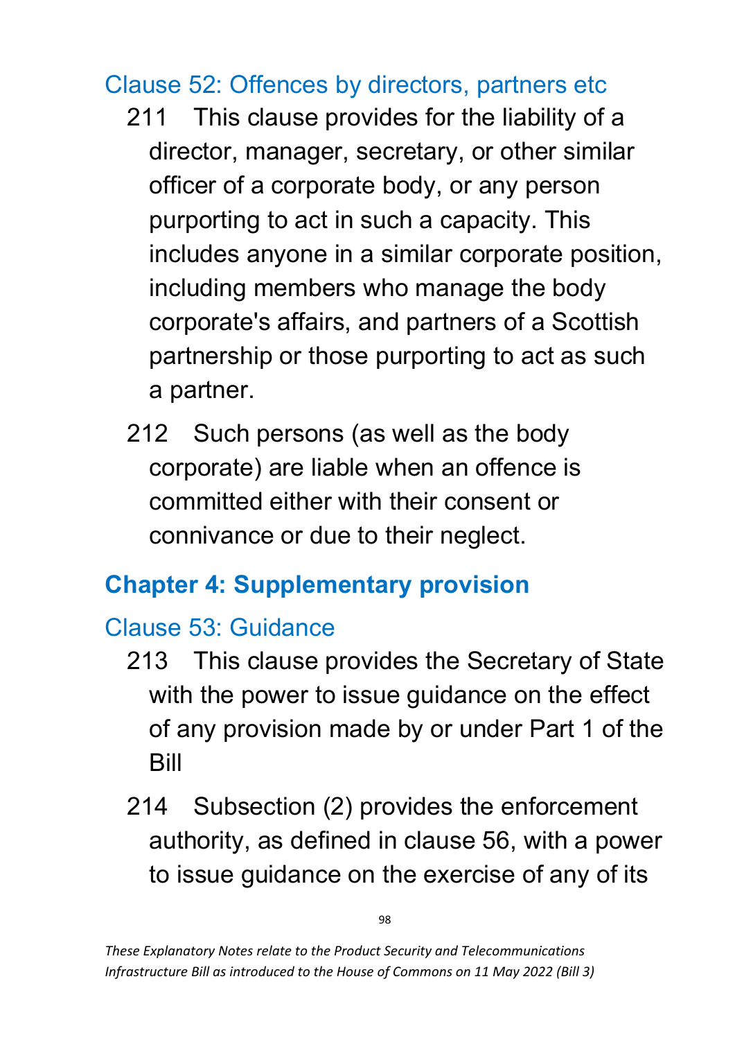### Clause 52: Offences by directors, partners etc

211 This clause provides for the liability of a director, manager, secretary, or other similar officer of a corporate body, or any person purporting to act in such a capacity. This includes anyone in a similar corporate position, including members who manage the body corporate's affairs, and partners of a Scottish partnership or those purporting to act as such a partner.

212 Such persons (as well as the body corporate) are liable when an offence is committed either with their consent or connivance or due to their neglect.

## Chapter 4: Supplementary provision

### Clause 53: Guidance

213 This clause provides the Secretary of State with the power to issue guidance on the effect of any provision made by or under Part 1 of the Bill

214 Subsection (2) provides the enforcement authority, as defined in clause 56, with a power to issue guidance on the exercise of any of its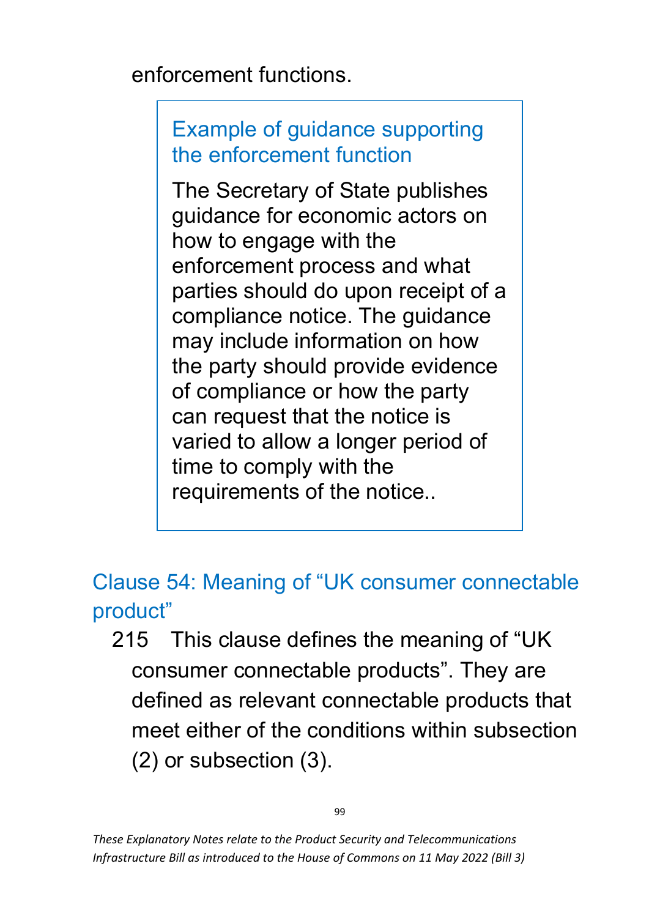enforcement functions.

> ### Example of guidance supporting the enforcement function
>
> The Secretary of State publishes guidance for economic actors on how to engage with the enforcement process and what parties should do upon receipt of a compliance notice. The guidance may include information on how the party should provide evidence of compliance or how the party can request that the notice is varied to allow a longer period of time to comply with the requirements of the notice..

## Clause 54: Meaning of “UK consumer connectable product”

215 This clause defines the meaning of “UK consumer connectable products”. They are defined as relevant connectable products that meet either of the conditions within subsection (2) or subsection (3).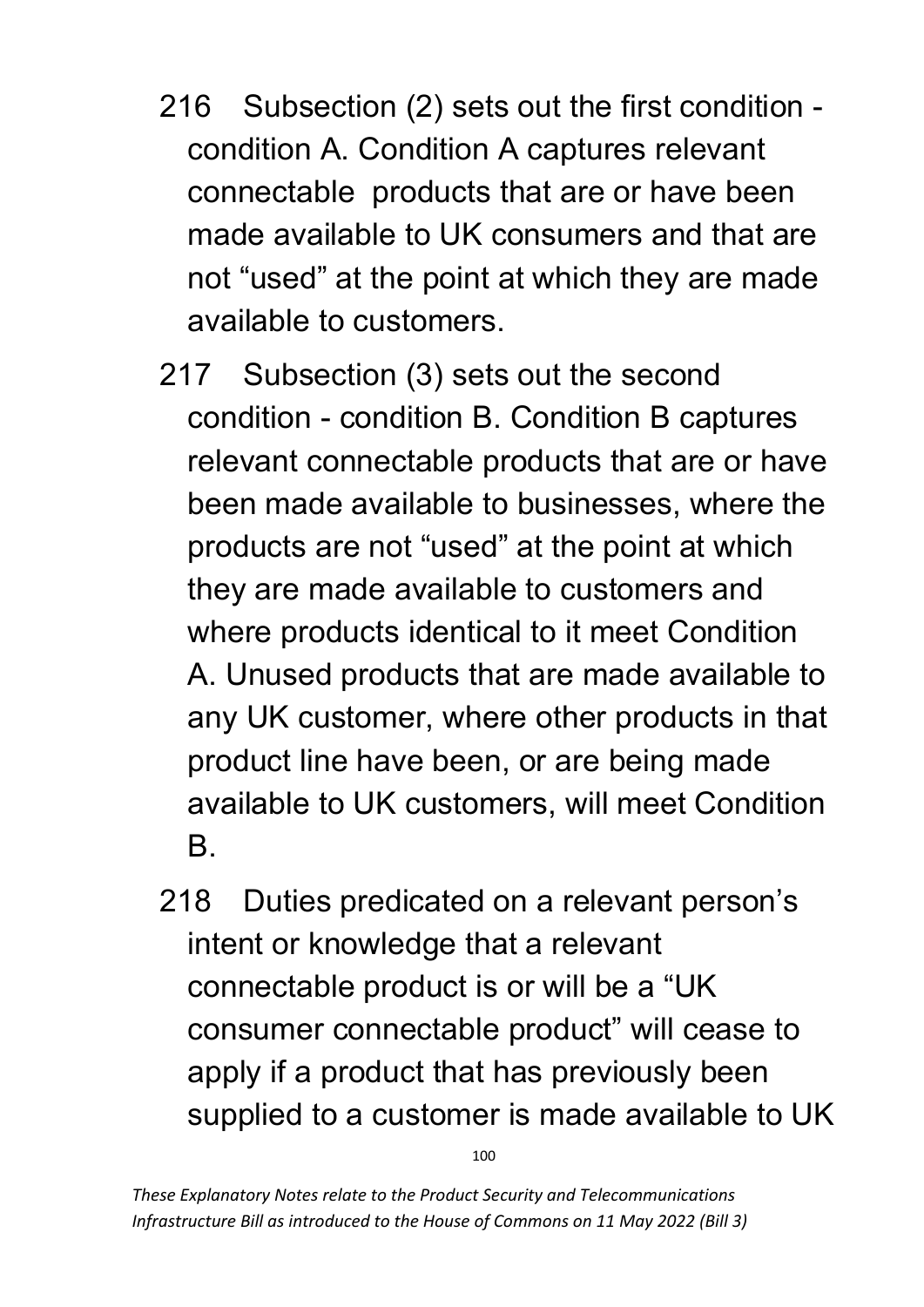216 Subsection (2) sets out the first condition - condition A. Condition A captures relevant connectable products that are or have been made available to UK consumers and that are not "used" at the point at which they are made available to customers.

217 Subsection (3) sets out the second condition - condition B. Condition B captures relevant connectable products that are or have been made available to businesses, where the products are not "used" at the point at which they are made available to customers and where products identical to it meet Condition A. Unused products that are made available to any UK customer, where other products in that product line have been, or are being made available to UK customers, will meet Condition B.

218 Duties predicated on a relevant person's intent or knowledge that a relevant connectable product is or will be a "UK consumer connectable product" will cease to apply if a product that has previously been supplied to a customer is made available to UK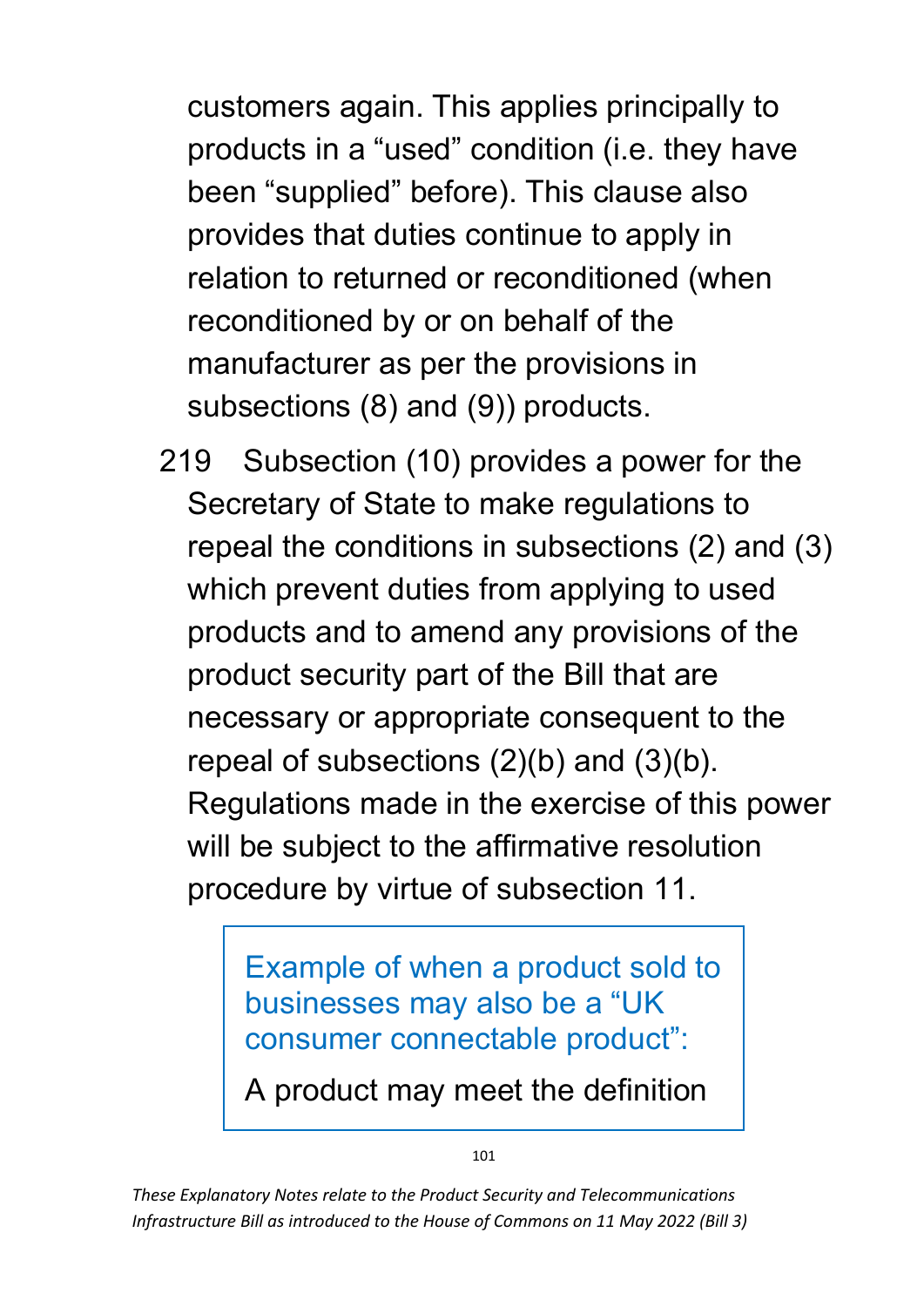customers again. This applies principally to products in a “used” condition (i.e. they have been “supplied” before). This clause also provides that duties continue to apply in relation to returned or reconditioned (when reconditioned by or on behalf of the manufacturer as per the provisions in subsections (8) and (9)) products.

219 Subsection (10) provides a power for the Secretary of State to make regulations to repeal the conditions in subsections (2) and (3) which prevent duties from applying to used products and to amend any provisions of the product security part of the Bill that are necessary or appropriate consequent to the repeal of subsections (2)(b) and (3)(b). Regulations made in the exercise of this power will be subject to the affirmative resolution procedure by virtue of subsection 11.

> Example of when a product sold to businesses may also be a “UK consumer connectable product”:
>
> A product may meet the definition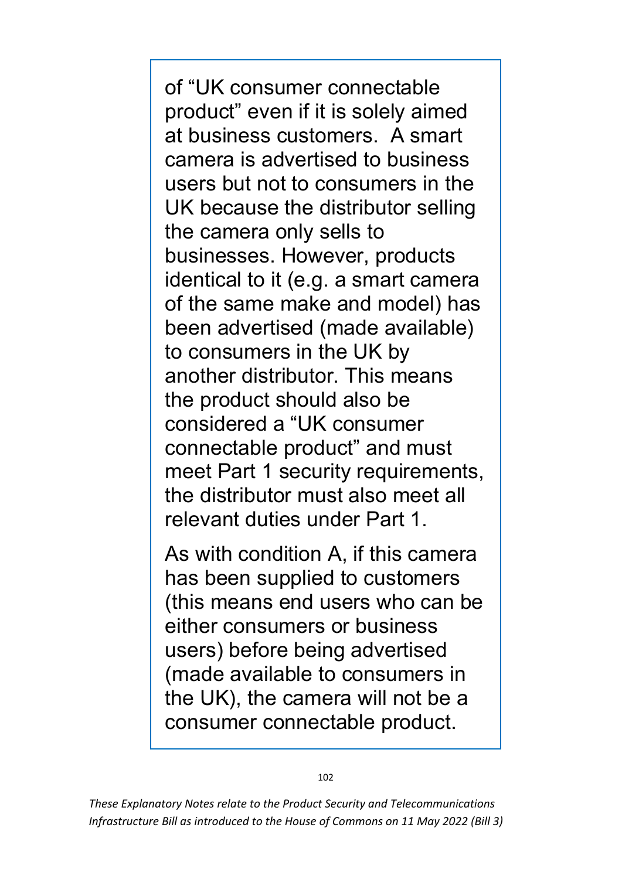of "UK consumer connectable product" even if it is solely aimed at business customers. A smart camera is advertised to business users but not to consumers in the UK because the distributor selling the camera only sells to businesses. However, products identical to it (e.g. a smart camera of the same make and model) has been advertised (made available) to consumers in the UK by another distributor. This means the product should also be considered a "UK consumer connectable product" and must meet Part 1 security requirements, the distributor must also meet all relevant duties under Part 1.

As with condition A, if this camera has been supplied to customers (this means end users who can be either consumers or business users) before being advertised (made available to consumers in the UK), the camera will not be a consumer connectable product.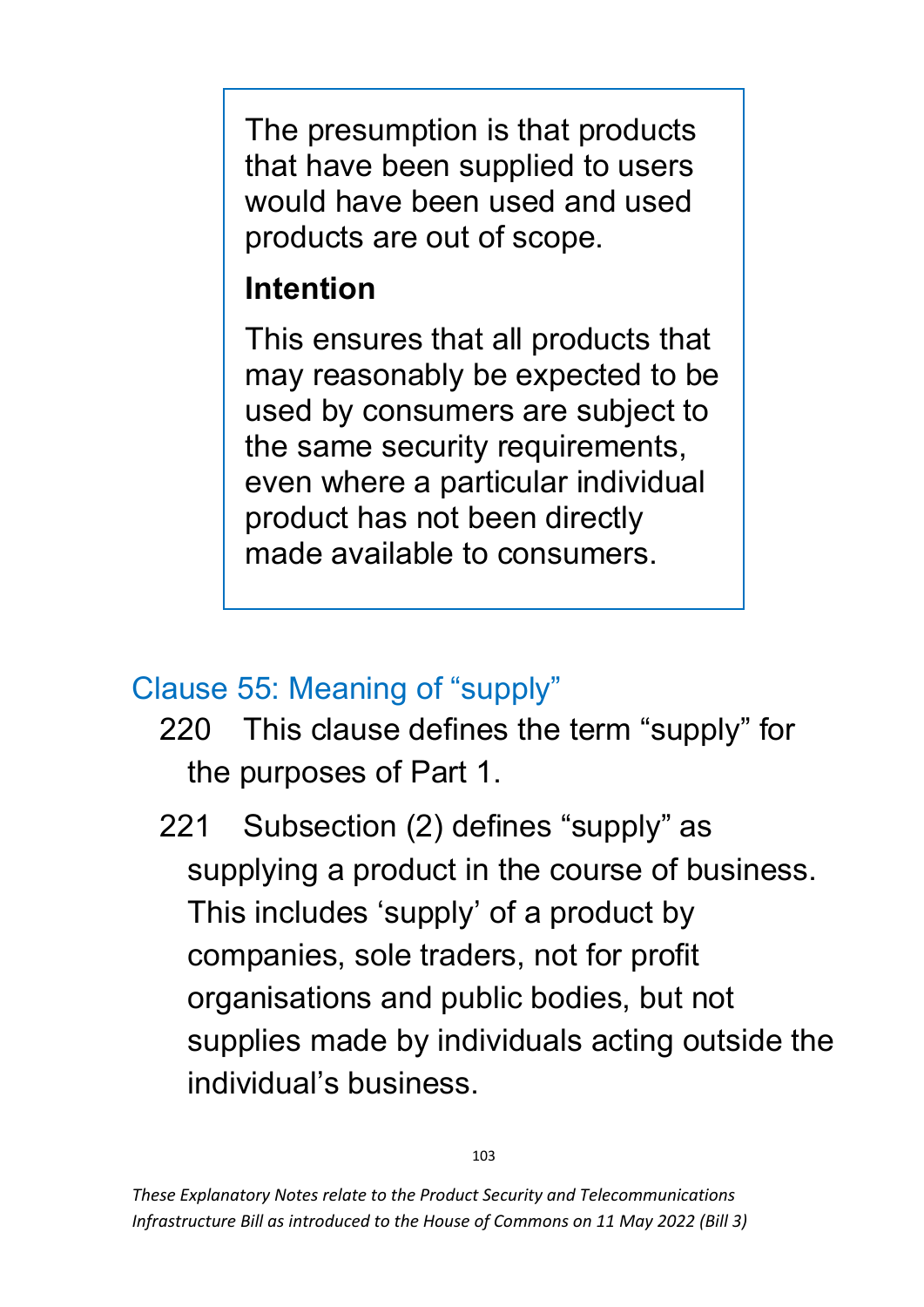The presumption is that products that have been supplied to users would have been used and used products are out of scope.

**Intention**

This ensures that all products that may reasonably be expected to be used by consumers are subject to the same security requirements, even where a particular individual product has not been directly made available to consumers.

## Clause 55: Meaning of "supply"

220 This clause defines the term "supply" for the purposes of Part 1.

221 Subsection (2) defines "supply" as supplying a product in the course of business. This includes 'supply' of a product by companies, sole traders, not for profit organisations and public bodies, but not supplies made by individuals acting outside the individual's business.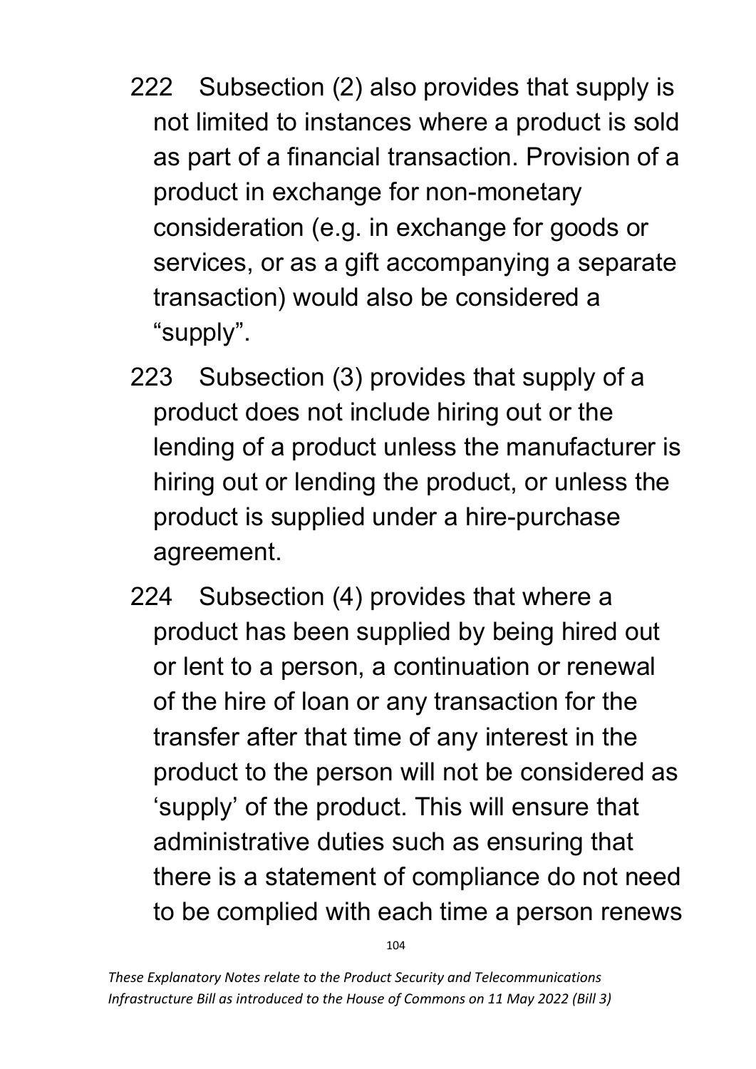222 Subsection (2) also provides that supply is not limited to instances where a product is sold as part of a financial transaction. Provision of a product in exchange for non-monetary consideration (e.g. in exchange for goods or services, or as a gift accompanying a separate transaction) would also be considered a "supply".

223 Subsection (3) provides that supply of a product does not include hiring out or the lending of a product unless the manufacturer is hiring out or lending the product, or unless the product is supplied under a hire-purchase agreement.

224 Subsection (4) provides that where a product has been supplied by being hired out or lent to a person, a continuation or renewal of the hire of loan or any transaction for the transfer after that time of any interest in the product to the person will not be considered as 'supply' of the product. This will ensure that administrative duties such as ensuring that there is a statement of compliance do not need to be complied with each time a person renews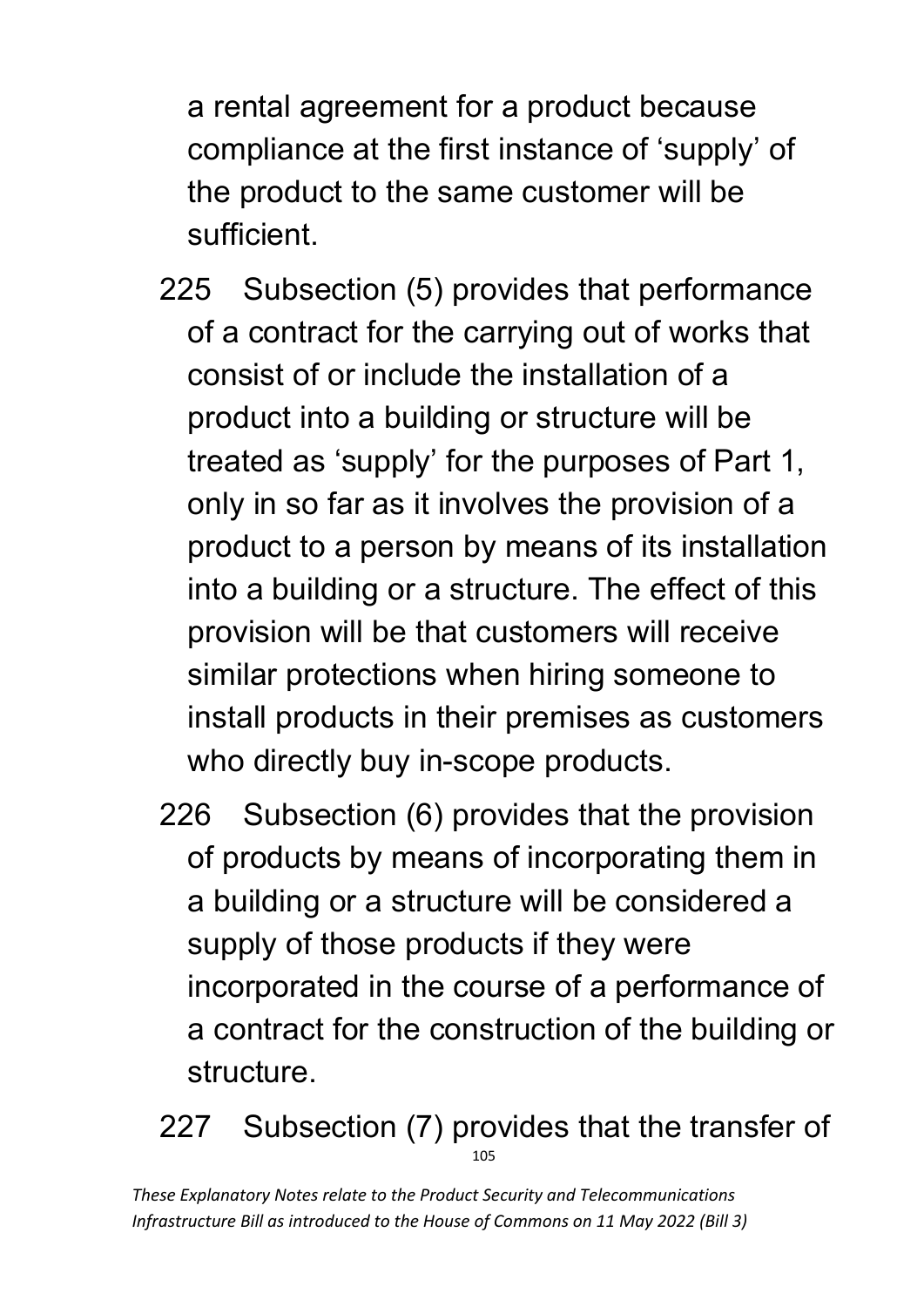a rental agreement for a product because compliance at the first instance of 'supply' of the product to the same customer will be sufficient.

225 Subsection (5) provides that performance of a contract for the carrying out of works that consist of or include the installation of a product into a building or structure will be treated as 'supply' for the purposes of Part 1, only in so far as it involves the provision of a product to a person by means of its installation into a building or a structure. The effect of this provision will be that customers will receive similar protections when hiring someone to install products in their premises as customers who directly buy in-scope products.

226 Subsection (6) provides that the provision of products by means of incorporating them in a building or a structure will be considered a supply of those products if they were incorporated in the course of a performance of a contract for the construction of the building or structure.

227 Subsection (7) provides that the transfer of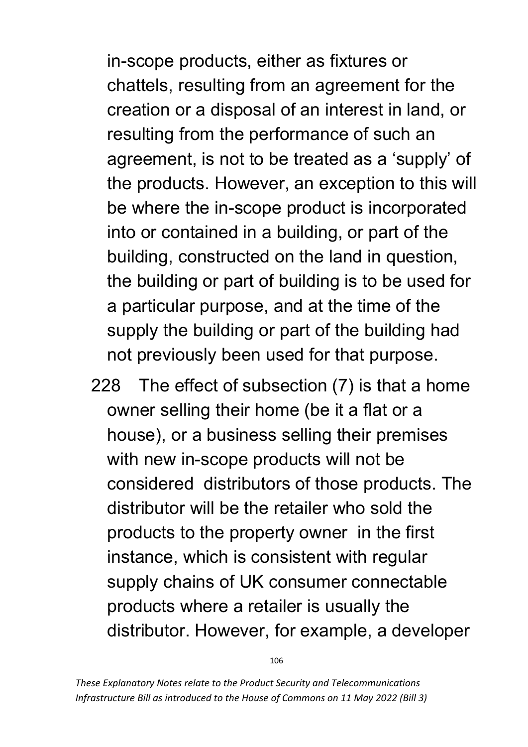in-scope products, either as fixtures or chattels, resulting from an agreement for the creation or a disposal of an interest in land, or resulting from the performance of such an agreement, is not to be treated as a 'supply' of the products. However, an exception to this will be where the in-scope product is incorporated into or contained in a building, or part of the building, constructed on the land in question, the building or part of building is to be used for a particular purpose, and at the time of the supply the building or part of the building had not previously been used for that purpose.

228 The effect of subsection (7) is that a home owner selling their home (be it a flat or a house), or a business selling their premises with new in-scope products will not be considered distributors of those products. The distributor will be the retailer who sold the products to the property owner in the first instance, which is consistent with regular supply chains of UK consumer connectable products where a retailer is usually the distributor. However, for example, a developer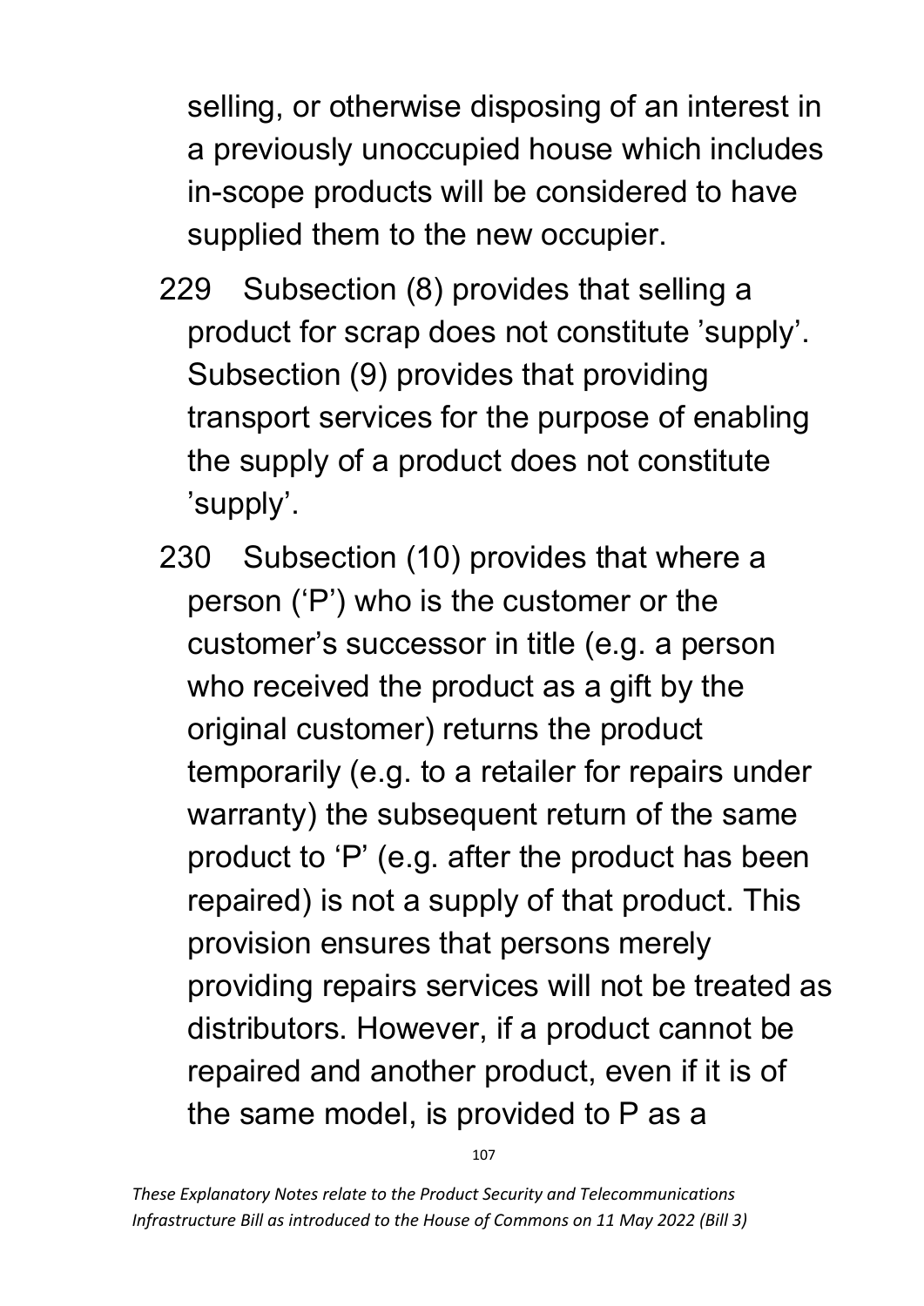selling, or otherwise disposing of an interest in a previously unoccupied house which includes in-scope products will be considered to have supplied them to the new occupier.

229 Subsection (8) provides that selling a product for scrap does not constitute ’supply’. Subsection (9) provides that providing transport services for the purpose of enabling the supply of a product does not constitute ’supply’.

230 Subsection (10) provides that where a person (‘P’) who is the customer or the customer’s successor in title (e.g. a person who received the product as a gift by the original customer) returns the product temporarily (e.g. to a retailer for repairs under warranty) the subsequent return of the same product to ‘P’ (e.g. after the product has been repaired) is not a supply of that product. This provision ensures that persons merely providing repairs services will not be treated as distributors. However, if a product cannot be repaired and another product, even if it is of the same model, is provided to P as a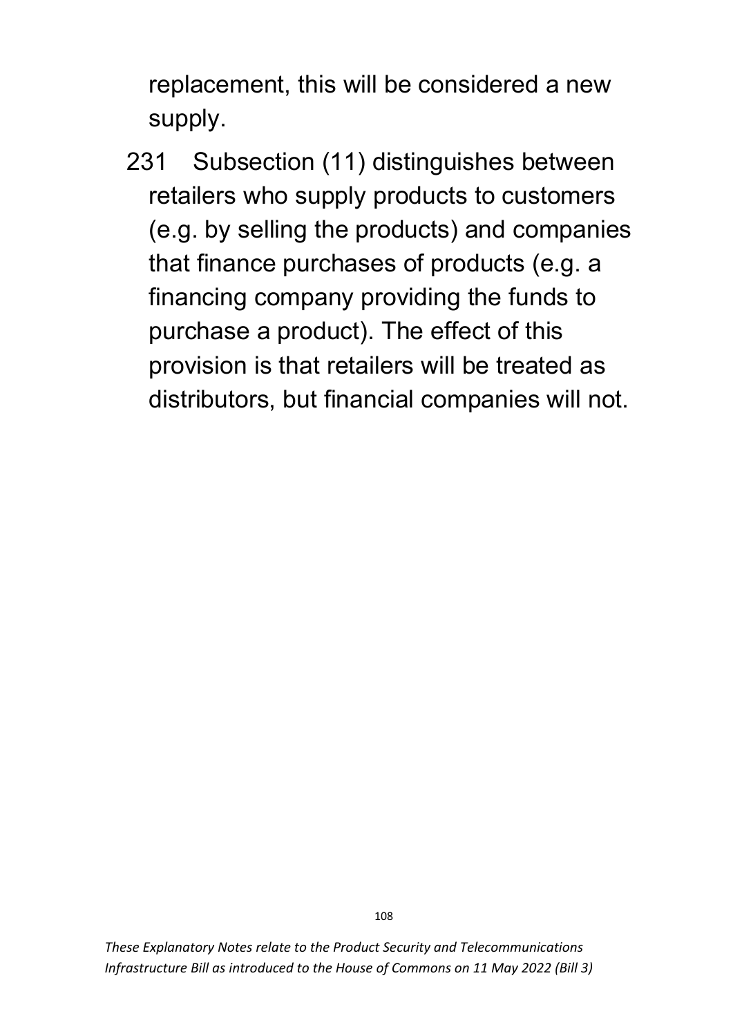replacement, this will be considered a new supply.

231 Subsection (11) distinguishes between retailers who supply products to customers (e.g. by selling the products) and companies that finance purchases of products (e.g. a financing company providing the funds to purchase a product). The effect of this provision is that retailers will be treated as distributors, but financial companies will not.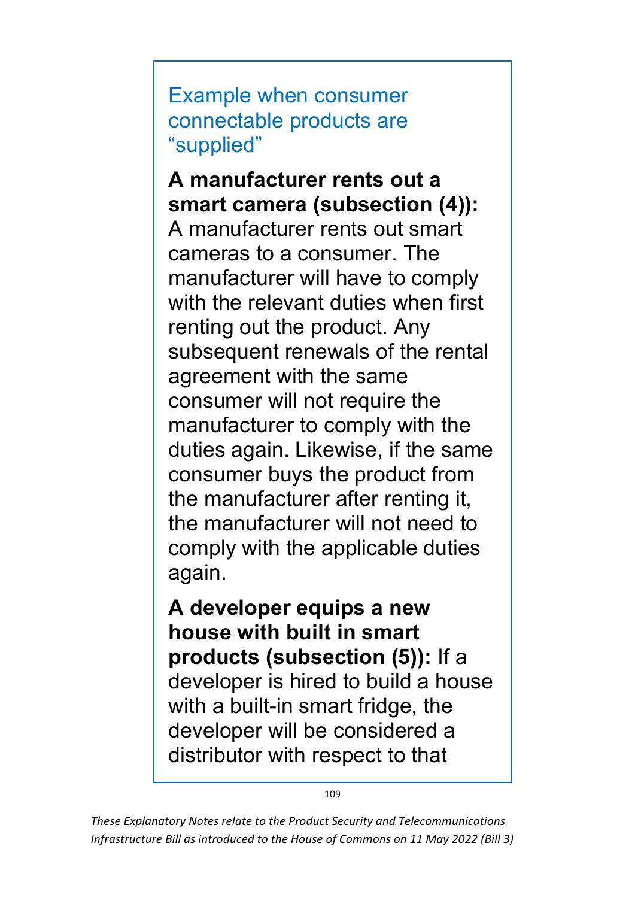### Example when consumer connectable products are "supplied"

**A manufacturer rents out a smart camera (subsection (4)):** A manufacturer rents out smart cameras to a consumer. The manufacturer will have to comply with the relevant duties when first renting out the product. Any subsequent renewals of the rental agreement with the same consumer will not require the manufacturer to comply with the duties again. Likewise, if the same consumer buys the product from the manufacturer after renting it, the manufacturer will not need to comply with the applicable duties again.

**A developer equips a new house with built in smart products (subsection (5)):** If a developer is hired to build a house with a built-in smart fridge, the developer will be considered a distributor with respect to that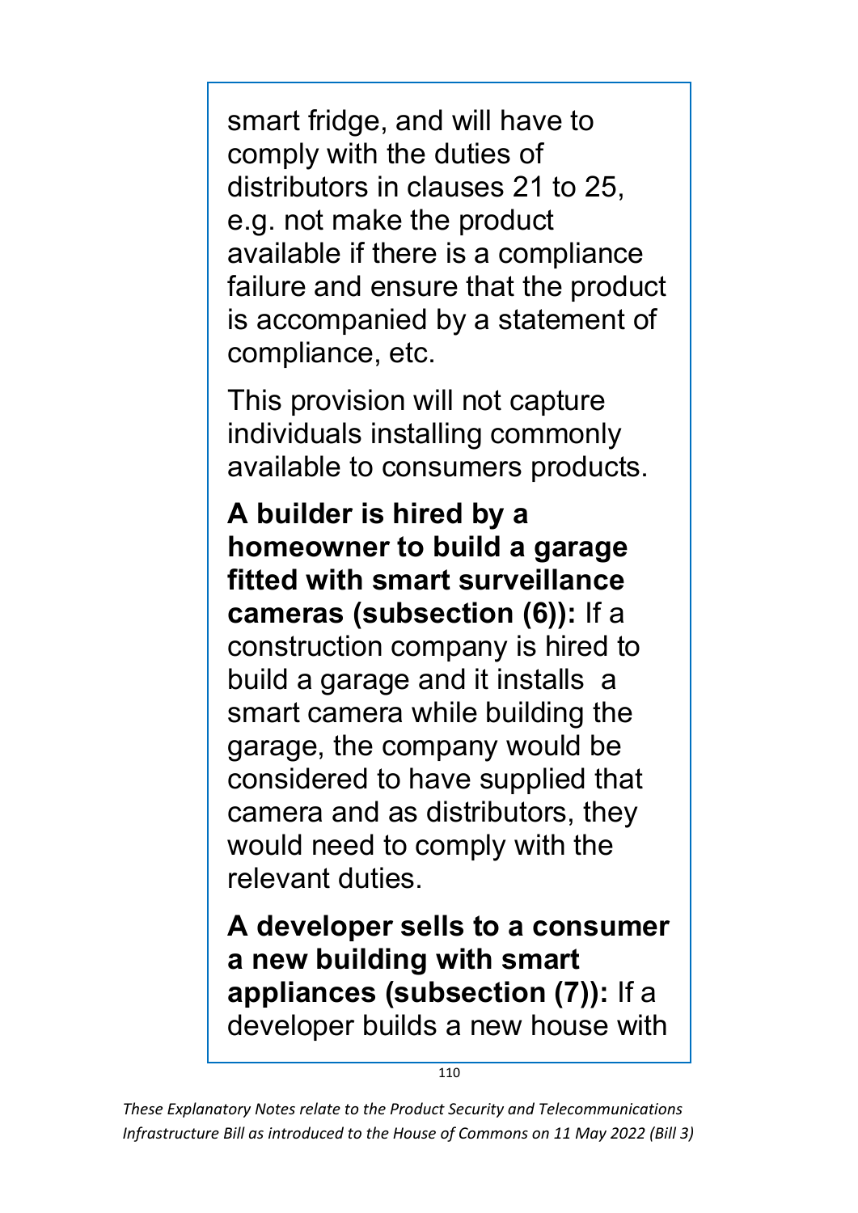smart fridge, and will have to comply with the duties of distributors in clauses 21 to 25, e.g. not make the product available if there is a compliance failure and ensure that the product is accompanied by a statement of compliance, etc.

This provision will not capture individuals installing commonly available to consumers products.

**A builder is hired by a homeowner to build a garage fitted with smart surveillance cameras (subsection (6)):** If a construction company is hired to build a garage and it installs a smart camera while building the garage, the company would be considered to have supplied that camera and as distributors, they would need to comply with the relevant duties.

**A developer sells to a consumer a new building with smart appliances (subsection (7)):** If a developer builds a new house with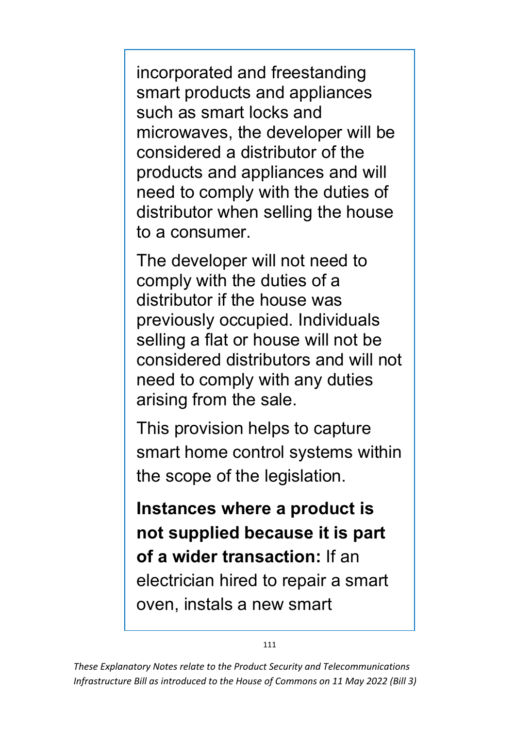incorporated and freestanding smart products and appliances such as smart locks and microwaves, the developer will be considered a distributor of the products and appliances and will need to comply with the duties of distributor when selling the house to a consumer.

The developer will not need to comply with the duties of a distributor if the house was previously occupied. Individuals selling a flat or house will not be considered distributors and will not need to comply with any duties arising from the sale.

This provision helps to capture smart home control systems within the scope of the legislation.

**Instances where a product is not supplied because it is part of a wider transaction:** If an electrician hired to repair a smart oven, instals a new smart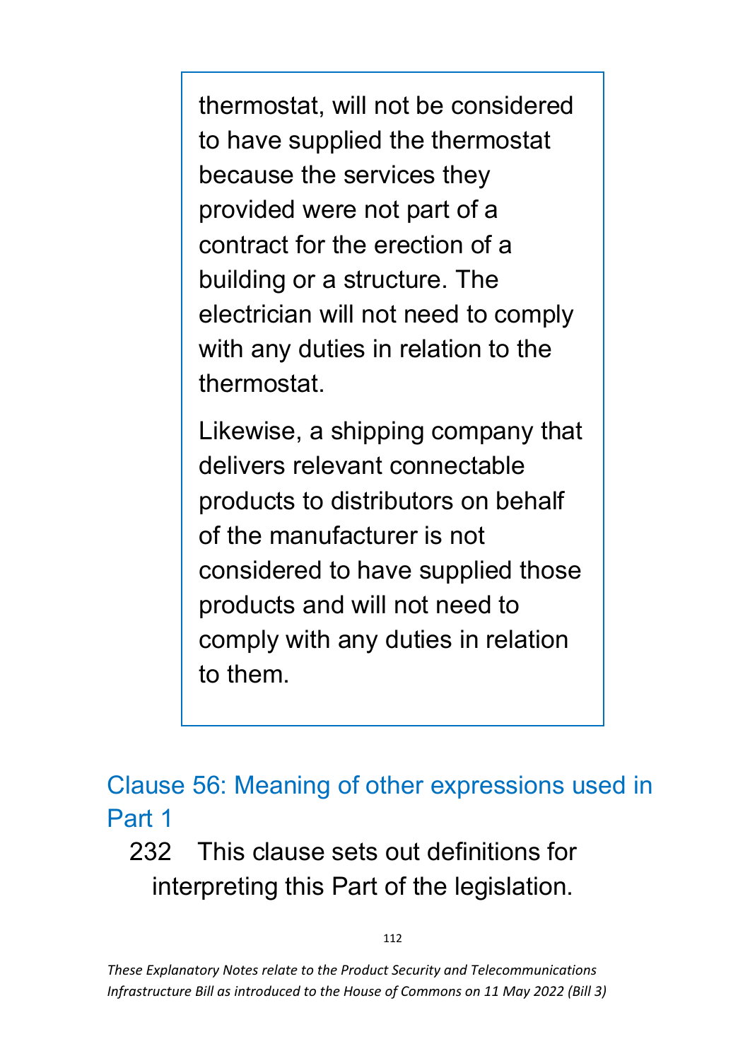thermostat, will not be considered to have supplied the thermostat because the services they provided were not part of a contract for the erection of a building or a structure. The electrician will not need to comply with any duties in relation to the thermostat.

Likewise, a shipping company that delivers relevant connectable products to distributors on behalf of the manufacturer is not considered to have supplied those products and will not need to comply with any duties in relation to them.

## Clause 56: Meaning of other expressions used in Part 1

232 This clause sets out definitions for interpreting this Part of the legislation.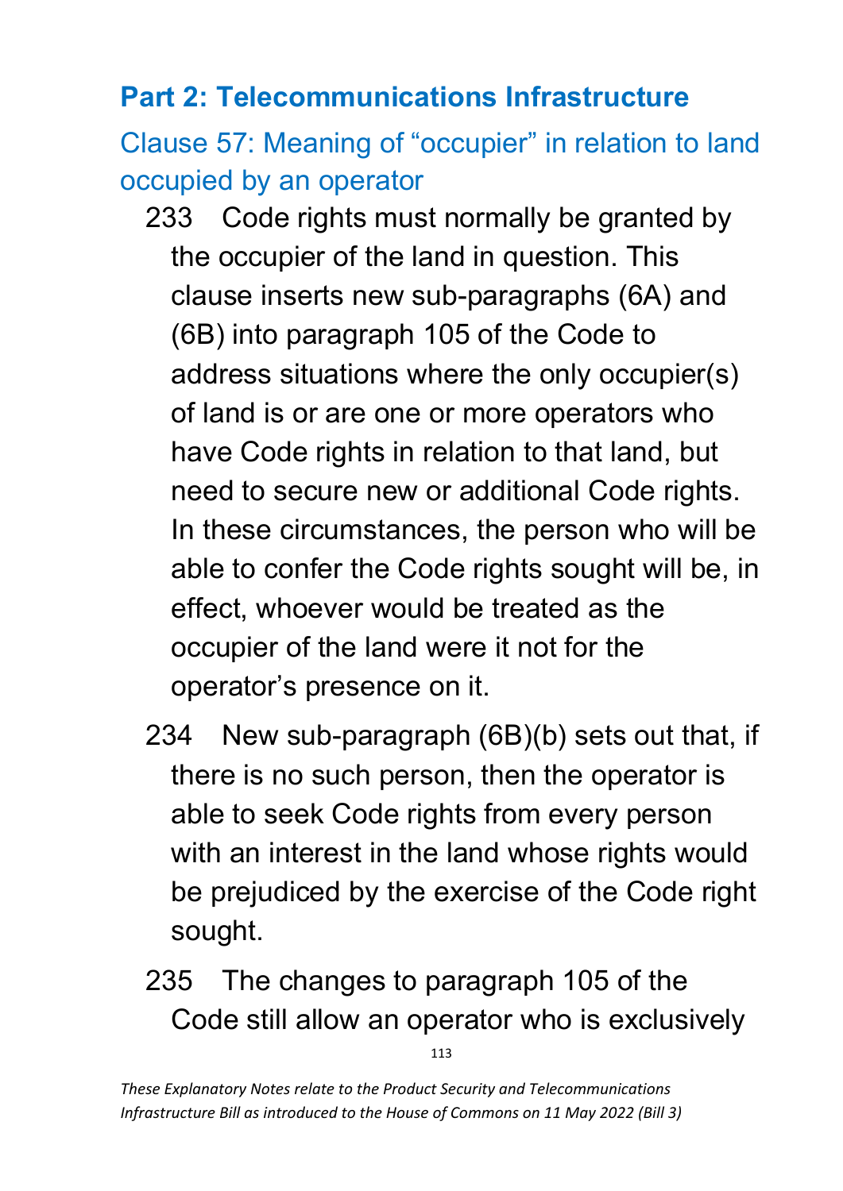## Part 2: Telecommunications Infrastructure

### Clause 57: Meaning of "occupier" in relation to land occupied by an operator

233 Code rights must normally be granted by the occupier of the land in question. This clause inserts new sub-paragraphs (6A) and (6B) into paragraph 105 of the Code to address situations where the only occupier(s) of land is or are one or more operators who have Code rights in relation to that land, but need to secure new or additional Code rights. In these circumstances, the person who will be able to confer the Code rights sought will be, in effect, whoever would be treated as the occupier of the land were it not for the operator's presence on it.

234 New sub-paragraph (6B)(b) sets out that, if there is no such person, then the operator is able to seek Code rights from every person with an interest in the land whose rights would be prejudiced by the exercise of the Code right sought.

235 The changes to paragraph 105 of the Code still allow an operator who is exclusively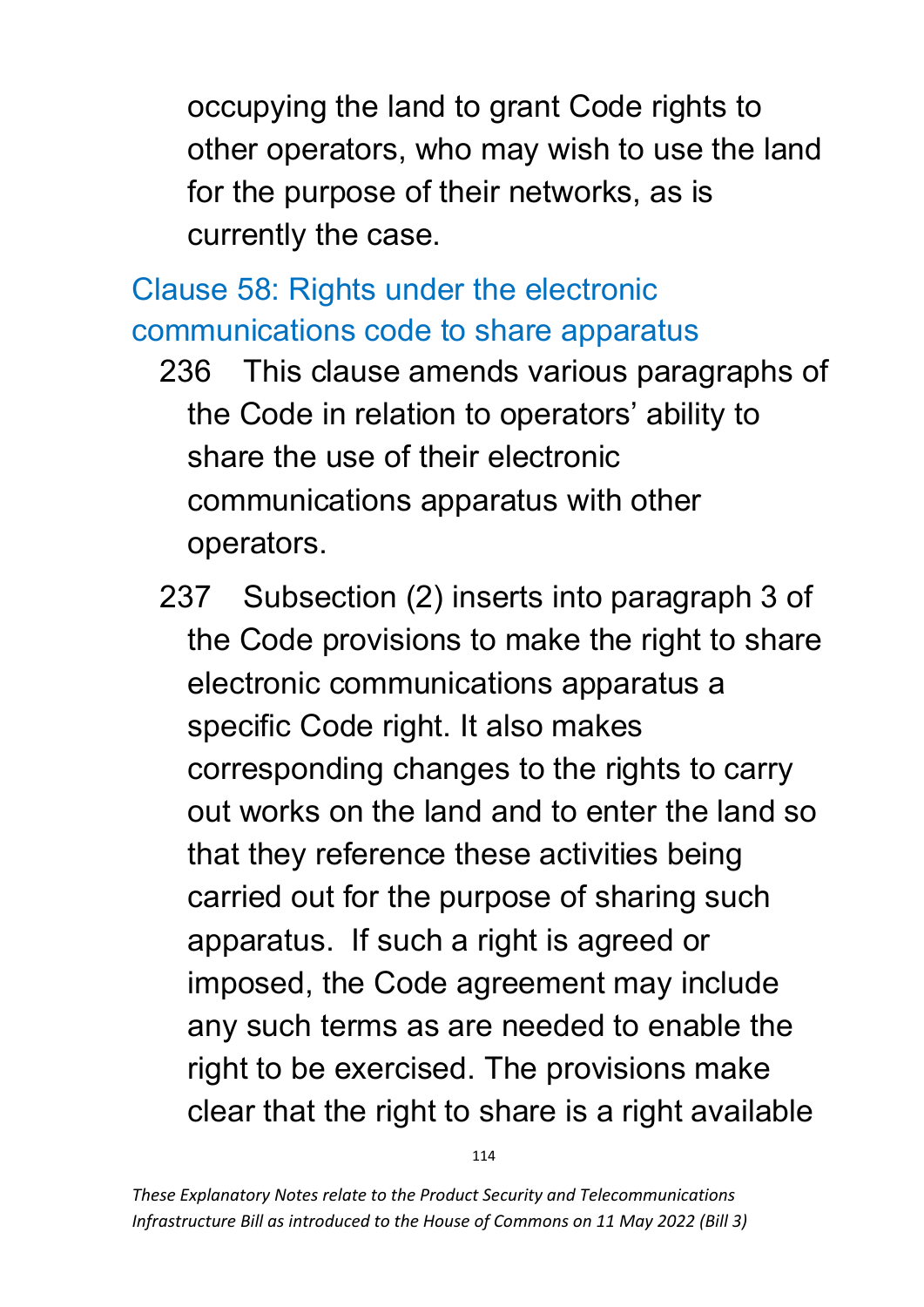occupying the land to grant Code rights to other operators, who may wish to use the land for the purpose of their networks, as is currently the case.

## Clause 58: Rights under the electronic communications code to share apparatus

236 This clause amends various paragraphs of the Code in relation to operators' ability to share the use of their electronic communications apparatus with other operators.

237 Subsection (2) inserts into paragraph 3 of the Code provisions to make the right to share electronic communications apparatus a specific Code right. It also makes corresponding changes to the rights to carry out works on the land and to enter the land so that they reference these activities being carried out for the purpose of sharing such apparatus. If such a right is agreed or imposed, the Code agreement may include any such terms as are needed to enable the right to be exercised. The provisions make clear that the right to share is a right available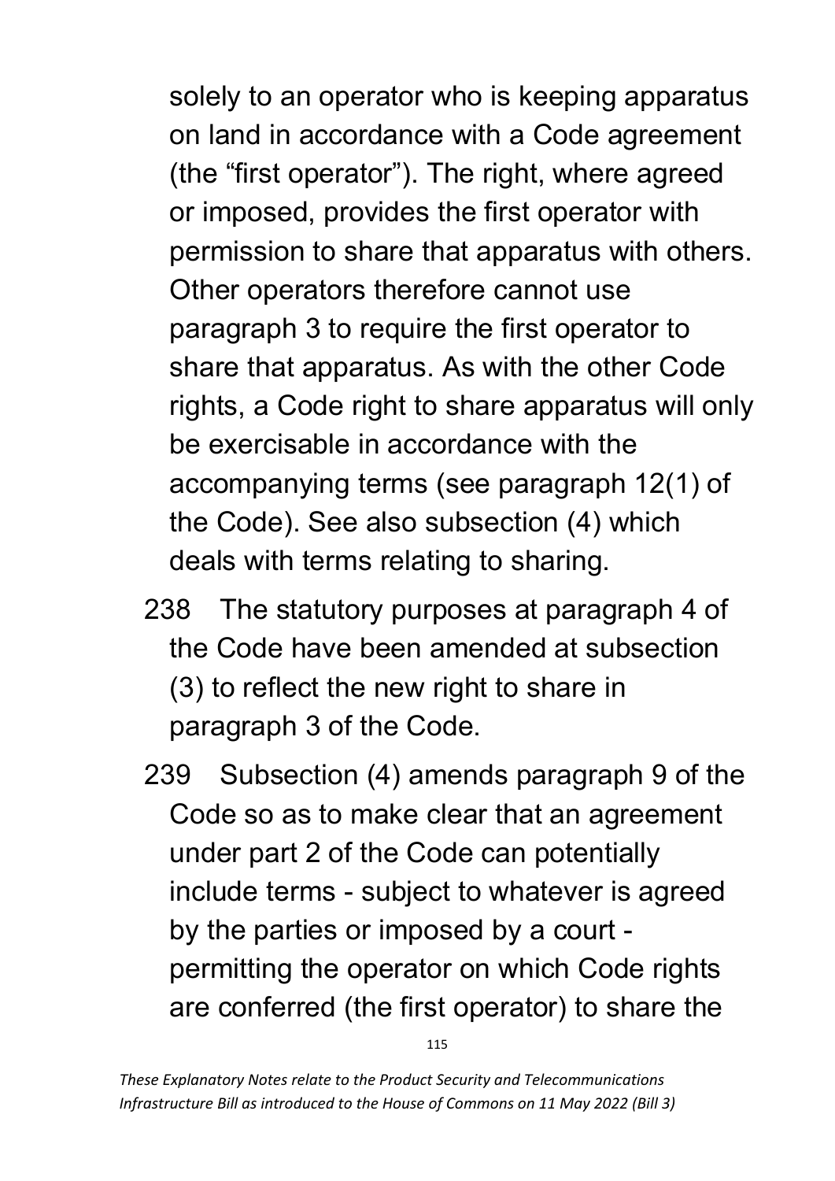solely to an operator who is keeping apparatus on land in accordance with a Code agreement (the "first operator"). The right, where agreed or imposed, provides the first operator with permission to share that apparatus with others. Other operators therefore cannot use paragraph 3 to require the first operator to share that apparatus. As with the other Code rights, a Code right to share apparatus will only be exercisable in accordance with the accompanying terms (see paragraph 12(1) of the Code). See also subsection (4) which deals with terms relating to sharing.

238 The statutory purposes at paragraph 4 of the Code have been amended at subsection (3) to reflect the new right to share in paragraph 3 of the Code.

239 Subsection (4) amends paragraph 9 of the Code so as to make clear that an agreement under part 2 of the Code can potentially include terms - subject to whatever is agreed by the parties or imposed by a court - permitting the operator on which Code rights are conferred (the first operator) to share the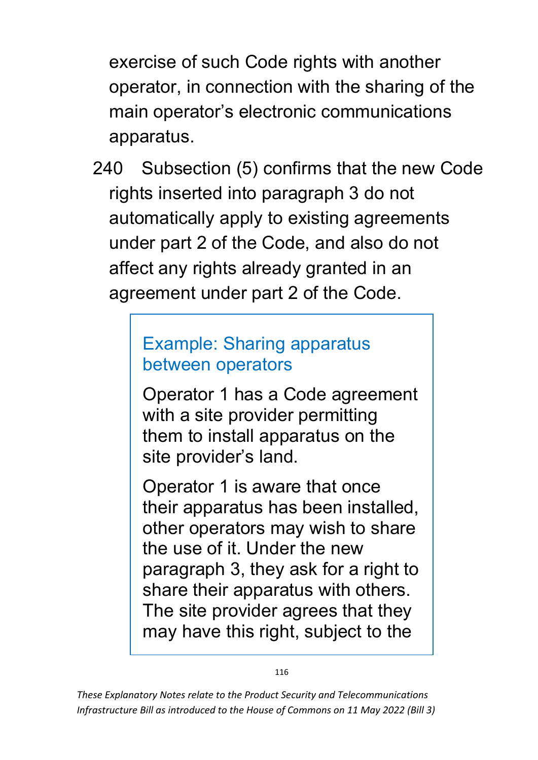exercise of such Code rights with another operator, in connection with the sharing of the main operator's electronic communications apparatus.

240 Subsection (5) confirms that the new Code rights inserted into paragraph 3 do not automatically apply to existing agreements under part 2 of the Code, and also do not affect any rights already granted in an agreement under part 2 of the Code.

> **Example: Sharing apparatus between operators**
>
> Operator 1 has a Code agreement with a site provider permitting them to install apparatus on the site provider's land.
>
> Operator 1 is aware that once their apparatus has been installed, other operators may wish to share the use of it. Under the new paragraph 3, they ask for a right to share their apparatus with others. The site provider agrees that they may have this right, subject to the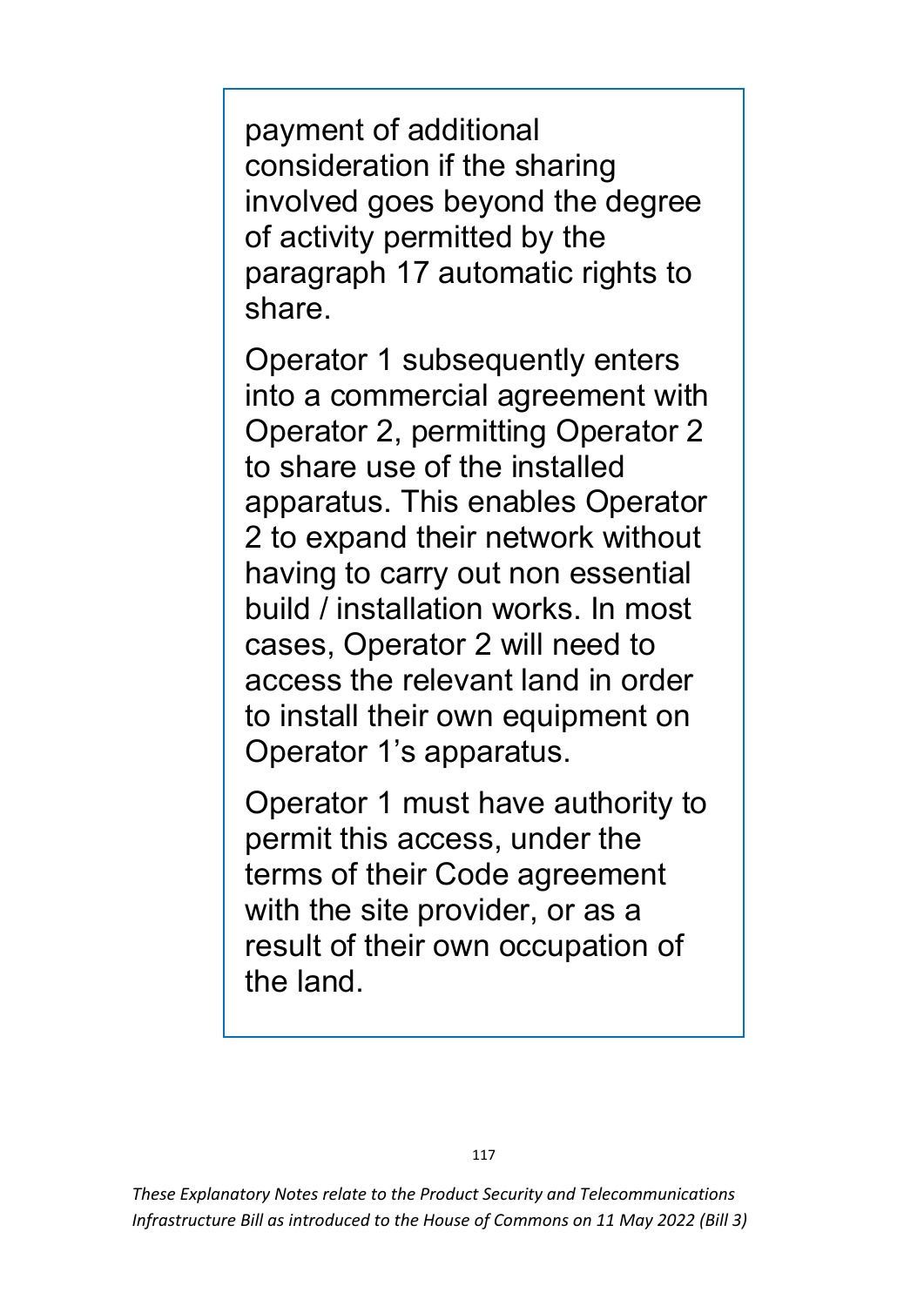payment of additional consideration if the sharing involved goes beyond the degree of activity permitted by the paragraph 17 automatic rights to share.

Operator 1 subsequently enters into a commercial agreement with Operator 2, permitting Operator 2 to share use of the installed apparatus. This enables Operator 2 to expand their network without having to carry out non essential build / installation works. In most cases, Operator 2 will need to access the relevant land in order to install their own equipment on Operator 1's apparatus.

Operator 1 must have authority to permit this access, under the terms of their Code agreement with the site provider, or as a result of their own occupation of the land.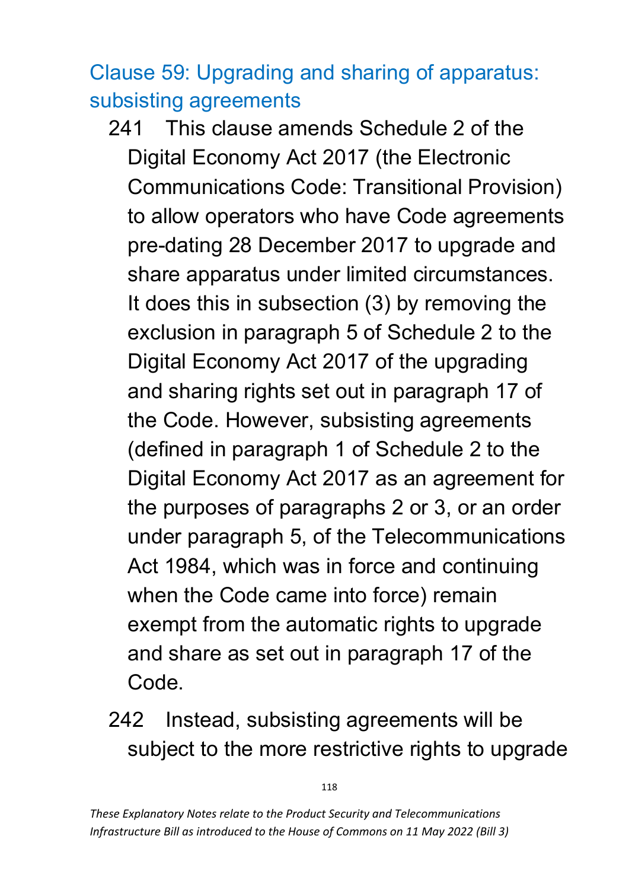## Clause 59: Upgrading and sharing of apparatus: subsisting agreements

241 This clause amends Schedule 2 of the Digital Economy Act 2017 (the Electronic Communications Code: Transitional Provision) to allow operators who have Code agreements pre-dating 28 December 2017 to upgrade and share apparatus under limited circumstances. It does this in subsection (3) by removing the exclusion in paragraph 5 of Schedule 2 to the Digital Economy Act 2017 of the upgrading and sharing rights set out in paragraph 17 of the Code. However, subsisting agreements (defined in paragraph 1 of Schedule 2 to the Digital Economy Act 2017 as an agreement for the purposes of paragraphs 2 or 3, or an order under paragraph 5, of the Telecommunications Act 1984, which was in force and continuing when the Code came into force) remain exempt from the automatic rights to upgrade and share as set out in paragraph 17 of the Code.

242 Instead, subsisting agreements will be subject to the more restrictive rights to upgrade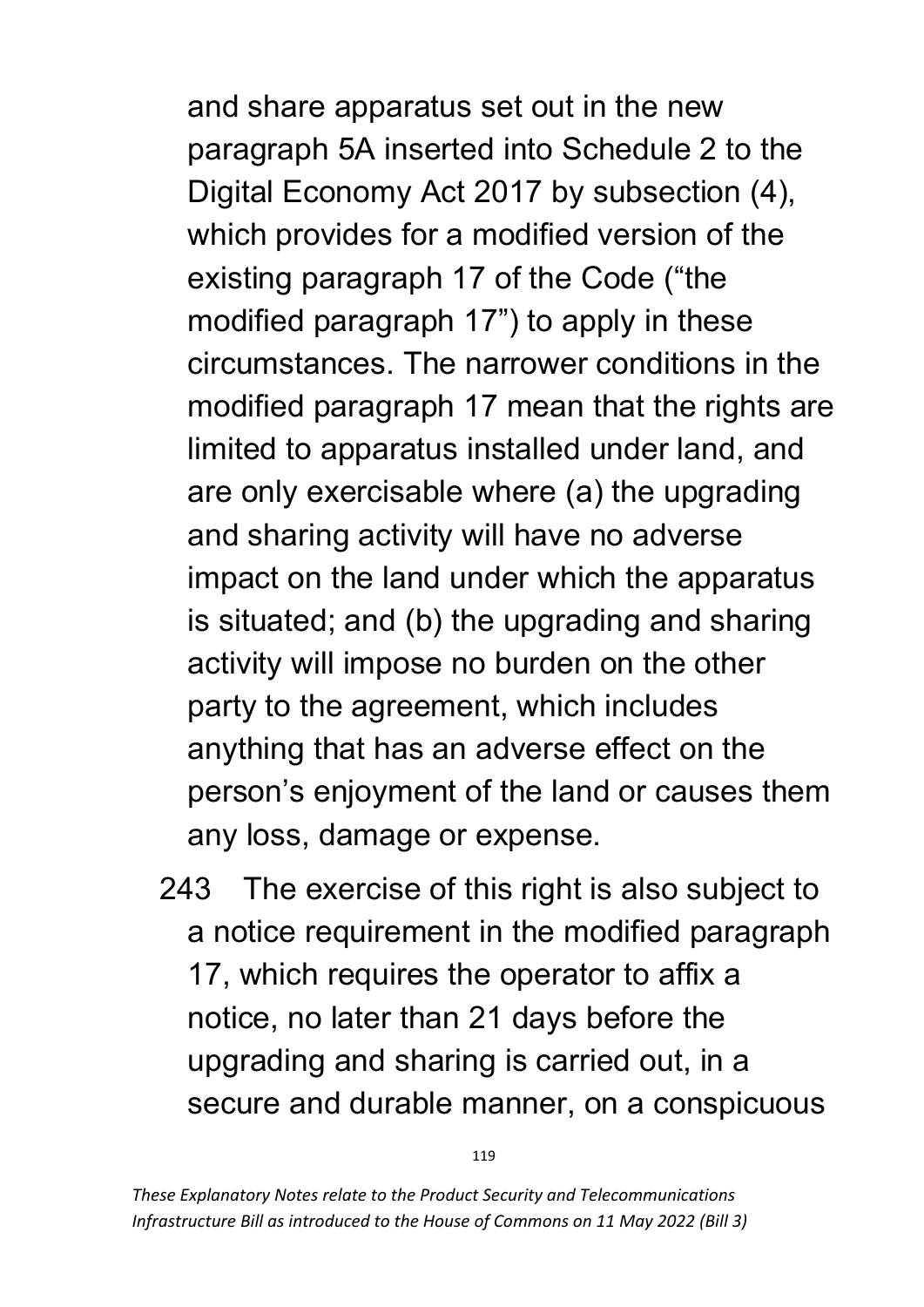and share apparatus set out in the new paragraph 5A inserted into Schedule 2 to the Digital Economy Act 2017 by subsection (4), which provides for a modified version of the existing paragraph 17 of the Code ("the modified paragraph 17") to apply in these circumstances. The narrower conditions in the modified paragraph 17 mean that the rights are limited to apparatus installed under land, and are only exercisable where (a) the upgrading and sharing activity will have no adverse impact on the land under which the apparatus is situated; and (b) the upgrading and sharing activity will impose no burden on the other party to the agreement, which includes anything that has an adverse effect on the person's enjoyment of the land or causes them any loss, damage or expense.

243 The exercise of this right is also subject to a notice requirement in the modified paragraph 17, which requires the operator to affix a notice, no later than 21 days before the upgrading and sharing is carried out, in a secure and durable manner, on a conspicuous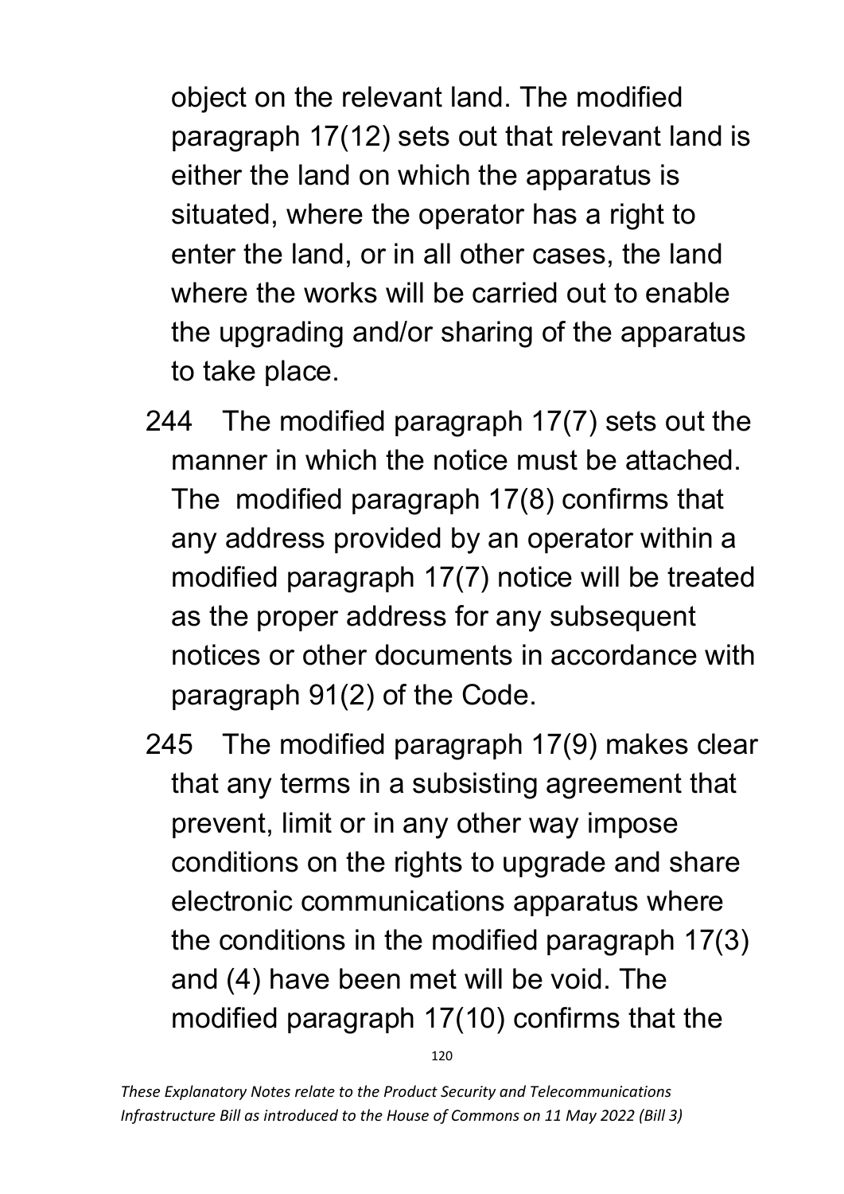object on the relevant land. The modified paragraph 17(12) sets out that relevant land is either the land on which the apparatus is situated, where the operator has a right to enter the land, or in all other cases, the land where the works will be carried out to enable the upgrading and/or sharing of the apparatus to take place.

244 The modified paragraph 17(7) sets out the manner in which the notice must be attached. The modified paragraph 17(8) confirms that any address provided by an operator within a modified paragraph 17(7) notice will be treated as the proper address for any subsequent notices or other documents in accordance with paragraph 91(2) of the Code.

245 The modified paragraph 17(9) makes clear that any terms in a subsisting agreement that prevent, limit or in any other way impose conditions on the rights to upgrade and share electronic communications apparatus where the conditions in the modified paragraph 17(3) and (4) have been met will be void. The modified paragraph 17(10) confirms that the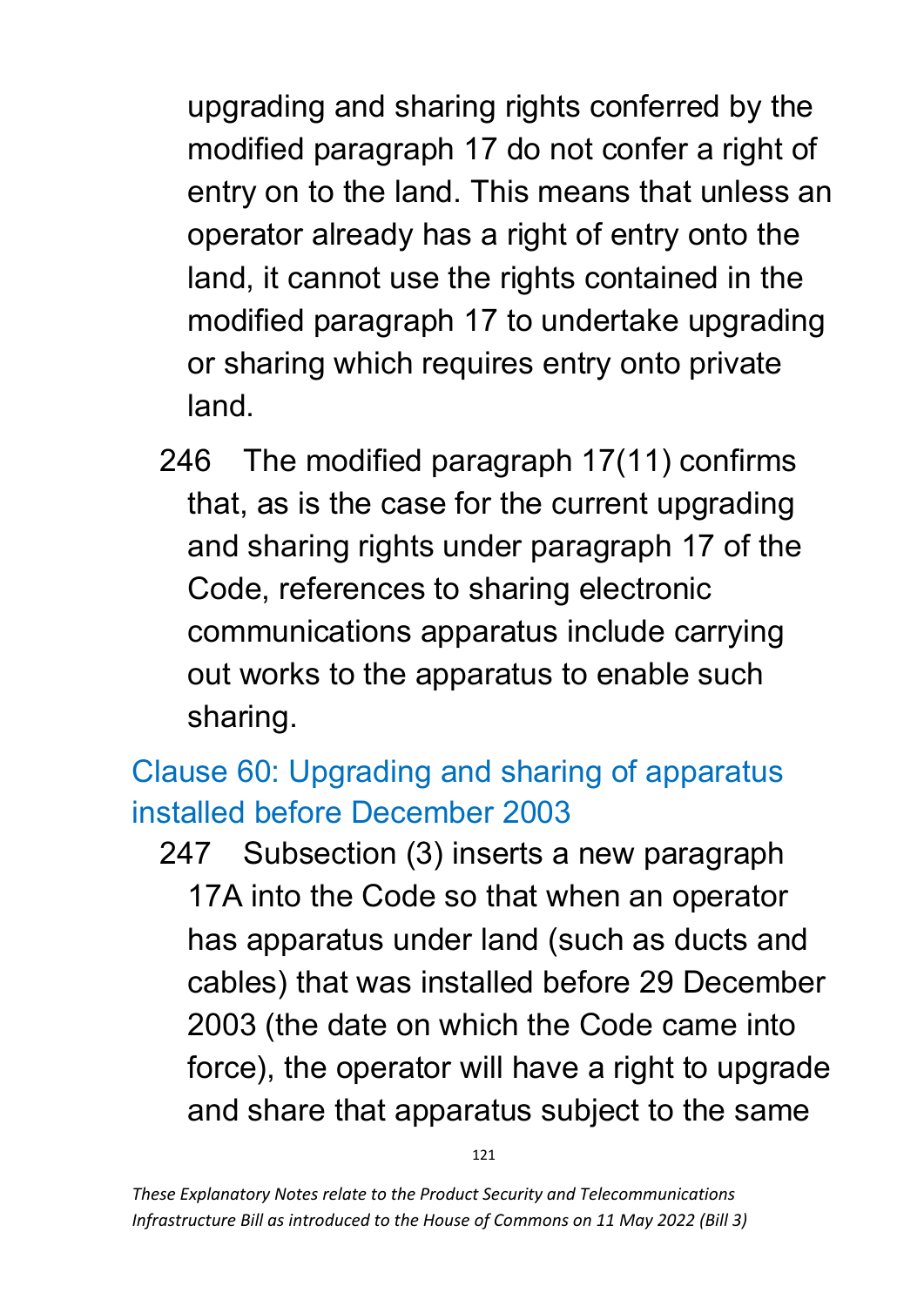upgrading and sharing rights conferred by the modified paragraph 17 do not confer a right of entry on to the land. This means that unless an operator already has a right of entry onto the land, it cannot use the rights contained in the modified paragraph 17 to undertake upgrading or sharing which requires entry onto private land.

246 The modified paragraph 17(11) confirms that, as is the case for the current upgrading and sharing rights under paragraph 17 of the Code, references to sharing electronic communications apparatus include carrying out works to the apparatus to enable such sharing.

## Clause 60: Upgrading and sharing of apparatus installed before December 2003

247 Subsection (3) inserts a new paragraph 17A into the Code so that when an operator has apparatus under land (such as ducts and cables) that was installed before 29 December 2003 (the date on which the Code came into force), the operator will have a right to upgrade and share that apparatus subject to the same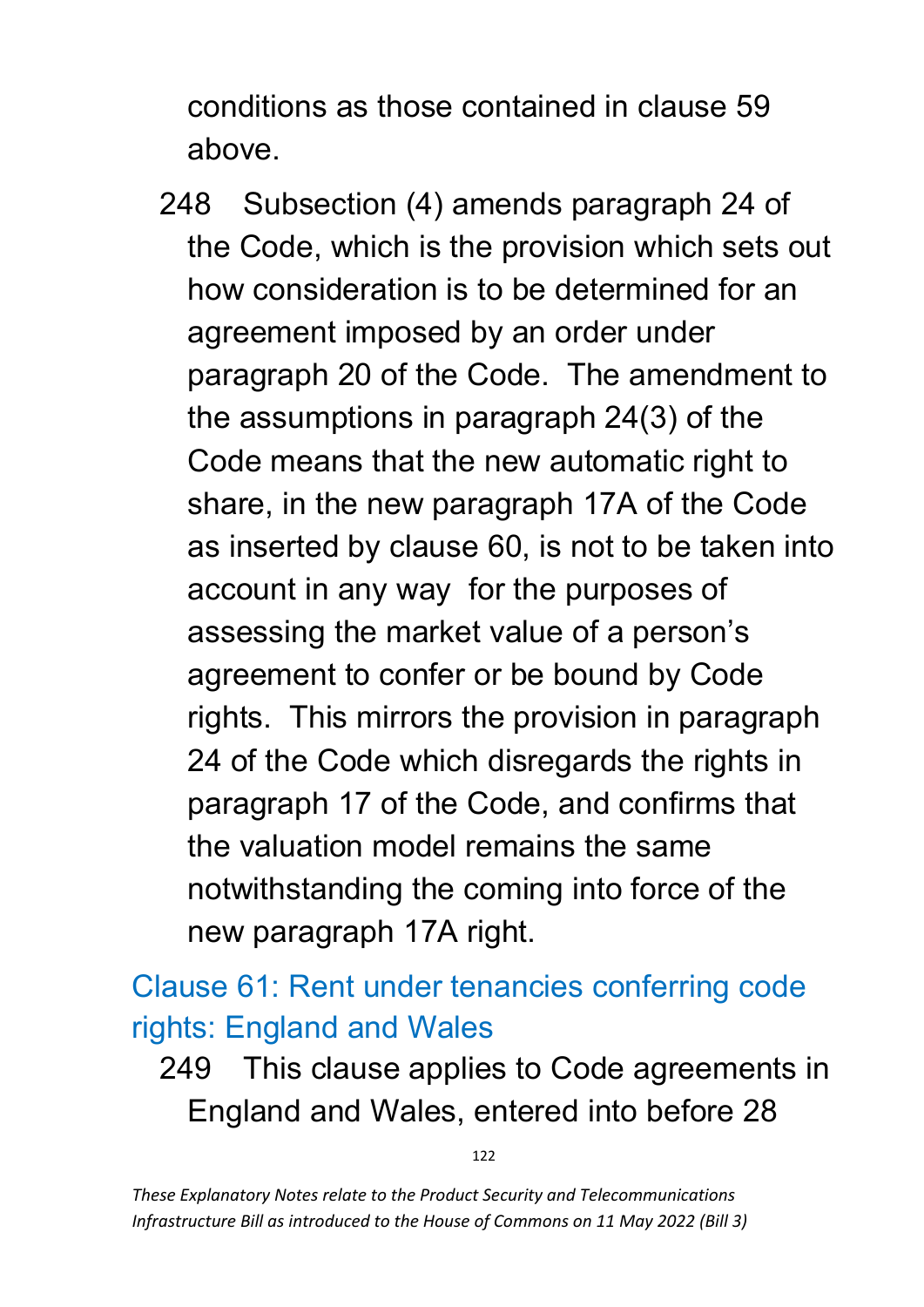conditions as those contained in clause 59 above.

248 Subsection (4) amends paragraph 24 of the Code, which is the provision which sets out how consideration is to be determined for an agreement imposed by an order under paragraph 20 of the Code. The amendment to the assumptions in paragraph 24(3) of the Code means that the new automatic right to share, in the new paragraph 17A of the Code as inserted by clause 60, is not to be taken into account in any way for the purposes of assessing the market value of a person's agreement to confer or be bound by Code rights. This mirrors the provision in paragraph 24 of the Code which disregards the rights in paragraph 17 of the Code, and confirms that the valuation model remains the same notwithstanding the coming into force of the new paragraph 17A right.

## Clause 61: Rent under tenancies conferring code rights: England and Wales

249 This clause applies to Code agreements in England and Wales, entered into before 28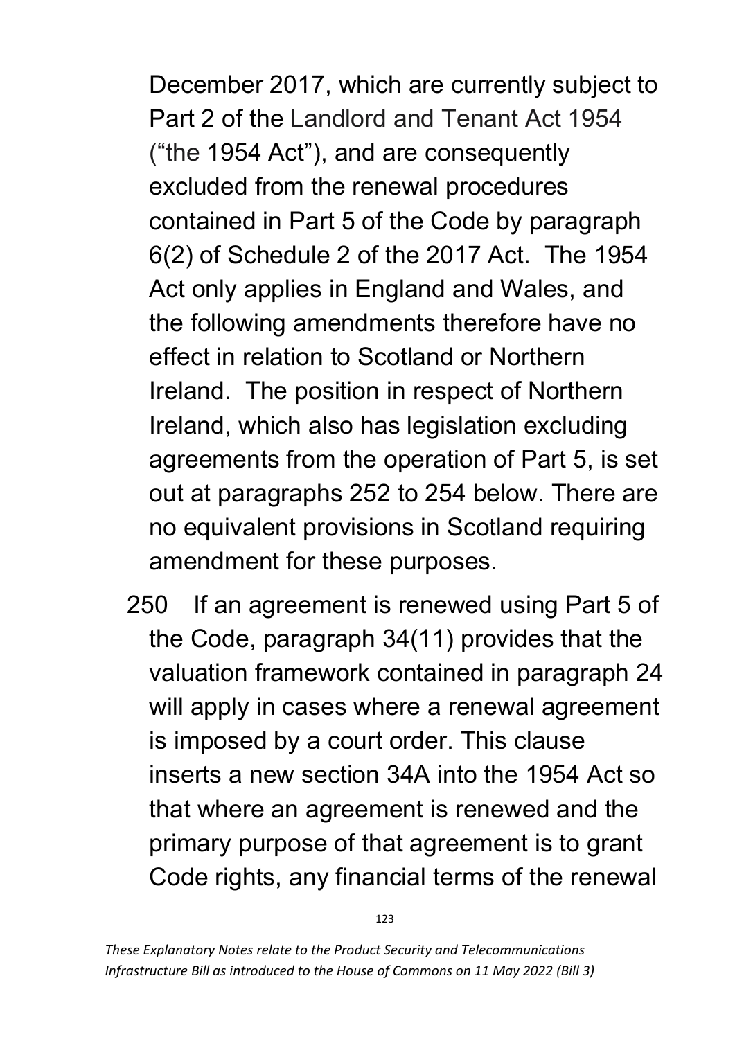December 2017, which are currently subject to Part 2 of the Landlord and Tenant Act 1954 ("the 1954 Act"), and are consequently excluded from the renewal procedures contained in Part 5 of the Code by paragraph 6(2) of Schedule 2 of the 2017 Act. The 1954 Act only applies in England and Wales, and the following amendments therefore have no effect in relation to Scotland or Northern Ireland. The position in respect of Northern Ireland, which also has legislation excluding agreements from the operation of Part 5, is set out at paragraphs 252 to 254 below. There are no equivalent provisions in Scotland requiring amendment for these purposes.

250 If an agreement is renewed using Part 5 of the Code, paragraph 34(11) provides that the valuation framework contained in paragraph 24 will apply in cases where a renewal agreement is imposed by a court order. This clause inserts a new section 34A into the 1954 Act so that where an agreement is renewed and the primary purpose of that agreement is to grant Code rights, any financial terms of the renewal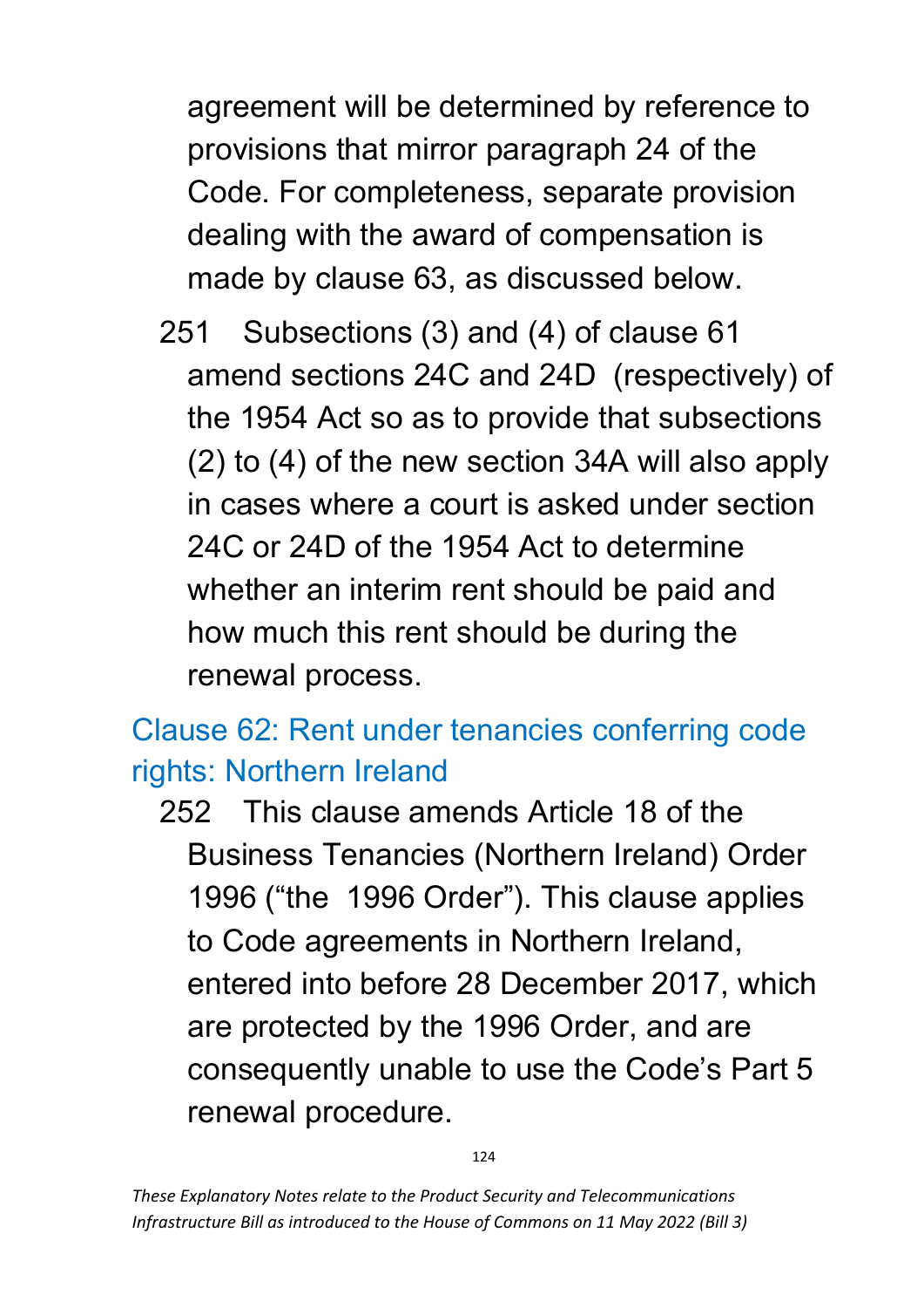agreement will be determined by reference to provisions that mirror paragraph 24 of the Code. For completeness, separate provision dealing with the award of compensation is made by clause 63, as discussed below.

251 Subsections (3) and (4) of clause 61 amend sections 24C and 24D (respectively) of the 1954 Act so as to provide that subsections (2) to (4) of the new section 34A will also apply in cases where a court is asked under section 24C or 24D of the 1954 Act to determine whether an interim rent should be paid and how much this rent should be during the renewal process.

## Clause 62: Rent under tenancies conferring code rights: Northern Ireland

252 This clause amends Article 18 of the Business Tenancies (Northern Ireland) Order 1996 ("the 1996 Order"). This clause applies to Code agreements in Northern Ireland, entered into before 28 December 2017, which are protected by the 1996 Order, and are consequently unable to use the Code's Part 5 renewal procedure.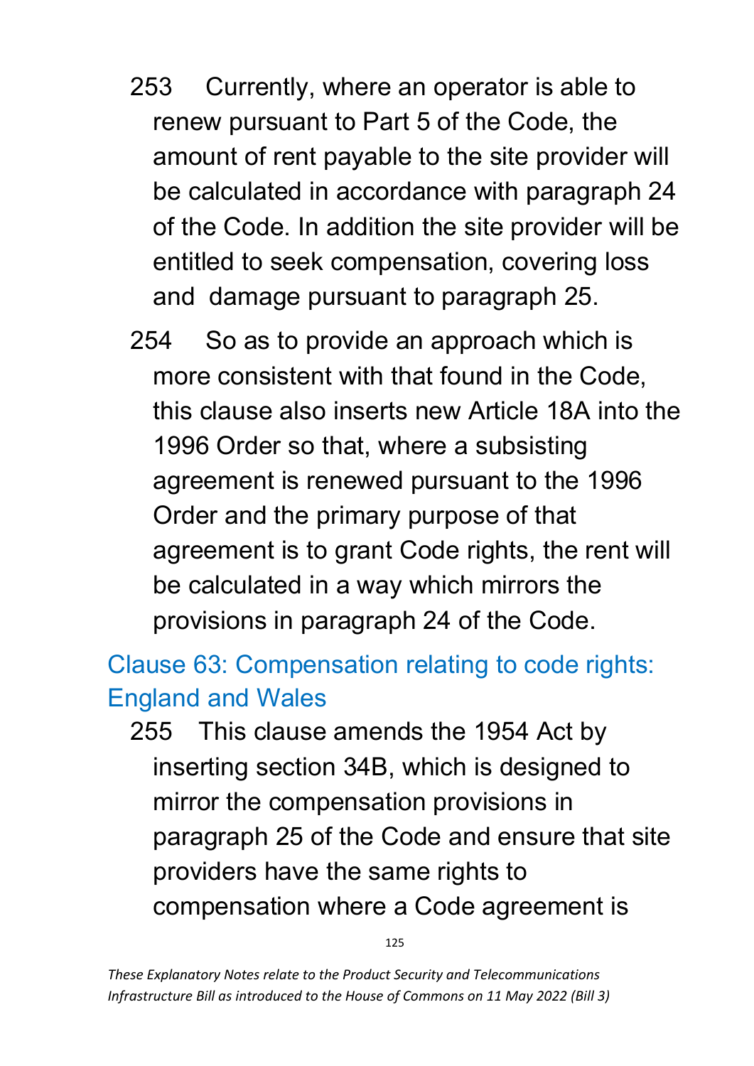253 Currently, where an operator is able to renew pursuant to Part 5 of the Code, the amount of rent payable to the site provider will be calculated in accordance with paragraph 24 of the Code. In addition the site provider will be entitled to seek compensation, covering loss and damage pursuant to paragraph 25.

254 So as to provide an approach which is more consistent with that found in the Code, this clause also inserts new Article 18A into the 1996 Order so that, where a subsisting agreement is renewed pursuant to the 1996 Order and the primary purpose of that agreement is to grant Code rights, the rent will be calculated in a way which mirrors the provisions in paragraph 24 of the Code.

## Clause 63: Compensation relating to code rights: England and Wales

255 This clause amends the 1954 Act by inserting section 34B, which is designed to mirror the compensation provisions in paragraph 25 of the Code and ensure that site providers have the same rights to compensation where a Code agreement is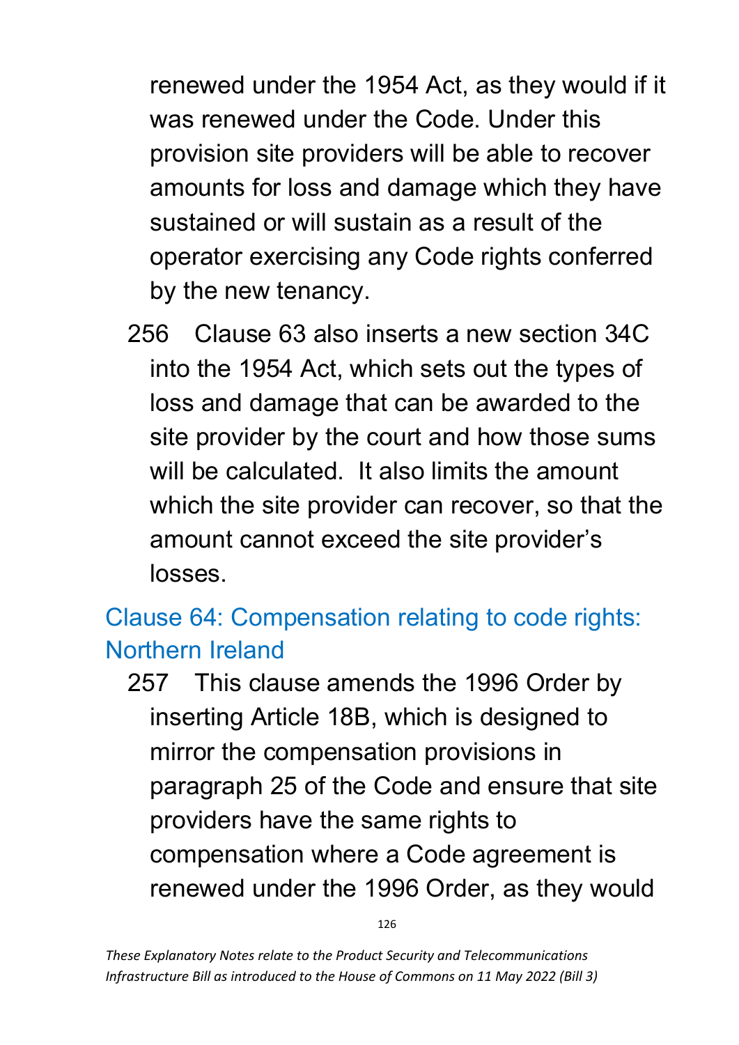renewed under the 1954 Act, as they would if it was renewed under the Code. Under this provision site providers will be able to recover amounts for loss and damage which they have sustained or will sustain as a result of the operator exercising any Code rights conferred by the new tenancy.

256 Clause 63 also inserts a new section 34C into the 1954 Act, which sets out the types of loss and damage that can be awarded to the site provider by the court and how those sums will be calculated. It also limits the amount which the site provider can recover, so that the amount cannot exceed the site provider's losses.

## Clause 64: Compensation relating to code rights: Northern Ireland

257 This clause amends the 1996 Order by inserting Article 18B, which is designed to mirror the compensation provisions in paragraph 25 of the Code and ensure that site providers have the same rights to compensation where a Code agreement is renewed under the 1996 Order, as they would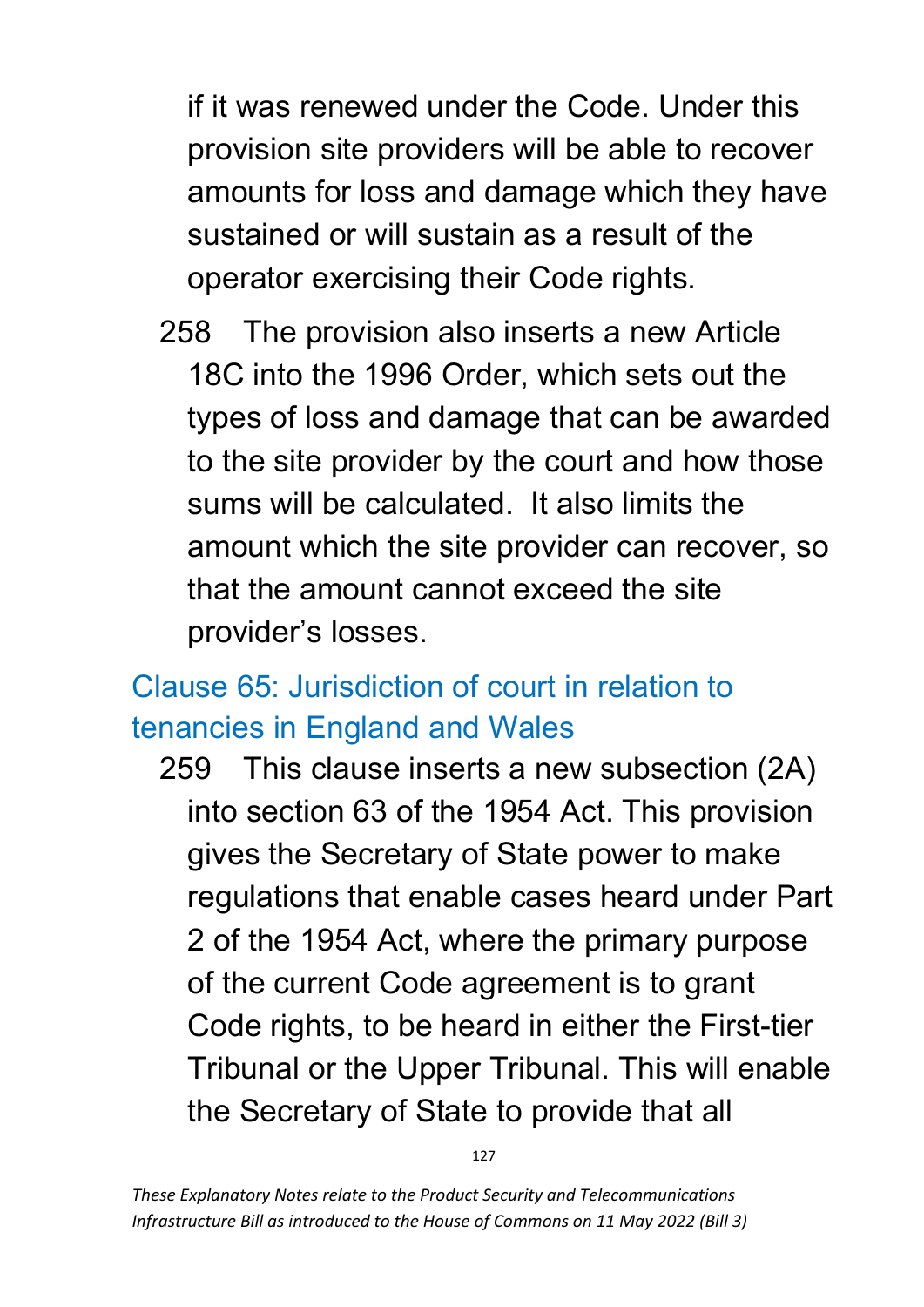if it was renewed under the Code. Under this provision site providers will be able to recover amounts for loss and damage which they have sustained or will sustain as a result of the operator exercising their Code rights.

258 The provision also inserts a new Article 18C into the 1996 Order, which sets out the types of loss and damage that can be awarded to the site provider by the court and how those sums will be calculated. It also limits the amount which the site provider can recover, so that the amount cannot exceed the site provider's losses.

## Clause 65: Jurisdiction of court in relation to tenancies in England and Wales

259 This clause inserts a new subsection (2A) into section 63 of the 1954 Act. This provision gives the Secretary of State power to make regulations that enable cases heard under Part 2 of the 1954 Act, where the primary purpose of the current Code agreement is to grant Code rights, to be heard in either the First-tier Tribunal or the Upper Tribunal. This will enable the Secretary of State to provide that all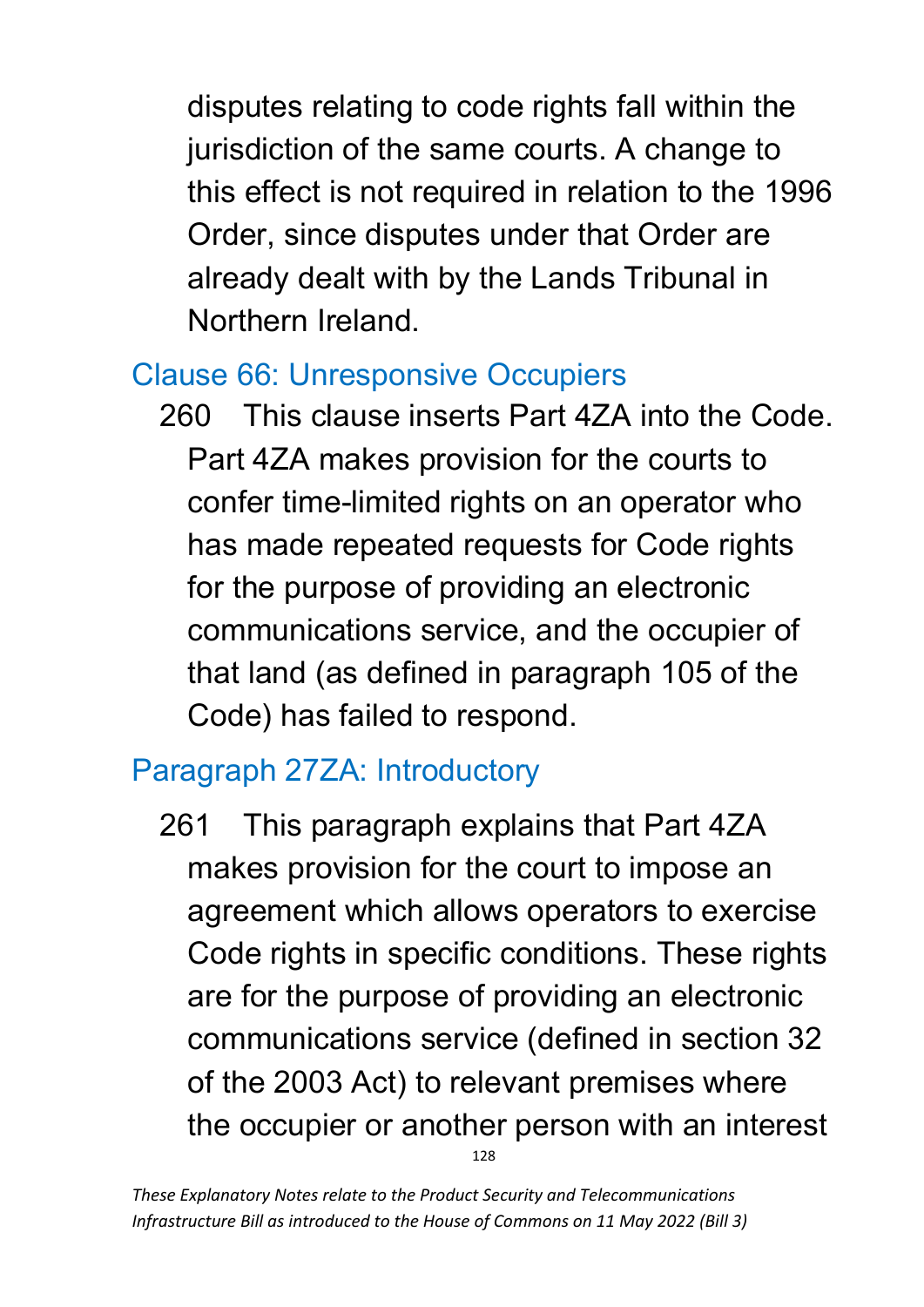disputes relating to code rights fall within the jurisdiction of the same courts. A change to this effect is not required in relation to the 1996 Order, since disputes under that Order are already dealt with by the Lands Tribunal in Northern Ireland.

## Clause 66: Unresponsive Occupiers

260 This clause inserts Part 4ZA into the Code. Part 4ZA makes provision for the courts to confer time-limited rights on an operator who has made repeated requests for Code rights for the purpose of providing an electronic communications service, and the occupier of that land (as defined in paragraph 105 of the Code) has failed to respond.

## Paragraph 27ZA: Introductory

261 This paragraph explains that Part 4ZA makes provision for the court to impose an agreement which allows operators to exercise Code rights in specific conditions. These rights are for the purpose of providing an electronic communications service (defined in section 32 of the 2003 Act) to relevant premises where the occupier or another person with an interest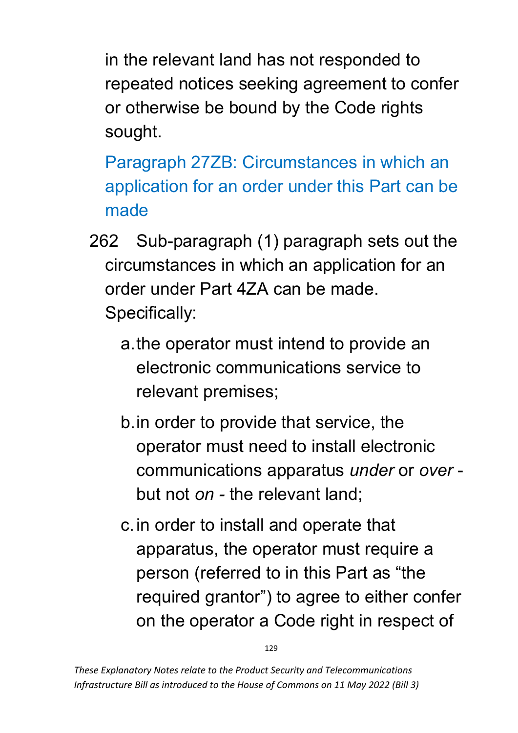in the relevant land has not responded to repeated notices seeking agreement to confer or otherwise be bound by the Code rights sought.

### Paragraph 27ZB: Circumstances in which an application for an order under this Part can be made

262 Sub-paragraph (1) paragraph sets out the circumstances in which an application for an order under Part 4ZA can be made. Specifically:

a. the operator must intend to provide an electronic communications service to relevant premises;

b. in order to provide that service, the operator must need to install electronic communications apparatus *under* or *over* - but not *on* - the relevant land;

c. in order to install and operate that apparatus, the operator must require a person (referred to in this Part as "the required grantor") to agree to either confer on the operator a Code right in respect of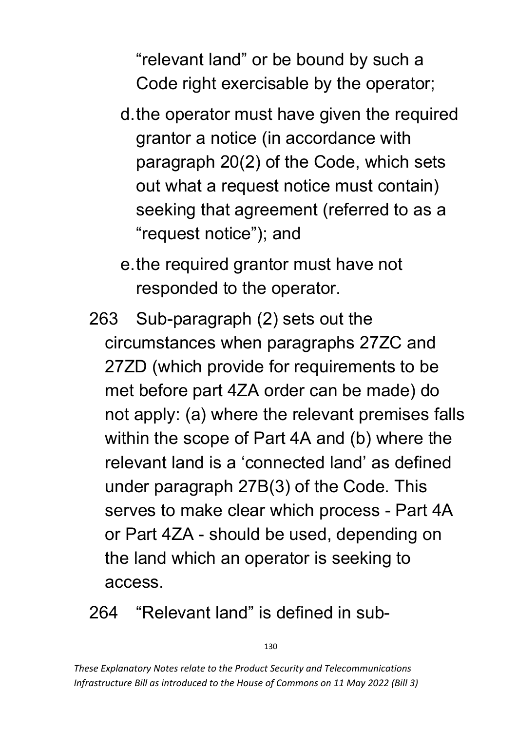"relevant land" or be bound by such a Code right exercisable by the operator;

d. the operator must have given the required grantor a notice (in accordance with paragraph 20(2) of the Code, which sets out what a request notice must contain) seeking that agreement (referred to as a "request notice"); and

e. the required grantor must have not responded to the operator.

263 Sub-paragraph (2) sets out the circumstances when paragraphs 27ZC and 27ZD (which provide for requirements to be met before part 4ZA order can be made) do not apply: (a) where the relevant premises falls within the scope of Part 4A and (b) where the relevant land is a 'connected land' as defined under paragraph 27B(3) of the Code. This serves to make clear which process - Part 4A or Part 4ZA - should be used, depending on the land which an operator is seeking to access.

264 "Relevant land" is defined in sub-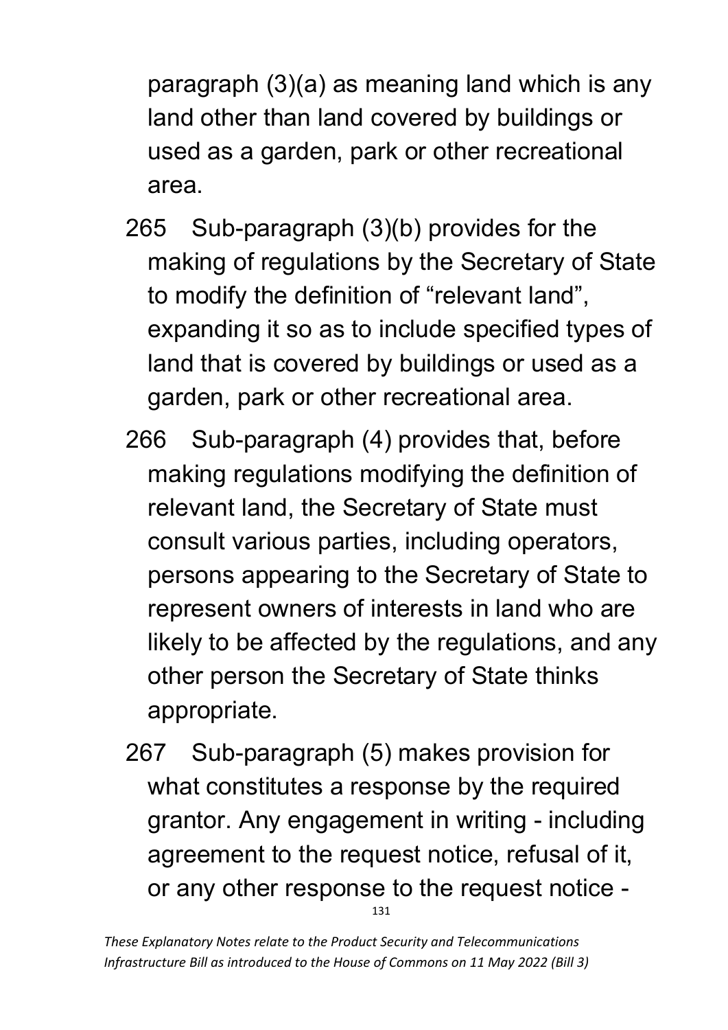paragraph (3)(a) as meaning land which is any land other than land covered by buildings or used as a garden, park or other recreational area.

265 Sub-paragraph (3)(b) provides for the making of regulations by the Secretary of State to modify the definition of "relevant land", expanding it so as to include specified types of land that is covered by buildings or used as a garden, park or other recreational area.

266 Sub-paragraph (4) provides that, before making regulations modifying the definition of relevant land, the Secretary of State must consult various parties, including operators, persons appearing to the Secretary of State to represent owners of interests in land who are likely to be affected by the regulations, and any other person the Secretary of State thinks appropriate.

267 Sub-paragraph (5) makes provision for what constitutes a response by the required grantor. Any engagement in writing - including agreement to the request notice, refusal of it, or any other response to the request notice -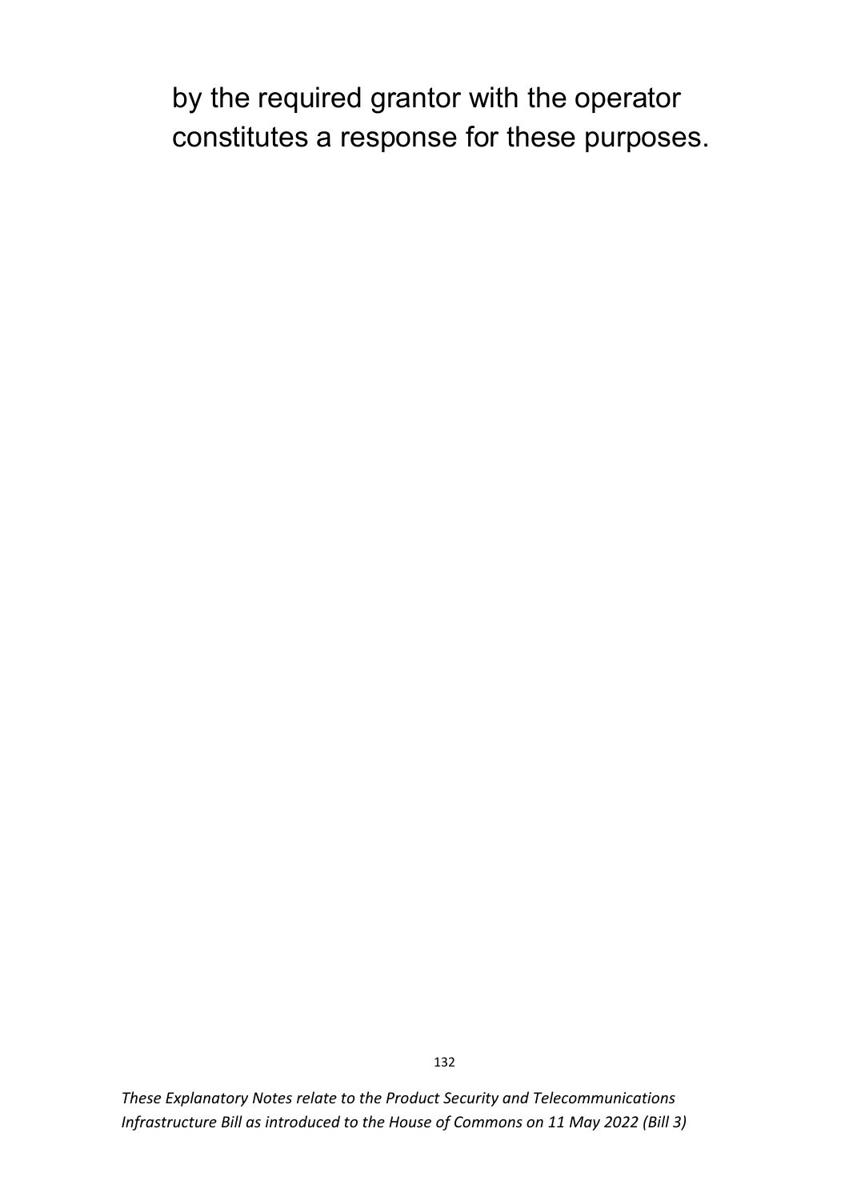by the required grantor with the operator constitutes a response for these purposes.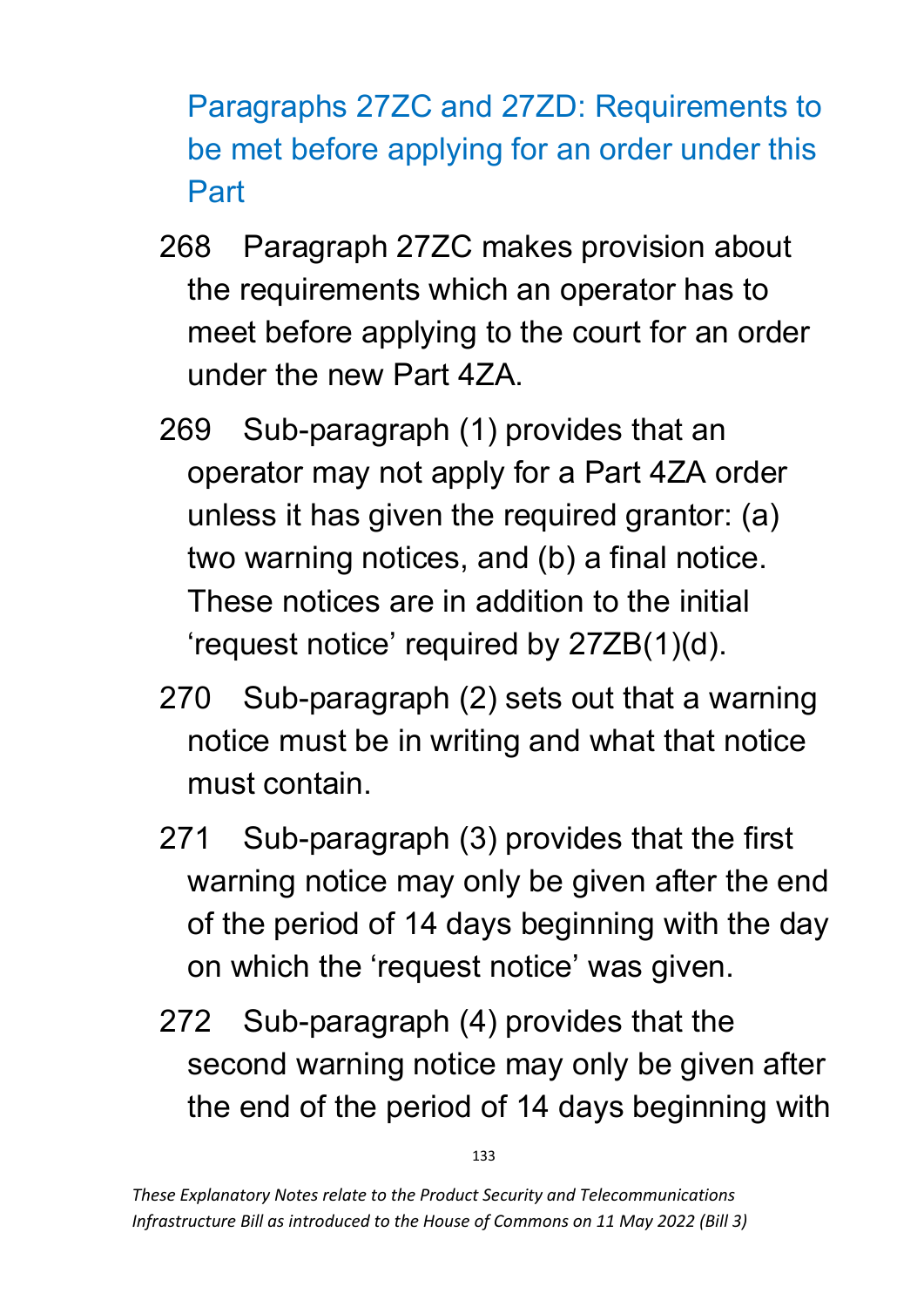## Paragraphs 27ZC and 27ZD: Requirements to be met before applying for an order under this Part

268 Paragraph 27ZC makes provision about the requirements which an operator has to meet before applying to the court for an order under the new Part 4ZA.

269 Sub-paragraph (1) provides that an operator may not apply for a Part 4ZA order unless it has given the required grantor: (a) two warning notices, and (b) a final notice. These notices are in addition to the initial 'request notice' required by 27ZB(1)(d).

270 Sub-paragraph (2) sets out that a warning notice must be in writing and what that notice must contain.

271 Sub-paragraph (3) provides that the first warning notice may only be given after the end of the period of 14 days beginning with the day on which the 'request notice' was given.

272 Sub-paragraph (4) provides that the second warning notice may only be given after the end of the period of 14 days beginning with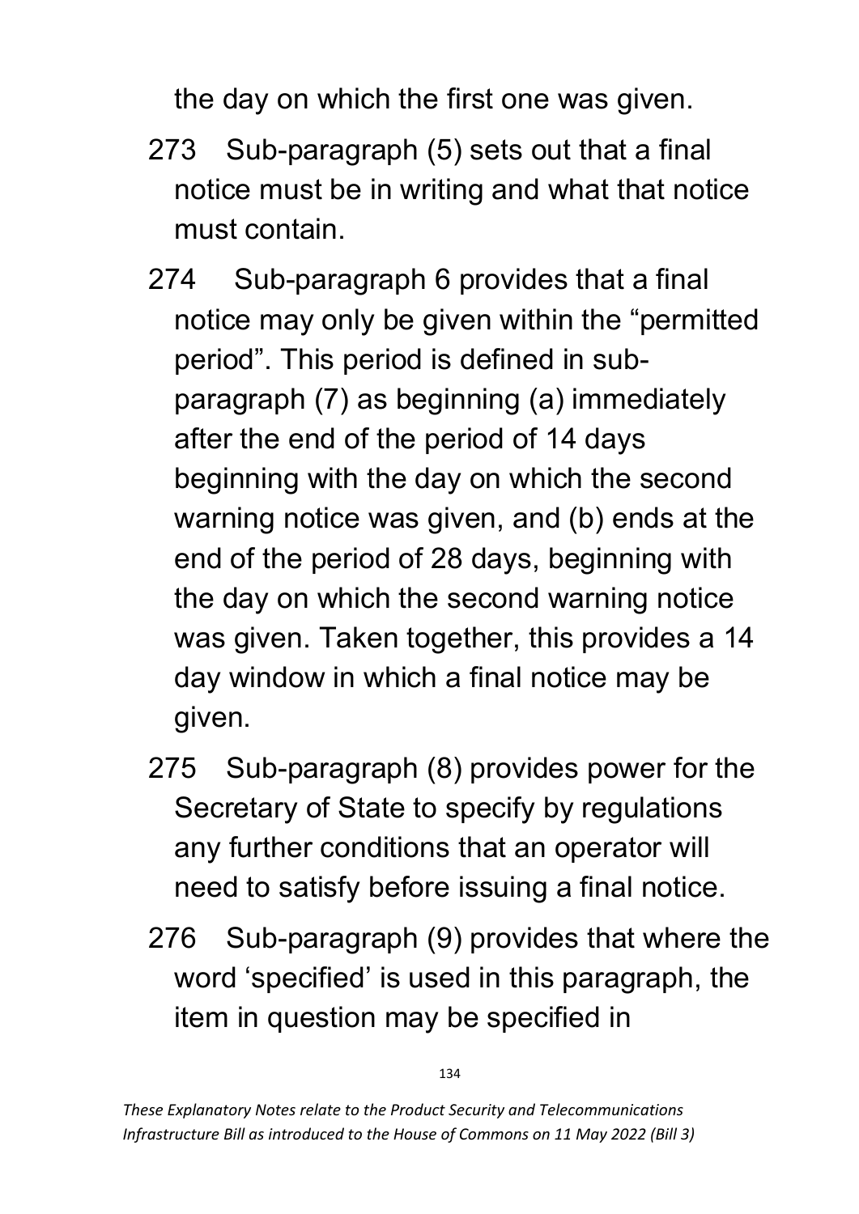the day on which the first one was given.

273 Sub-paragraph (5) sets out that a final notice must be in writing and what that notice must contain.

274 Sub-paragraph 6 provides that a final notice may only be given within the "permitted period". This period is defined in sub-paragraph (7) as beginning (a) immediately after the end of the period of 14 days beginning with the day on which the second warning notice was given, and (b) ends at the end of the period of 28 days, beginning with the day on which the second warning notice was given. Taken together, this provides a 14 day window in which a final notice may be given.

275 Sub-paragraph (8) provides power for the Secretary of State to specify by regulations any further conditions that an operator will need to satisfy before issuing a final notice.

276 Sub-paragraph (9) provides that where the word 'specified' is used in this paragraph, the item in question may be specified in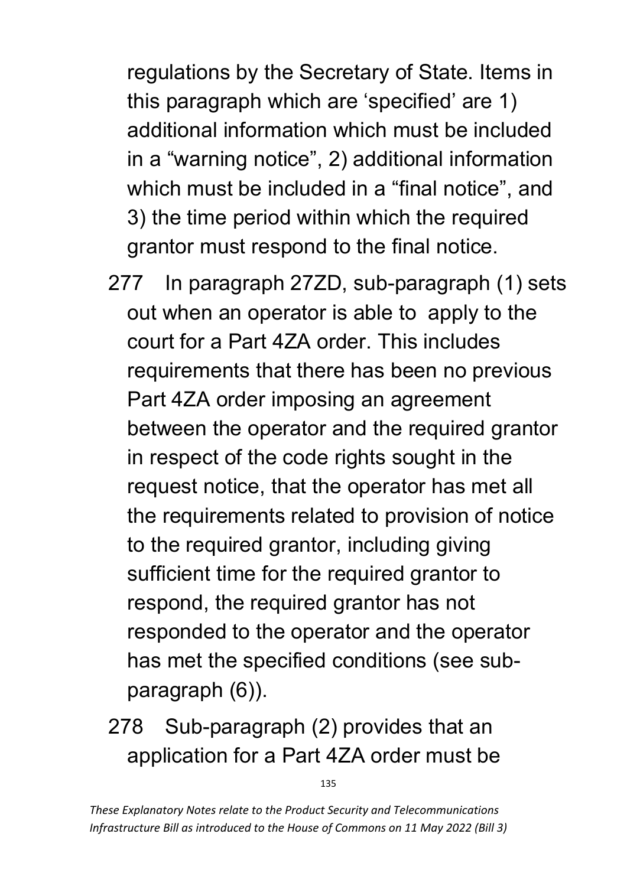regulations by the Secretary of State. Items in this paragraph which are 'specified' are 1) additional information which must be included in a "warning notice", 2) additional information which must be included in a "final notice", and 3) the time period within which the required grantor must respond to the final notice.

277 In paragraph 27ZD, sub-paragraph (1) sets out when an operator is able to apply to the court for a Part 4ZA order. This includes requirements that there has been no previous Part 4ZA order imposing an agreement between the operator and the required grantor in respect of the code rights sought in the request notice, that the operator has met all the requirements related to provision of notice to the required grantor, including giving sufficient time for the required grantor to respond, the required grantor has not responded to the operator and the operator has met the specified conditions (see sub-paragraph (6)).

278 Sub-paragraph (2) provides that an application for a Part 4ZA order must be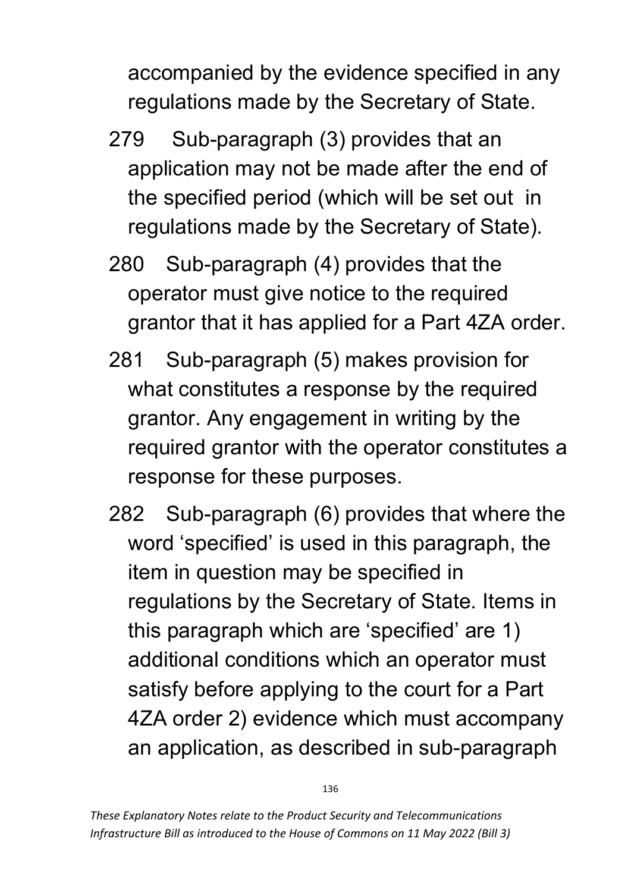accompanied by the evidence specified in any regulations made by the Secretary of State.

279 Sub-paragraph (3) provides that an application may not be made after the end of the specified period (which will be set out in regulations made by the Secretary of State).

280 Sub-paragraph (4) provides that the operator must give notice to the required grantor that it has applied for a Part 4ZA order.

281 Sub-paragraph (5) makes provision for what constitutes a response by the required grantor. Any engagement in writing by the required grantor with the operator constitutes a response for these purposes.

282 Sub-paragraph (6) provides that where the word 'specified' is used in this paragraph, the item in question may be specified in regulations by the Secretary of State. Items in this paragraph which are 'specified' are 1) additional conditions which an operator must satisfy before applying to the court for a Part 4ZA order 2) evidence which must accompany an application, as described in sub-paragraph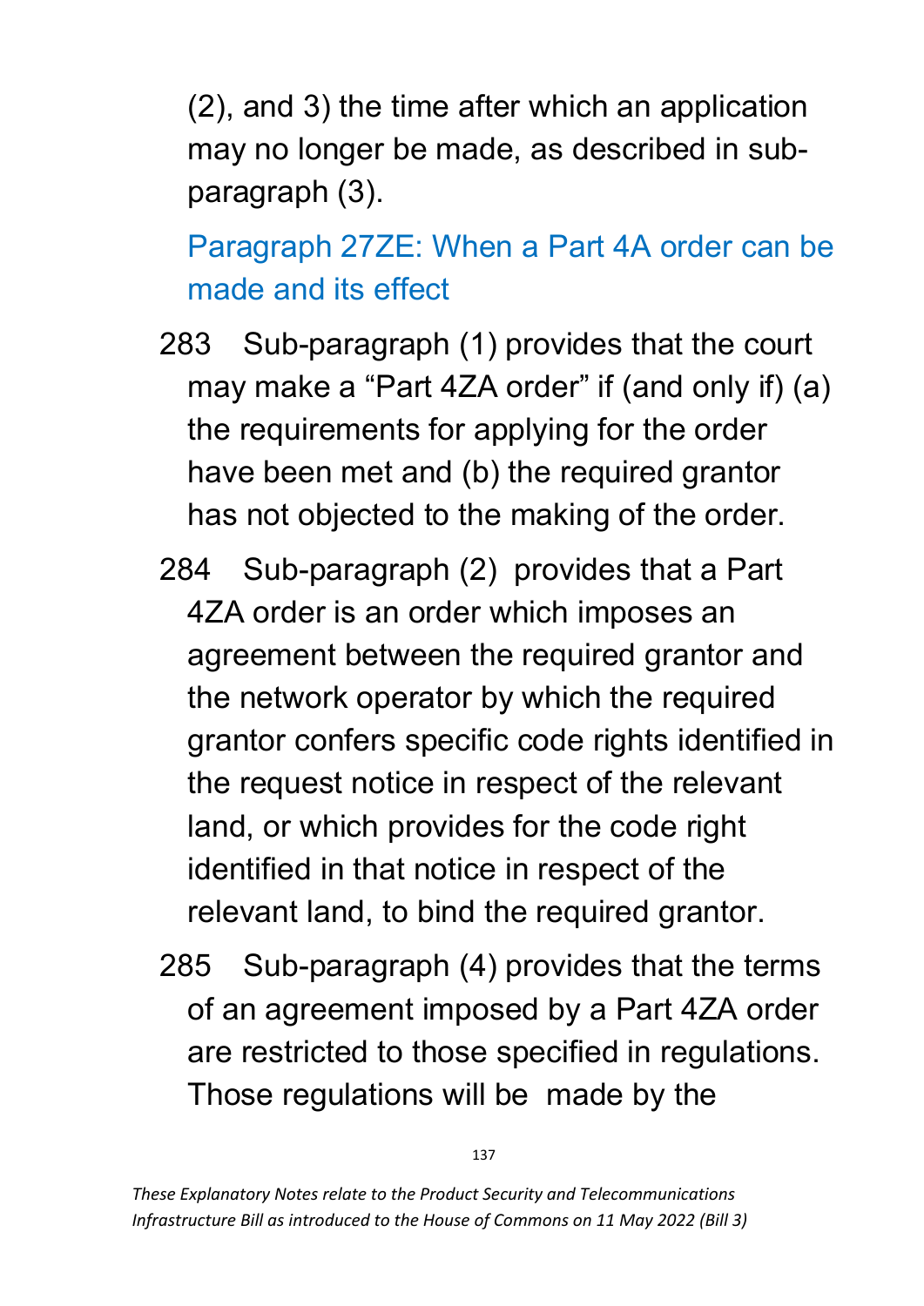(2), and 3) the time after which an application may no longer be made, as described in sub-paragraph (3).

### Paragraph 27ZE: When a Part 4A order can be made and its effect

283 Sub-paragraph (1) provides that the court may make a "Part 4ZA order" if (and only if) (a) the requirements for applying for the order have been met and (b) the required grantor has not objected to the making of the order.

284 Sub-paragraph (2) provides that a Part 4ZA order is an order which imposes an agreement between the required grantor and the network operator by which the required grantor confers specific code rights identified in the request notice in respect of the relevant land, or which provides for the code right identified in that notice in respect of the relevant land, to bind the required grantor.

285 Sub-paragraph (4) provides that the terms of an agreement imposed by a Part 4ZA order are restricted to those specified in regulations. Those regulations will be made by the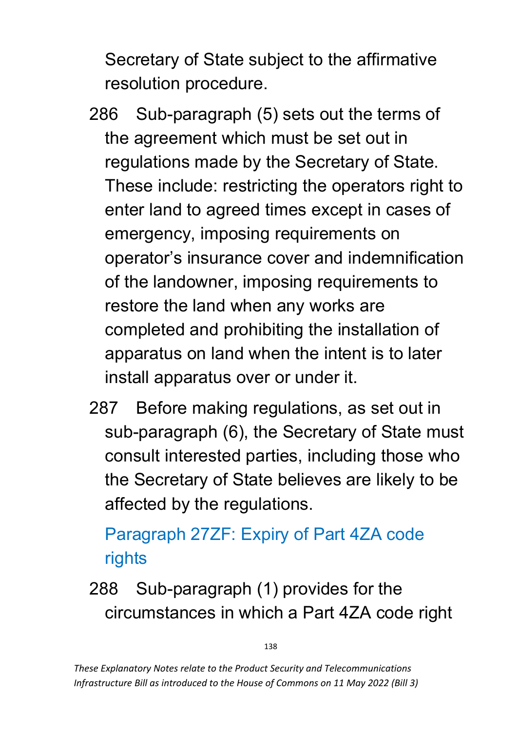Secretary of State subject to the affirmative resolution procedure.

286 Sub-paragraph (5) sets out the terms of the agreement which must be set out in regulations made by the Secretary of State. These include: restricting the operators right to enter land to agreed times except in cases of emergency, imposing requirements on operator's insurance cover and indemnification of the landowner, imposing requirements to restore the land when any works are completed and prohibiting the installation of apparatus on land when the intent is to later install apparatus over or under it.

287 Before making regulations, as set out in sub-paragraph (6), the Secretary of State must consult interested parties, including those who the Secretary of State believes are likely to be affected by the regulations.

## Paragraph 27ZF: Expiry of Part 4ZA code rights

288 Sub-paragraph (1) provides for the circumstances in which a Part 4ZA code right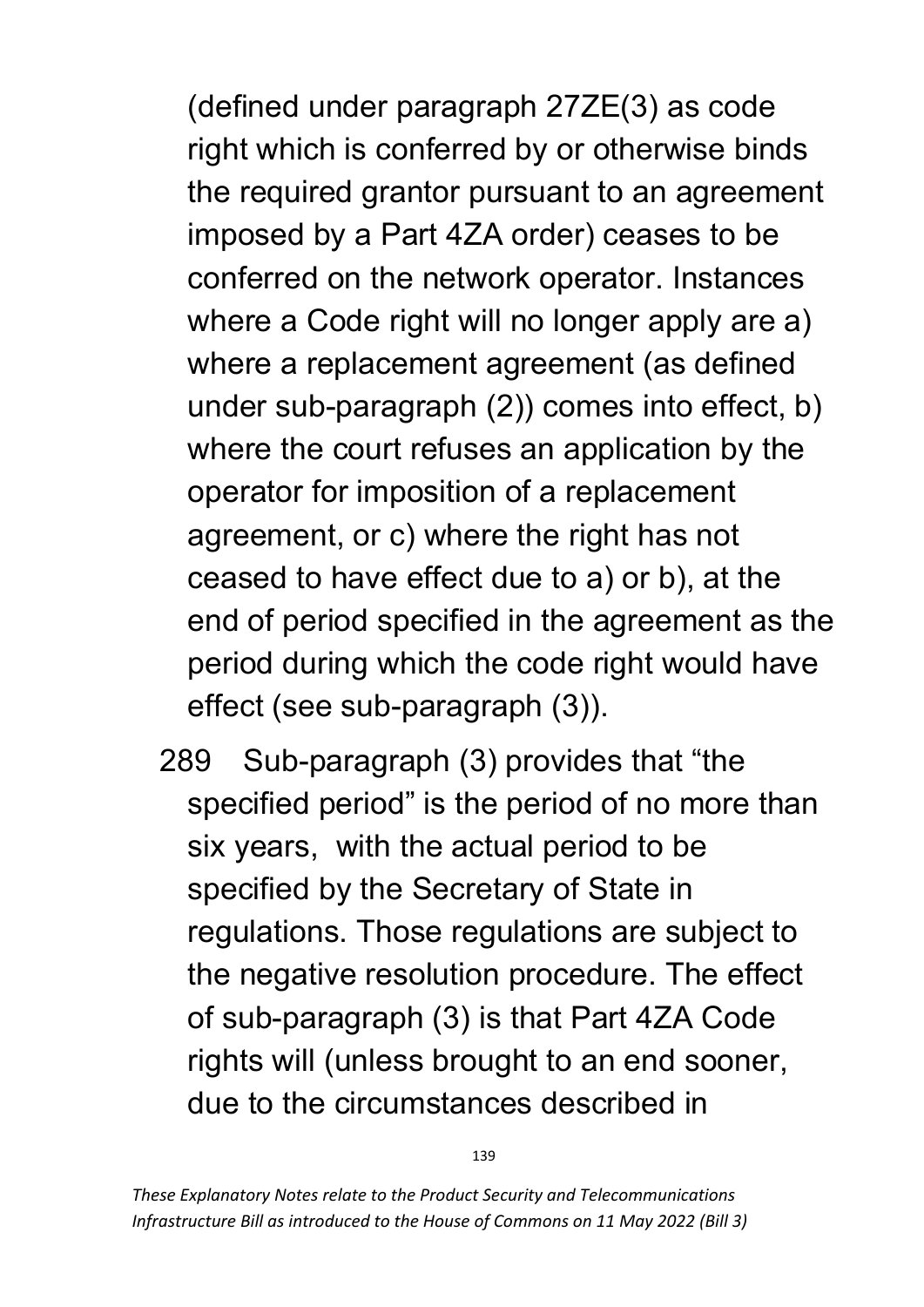(defined under paragraph 27ZE(3) as code right which is conferred by or otherwise binds the required grantor pursuant to an agreement imposed by a Part 4ZA order) ceases to be conferred on the network operator. Instances where a Code right will no longer apply are a) where a replacement agreement (as defined under sub-paragraph (2)) comes into effect, b) where the court refuses an application by the operator for imposition of a replacement agreement, or c) where the right has not ceased to have effect due to a) or b), at the end of period specified in the agreement as the period during which the code right would have effect (see sub-paragraph (3)).

289 Sub-paragraph (3) provides that "the specified period" is the period of no more than six years, with the actual period to be specified by the Secretary of State in regulations. Those regulations are subject to the negative resolution procedure. The effect of sub-paragraph (3) is that Part 4ZA Code rights will (unless brought to an end sooner, due to the circumstances described in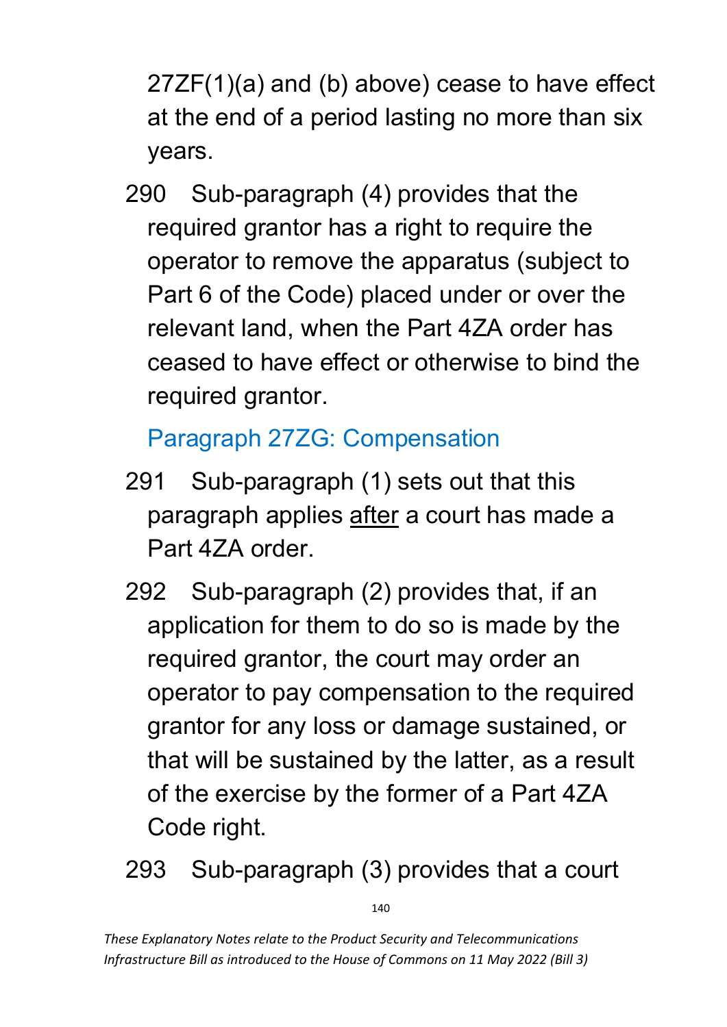27ZF(1)(a) and (b) above) cease to have effect at the end of a period lasting no more than six years.

290 Sub-paragraph (4) provides that the required grantor has a right to require the operator to remove the apparatus (subject to Part 6 of the Code) placed under or over the relevant land, when the Part 4ZA order has ceased to have effect or otherwise to bind the required grantor.

### Paragraph 27ZG: Compensation

291 Sub-paragraph (1) sets out that this paragraph applies <u>after</u> a court has made a Part 4ZA order.

292 Sub-paragraph (2) provides that, if an application for them to do so is made by the required grantor, the court may order an operator to pay compensation to the required grantor for any loss or damage sustained, or that will be sustained by the latter, as a result of the exercise by the former of a Part 4ZA Code right.

293 Sub-paragraph (3) provides that a court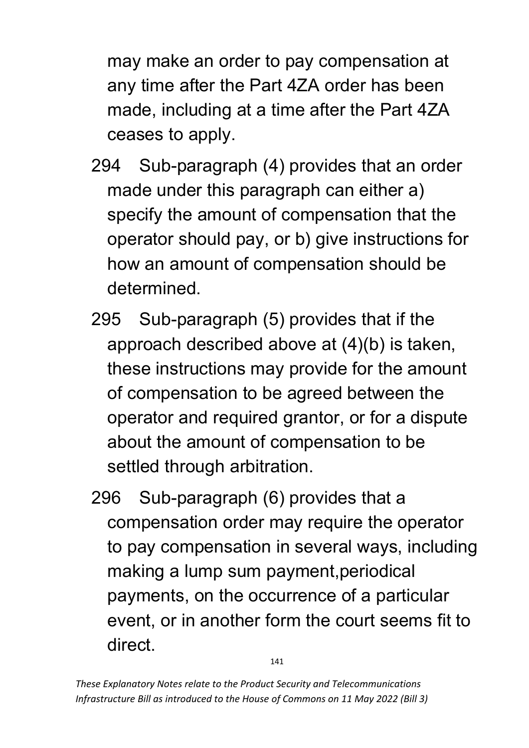may make an order to pay compensation at any time after the Part 4ZA order has been made, including at a time after the Part 4ZA ceases to apply.

294 Sub-paragraph (4) provides that an order made under this paragraph can either a) specify the amount of compensation that the operator should pay, or b) give instructions for how an amount of compensation should be determined.

295 Sub-paragraph (5) provides that if the approach described above at (4)(b) is taken, these instructions may provide for the amount of compensation to be agreed between the operator and required grantor, or for a dispute about the amount of compensation to be settled through arbitration.

296 Sub-paragraph (6) provides that a compensation order may require the operator to pay compensation in several ways, including making a lump sum payment,periodical payments, on the occurrence of a particular event, or in another form the court seems fit to direct.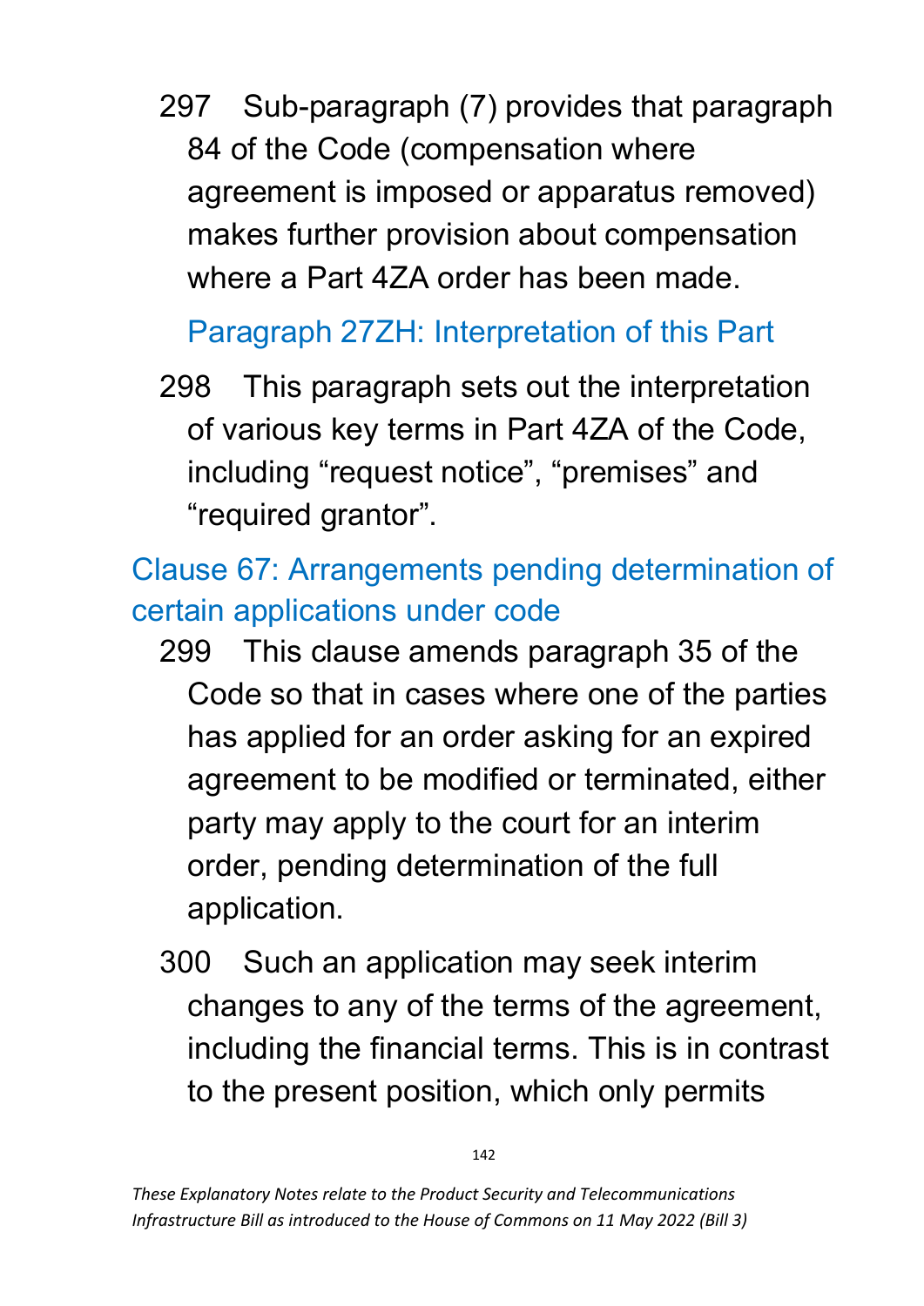297 Sub-paragraph (7) provides that paragraph 84 of the Code (compensation where agreement is imposed or apparatus removed) makes further provision about compensation where a Part 4ZA order has been made.

### Paragraph 27ZH: Interpretation of this Part

298 This paragraph sets out the interpretation of various key terms in Part 4ZA of the Code, including “request notice”, “premises” and “required grantor”.

## Clause 67: Arrangements pending determination of certain applications under code

299 This clause amends paragraph 35 of the Code so that in cases where one of the parties has applied for an order asking for an expired agreement to be modified or terminated, either party may apply to the court for an interim order, pending determination of the full application.

300 Such an application may seek interim changes to any of the terms of the agreement, including the financial terms. This is in contrast to the present position, which only permits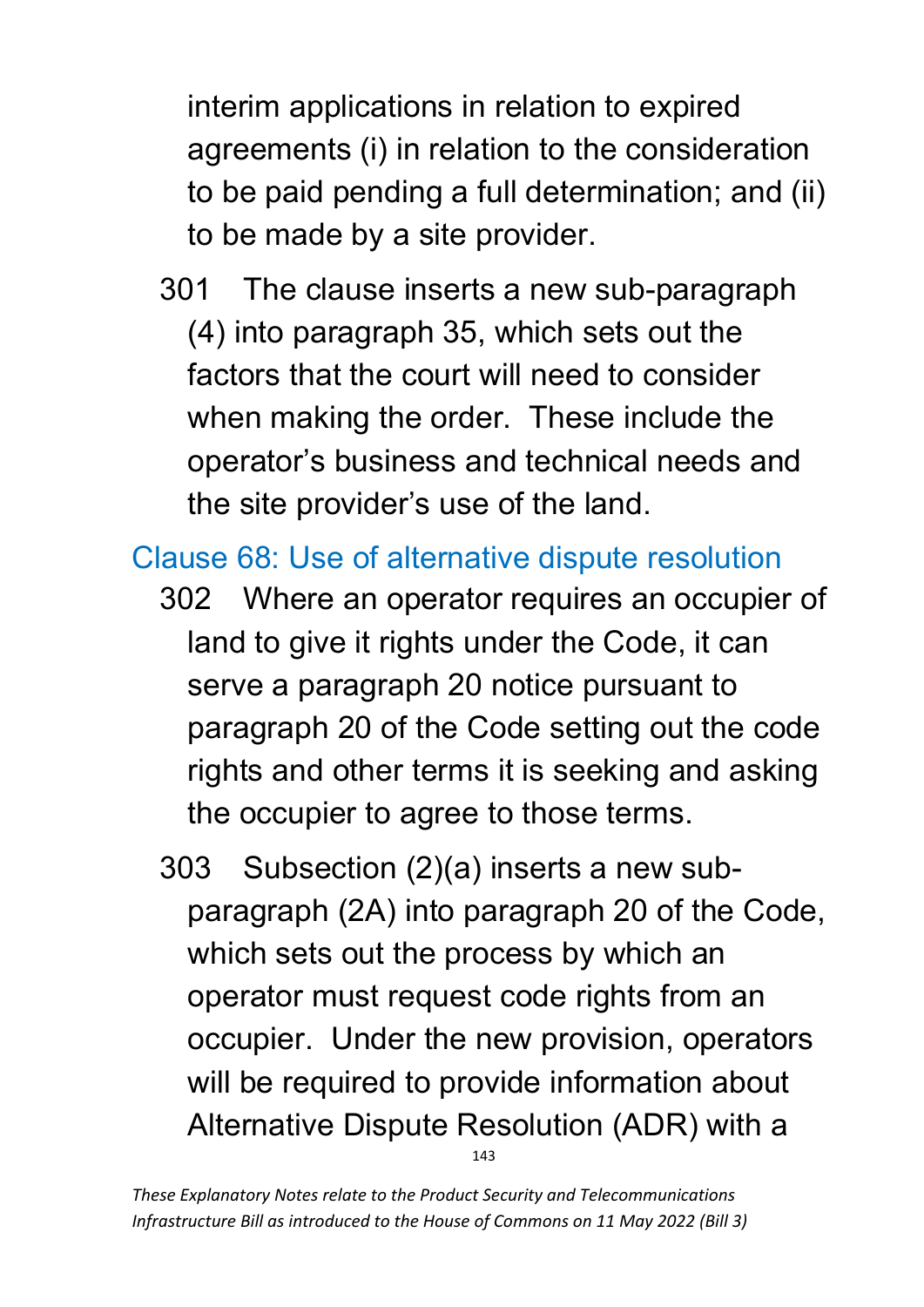interim applications in relation to expired agreements (i) in relation to the consideration to be paid pending a full determination; and (ii) to be made by a site provider.

301 The clause inserts a new sub-paragraph (4) into paragraph 35, which sets out the factors that the court will need to consider when making the order. These include the operator's business and technical needs and the site provider's use of the land.

## Clause 68: Use of alternative dispute resolution

302 Where an operator requires an occupier of land to give it rights under the Code, it can serve a paragraph 20 notice pursuant to paragraph 20 of the Code setting out the code rights and other terms it is seeking and asking the occupier to agree to those terms.

303 Subsection (2)(a) inserts a new sub-paragraph (2A) into paragraph 20 of the Code, which sets out the process by which an operator must request code rights from an occupier. Under the new provision, operators will be required to provide information about Alternative Dispute Resolution (ADR) with a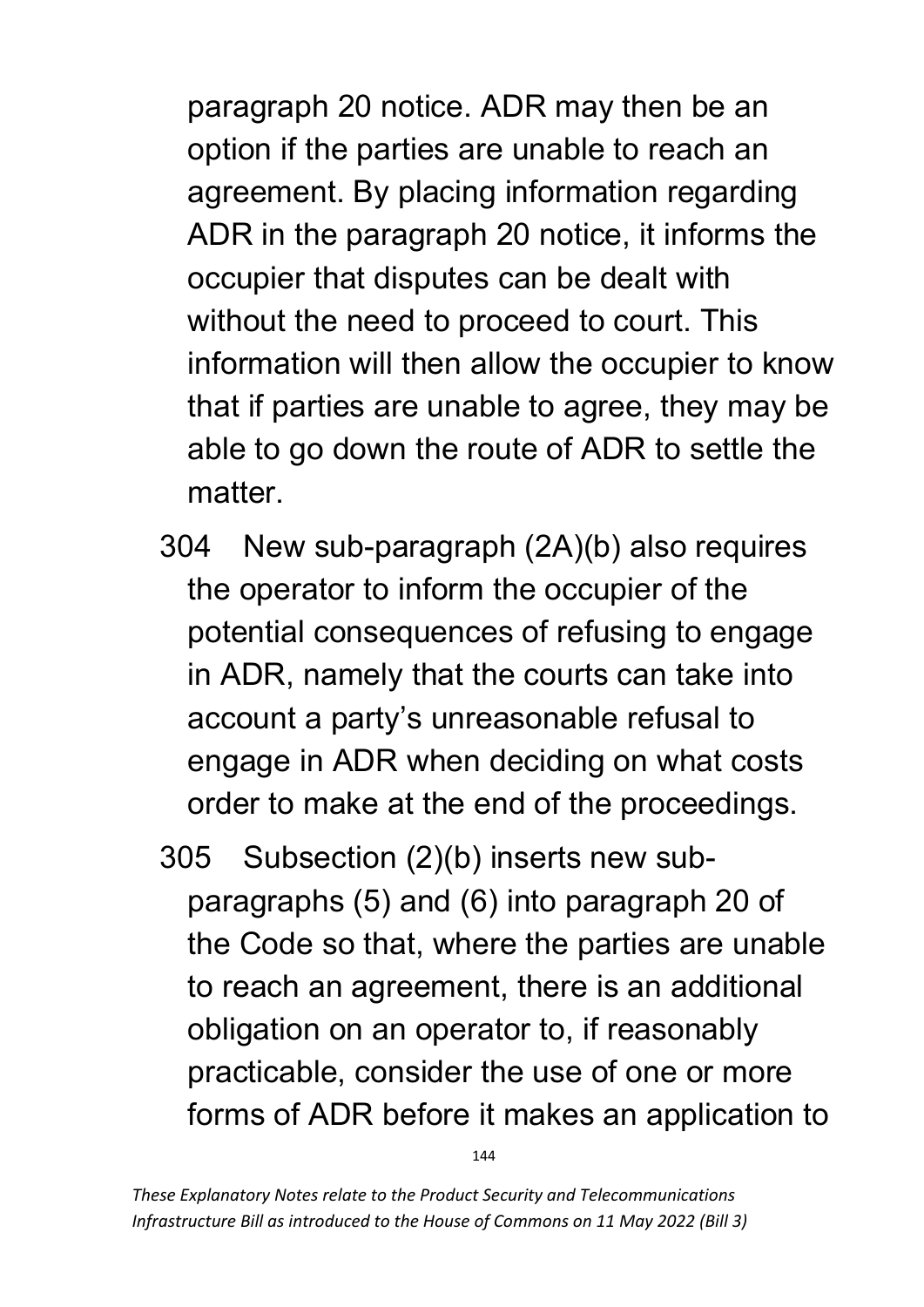paragraph 20 notice. ADR may then be an option if the parties are unable to reach an agreement. By placing information regarding ADR in the paragraph 20 notice, it informs the occupier that disputes can be dealt with without the need to proceed to court. This information will then allow the occupier to know that if parties are unable to agree, they may be able to go down the route of ADR to settle the matter.

304 New sub-paragraph (2A)(b) also requires the operator to inform the occupier of the potential consequences of refusing to engage in ADR, namely that the courts can take into account a party's unreasonable refusal to engage in ADR when deciding on what costs order to make at the end of the proceedings.

305 Subsection (2)(b) inserts new sub-paragraphs (5) and (6) into paragraph 20 of the Code so that, where the parties are unable to reach an agreement, there is an additional obligation on an operator to, if reasonably practicable, consider the use of one or more forms of ADR before it makes an application to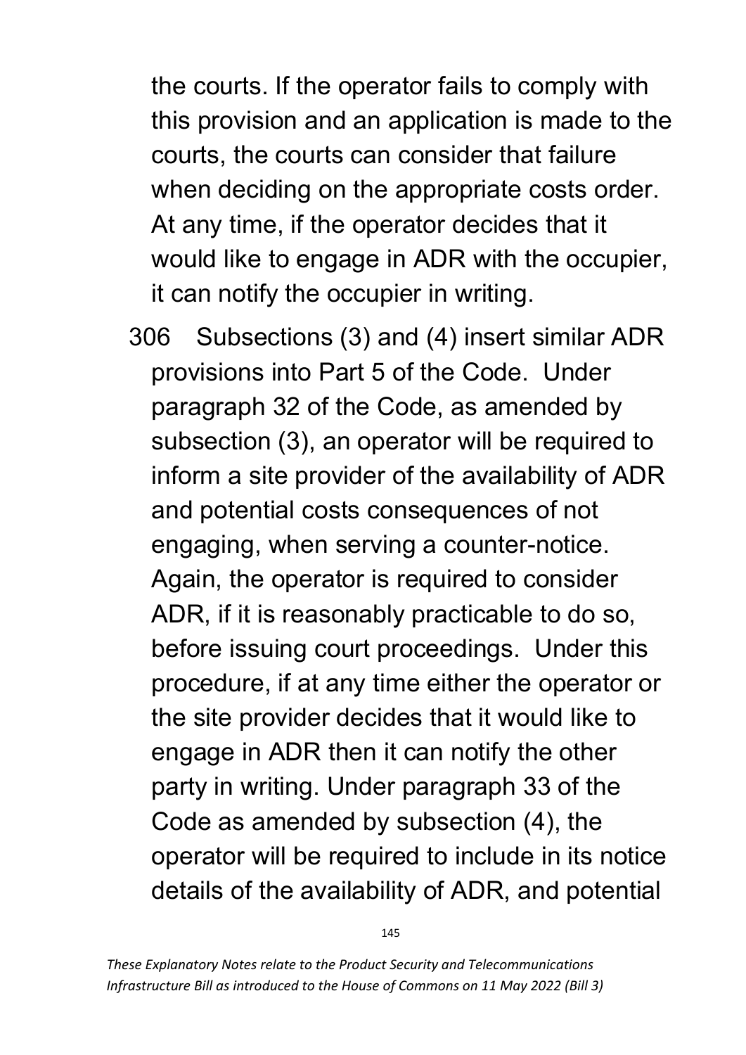the courts. If the operator fails to comply with this provision and an application is made to the courts, the courts can consider that failure when deciding on the appropriate costs order. At any time, if the operator decides that it would like to engage in ADR with the occupier, it can notify the occupier in writing.

306 Subsections (3) and (4) insert similar ADR provisions into Part 5 of the Code. Under paragraph 32 of the Code, as amended by subsection (3), an operator will be required to inform a site provider of the availability of ADR and potential costs consequences of not engaging, when serving a counter-notice. Again, the operator is required to consider ADR, if it is reasonably practicable to do so, before issuing court proceedings. Under this procedure, if at any time either the operator or the site provider decides that it would like to engage in ADR then it can notify the other party in writing. Under paragraph 33 of the Code as amended by subsection (4), the operator will be required to include in its notice details of the availability of ADR, and potential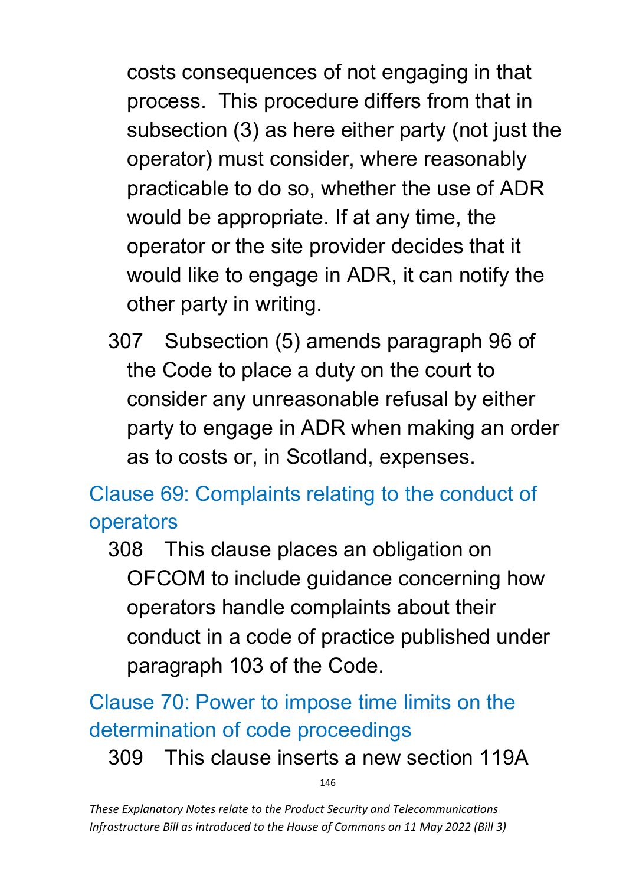costs consequences of not engaging in that process. This procedure differs from that in subsection (3) as here either party (not just the operator) must consider, where reasonably practicable to do so, whether the use of ADR would be appropriate. If at any time, the operator or the site provider decides that it would like to engage in ADR, it can notify the other party in writing.

307 Subsection (5) amends paragraph 96 of the Code to place a duty on the court to consider any unreasonable refusal by either party to engage in ADR when making an order as to costs or, in Scotland, expenses.

## Clause 69: Complaints relating to the conduct of operators

308 This clause places an obligation on OFCOM to include guidance concerning how operators handle complaints about their conduct in a code of practice published under paragraph 103 of the Code.

## Clause 70: Power to impose time limits on the determination of code proceedings

309 This clause inserts a new section 119A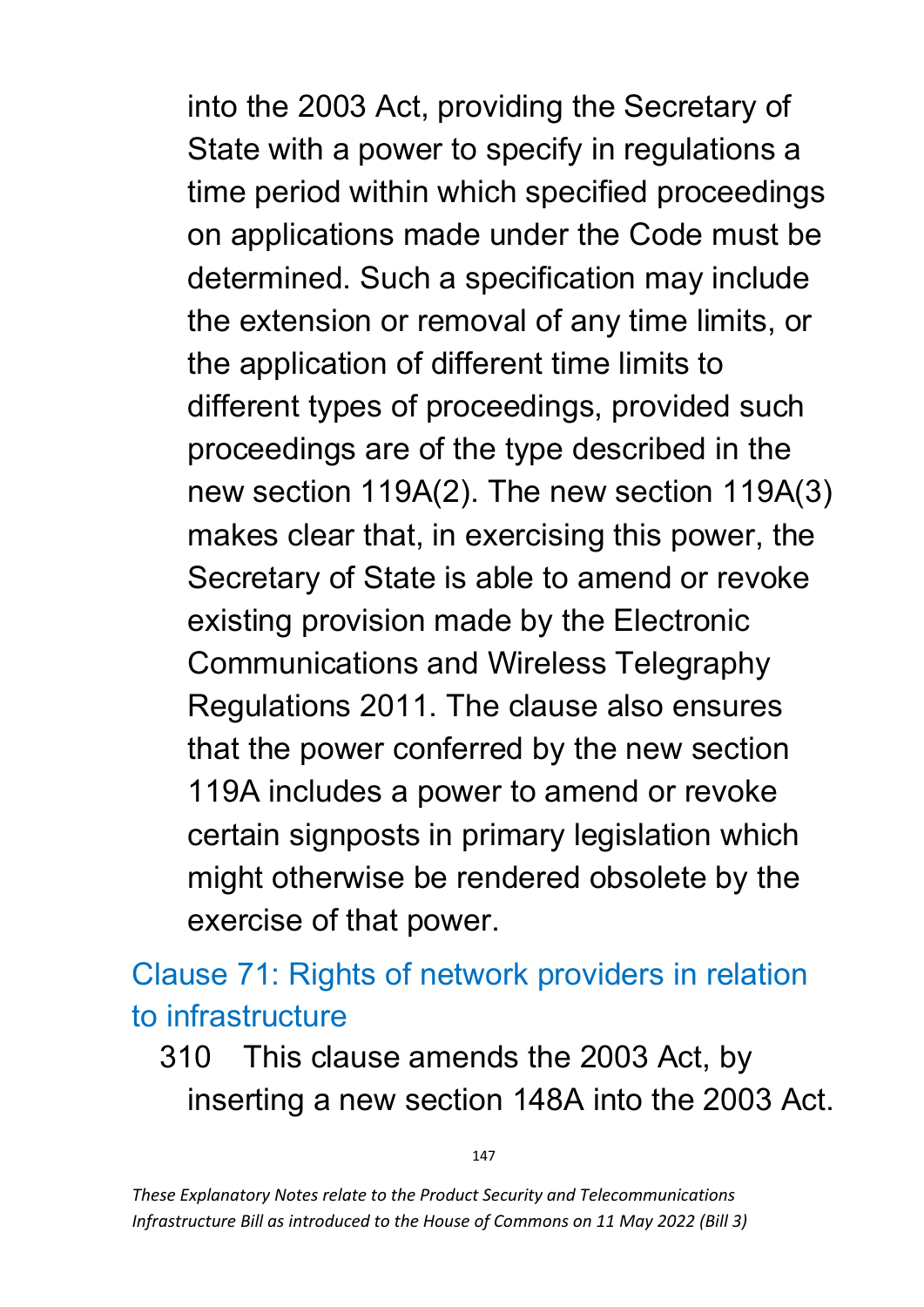into the 2003 Act, providing the Secretary of State with a power to specify in regulations a time period within which specified proceedings on applications made under the Code must be determined. Such a specification may include the extension or removal of any time limits, or the application of different time limits to different types of proceedings, provided such proceedings are of the type described in the new section 119A(2). The new section 119A(3) makes clear that, in exercising this power, the Secretary of State is able to amend or revoke existing provision made by the Electronic Communications and Wireless Telegraphy Regulations 2011. The clause also ensures that the power conferred by the new section 119A includes a power to amend or revoke certain signposts in primary legislation which might otherwise be rendered obsolete by the exercise of that power.

## Clause 71: Rights of network providers in relation to infrastructure

310 This clause amends the 2003 Act, by inserting a new section 148A into the 2003 Act.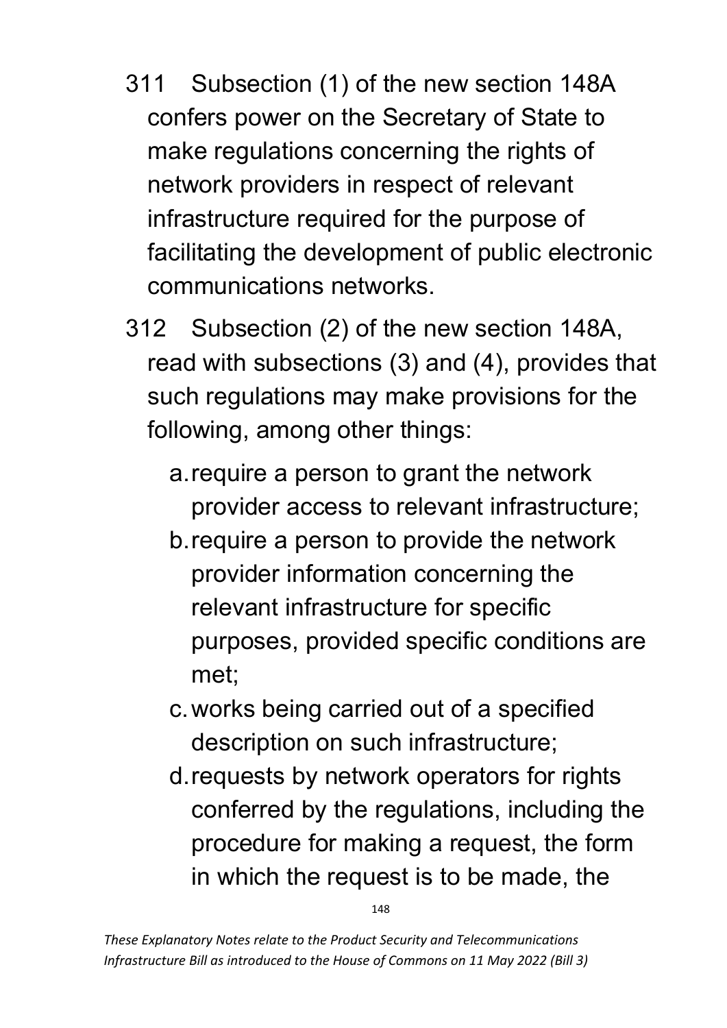311 Subsection (1) of the new section 148A confers power on the Secretary of State to make regulations concerning the rights of network providers in respect of relevant infrastructure required for the purpose of facilitating the development of public electronic communications networks.

312 Subsection (2) of the new section 148A, read with subsections (3) and (4), provides that such regulations may make provisions for the following, among other things:

a. require a person to grant the network provider access to relevant infrastructure;

b. require a person to provide the network provider information concerning the relevant infrastructure for specific purposes, provided specific conditions are met;

c. works being carried out of a specified description on such infrastructure;

d. requests by network operators for rights conferred by the regulations, including the procedure for making a request, the form in which the request is to be made, the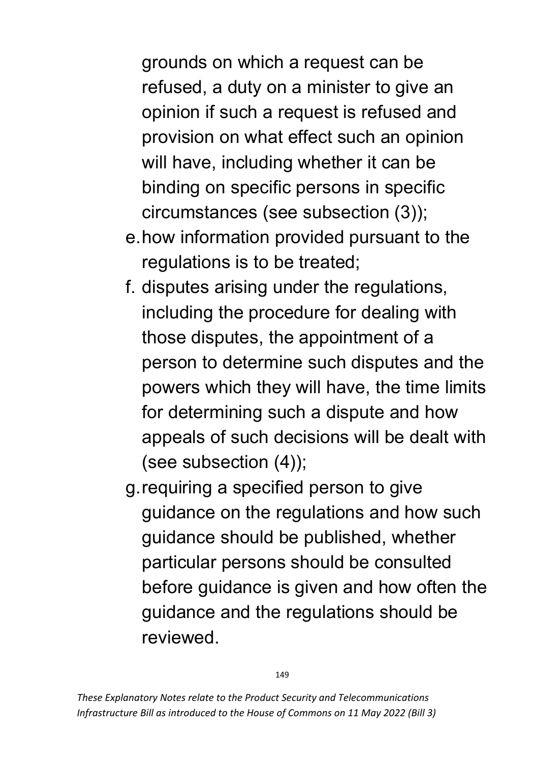grounds on which a request can be refused, a duty on a minister to give an opinion if such a request is refused and provision on what effect such an opinion will have, including whether it can be binding on specific persons in specific circumstances (see subsection (3));

e. how information provided pursuant to the regulations is to be treated;
f. disputes arising under the regulations, including the procedure for dealing with those disputes, the appointment of a person to determine such disputes and the powers which they will have, the time limits for determining such a dispute and how appeals of such decisions will be dealt with (see subsection (4));
g. requiring a specified person to give guidance on the regulations and how such guidance should be published, whether particular persons should be consulted before guidance is given and how often the guidance and the regulations should be reviewed.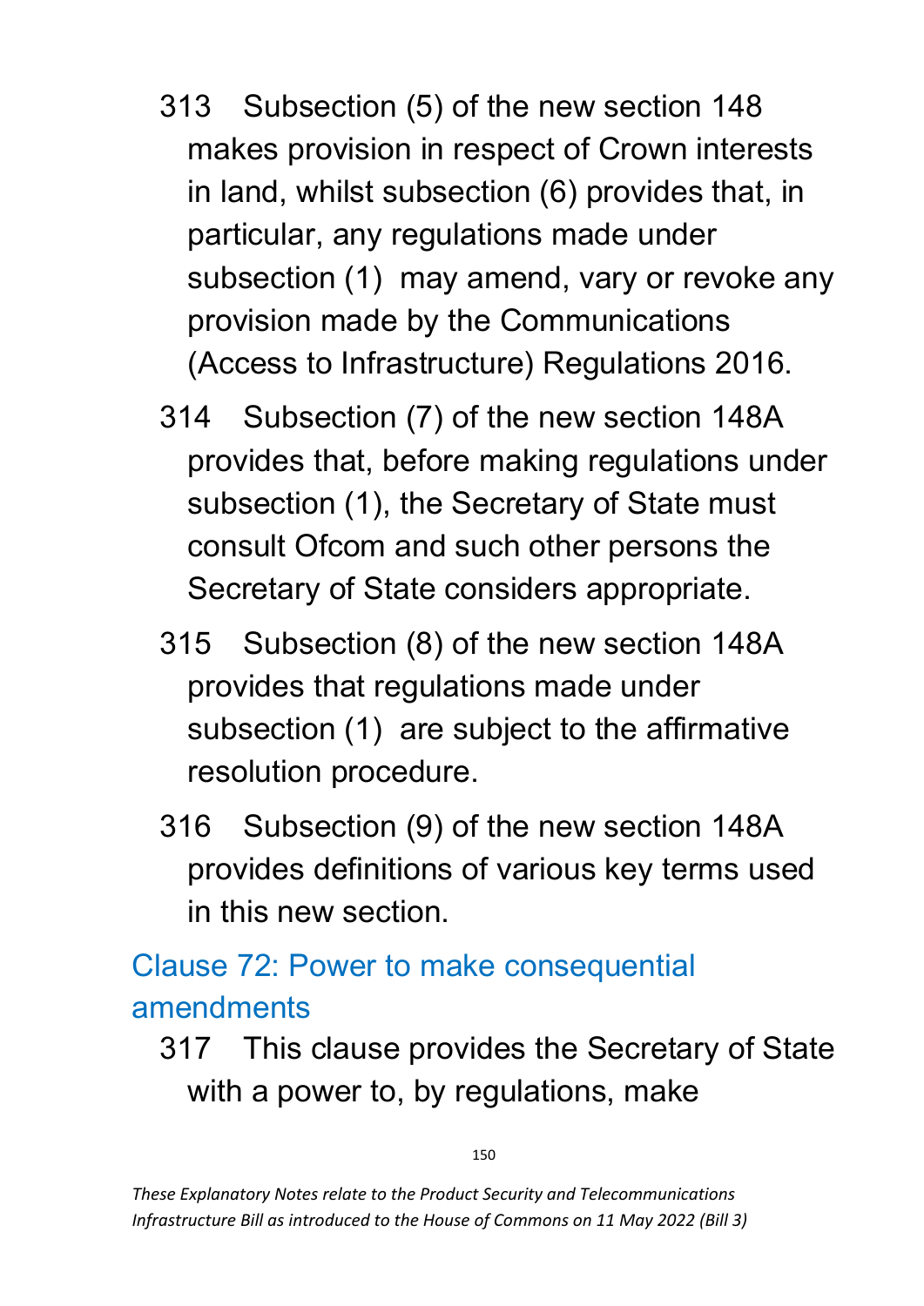313 Subsection (5) of the new section 148 makes provision in respect of Crown interests in land, whilst subsection (6) provides that, in particular, any regulations made under subsection (1) may amend, vary or revoke any provision made by the Communications (Access to Infrastructure) Regulations 2016.

314 Subsection (7) of the new section 148A provides that, before making regulations under subsection (1), the Secretary of State must consult Ofcom and such other persons the Secretary of State considers appropriate.

315 Subsection (8) of the new section 148A provides that regulations made under subsection (1) are subject to the affirmative resolution procedure.

316 Subsection (9) of the new section 148A provides definitions of various key terms used in this new section.

## Clause 72: Power to make consequential amendments

317 This clause provides the Secretary of State with a power to, by regulations, make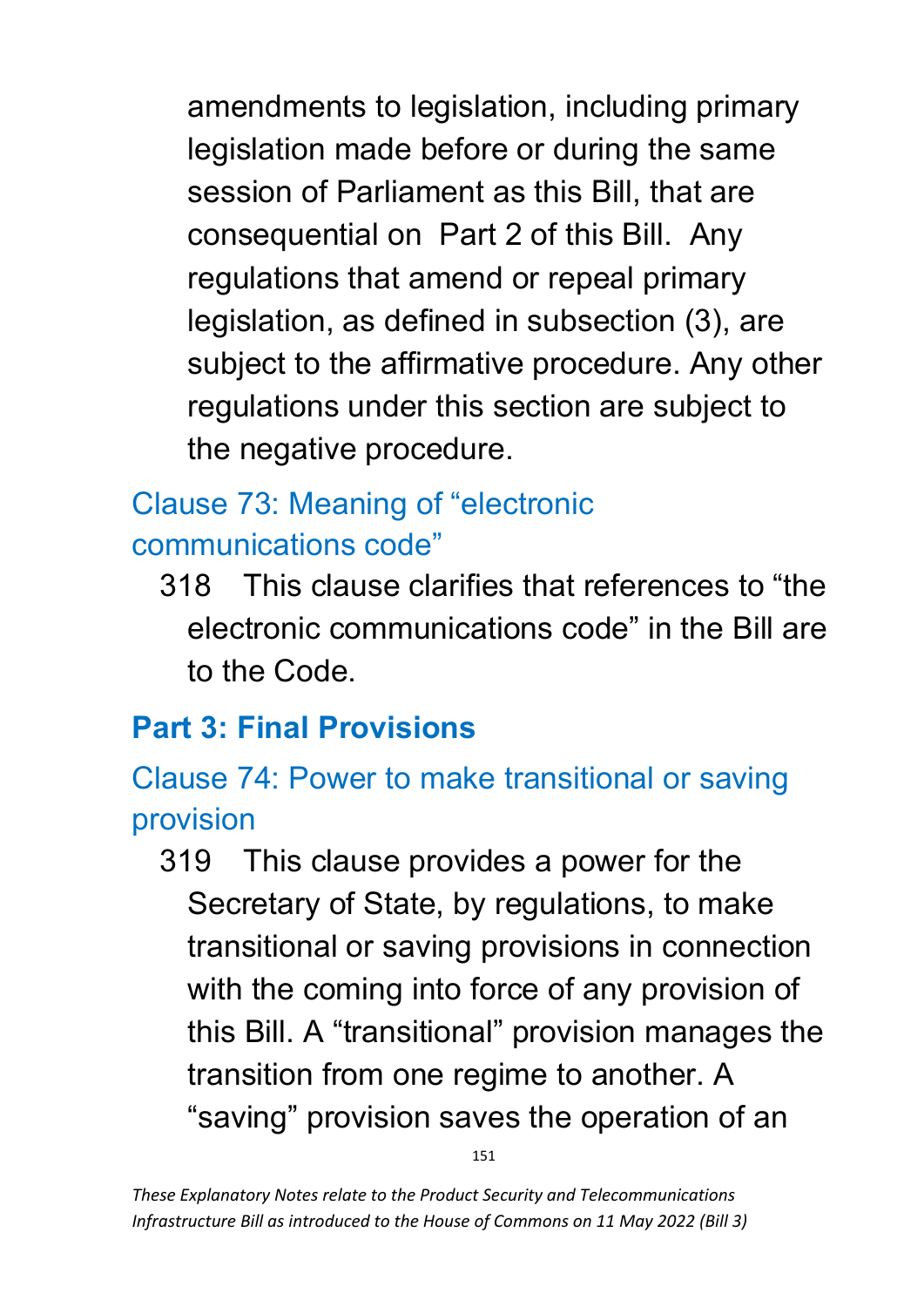amendments to legislation, including primary legislation made before or during the same session of Parliament as this Bill, that are consequential on Part 2 of this Bill. Any regulations that amend or repeal primary legislation, as defined in subsection (3), are subject to the affirmative procedure. Any other regulations under this section are subject to the negative procedure.

### Clause 73: Meaning of “electronic communications code”

318 This clause clarifies that references to “the electronic communications code” in the Bill are to the Code.

## Part 3: Final Provisions

### Clause 74: Power to make transitional or saving provision

319 This clause provides a power for the Secretary of State, by regulations, to make transitional or saving provisions in connection with the coming into force of any provision of this Bill. A “transitional” provision manages the transition from one regime to another. A “saving” provision saves the operation of an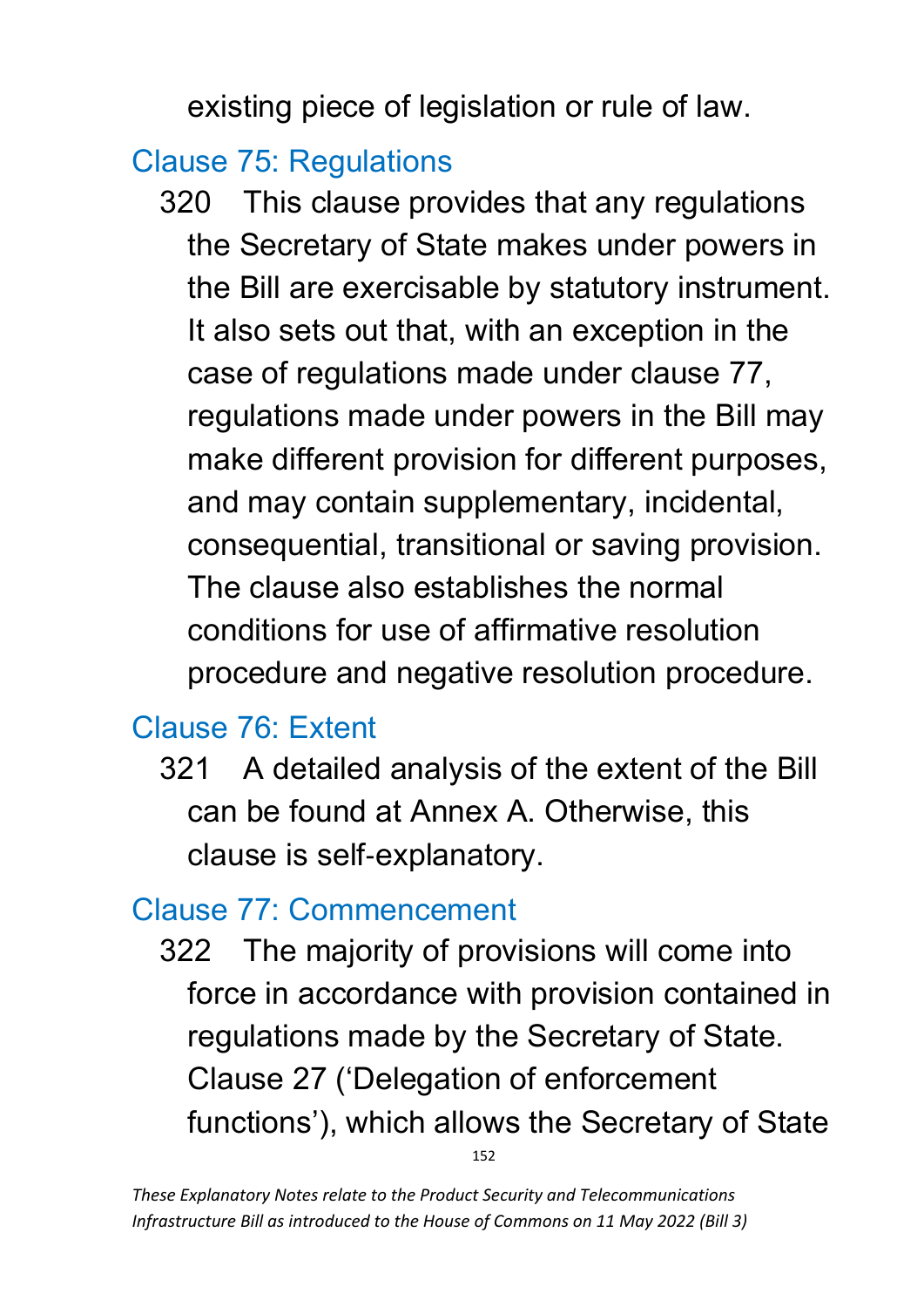existing piece of legislation or rule of law.

## Clause 75: Regulations

320 This clause provides that any regulations the Secretary of State makes under powers in the Bill are exercisable by statutory instrument. It also sets out that, with an exception in the case of regulations made under clause 77, regulations made under powers in the Bill may make different provision for different purposes, and may contain supplementary, incidental, consequential, transitional or saving provision. The clause also establishes the normal conditions for use of affirmative resolution procedure and negative resolution procedure.

## Clause 76: Extent

321 A detailed analysis of the extent of the Bill can be found at Annex A. Otherwise, this clause is self-explanatory.

## Clause 77: Commencement

322 The majority of provisions will come into force in accordance with provision contained in regulations made by the Secretary of State. Clause 27 ('Delegation of enforcement functions'), which allows the Secretary of State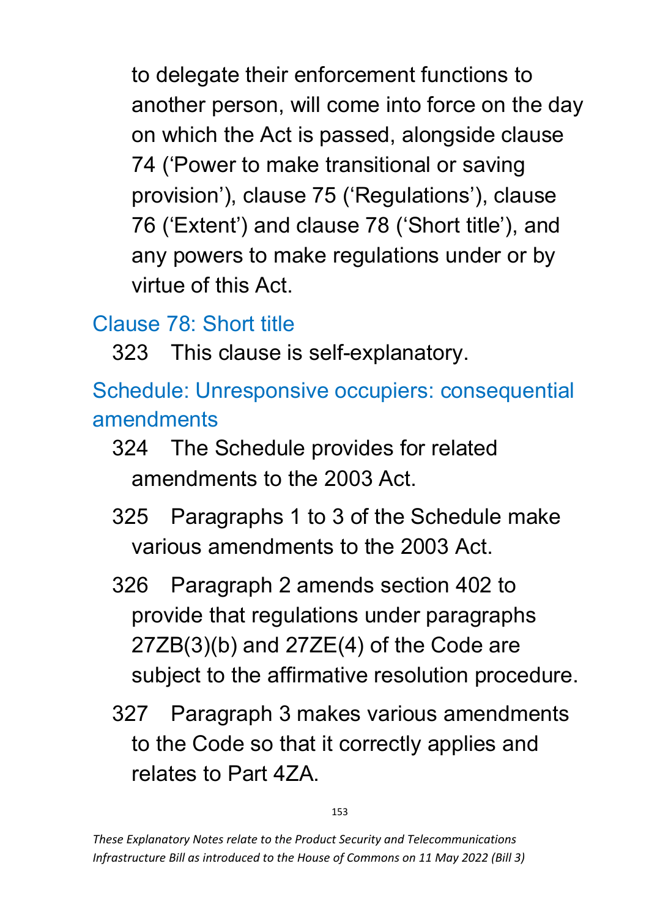to delegate their enforcement functions to another person, will come into force on the day on which the Act is passed, alongside clause 74 ('Power to make transitional or saving provision'), clause 75 ('Regulations'), clause 76 ('Extent') and clause 78 ('Short title'), and any powers to make regulations under or by virtue of this Act.

## Clause 78: Short title

323 This clause is self-explanatory.

## Schedule: Unresponsive occupiers: consequential amendments

324 The Schedule provides for related amendments to the 2003 Act.

325 Paragraphs 1 to 3 of the Schedule make various amendments to the 2003 Act.

326 Paragraph 2 amends section 402 to provide that regulations under paragraphs 27ZB(3)(b) and 27ZE(4) of the Code are subject to the affirmative resolution procedure.

327 Paragraph 3 makes various amendments to the Code so that it correctly applies and relates to Part 4ZA.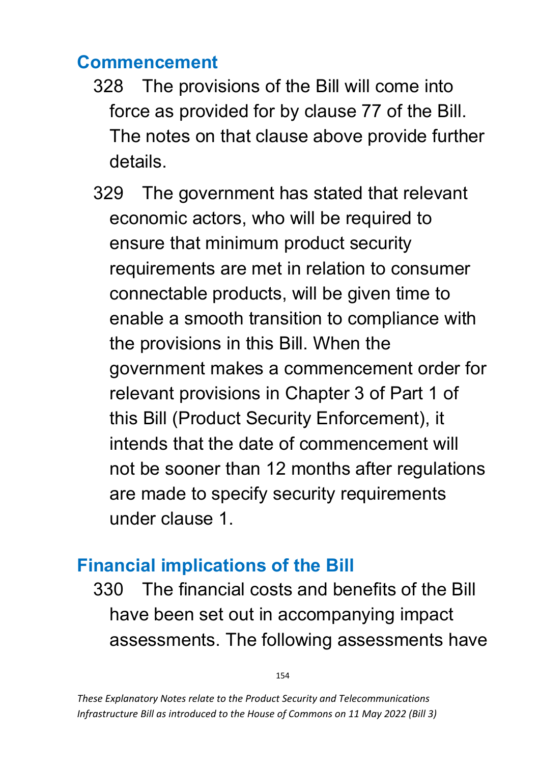## Commencement

328 The provisions of the Bill will come into force as provided for by clause 77 of the Bill. The notes on that clause above provide further details.

329 The government has stated that relevant economic actors, who will be required to ensure that minimum product security requirements are met in relation to consumer connectable products, will be given time to enable a smooth transition to compliance with the provisions in this Bill. When the government makes a commencement order for relevant provisions in Chapter 3 of Part 1 of this Bill (Product Security Enforcement), it intends that the date of commencement will not be sooner than 12 months after regulations are made to specify security requirements under clause 1.

## Financial implications of the Bill

330 The financial costs and benefits of the Bill have been set out in accompanying impact assessments. The following assessments have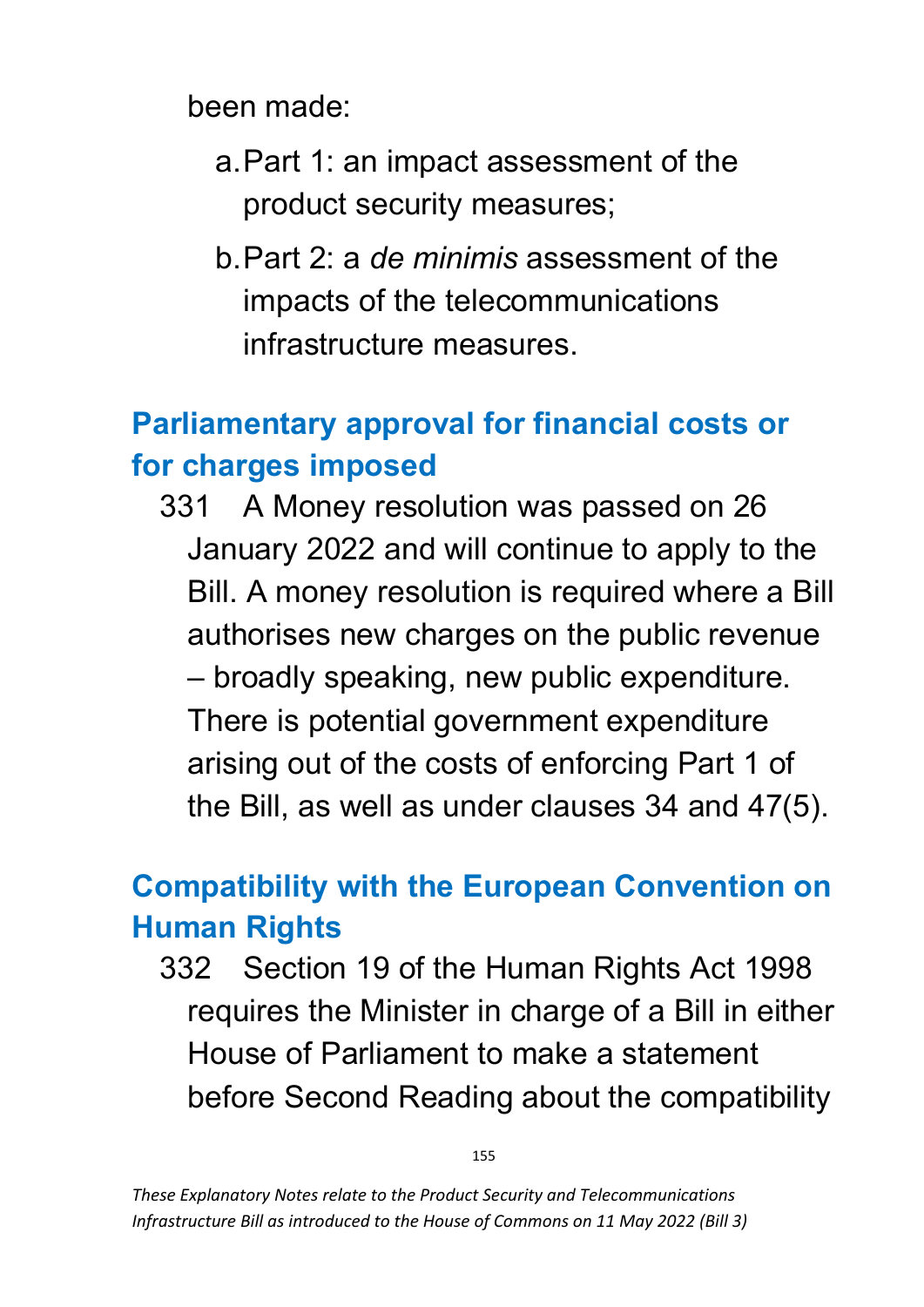been made:

a. Part 1: an impact assessment of the product security measures;

b. Part 2: a *de minimis* assessment of the impacts of the telecommunications infrastructure measures.

## Parliamentary approval for financial costs or for charges imposed

331 A Money resolution was passed on 26 January 2022 and will continue to apply to the Bill. A money resolution is required where a Bill authorises new charges on the public revenue – broadly speaking, new public expenditure. There is potential government expenditure arising out of the costs of enforcing Part 1 of the Bill, as well as under clauses 34 and 47(5).

## Compatibility with the European Convention on Human Rights

332 Section 19 of the Human Rights Act 1998 requires the Minister in charge of a Bill in either House of Parliament to make a statement before Second Reading about the compatibility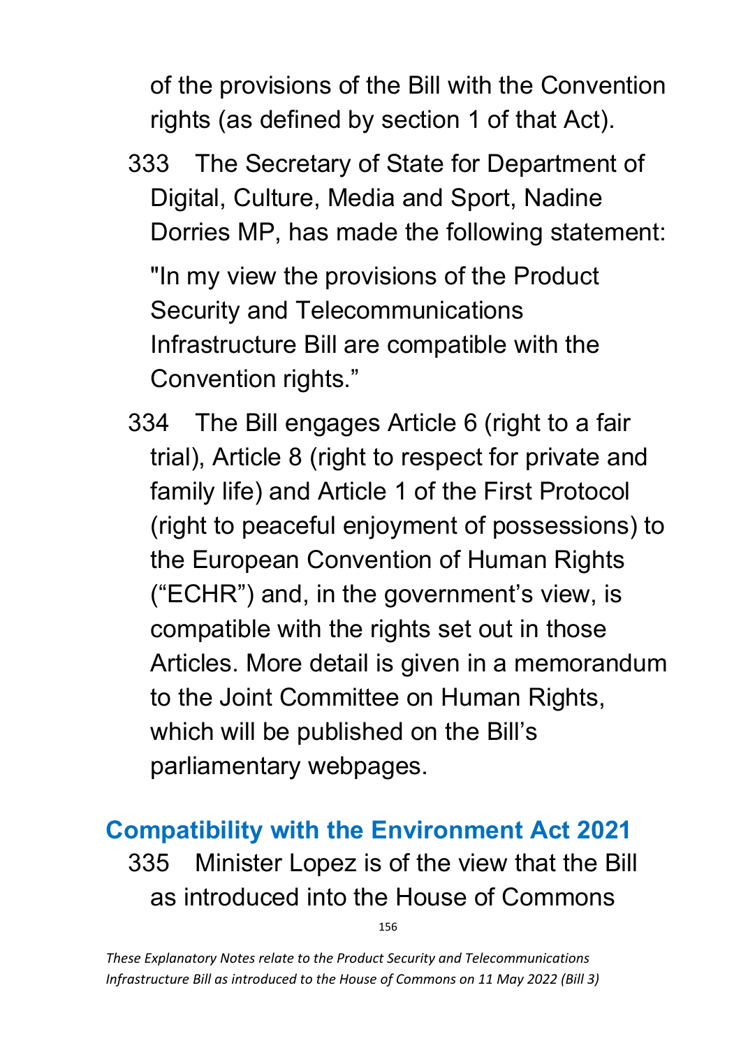of the provisions of the Bill with the Convention rights (as defined by section 1 of that Act).

333 The Secretary of State for Department of Digital, Culture, Media and Sport, Nadine Dorries MP, has made the following statement:

"In my view the provisions of the Product Security and Telecommunications Infrastructure Bill are compatible with the Convention rights."

334 The Bill engages Article 6 (right to a fair trial), Article 8 (right to respect for private and family life) and Article 1 of the First Protocol (right to peaceful enjoyment of possessions) to the European Convention of Human Rights ("ECHR") and, in the government's view, is compatible with the rights set out in those Articles. More detail is given in a memorandum to the Joint Committee on Human Rights, which will be published on the Bill's parliamentary webpages.

## Compatibility with the Environment Act 2021

335 Minister Lopez is of the view that the Bill as introduced into the House of Commons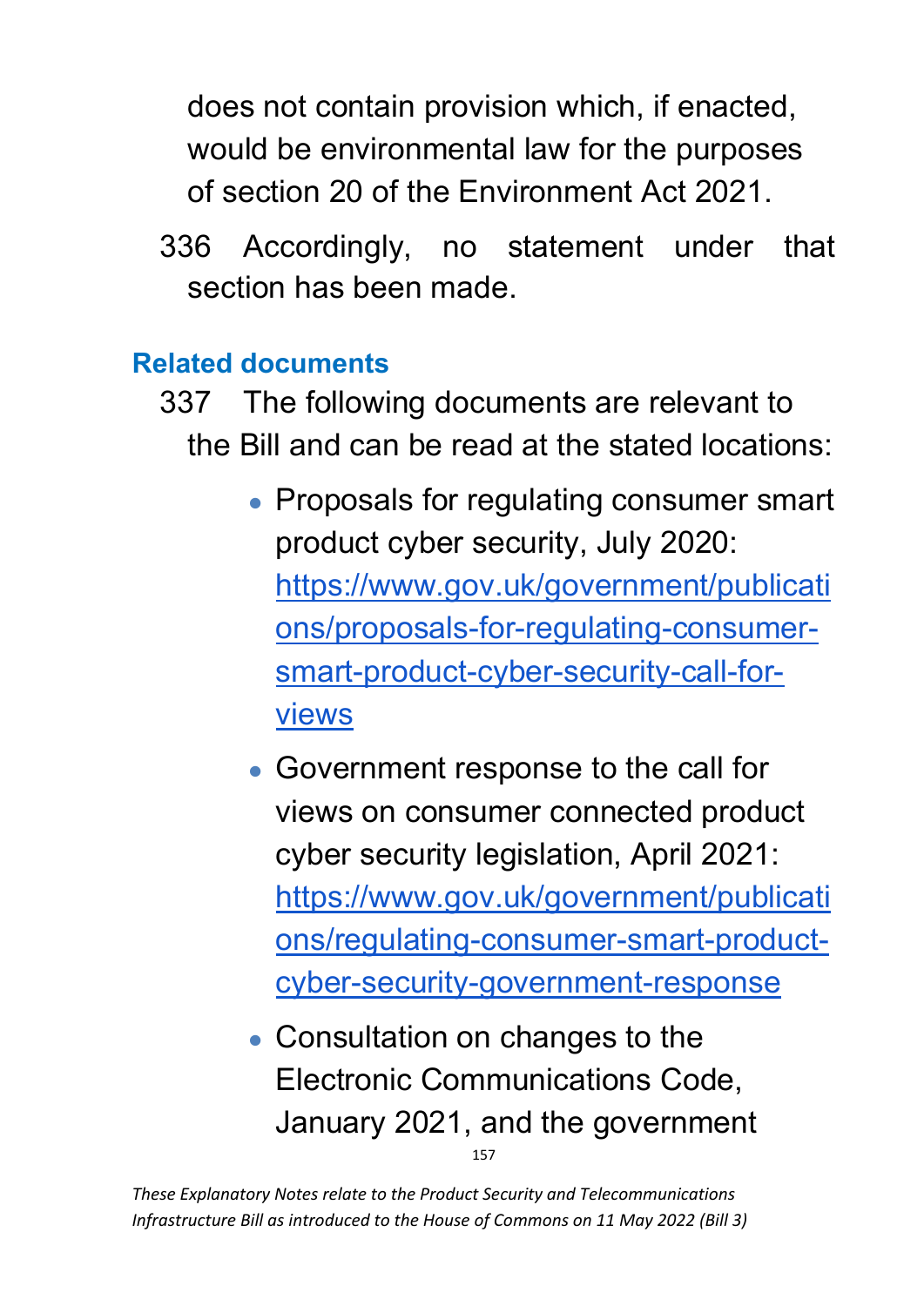does not contain provision which, if enacted, would be environmental law for the purposes of section 20 of the Environment Act 2021.

336 Accordingly, no statement under that section has been made.

## Related documents

337 The following documents are relevant to the Bill and can be read at the stated locations:

- Proposals for regulating consumer smart product cyber security, July 2020: [https://www.gov.uk/government/publications/proposals-for-regulating-consumer-smart-product-cyber-security-call-for-views](https://www.gov.uk/government/publications/proposals-for-regulating-consumer-smart-product-cyber-security-call-for-views)
- Government response to the call for views on consumer connected product cyber security legislation, April 2021: [https://www.gov.uk/government/publications/regulating-consumer-smart-product-cyber-security-government-response](https://www.gov.uk/government/publications/regulating-consumer-smart-product-cyber-security-government-response)
- Consultation on changes to the Electronic Communications Code, January 2021, and the government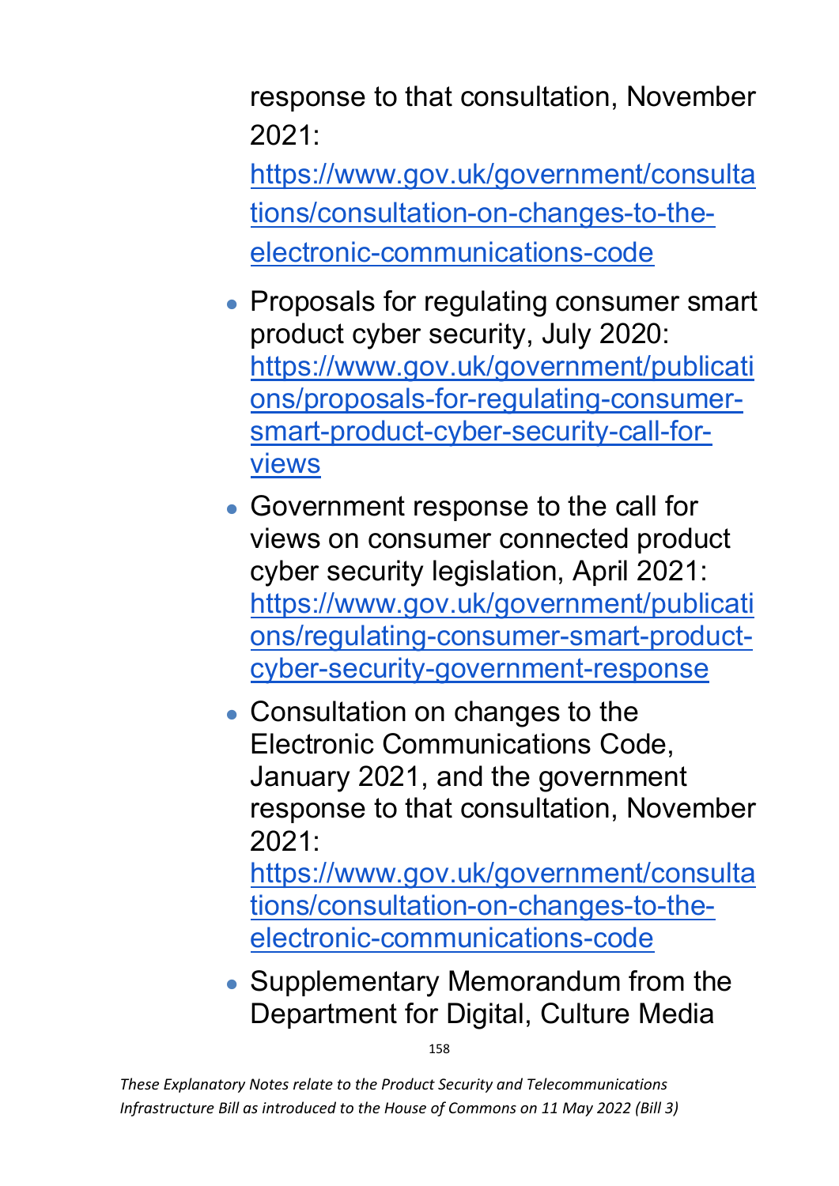response to that consultation, November 2021: https://www.gov.uk/government/consultations/consultation-on-changes-to-the-electronic-communications-code

- Proposals for regulating consumer smart product cyber security, July 2020: https://www.gov.uk/government/publications/proposals-for-regulating-consumer-smart-product-cyber-security-call-for-views
- Government response to the call for views on consumer connected product cyber security legislation, April 2021: https://www.gov.uk/government/publications/regulating-consumer-smart-product-cyber-security-government-response
- Consultation on changes to the Electronic Communications Code, January 2021, and the government response to that consultation, November 2021: https://www.gov.uk/government/consultations/consultation-on-changes-to-the-electronic-communications-code
- Supplementary Memorandum from the Department for Digital, Culture Media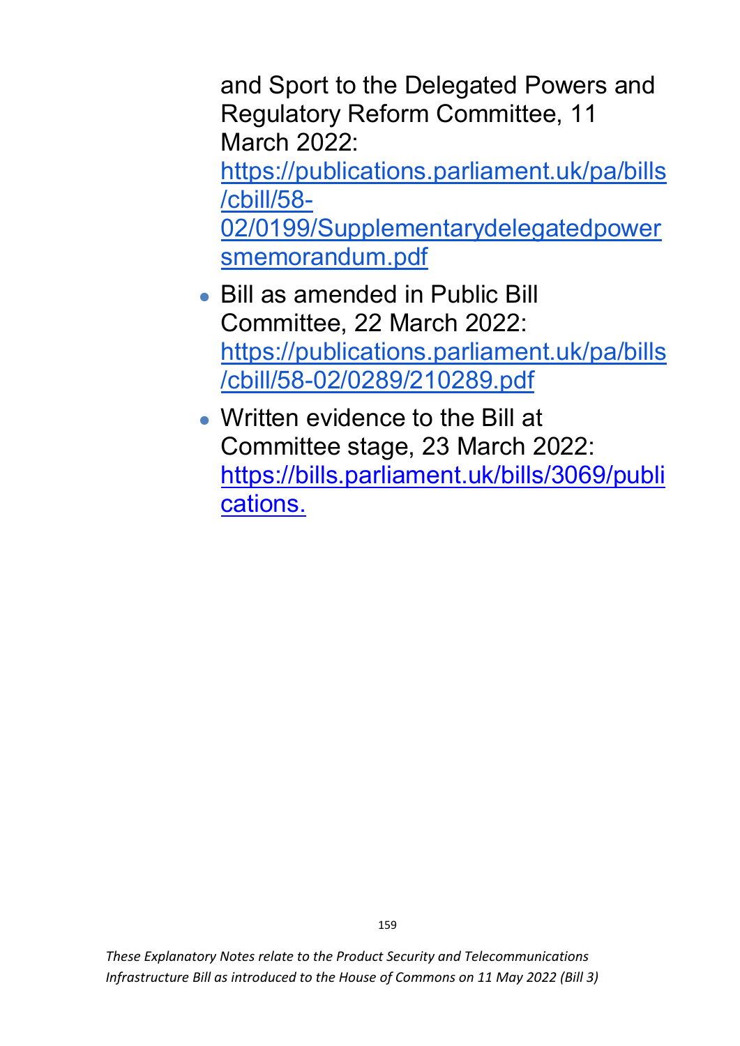and Sport to the Delegated Powers and Regulatory Reform Committee, 11 March 2022: https://publications.parliament.uk/pa/bills/cbill/58-02/0199/Supplementarydelegatedpowersmemorandum.pdf

- Bill as amended in Public Bill Committee, 22 March 2022: https://publications.parliament.uk/pa/bills/cbill/58-02/0289/210289.pdf
- Written evidence to the Bill at Committee stage, 23 March 2022: https://bills.parliament.uk/bills/3069/publications.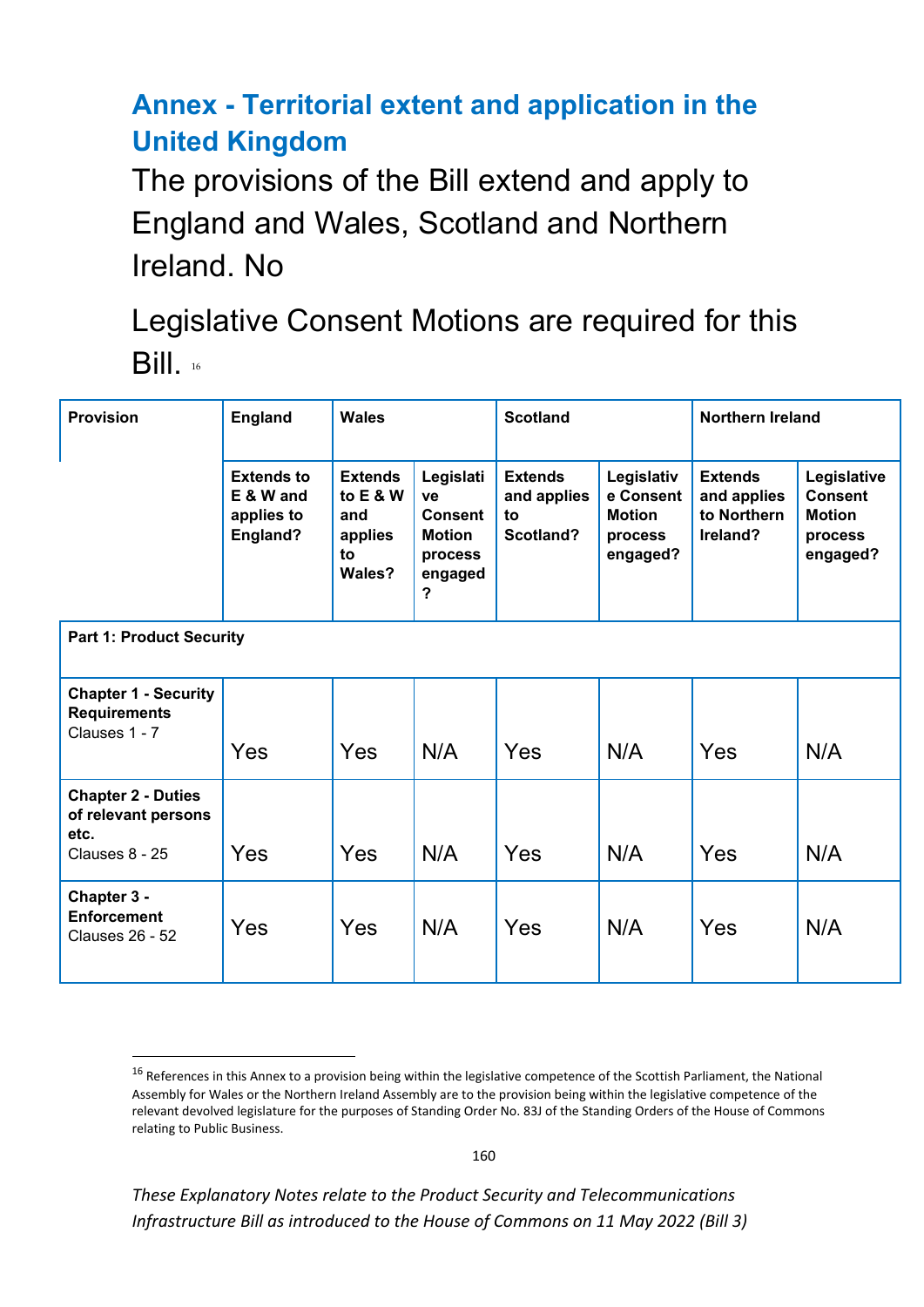## Annex - Territorial extent and application in the United Kingdom

The provisions of the Bill extend and apply to England and Wales, Scotland and Northern Ireland. No

Legislative Consent Motions are required for this Bill. [16]

| Provision | England | Wales | | Scotland | | Northern Ireland | |
|---|---|---|---|---|---|---|---|
| | **Extends to E & W and applies to England?** | **Extends to E & W and applies to Wales?** | **Legislative Consent Motion process engaged?** | **Extends and applies to Scotland?** | **Legislative Consent Motion process engaged?** | **Extends and applies to Northern Ireland?** | **Legislative Consent Motion process engaged?** |
| **Part 1: Product Security** | | | | | | | |
| **Chapter 1 - Security Requirements** Clauses 1 - 7 | Yes | Yes | N/A | Yes | N/A | Yes | N/A |
| **Chapter 2 - Duties of relevant persons etc.** Clauses 8 - 25 | Yes | Yes | N/A | Yes | N/A | Yes | N/A |
| **Chapter 3 - Enforcement** Clauses 26 - 52 | Yes | Yes | N/A | Yes | N/A | Yes | N/A |

[16] References in this Annex to a provision being within the legislative competence of the Scottish Parliament, the National Assembly for Wales or the Northern Ireland Assembly are to the provision being within the legislative competence of the relevant devolved legislature for the purposes of Standing Order No. 83J of the Standing Orders of the House of Commons relating to Public Business.

*These Explanatory Notes relate to the Product Security and Telecommunications Infrastructure Bill as introduced to the House of Commons on 11 May 2022 (Bill 3)*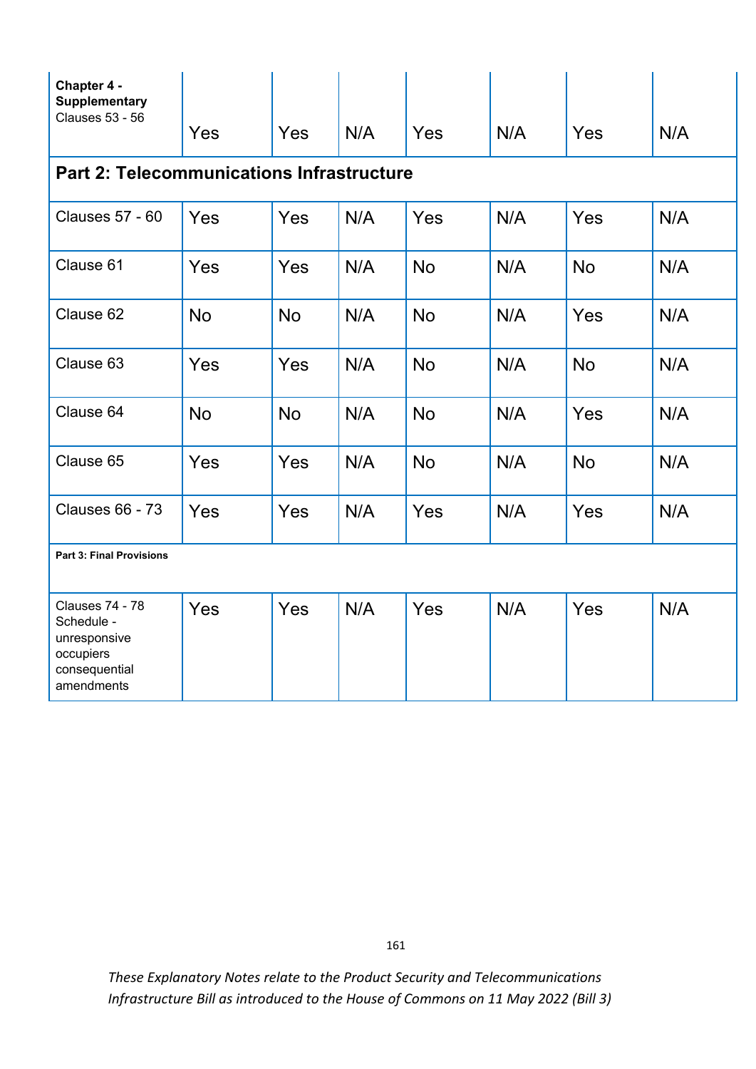| | | | | | | | |
|---|---|---|---|---|---|---|---|
| **Chapter 4 - Supplementary** Clauses 53 - 56 | Yes | Yes | N/A | Yes | N/A | Yes | N/A |
| **Part 2: Telecommunications Infrastructure** | | | | | | | |
| Clauses 57 - 60 | Yes | Yes | N/A | Yes | N/A | Yes | N/A |
| Clause 61 | Yes | Yes | N/A | No | N/A | No | N/A |
| Clause 62 | No | No | N/A | No | N/A | Yes | N/A |
| Clause 63 | Yes | Yes | N/A | No | N/A | No | N/A |
| Clause 64 | No | No | N/A | No | N/A | Yes | N/A |
| Clause 65 | Yes | Yes | N/A | No | N/A | No | N/A |
| Clauses 66 - 73 | Yes | Yes | N/A | Yes | N/A | Yes | N/A |
| **Part 3: Final Provisions** | | | | | | | |
| Clauses 74 - 78 Schedule - unresponsive occupiers consequential amendments | Yes | Yes | N/A | Yes | N/A | Yes | N/A |

*These Explanatory Notes relate to the Product Security and Telecommunications Infrastructure Bill as introduced to the House of Commons on 11 May 2022 (Bill 3)*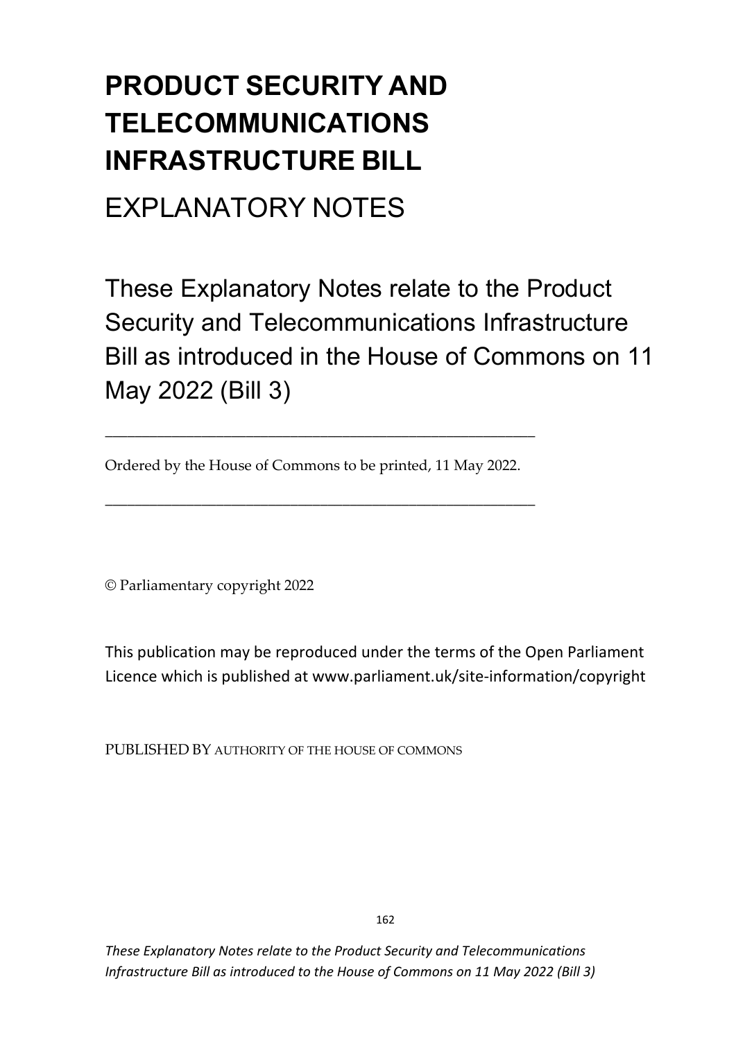# PRODUCT SECURITY AND TELECOMMUNICATIONS INFRASTRUCTURE BILL

# EXPLANATORY NOTES

These Explanatory Notes relate to the Product Security and Telecommunications Infrastructure Bill as introduced in the House of Commons on 11 May 2022 (Bill 3)

---

Ordered by the House of Commons to be printed, 11 May 2022.

---

© Parliamentary copyright 2022

This publication may be reproduced under the terms of the Open Parliament Licence which is published at www.parliament.uk/site-information/copyright

PUBLISHED BY AUTHORITY OF THE HOUSE OF COMMONS